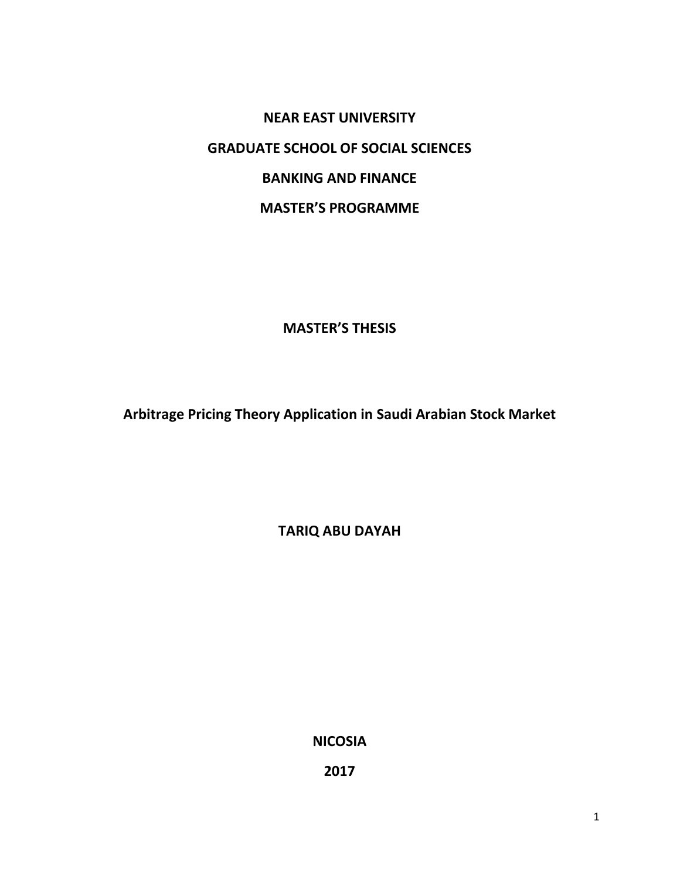**NEAR EAST UNIVERSITY**

**GRADUATE SCHOOL OF SOCIAL SCIENCES**

**BANKING AND FINANCE**

**MASTER'S PROGRAMME**

**MASTER'S THESIS**

# Arbitrage Pricing Theory Application in Saudi Arabian Stock Market

**TARIQ ABU DAYAH**

**NICOSIA**

**2017**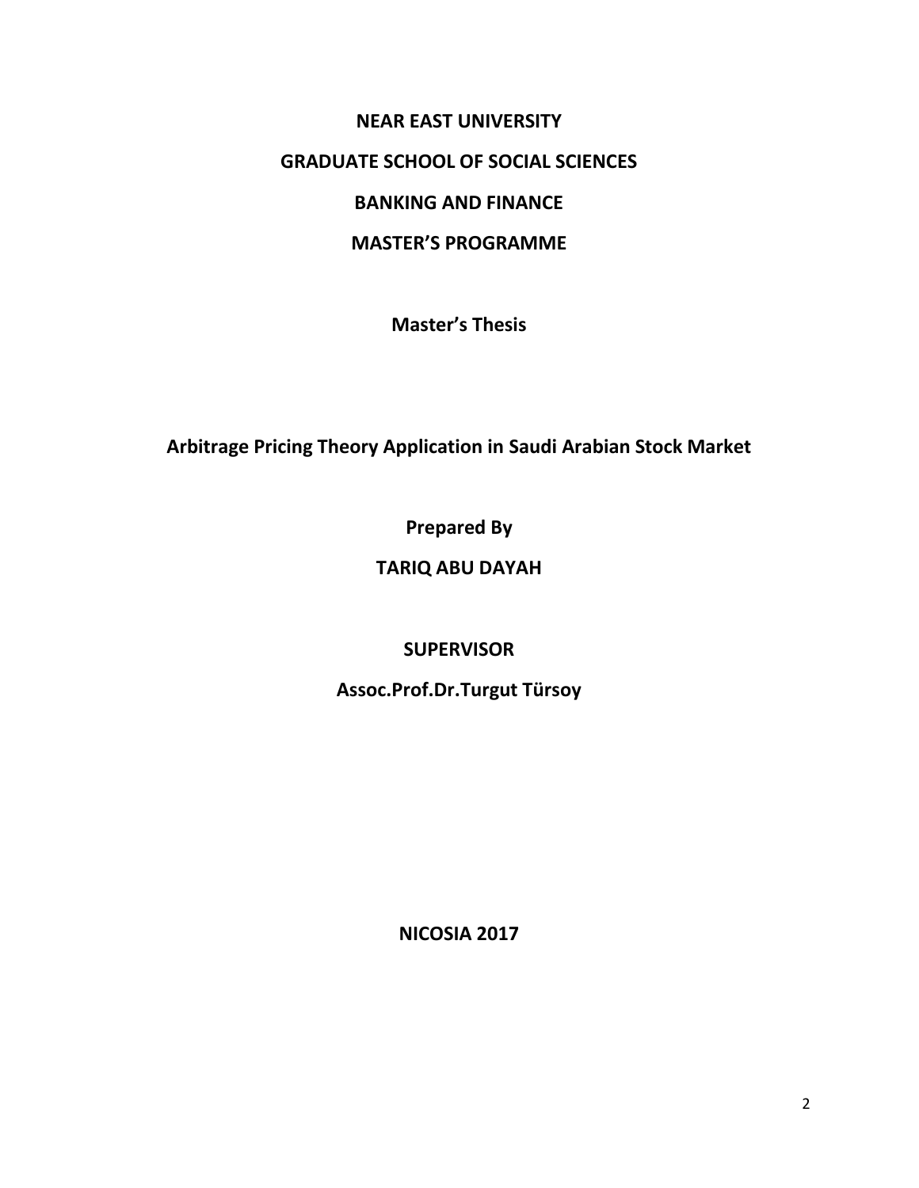**NEAR EAST UNIVERSITY**

**GRADUATE SCHOOL OF SOCIAL SCIENCES**

**BANKING AND FINANCE**

**MASTER'S PROGRAMME**

**Master's Thesis**

# Arbitrage Pricing Theory Application in Saudi Arabian Stock Market

**Prepared By**

**TARIQ ABU DAYAH**

**SUPERVISOR**

**Assoc.Prof.Dr.Turgut Türsoy**

**NICOSIA 2017**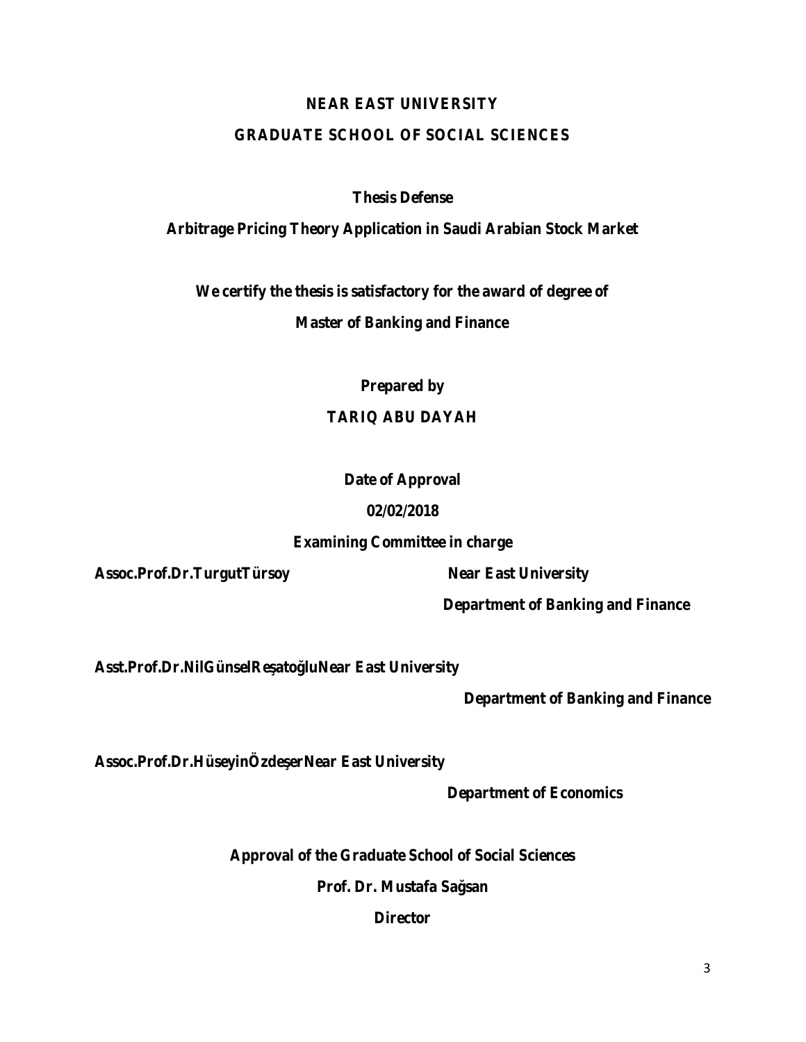**NEAR EAST UNIVERSITY**

**GRADUATE SCHOOL OF SOCIAL SCIENCES**

**Thesis Defense**

**Arbitrage Pricing Theory Application in Saudi Arabian Stock Market**

**We certify the thesis is satisfactory for the award of degree of**

**Master of Banking and Finance**

**Prepared by**

**TARIQ ABU DAYAH**

**Date of Approval**

**02/02/2018**

**Examining Committee in charge**

**Assoc.Prof.Dr.TurgutTürsoy** **Near East University**

**Department of Banking and Finance**

**Asst.Prof.Dr.NilGünselReşatoğluNear East University**

**Department of Banking and Finance**

**Assoc.Prof.Dr.HüseyinÖzdeşerNear East University**

**Department of Economics**

**Approval of the Graduate School of Social Sciences**

**Prof. Dr. Mustafa Sağsan**

**Director**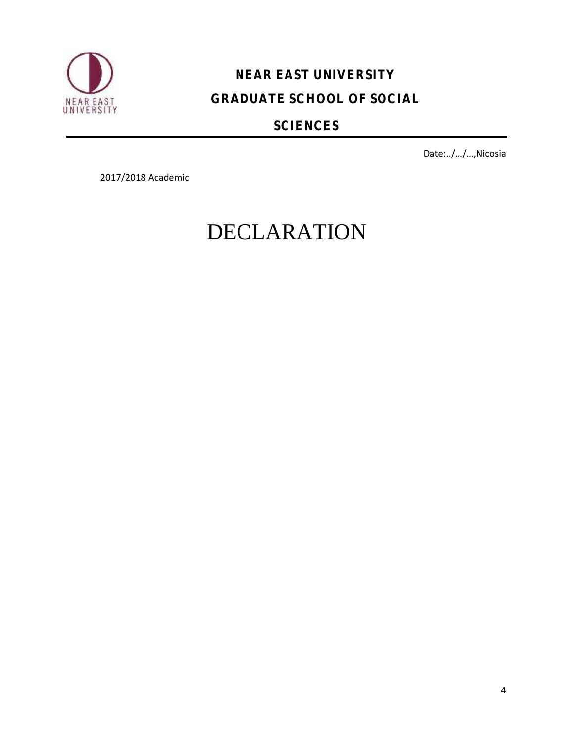**NEAR EAST UNIVERSITY**

**GRADUATE SCHOOL OF SOCIAL SCIENCES**

Date:../…/…,Nicosia

2017/2018 Academic

# DECLARATION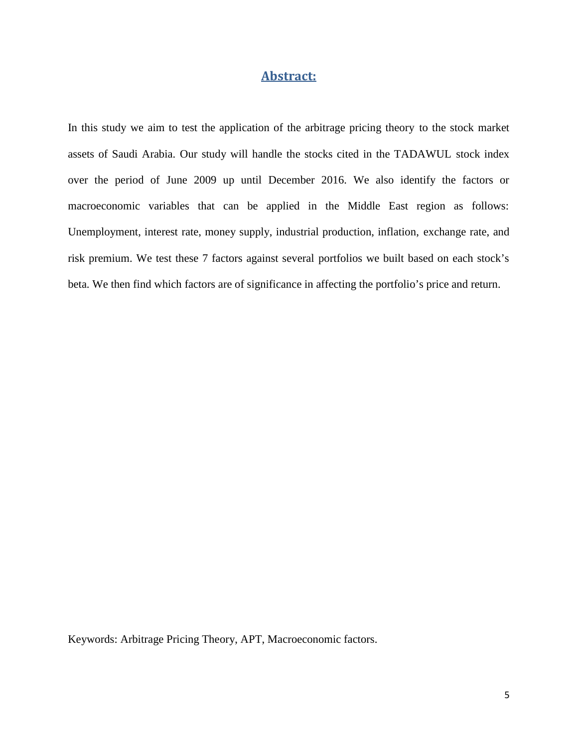## Abstract:

In this study we aim to test the application of the arbitrage pricing theory to the stock market assets of Saudi Arabia. Our study will handle the stocks cited in the TADAWUL stock index over the period of June 2009 up until December 2016. We also identify the factors or macroeconomic variables that can be applied in the Middle East region as follows: Unemployment, interest rate, money supply, industrial production, inflation, exchange rate, and risk premium. We test these 7 factors against several portfolios we built based on each stock's beta. We then find which factors are of significance in affecting the portfolio's price and return.

Keywords: Arbitrage Pricing Theory, APT, Macroeconomic factors.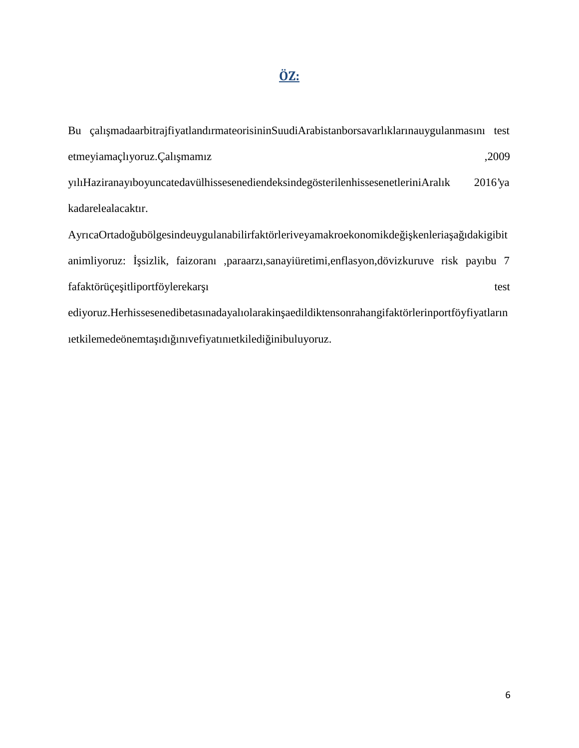# ÖZ:

Bu çalışmadaarbitrajfiyatlandırmateorisininSuudiArabistanborsavarlıklarınauygulanmasını test etmeyiamaçlıyoruz.Çalışmamız ,2009 yılıHaziranayıboyuncatedavülhissesenediendeksindegösterilenhissesenetleriniAralık 2016'ya kadarelealacaktır.

AyrıcaOrtadoğubölgesindeuygulanabilirfaktörleriveyamakroekonomikdeğişkenleriaşağıdakigibit animliyoruz: İşsizlik, faizoranı ,paraarzı,sanayiüretimi,enflasyon,dövizkuruve risk payıbu 7 fafaktörüçeşitliportföylerekarşı test ediyoruz.Herhissesenedibetasınadayalıolarakinşaedildiktensonrahangifaktörlerinportföyfiyatların ıetkilemedeönemtaşıdığınıvefiyatınıetkilediğinibuluyoruz.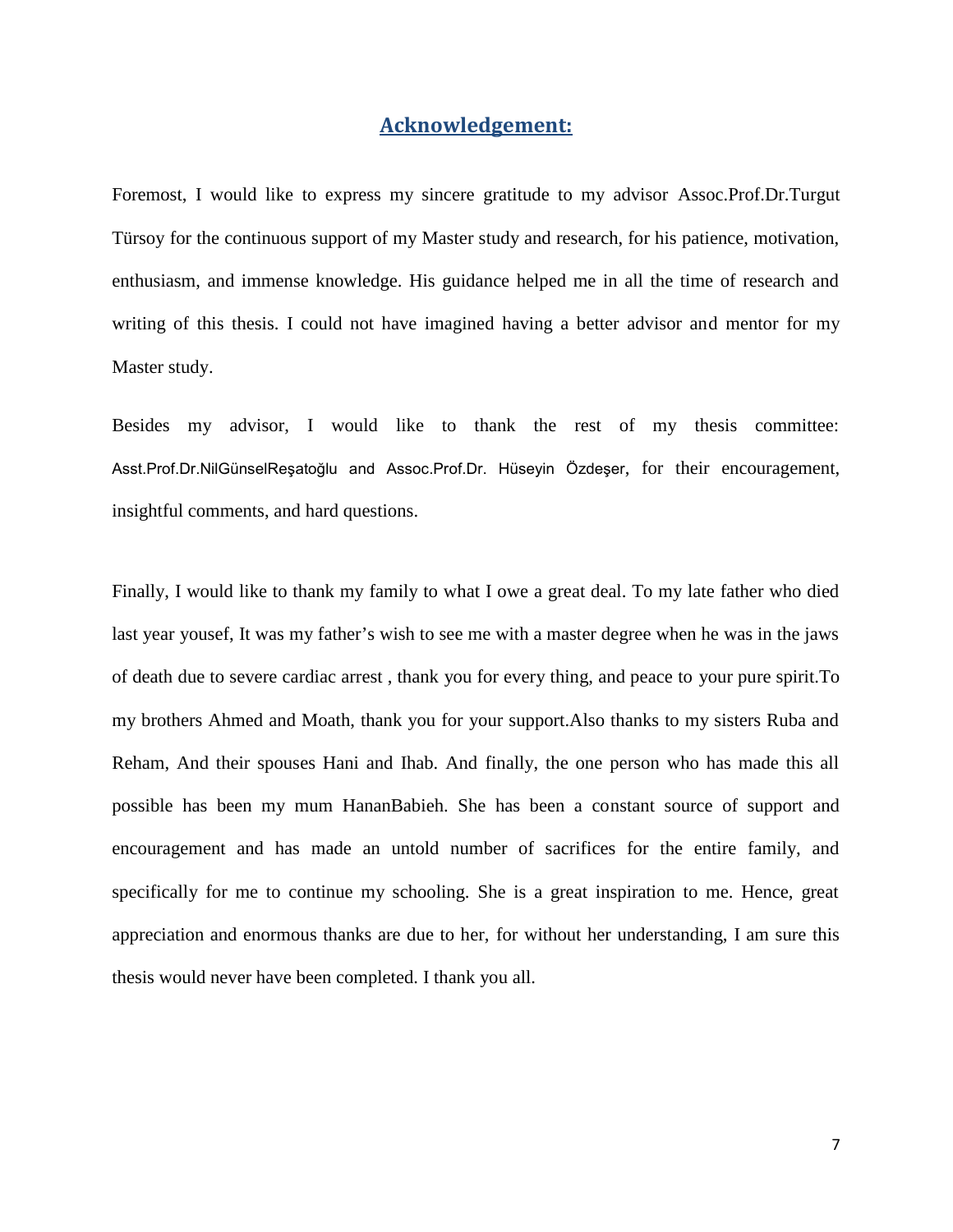## Acknowledgement:

Foremost, I would like to express my sincere gratitude to my advisor Assoc.Prof.Dr.Turgut Türsoy for the continuous support of my Master study and research, for his patience, motivation, enthusiasm, and immense knowledge. His guidance helped me in all the time of research and writing of this thesis. I could not have imagined having a better advisor and mentor for my Master study.

Besides my advisor, I would like to thank the rest of my thesis committee: Asst.Prof.Dr.NilGünselReşatoğlu and Assoc.Prof.Dr. Hüseyin Özdeşer, for their encouragement, insightful comments, and hard questions.

Finally, I would like to thank my family to what I owe a great deal. To my late father who died last year yousef, It was my father's wish to see me with a master degree when he was in the jaws of death due to severe cardiac arrest , thank you for every thing, and peace to your pure spirit.To my brothers Ahmed and Moath, thank you for your support.Also thanks to my sisters Ruba and Reham, And their spouses Hani and Ihab. And finally, the one person who has made this all possible has been my mum HananBabieh. She has been a constant source of support and encouragement and has made an untold number of sacrifices for the entire family, and specifically for me to continue my schooling. She is a great inspiration to me. Hence, great appreciation and enormous thanks are due to her, for without her understanding, I am sure this thesis would never have been completed. I thank you all.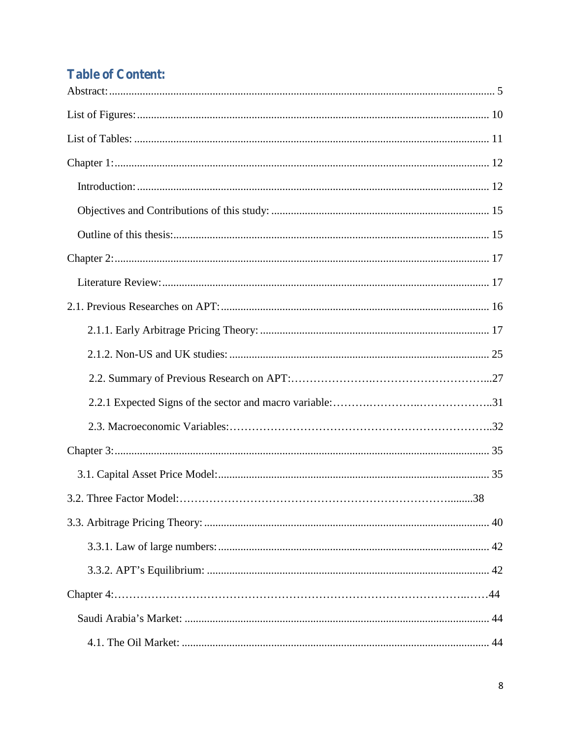## Table of Content:

Abstract: ..... 5

List of Figures: ..... 10

List of Tables: ..... 11

Chapter 1: ..... 12

- Introduction: ..... 12
- Objectives and Contributions of this study: ..... 15
- Outline of this thesis: ..... 15

Chapter 2: ..... 17

- Literature Review: ..... 17

2.1. Previous Researches on APT: ..... 16

- 2.1.1. Early Arbitrage Pricing Theory: ..... 17
- 2.1.2. Non-US and UK studies: ..... 25
- 2.2. Summary of Previous Research on APT: ..... 27
- 2.2.1 Expected Signs of the sector and macro variable: ..... 31
- 2.3. Macroeconomic Variables: ..... 32

Chapter 3: ..... 35

- 3.1. Capital Asset Price Model: ..... 35

3.2. Three Factor Model: ..... 38

3.3. Arbitrage Pricing Theory: ..... 40

- 3.3.1. Law of large numbers: ..... 42
- 3.3.2. APT's Equilibrium: ..... 42

Chapter 4: ..... 44

- Saudi Arabia's Market: ..... 44
  - 4.1. The Oil Market: ..... 44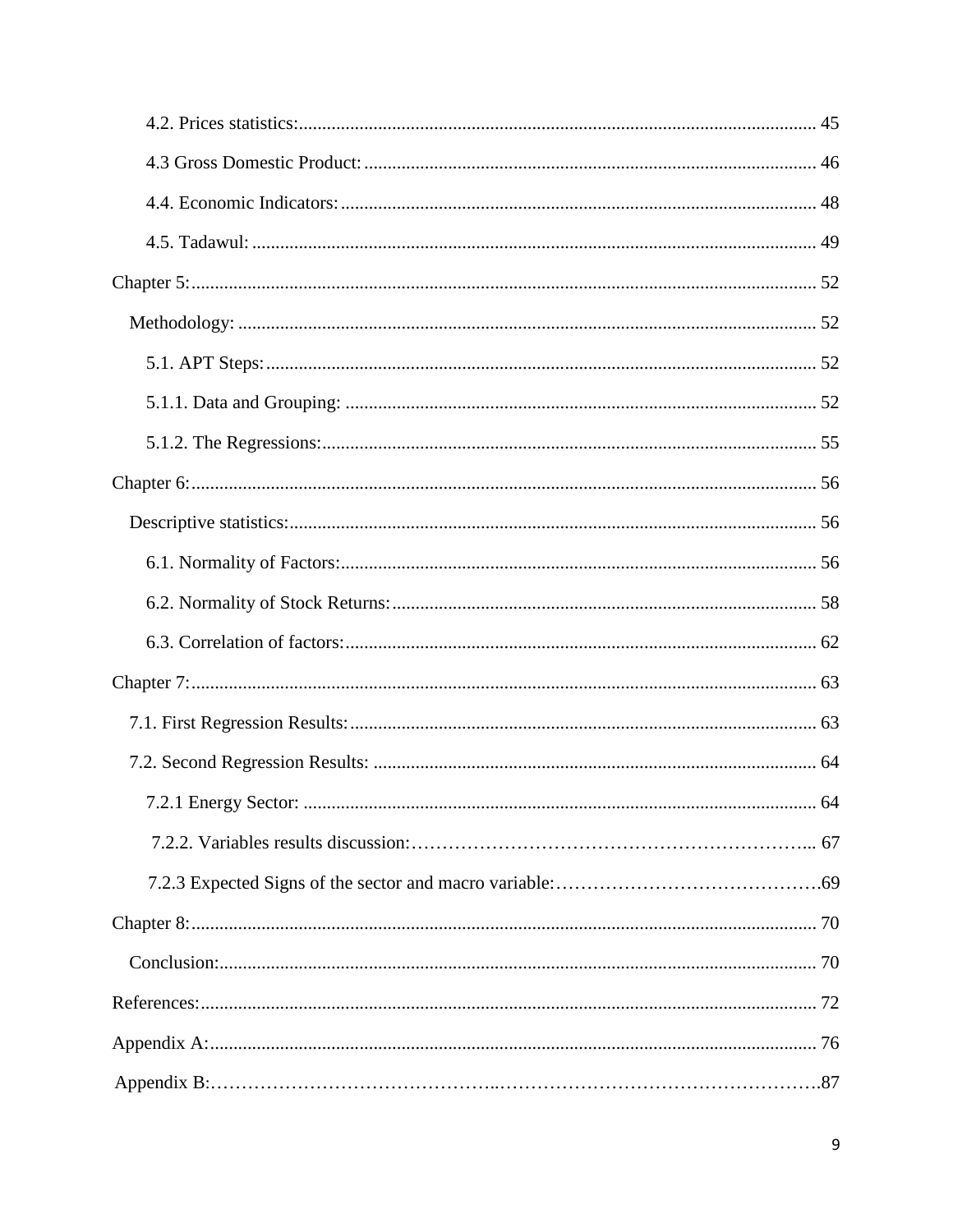4.2. Prices statistics:.............................................................................................................. 45

4.3 Gross Domestic Product:................................................................................................ 46

4.4. Economic Indicators:..................................................................................................... 48

4.5. Tadawul:........................................................................................................................ 49

Chapter 5:.................................................................................................................................... 52

Methodology:.......................................................................................................................... 52

5.1. APT Steps:..................................................................................................................... 52

5.1.1. Data and Grouping:.................................................................................................... 52

5.1.2. The Regressions:......................................................................................................... 55

Chapter 6:.................................................................................................................................... 56

Descriptive statistics:................................................................................................................ 56

6.1. Normality of Factors:..................................................................................................... 56

6.2. Normality of Stock Returns:.......................................................................................... 58

6.3. Correlation of factors:.................................................................................................... 62

Chapter 7:.................................................................................................................................... 63

7.1. First Regression Results:................................................................................................... 63

7.2. Second Regression Results:.............................................................................................. 64

7.2.1 Energy Sector:............................................................................................................ 64

7.2.2. Variables results discussion:……………………………………………………….. 67

7.2.3 Expected Signs of the sector and macro variable:…………………………………….69

Chapter 8:.................................................................................................................................... 70

Conclusion:.............................................................................................................................. 70

References:.................................................................................................................................. 72

Appendix A:................................................................................................................................ 76

Appendix B:……………………………………..…………………………………………….87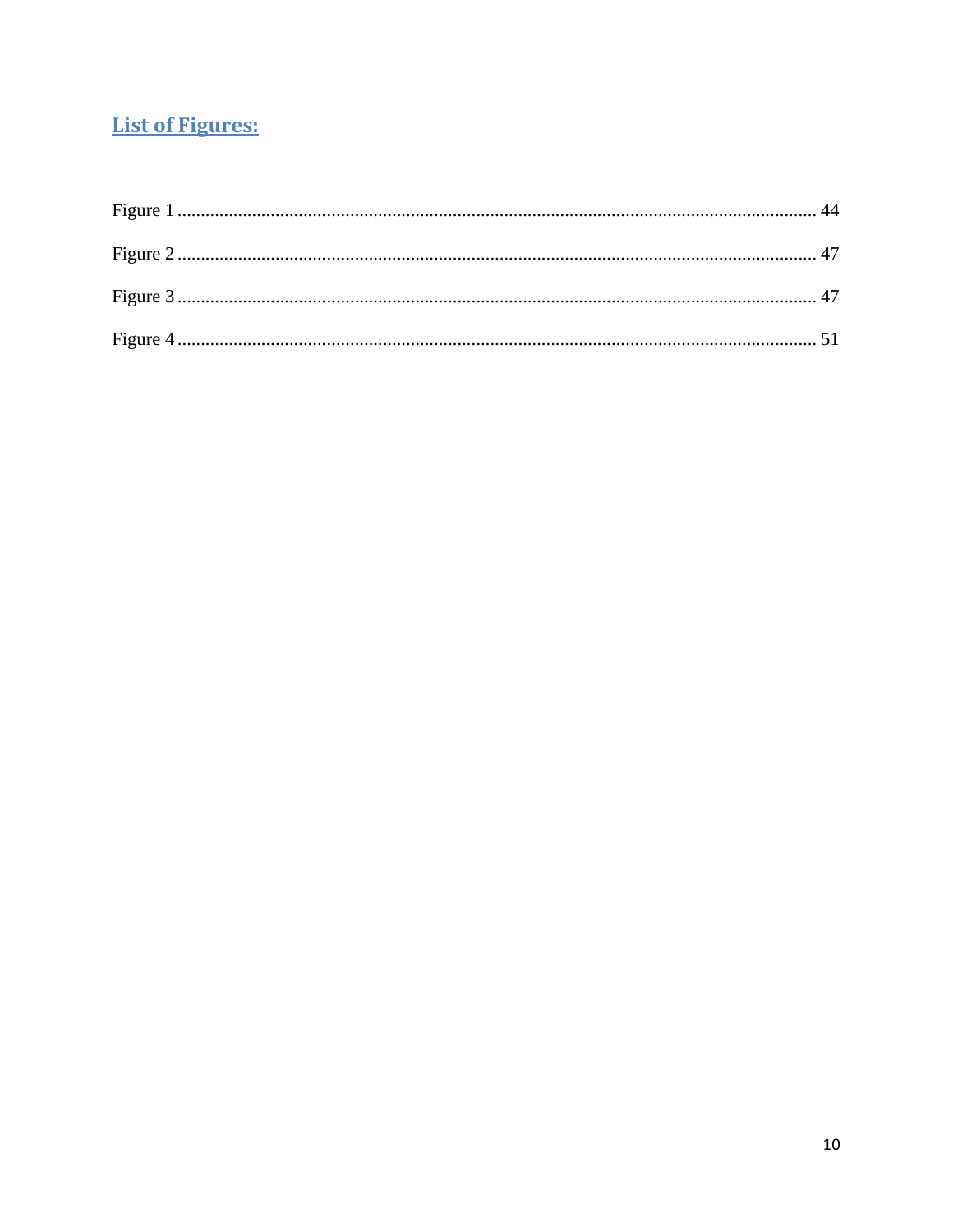## List of Figures:

Figure 1 ........................................................................................................................ 44

Figure 2 ........................................................................................................................ 47

Figure 3 ........................................................................................................................ 47

Figure 4 ........................................................................................................................ 51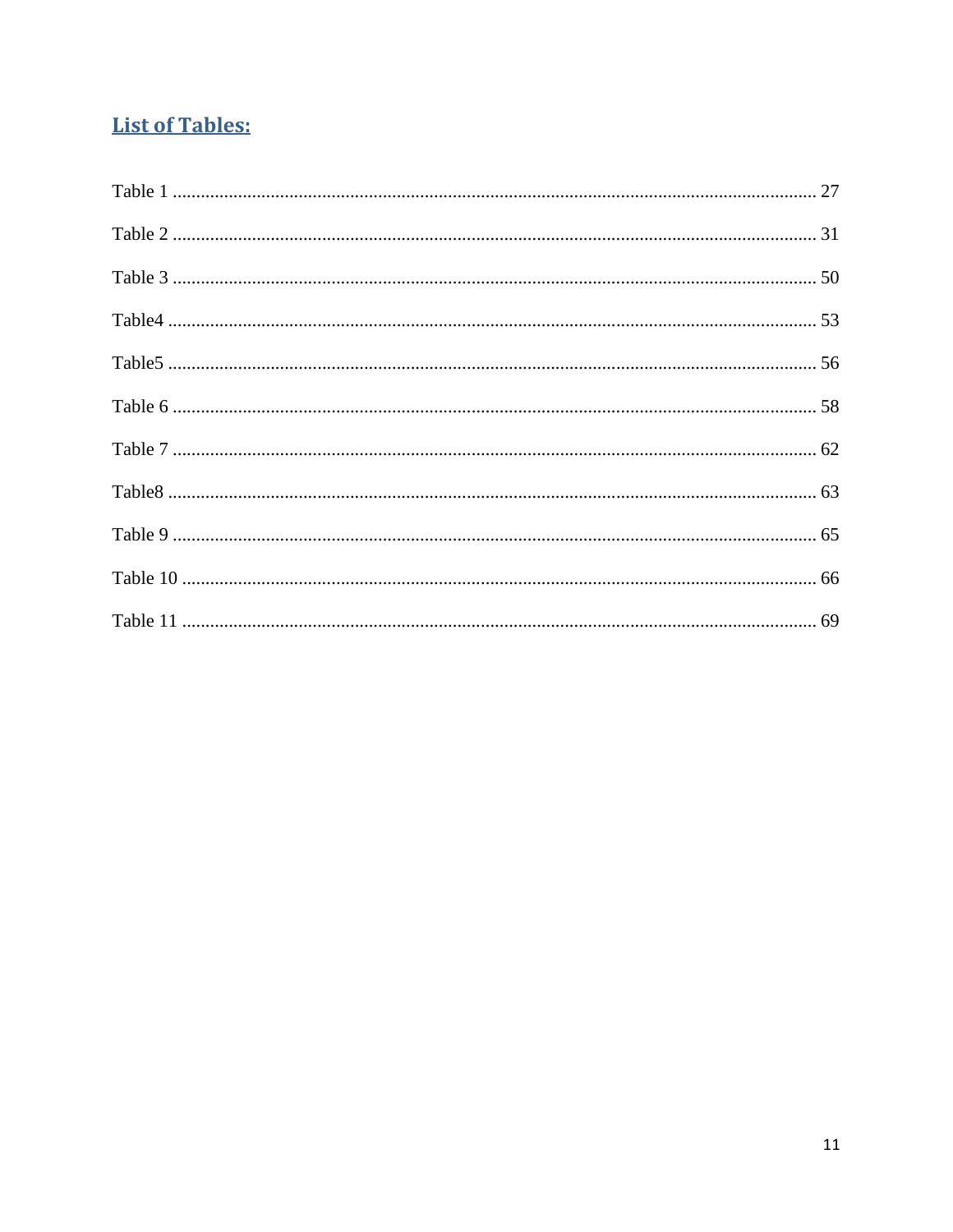## List of Tables:

Table 1 ........................................................................................................................ 27

Table 2 ........................................................................................................................ 31

Table 3 ........................................................................................................................ 50

Table4 ........................................................................................................................ 53

Table5 ........................................................................................................................ 56

Table 6 ........................................................................................................................ 58

Table 7 ........................................................................................................................ 62

Table8 ........................................................................................................................ 63

Table 9 ........................................................................................................................ 65

Table 10 ...................................................................................................................... 66

Table 11 ...................................................................................................................... 69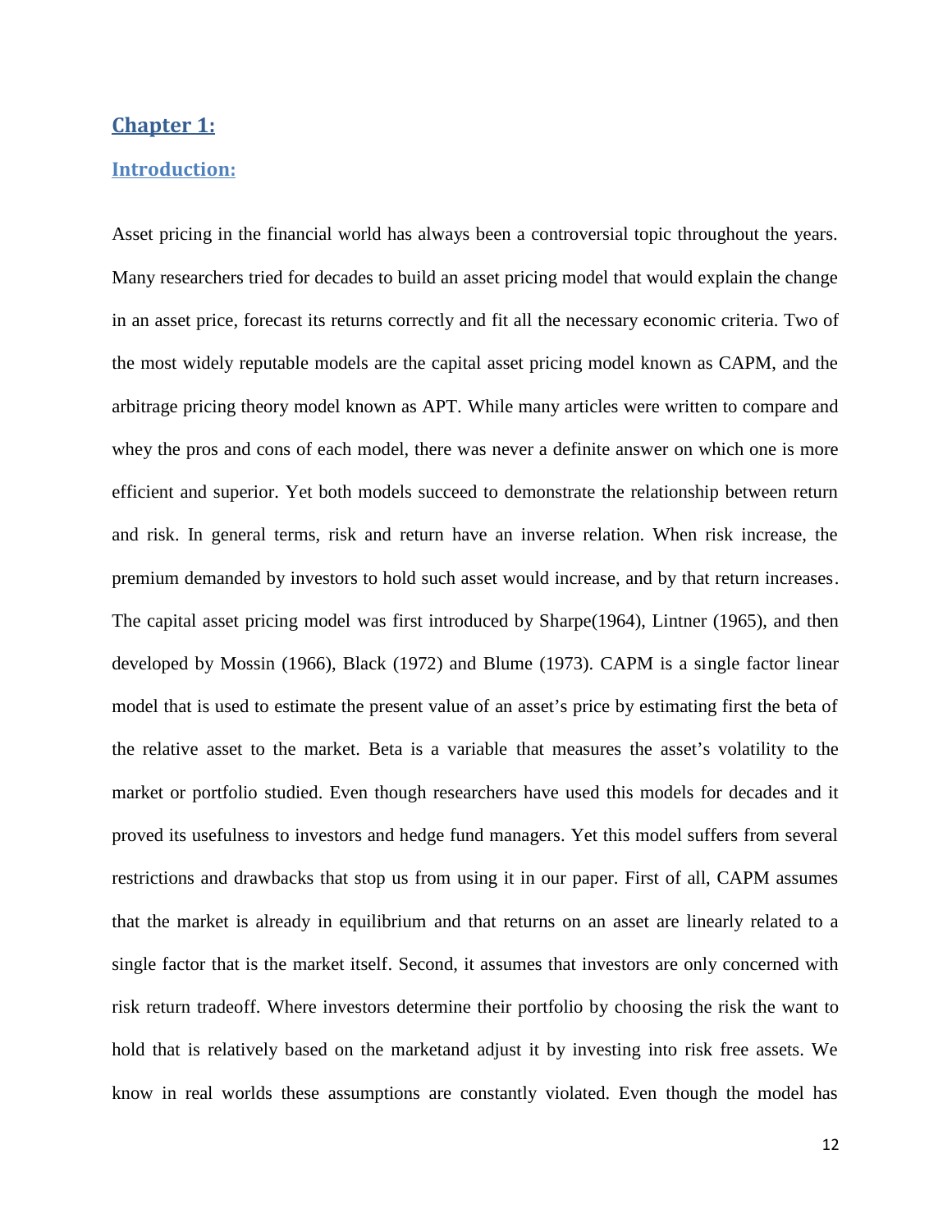# Chapter 1:

## Introduction:

Asset pricing in the financial world has always been a controversial topic throughout the years. Many researchers tried for decades to build an asset pricing model that would explain the change in an asset price, forecast its returns correctly and fit all the necessary economic criteria. Two of the most widely reputable models are the capital asset pricing model known as CAPM, and the arbitrage pricing theory model known as APT. While many articles were written to compare and whey the pros and cons of each model, there was never a definite answer on which one is more efficient and superior. Yet both models succeed to demonstrate the relationship between return and risk. In general terms, risk and return have an inverse relation. When risk increase, the premium demanded by investors to hold such asset would increase, and by that return increases. The capital asset pricing model was first introduced by Sharpe(1964), Lintner (1965), and then developed by Mossin (1966), Black (1972) and Blume (1973). CAPM is a single factor linear model that is used to estimate the present value of an asset's price by estimating first the beta of the relative asset to the market. Beta is a variable that measures the asset's volatility to the market or portfolio studied. Even though researchers have used this models for decades and it proved its usefulness to investors and hedge fund managers. Yet this model suffers from several restrictions and drawbacks that stop us from using it in our paper. First of all, CAPM assumes that the market is already in equilibrium and that returns on an asset are linearly related to a single factor that is the market itself. Second, it assumes that investors are only concerned with risk return tradeoff. Where investors determine their portfolio by choosing the risk the want to hold that is relatively based on the marketand adjust it by investing into risk free assets. We know in real worlds these assumptions are constantly violated. Even though the model has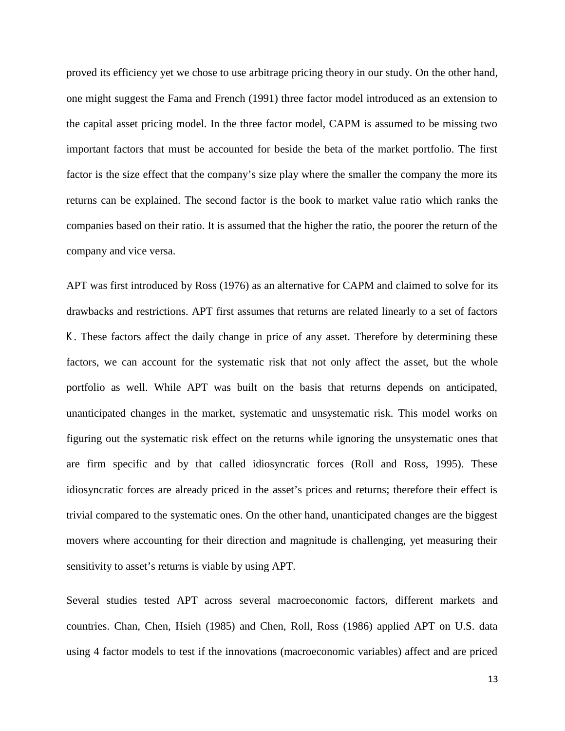proved its efficiency yet we chose to use arbitrage pricing theory in our study. On the other hand, one might suggest the Fama and French (1991) three factor model introduced as an extension to the capital asset pricing model. In the three factor model, CAPM is assumed to be missing two important factors that must be accounted for beside the beta of the market portfolio. The first factor is the size effect that the company's size play where the smaller the company the more its returns can be explained. The second factor is the book to market value ratio which ranks the companies based on their ratio. It is assumed that the higher the ratio, the poorer the return of the company and vice versa.

APT was first introduced by Ross (1976) as an alternative for CAPM and claimed to solve for its drawbacks and restrictions. APT first assumes that returns are related linearly to a set of factors K. These factors affect the daily change in price of any asset. Therefore by determining these factors, we can account for the systematic risk that not only affect the asset, but the whole portfolio as well. While APT was built on the basis that returns depends on anticipated, unanticipated changes in the market, systematic and unsystematic risk. This model works on figuring out the systematic risk effect on the returns while ignoring the unsystematic ones that are firm specific and by that called idiosyncratic forces (Roll and Ross, 1995). These idiosyncratic forces are already priced in the asset's prices and returns; therefore their effect is trivial compared to the systematic ones. On the other hand, unanticipated changes are the biggest movers where accounting for their direction and magnitude is challenging, yet measuring their sensitivity to asset's returns is viable by using APT.

Several studies tested APT across several macroeconomic factors, different markets and countries. Chan, Chen, Hsieh (1985) and Chen, Roll, Ross (1986) applied APT on U.S. data using 4 factor models to test if the innovations (macroeconomic variables) affect and are priced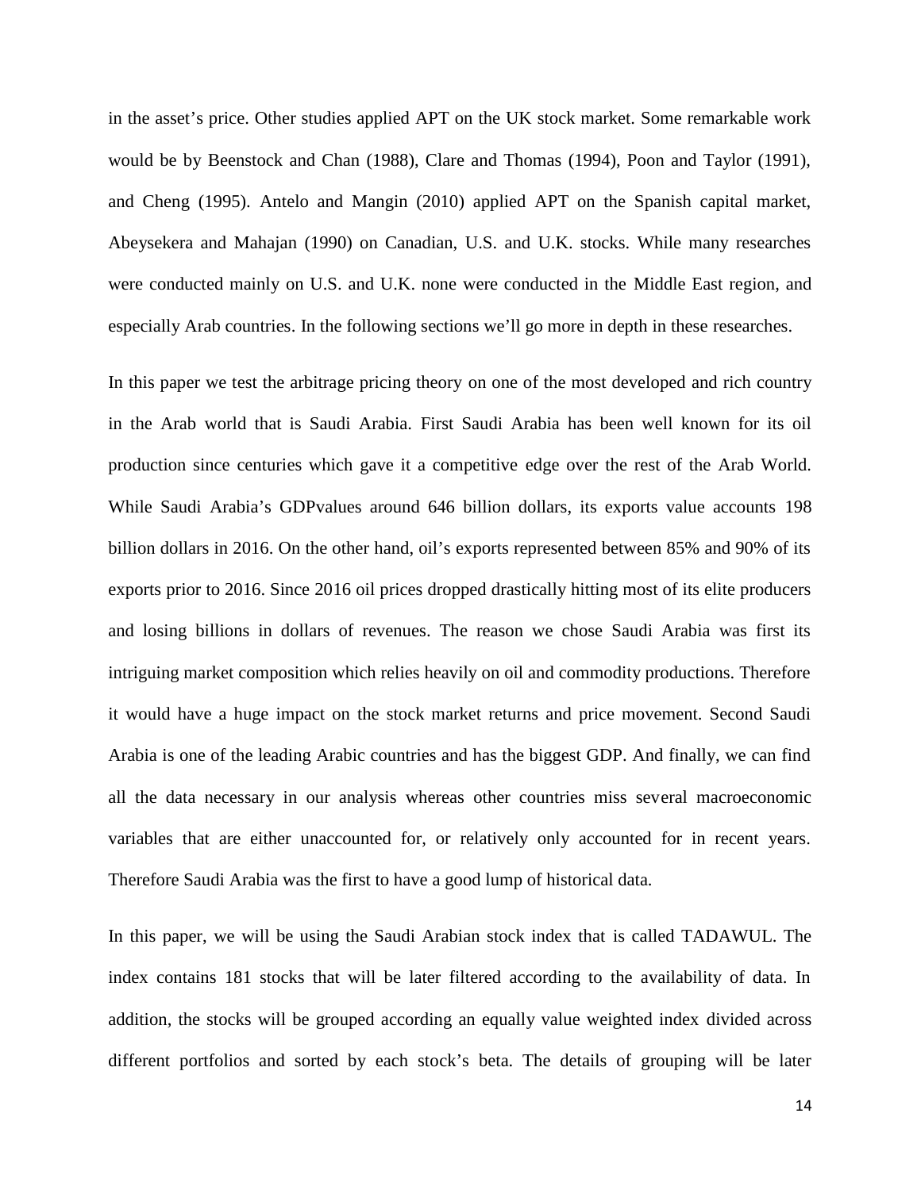in the asset's price. Other studies applied APT on the UK stock market. Some remarkable work would be by Beenstock and Chan (1988), Clare and Thomas (1994), Poon and Taylor (1991), and Cheng (1995). Antelo and Mangin (2010) applied APT on the Spanish capital market, Abeysekera and Mahajan (1990) on Canadian, U.S. and U.K. stocks. While many researches were conducted mainly on U.S. and U.K. none were conducted in the Middle East region, and especially Arab countries. In the following sections we'll go more in depth in these researches.

In this paper we test the arbitrage pricing theory on one of the most developed and rich country in the Arab world that is Saudi Arabia. First Saudi Arabia has been well known for its oil production since centuries which gave it a competitive edge over the rest of the Arab World. While Saudi Arabia's GDPvalues around 646 billion dollars, its exports value accounts 198 billion dollars in 2016. On the other hand, oil's exports represented between 85% and 90% of its exports prior to 2016. Since 2016 oil prices dropped drastically hitting most of its elite producers and losing billions in dollars of revenues. The reason we chose Saudi Arabia was first its intriguing market composition which relies heavily on oil and commodity productions. Therefore it would have a huge impact on the stock market returns and price movement. Second Saudi Arabia is one of the leading Arabic countries and has the biggest GDP. And finally, we can find all the data necessary in our analysis whereas other countries miss several macroeconomic variables that are either unaccounted for, or relatively only accounted for in recent years. Therefore Saudi Arabia was the first to have a good lump of historical data.

In this paper, we will be using the Saudi Arabian stock index that is called TADAWUL. The index contains 181 stocks that will be later filtered according to the availability of data. In addition, the stocks will be grouped according an equally value weighted index divided across different portfolios and sorted by each stock's beta. The details of grouping will be later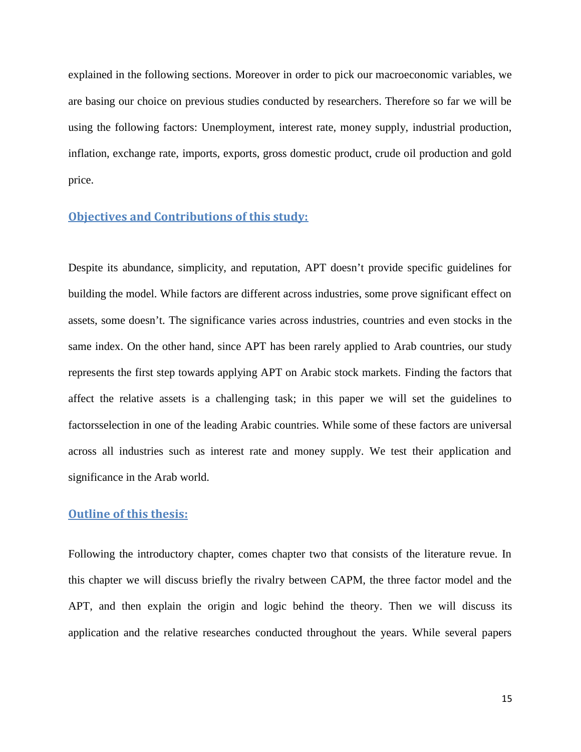explained in the following sections. Moreover in order to pick our macroeconomic variables, we are basing our choice on previous studies conducted by researchers. Therefore so far we will be using the following factors: Unemployment, interest rate, money supply, industrial production, inflation, exchange rate, imports, exports, gross domestic product, crude oil production and gold price.

## Objectives and Contributions of this study:

Despite its abundance, simplicity, and reputation, APT doesn't provide specific guidelines for building the model. While factors are different across industries, some prove significant effect on assets, some doesn't. The significance varies across industries, countries and even stocks in the same index. On the other hand, since APT has been rarely applied to Arab countries, our study represents the first step towards applying APT on Arabic stock markets. Finding the factors that affect the relative assets is a challenging task; in this paper we will set the guidelines to factorsselection in one of the leading Arabic countries. While some of these factors are universal across all industries such as interest rate and money supply. We test their application and significance in the Arab world.

## Outline of this thesis:

Following the introductory chapter, comes chapter two that consists of the literature revue. In this chapter we will discuss briefly the rivalry between CAPM, the three factor model and the APT, and then explain the origin and logic behind the theory. Then we will discuss its application and the relative researches conducted throughout the years. While several papers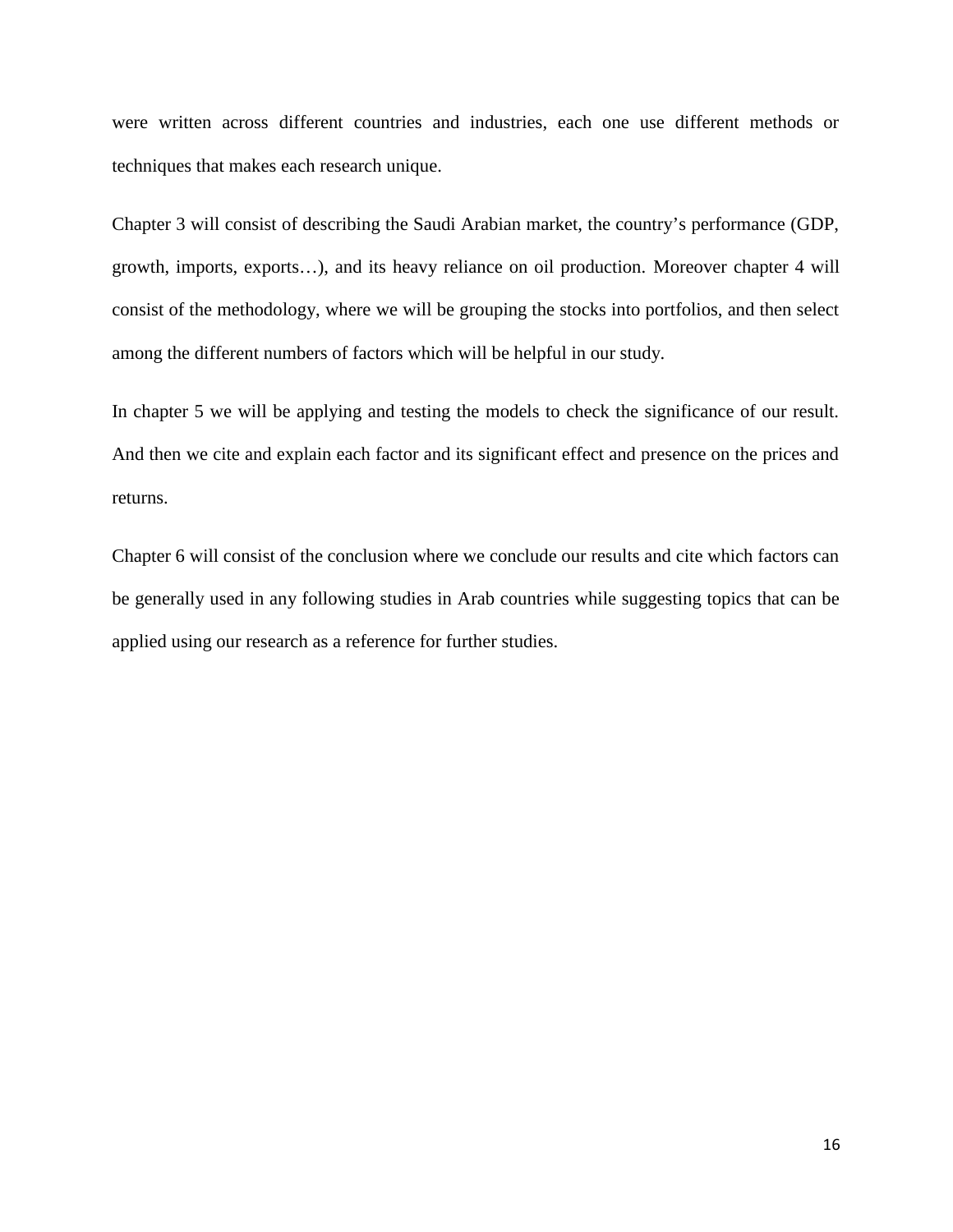were written across different countries and industries, each one use different methods or techniques that makes each research unique.

Chapter 3 will consist of describing the Saudi Arabian market, the country's performance (GDP, growth, imports, exports…), and its heavy reliance on oil production. Moreover chapter 4 will consist of the methodology, where we will be grouping the stocks into portfolios, and then select among the different numbers of factors which will be helpful in our study.

In chapter 5 we will be applying and testing the models to check the significance of our result. And then we cite and explain each factor and its significant effect and presence on the prices and returns.

Chapter 6 will consist of the conclusion where we conclude our results and cite which factors can be generally used in any following studies in Arab countries while suggesting topics that can be applied using our research as a reference for further studies.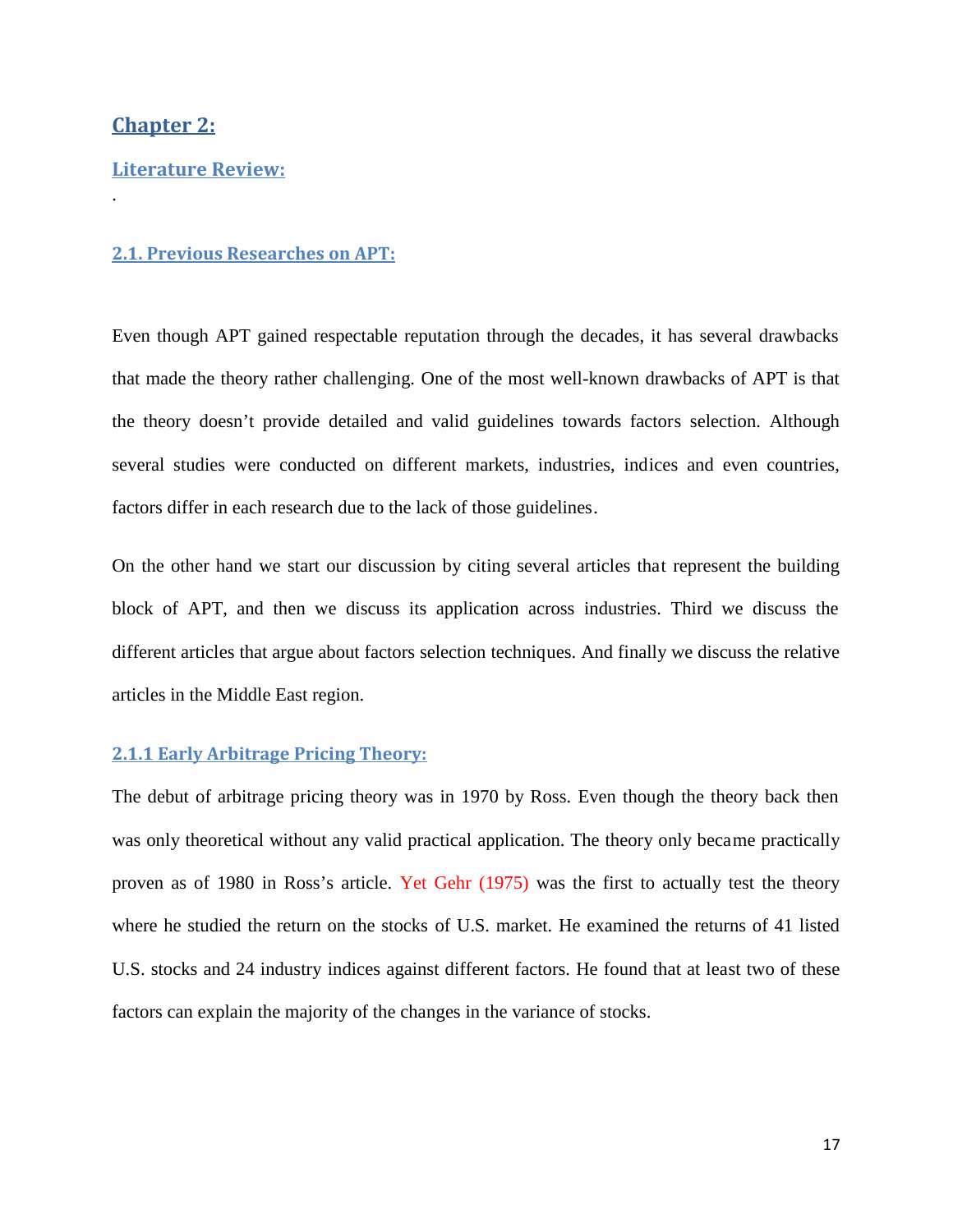# Chapter 2:

## Literature Review:

.

### 2.1. Previous Researches on APT:

Even though APT gained respectable reputation through the decades, it has several drawbacks that made the theory rather challenging. One of the most well-known drawbacks of APT is that the theory doesn't provide detailed and valid guidelines towards factors selection. Although several studies were conducted on different markets, industries, indices and even countries, factors differ in each research due to the lack of those guidelines.

On the other hand we start our discussion by citing several articles that represent the building block of APT, and then we discuss its application across industries. Third we discuss the different articles that argue about factors selection techniques. And finally we discuss the relative articles in the Middle East region.

#### 2.1.1 Early Arbitrage Pricing Theory:

The debut of arbitrage pricing theory was in 1970 by Ross. Even though the theory back then was only theoretical without any valid practical application. The theory only became practically proven as of 1980 in Ross's article. Yet Gehr (1975) was the first to actually test the theory where he studied the return on the stocks of U.S. market. He examined the returns of 41 listed U.S. stocks and 24 industry indices against different factors. He found that at least two of these factors can explain the majority of the changes in the variance of stocks.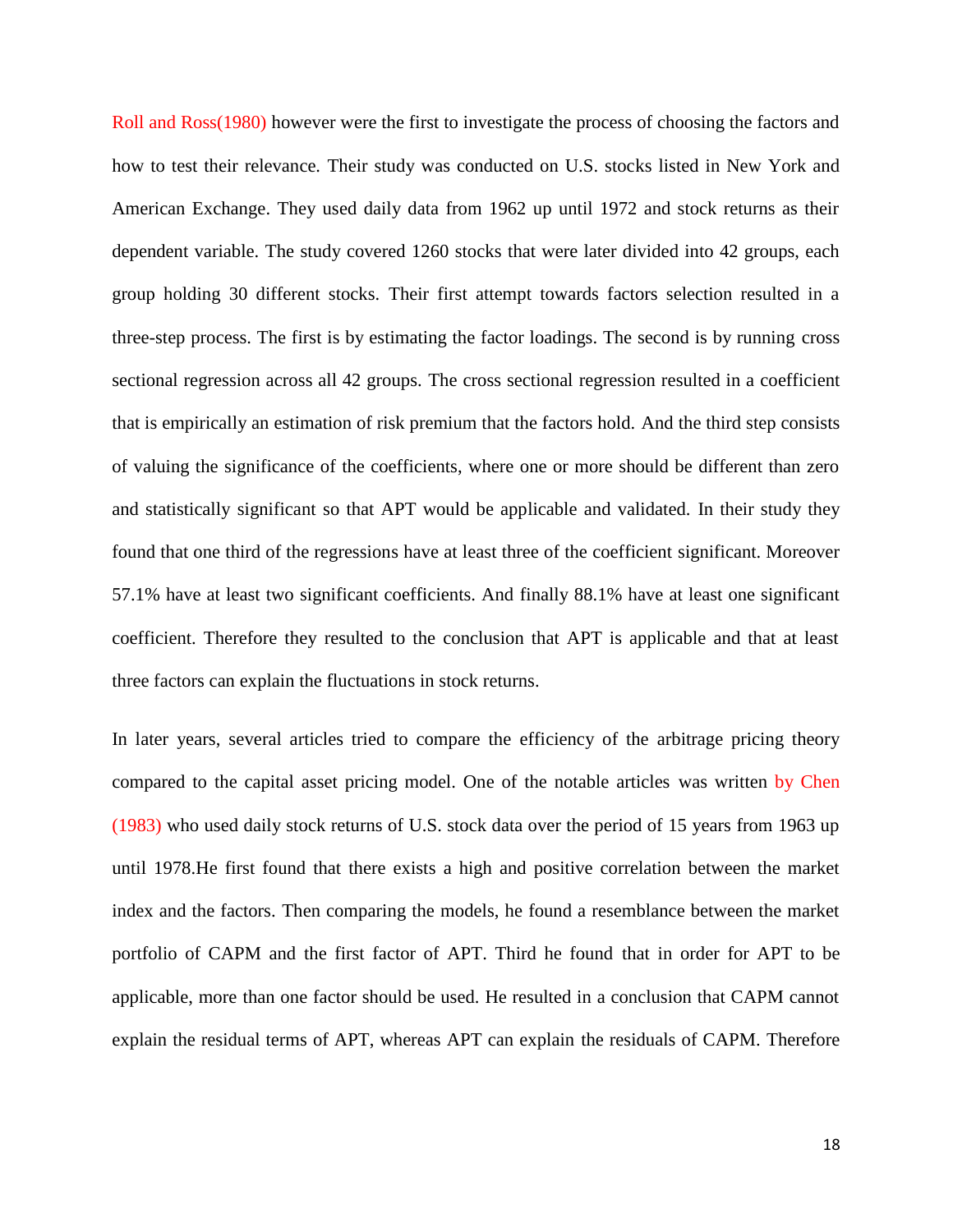Roll and Ross(1980) however were the first to investigate the process of choosing the factors and how to test their relevance. Their study was conducted on U.S. stocks listed in New York and American Exchange. They used daily data from 1962 up until 1972 and stock returns as their dependent variable. The study covered 1260 stocks that were later divided into 42 groups, each group holding 30 different stocks. Their first attempt towards factors selection resulted in a three-step process. The first is by estimating the factor loadings. The second is by running cross sectional regression across all 42 groups. The cross sectional regression resulted in a coefficient that is empirically an estimation of risk premium that the factors hold. And the third step consists of valuing the significance of the coefficients, where one or more should be different than zero and statistically significant so that APT would be applicable and validated. In their study they found that one third of the regressions have at least three of the coefficient significant. Moreover 57.1% have at least two significant coefficients. And finally 88.1% have at least one significant coefficient. Therefore they resulted to the conclusion that APT is applicable and that at least three factors can explain the fluctuations in stock returns.

In later years, several articles tried to compare the efficiency of the arbitrage pricing theory compared to the capital asset pricing model. One of the notable articles was written by Chen (1983) who used daily stock returns of U.S. stock data over the period of 15 years from 1963 up until 1978.He first found that there exists a high and positive correlation between the market index and the factors. Then comparing the models, he found a resemblance between the market portfolio of CAPM and the first factor of APT. Third he found that in order for APT to be applicable, more than one factor should be used. He resulted in a conclusion that CAPM cannot explain the residual terms of APT, whereas APT can explain the residuals of CAPM. Therefore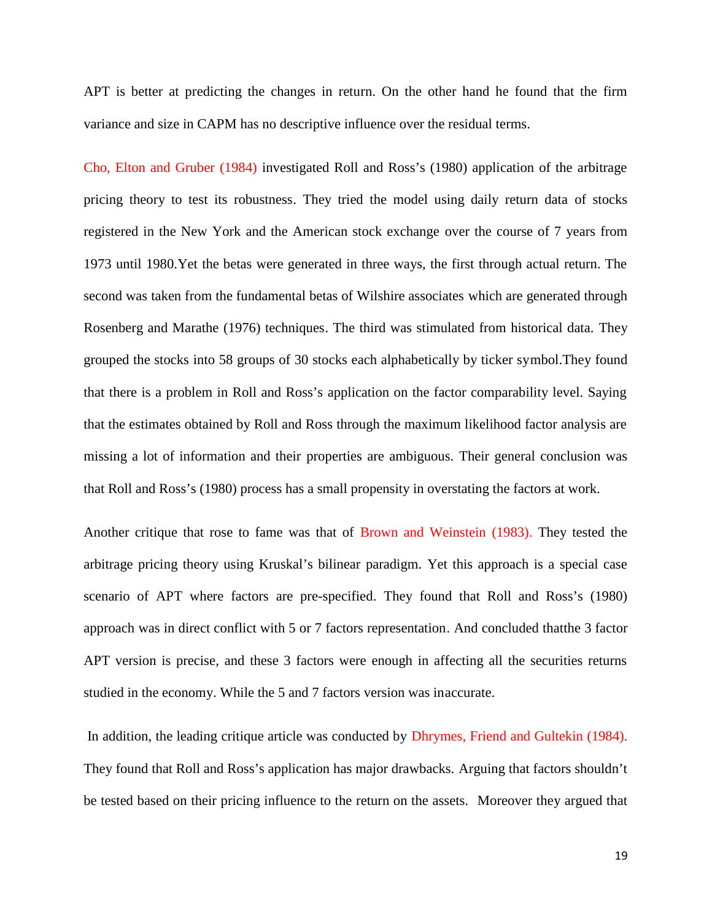APT is better at predicting the changes in return. On the other hand he found that the firm variance and size in CAPM has no descriptive influence over the residual terms.

Cho, Elton and Gruber (1984) investigated Roll and Ross's (1980) application of the arbitrage pricing theory to test its robustness. They tried the model using daily return data of stocks registered in the New York and the American stock exchange over the course of 7 years from 1973 until 1980.Yet the betas were generated in three ways, the first through actual return. The second was taken from the fundamental betas of Wilshire associates which are generated through Rosenberg and Marathe (1976) techniques. The third was stimulated from historical data. They grouped the stocks into 58 groups of 30 stocks each alphabetically by ticker symbol.They found that there is a problem in Roll and Ross's application on the factor comparability level. Saying that the estimates obtained by Roll and Ross through the maximum likelihood factor analysis are missing a lot of information and their properties are ambiguous. Their general conclusion was that Roll and Ross's (1980) process has a small propensity in overstating the factors at work.

Another critique that rose to fame was that of Brown and Weinstein (1983). They tested the arbitrage pricing theory using Kruskal's bilinear paradigm. Yet this approach is a special case scenario of APT where factors are pre-specified. They found that Roll and Ross's (1980) approach was in direct conflict with 5 or 7 factors representation. And concluded thatthe 3 factor APT version is precise, and these 3 factors were enough in affecting all the securities returns studied in the economy. While the 5 and 7 factors version was inaccurate.

In addition, the leading critique article was conducted by Dhrymes, Friend and Gultekin (1984). They found that Roll and Ross's application has major drawbacks. Arguing that factors shouldn't be tested based on their pricing influence to the return on the assets. Moreover they argued that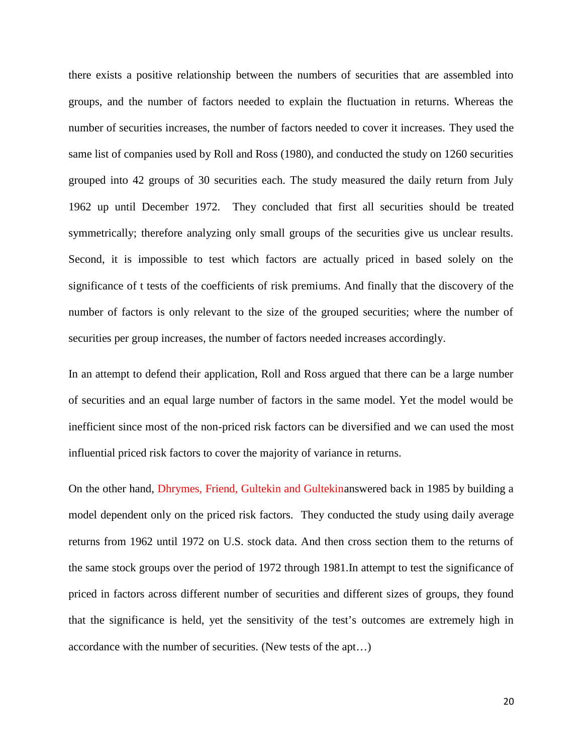there exists a positive relationship between the numbers of securities that are assembled into groups, and the number of factors needed to explain the fluctuation in returns. Whereas the number of securities increases, the number of factors needed to cover it increases. They used the same list of companies used by Roll and Ross (1980), and conducted the study on 1260 securities grouped into 42 groups of 30 securities each. The study measured the daily return from July 1962 up until December 1972. They concluded that first all securities should be treated symmetrically; therefore analyzing only small groups of the securities give us unclear results. Second, it is impossible to test which factors are actually priced in based solely on the significance of t tests of the coefficients of risk premiums. And finally that the discovery of the number of factors is only relevant to the size of the grouped securities; where the number of securities per group increases, the number of factors needed increases accordingly.

In an attempt to defend their application, Roll and Ross argued that there can be a large number of securities and an equal large number of factors in the same model. Yet the model would be inefficient since most of the non-priced risk factors can be diversified and we can used the most influential priced risk factors to cover the majority of variance in returns.

On the other hand, Dhrymes, Friend, Gultekin and Gultekinanswered back in 1985 by building a model dependent only on the priced risk factors. They conducted the study using daily average returns from 1962 until 1972 on U.S. stock data. And then cross section them to the returns of the same stock groups over the period of 1972 through 1981.In attempt to test the significance of priced in factors across different number of securities and different sizes of groups, they found that the significance is held, yet the sensitivity of the test's outcomes are extremely high in accordance with the number of securities. (New tests of the apt…)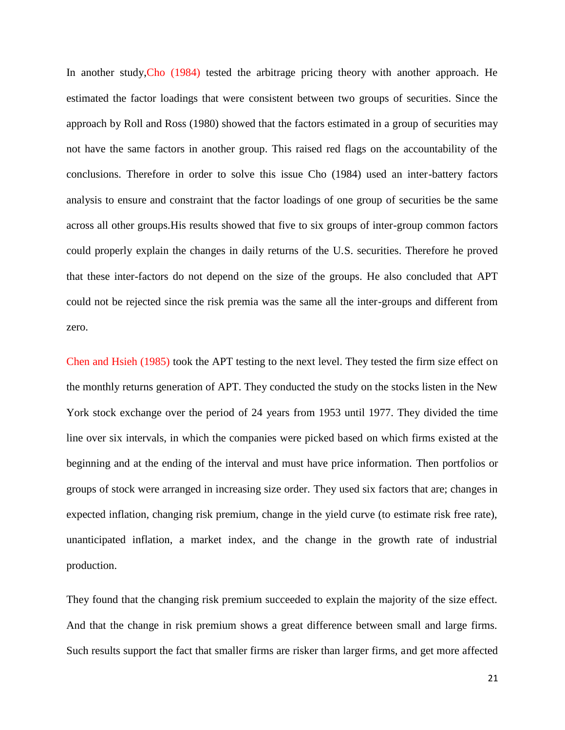In another study,Cho (1984) tested the arbitrage pricing theory with another approach. He estimated the factor loadings that were consistent between two groups of securities. Since the approach by Roll and Ross (1980) showed that the factors estimated in a group of securities may not have the same factors in another group. This raised red flags on the accountability of the conclusions. Therefore in order to solve this issue Cho (1984) used an inter-battery factors analysis to ensure and constraint that the factor loadings of one group of securities be the same across all other groups.His results showed that five to six groups of inter-group common factors could properly explain the changes in daily returns of the U.S. securities. Therefore he proved that these inter-factors do not depend on the size of the groups. He also concluded that APT could not be rejected since the risk premia was the same all the inter-groups and different from zero.

Chen and Hsieh (1985) took the APT testing to the next level. They tested the firm size effect on the monthly returns generation of APT. They conducted the study on the stocks listen in the New York stock exchange over the period of 24 years from 1953 until 1977. They divided the time line over six intervals, in which the companies were picked based on which firms existed at the beginning and at the ending of the interval and must have price information. Then portfolios or groups of stock were arranged in increasing size order. They used six factors that are; changes in expected inflation, changing risk premium, change in the yield curve (to estimate risk free rate), unanticipated inflation, a market index, and the change in the growth rate of industrial production.

They found that the changing risk premium succeeded to explain the majority of the size effect. And that the change in risk premium shows a great difference between small and large firms. Such results support the fact that smaller firms are risker than larger firms, and get more affected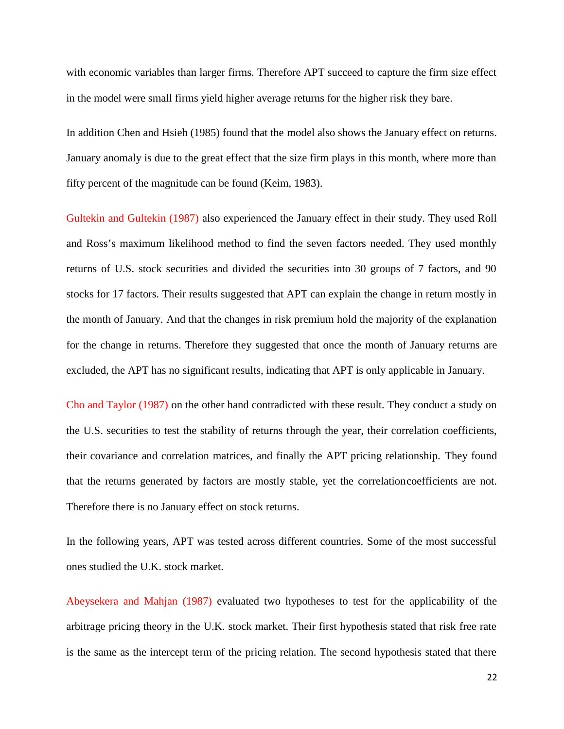with economic variables than larger firms. Therefore APT succeed to capture the firm size effect in the model were small firms yield higher average returns for the higher risk they bare.

In addition Chen and Hsieh (1985) found that the model also shows the January effect on returns. January anomaly is due to the great effect that the size firm plays in this month, where more than fifty percent of the magnitude can be found (Keim, 1983).

Gultekin and Gultekin (1987) also experienced the January effect in their study. They used Roll and Ross's maximum likelihood method to find the seven factors needed. They used monthly returns of U.S. stock securities and divided the securities into 30 groups of 7 factors, and 90 stocks for 17 factors. Their results suggested that APT can explain the change in return mostly in the month of January. And that the changes in risk premium hold the majority of the explanation for the change in returns. Therefore they suggested that once the month of January returns are excluded, the APT has no significant results, indicating that APT is only applicable in January.

Cho and Taylor (1987) on the other hand contradicted with these result. They conduct a study on the U.S. securities to test the stability of returns through the year, their correlation coefficients, their covariance and correlation matrices, and finally the APT pricing relationship. They found that the returns generated by factors are mostly stable, yet the correlationcoefficients are not. Therefore there is no January effect on stock returns.

In the following years, APT was tested across different countries. Some of the most successful ones studied the U.K. stock market.

Abeysekera and Mahjan (1987) evaluated two hypotheses to test for the applicability of the arbitrage pricing theory in the U.K. stock market. Their first hypothesis stated that risk free rate is the same as the intercept term of the pricing relation. The second hypothesis stated that there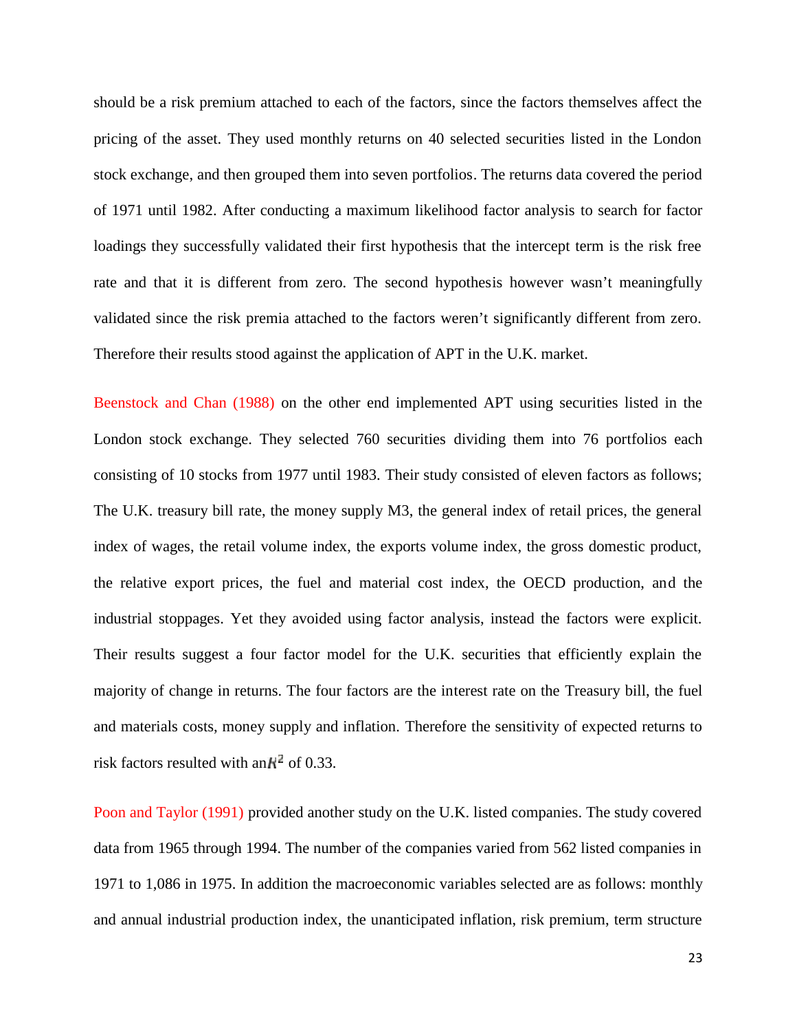should be a risk premium attached to each of the factors, since the factors themselves affect the pricing of the asset. They used monthly returns on 40 selected securities listed in the London stock exchange, and then grouped them into seven portfolios. The returns data covered the period of 1971 until 1982. After conducting a maximum likelihood factor analysis to search for factor loadings they successfully validated their first hypothesis that the intercept term is the risk free rate and that it is different from zero. The second hypothesis however wasn't meaningfully validated since the risk premia attached to the factors weren't significantly different from zero. Therefore their results stood against the application of APT in the U.K. market.

Beenstock and Chan (1988) on the other end implemented APT using securities listed in the London stock exchange. They selected 760 securities dividing them into 76 portfolios each consisting of 10 stocks from 1977 until 1983. Their study consisted of eleven factors as follows; The U.K. treasury bill rate, the money supply M3, the general index of retail prices, the general index of wages, the retail volume index, the exports volume index, the gross domestic product, the relative export prices, the fuel and material cost index, the OECD production, and the industrial stoppages. Yet they avoided using factor analysis, instead the factors were explicit. Their results suggest a four factor model for the U.K. securities that efficiently explain the majority of change in returns. The four factors are the interest rate on the Treasury bill, the fuel and materials costs, money supply and inflation. Therefore the sensitivity of expected returns to risk factors resulted with an $R^2$ of 0.33.

Poon and Taylor (1991) provided another study on the U.K. listed companies. The study covered data from 1965 through 1994. The number of the companies varied from 562 listed companies in 1971 to 1,086 in 1975. In addition the macroeconomic variables selected are as follows: monthly and annual industrial production index, the unanticipated inflation, risk premium, term structure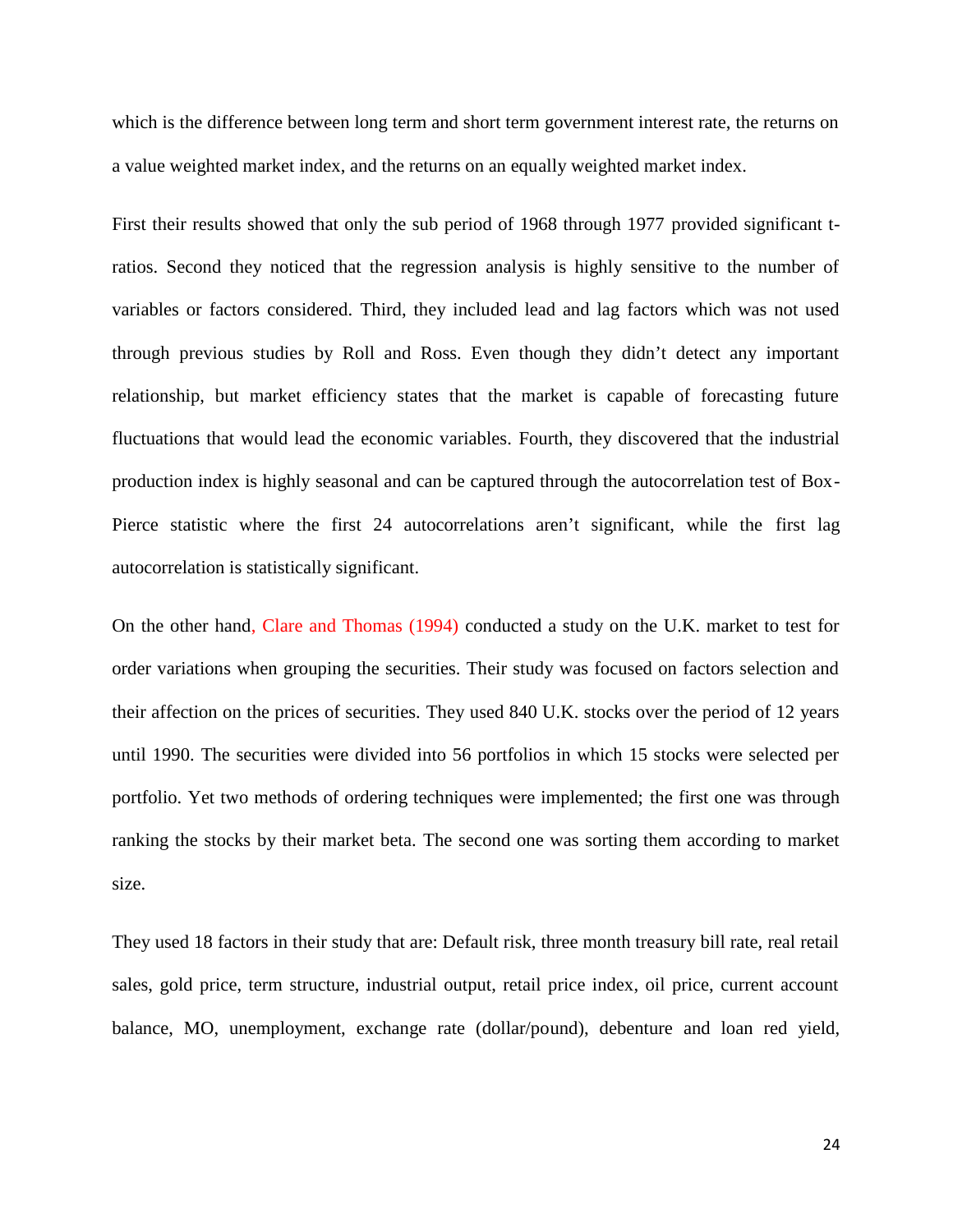which is the difference between long term and short term government interest rate, the returns on a value weighted market index, and the returns on an equally weighted market index.

First their results showed that only the sub period of 1968 through 1977 provided significant t-ratios. Second they noticed that the regression analysis is highly sensitive to the number of variables or factors considered. Third, they included lead and lag factors which was not used through previous studies by Roll and Ross. Even though they didn't detect any important relationship, but market efficiency states that the market is capable of forecasting future fluctuations that would lead the economic variables. Fourth, they discovered that the industrial production index is highly seasonal and can be captured through the autocorrelation test of Box-Pierce statistic where the first 24 autocorrelations aren't significant, while the first lag autocorrelation is statistically significant.

On the other hand, Clare and Thomas (1994) conducted a study on the U.K. market to test for order variations when grouping the securities. Their study was focused on factors selection and their affection on the prices of securities. They used 840 U.K. stocks over the period of 12 years until 1990. The securities were divided into 56 portfolios in which 15 stocks were selected per portfolio. Yet two methods of ordering techniques were implemented; the first one was through ranking the stocks by their market beta. The second one was sorting them according to market size.

They used 18 factors in their study that are: Default risk, three month treasury bill rate, real retail sales, gold price, term structure, industrial output, retail price index, oil price, current account balance, MO, unemployment, exchange rate (dollar/pound), debenture and loan red yield,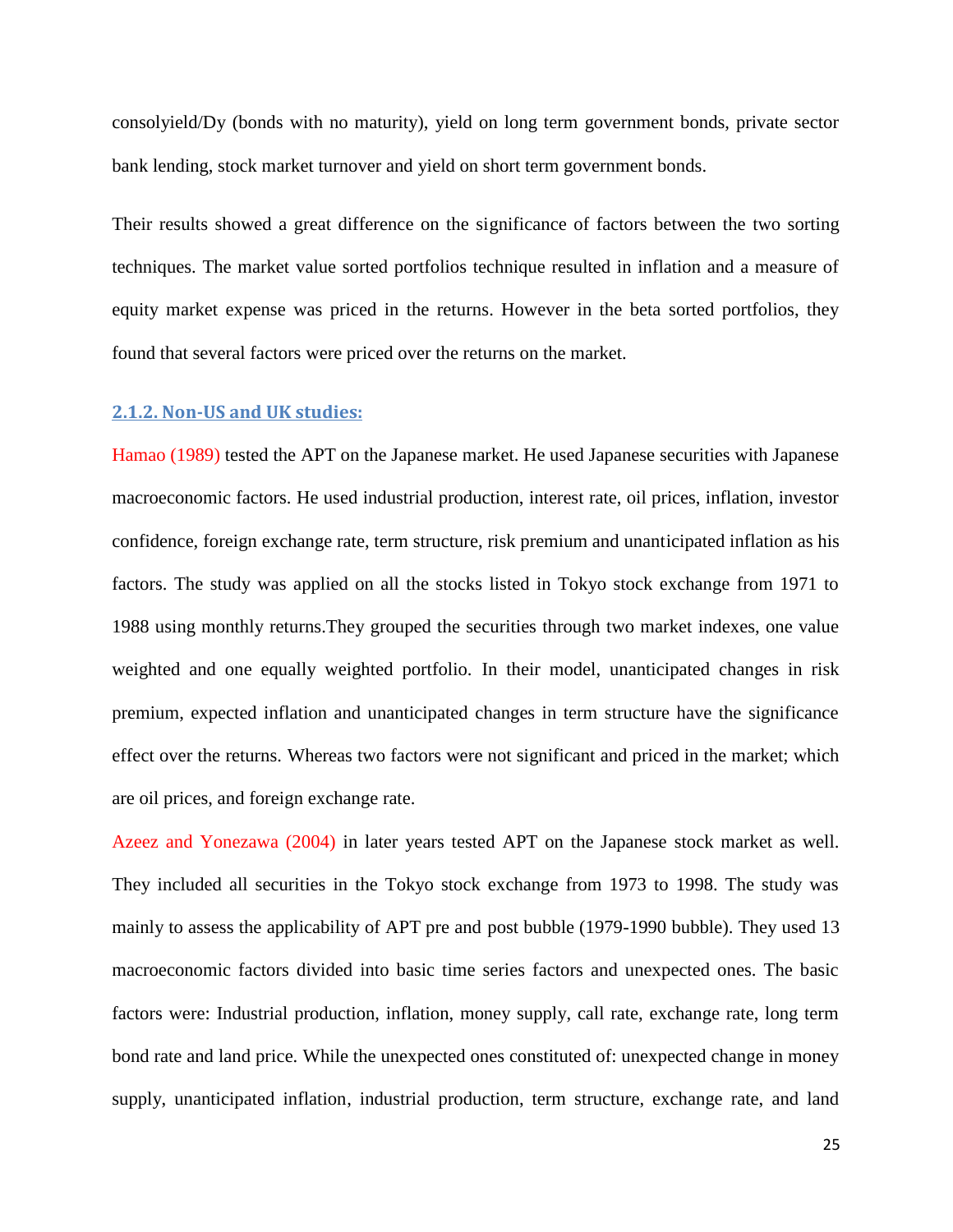consolyield/Dy (bonds with no maturity), yield on long term government bonds, private sector bank lending, stock market turnover and yield on short term government bonds.

Their results showed a great difference on the significance of factors between the two sorting techniques. The market value sorted portfolios technique resulted in inflation and a measure of equity market expense was priced in the returns. However in the beta sorted portfolios, they found that several factors were priced over the returns on the market.

### 2.1.2. Non-US and UK studies:

Hamao (1989) tested the APT on the Japanese market. He used Japanese securities with Japanese macroeconomic factors. He used industrial production, interest rate, oil prices, inflation, investor confidence, foreign exchange rate, term structure, risk premium and unanticipated inflation as his factors. The study was applied on all the stocks listed in Tokyo stock exchange from 1971 to 1988 using monthly returns.They grouped the securities through two market indexes, one value weighted and one equally weighted portfolio. In their model, unanticipated changes in risk premium, expected inflation and unanticipated changes in term structure have the significance effect over the returns. Whereas two factors were not significant and priced in the market; which are oil prices, and foreign exchange rate.

Azeez and Yonezawa (2004) in later years tested APT on the Japanese stock market as well. They included all securities in the Tokyo stock exchange from 1973 to 1998. The study was mainly to assess the applicability of APT pre and post bubble (1979-1990 bubble). They used 13 macroeconomic factors divided into basic time series factors and unexpected ones. The basic factors were: Industrial production, inflation, money supply, call rate, exchange rate, long term bond rate and land price. While the unexpected ones constituted of: unexpected change in money supply, unanticipated inflation, industrial production, term structure, exchange rate, and land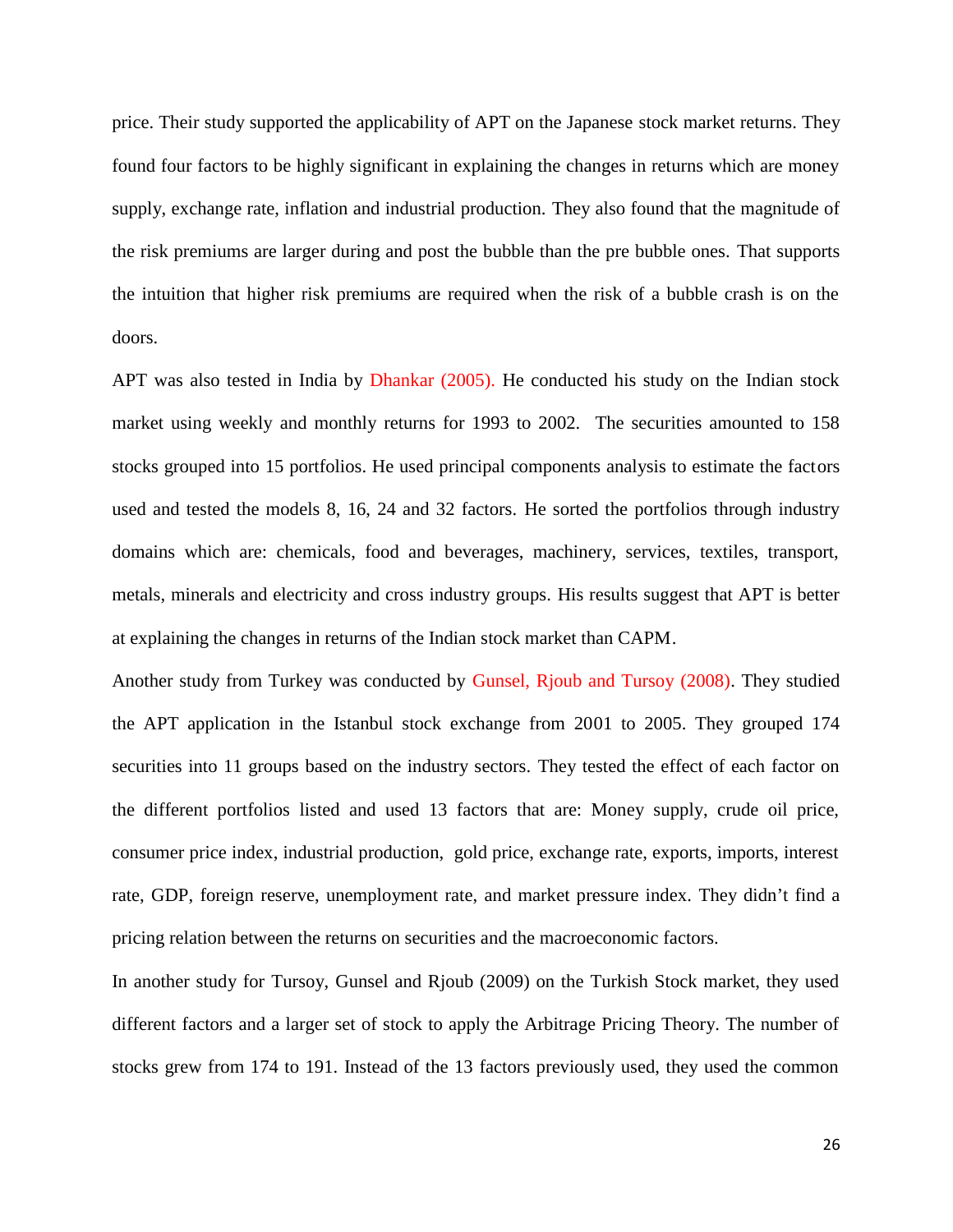price. Their study supported the applicability of APT on the Japanese stock market returns. They found four factors to be highly significant in explaining the changes in returns which are money supply, exchange rate, inflation and industrial production. They also found that the magnitude of the risk premiums are larger during and post the bubble than the pre bubble ones. That supports the intuition that higher risk premiums are required when the risk of a bubble crash is on the doors.

APT was also tested in India by Dhankar (2005). He conducted his study on the Indian stock market using weekly and monthly returns for 1993 to 2002. The securities amounted to 158 stocks grouped into 15 portfolios. He used principal components analysis to estimate the factors used and tested the models 8, 16, 24 and 32 factors. He sorted the portfolios through industry domains which are: chemicals, food and beverages, machinery, services, textiles, transport, metals, minerals and electricity and cross industry groups. His results suggest that APT is better at explaining the changes in returns of the Indian stock market than CAPM.

Another study from Turkey was conducted by Gunsel, Rjoub and Tursoy (2008). They studied the APT application in the Istanbul stock exchange from 2001 to 2005. They grouped 174 securities into 11 groups based on the industry sectors. They tested the effect of each factor on the different portfolios listed and used 13 factors that are: Money supply, crude oil price, consumer price index, industrial production, gold price, exchange rate, exports, imports, interest rate, GDP, foreign reserve, unemployment rate, and market pressure index. They didn't find a pricing relation between the returns on securities and the macroeconomic factors.

In another study for Tursoy, Gunsel and Rjoub (2009) on the Turkish Stock market, they used different factors and a larger set of stock to apply the Arbitrage Pricing Theory. The number of stocks grew from 174 to 191. Instead of the 13 factors previously used, they used the common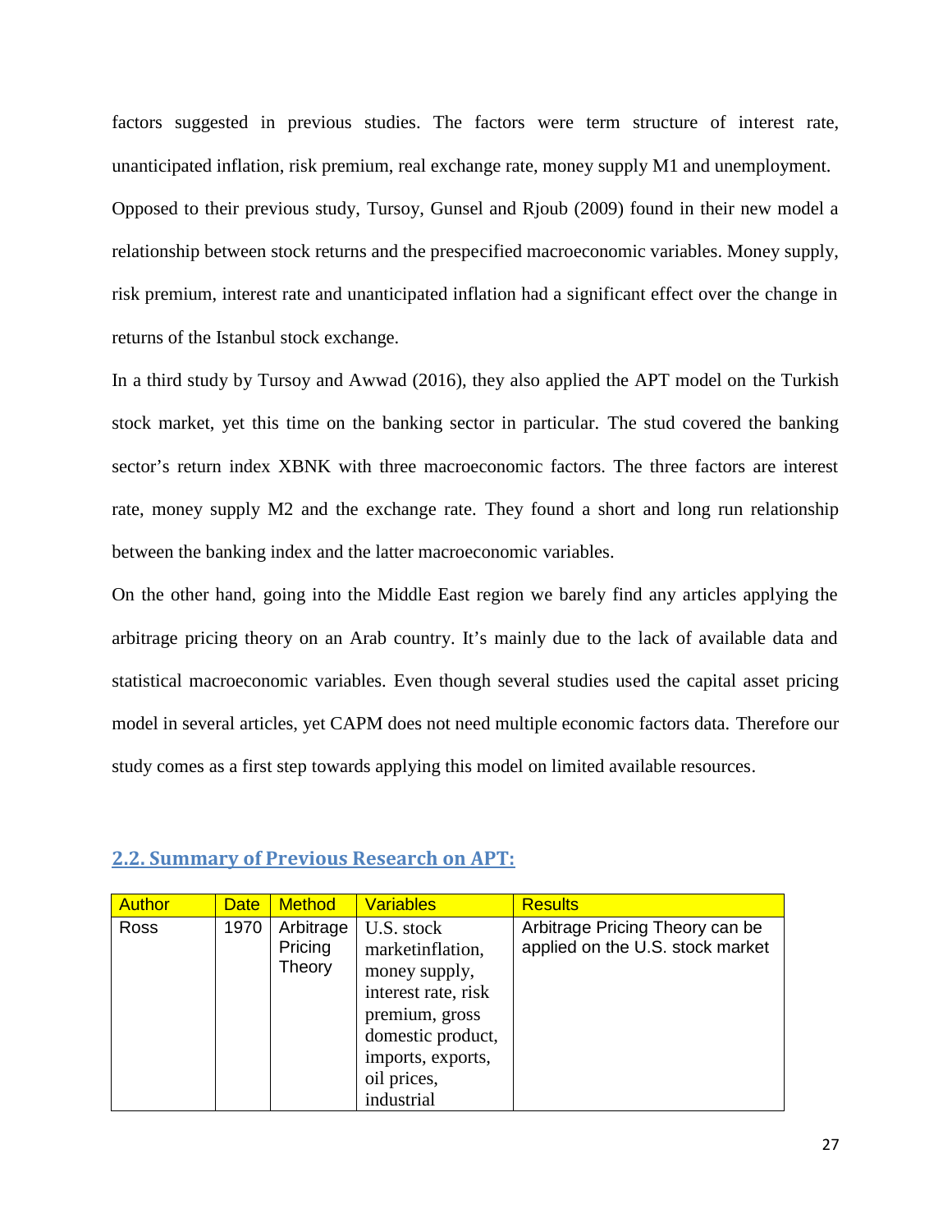factors suggested in previous studies. The factors were term structure of interest rate, unanticipated inflation, risk premium, real exchange rate, money supply M1 and unemployment. Opposed to their previous study, Tursoy, Gunsel and Rjoub (2009) found in their new model a relationship between stock returns and the prespecified macroeconomic variables. Money supply, risk premium, interest rate and unanticipated inflation had a significant effect over the change in returns of the Istanbul stock exchange.

In a third study by Tursoy and Awwad (2016), they also applied the APT model on the Turkish stock market, yet this time on the banking sector in particular. The stud covered the banking sector's return index XBNK with three macroeconomic factors. The three factors are interest rate, money supply M2 and the exchange rate. They found a short and long run relationship between the banking index and the latter macroeconomic variables.

On the other hand, going into the Middle East region we barely find any articles applying the arbitrage pricing theory on an Arab country. It's mainly due to the lack of available data and statistical macroeconomic variables. Even though several studies used the capital asset pricing model in several articles, yet CAPM does not need multiple economic factors data. Therefore our study comes as a first step towards applying this model on limited available resources.

## 2.2. Summary of Previous Research on APT:

| Author | Date | Method | Variables | Results |
| --- | --- | --- | --- | --- |
| Ross | 1970 | Arbitrage Pricing Theory | U.S. stock marketinflation, money supply, interest rate, risk premium, gross domestic product, imports, exports, oil prices, industrial | Arbitrage Pricing Theory can be applied on the U.S. stock market |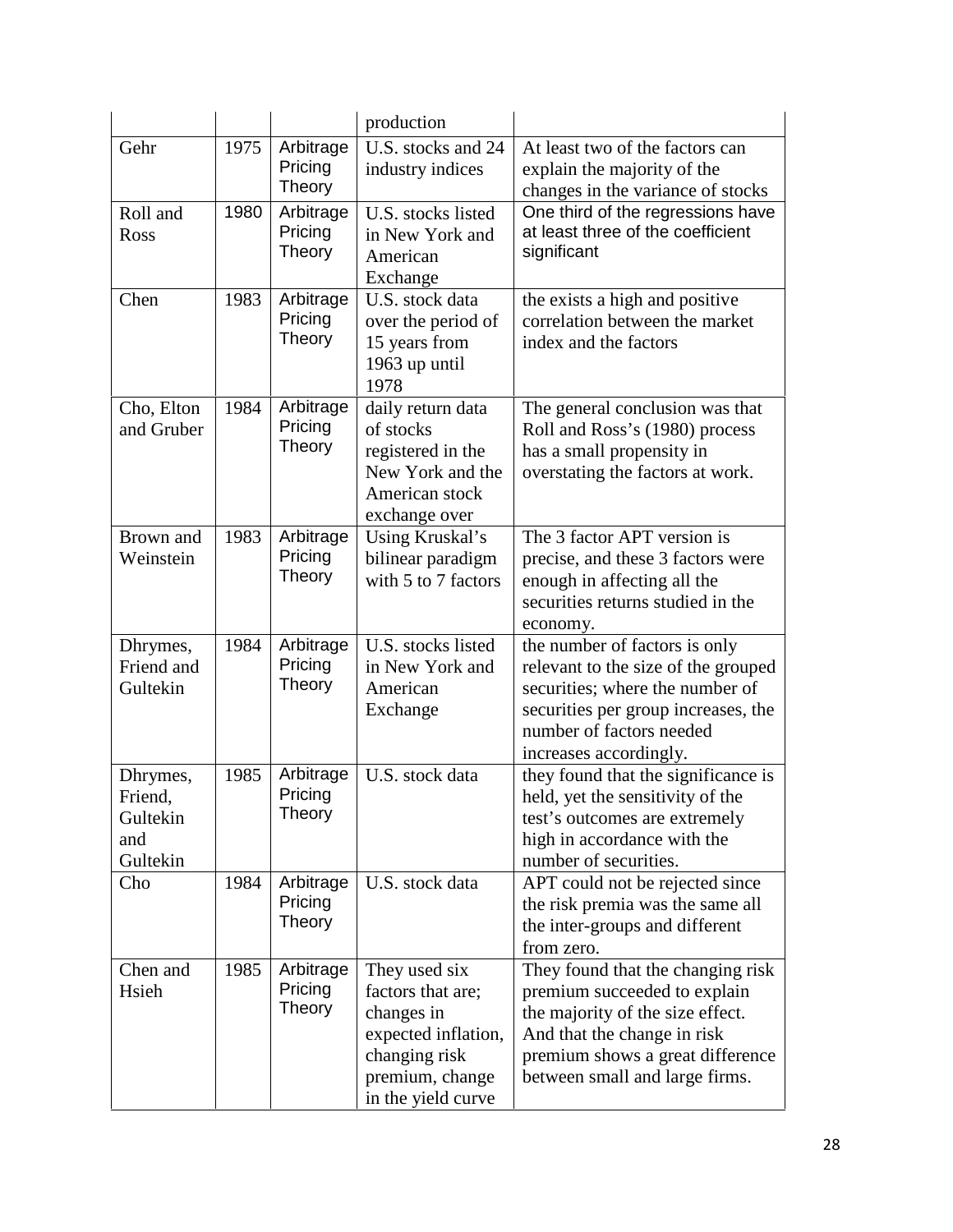| | | | production | |
|---|---|---|---|---|
| Gehr | 1975 | Arbitrage Pricing Theory | U.S. stocks and 24 industry indices | At least two of the factors can explain the majority of the changes in the variance of stocks |
| Roll and Ross | 1980 | Arbitrage Pricing Theory | U.S. stocks listed in New York and American Exchange | One third of the regressions have at least three of the coefficient significant |
| Chen | 1983 | Arbitrage Pricing Theory | U.S. stock data over the period of 15 years from 1963 up until 1978 | the exists a high and positive correlation between the market index and the factors |
| Cho, Elton and Gruber | 1984 | Arbitrage Pricing Theory | daily return data of stocks registered in the New York and the American stock exchange over | The general conclusion was that Roll and Ross's (1980) process has a small propensity in overstating the factors at work. |
| Brown and Weinstein | 1983 | Arbitrage Pricing Theory | Using Kruskal's bilinear paradigm with 5 to 7 factors | The 3 factor APT version is precise, and these 3 factors were enough in affecting all the securities returns studied in the economy. |
| Dhrymes, Friend and Gultekin | 1984 | Arbitrage Pricing Theory | U.S. stocks listed in New York and American Exchange | the number of factors is only relevant to the size of the grouped securities; where the number of securities per group increases, the number of factors needed increases accordingly. |
| Dhrymes, Friend, Gultekin and Gultekin | 1985 | Arbitrage Pricing Theory | U.S. stock data | they found that the significance is held, yet the sensitivity of the test's outcomes are extremely high in accordance with the number of securities. |
| Cho | 1984 | Arbitrage Pricing Theory | U.S. stock data | APT could not be rejected since the risk premia was the same all the inter-groups and different from zero. |
| Chen and Hsieh | 1985 | Arbitrage Pricing Theory | They used six factors that are; changes in expected inflation, changing risk premium, change in the yield curve | They found that the changing risk premium succeeded to explain the majority of the size effect. And that the change in risk premium shows a great difference between small and large firms. |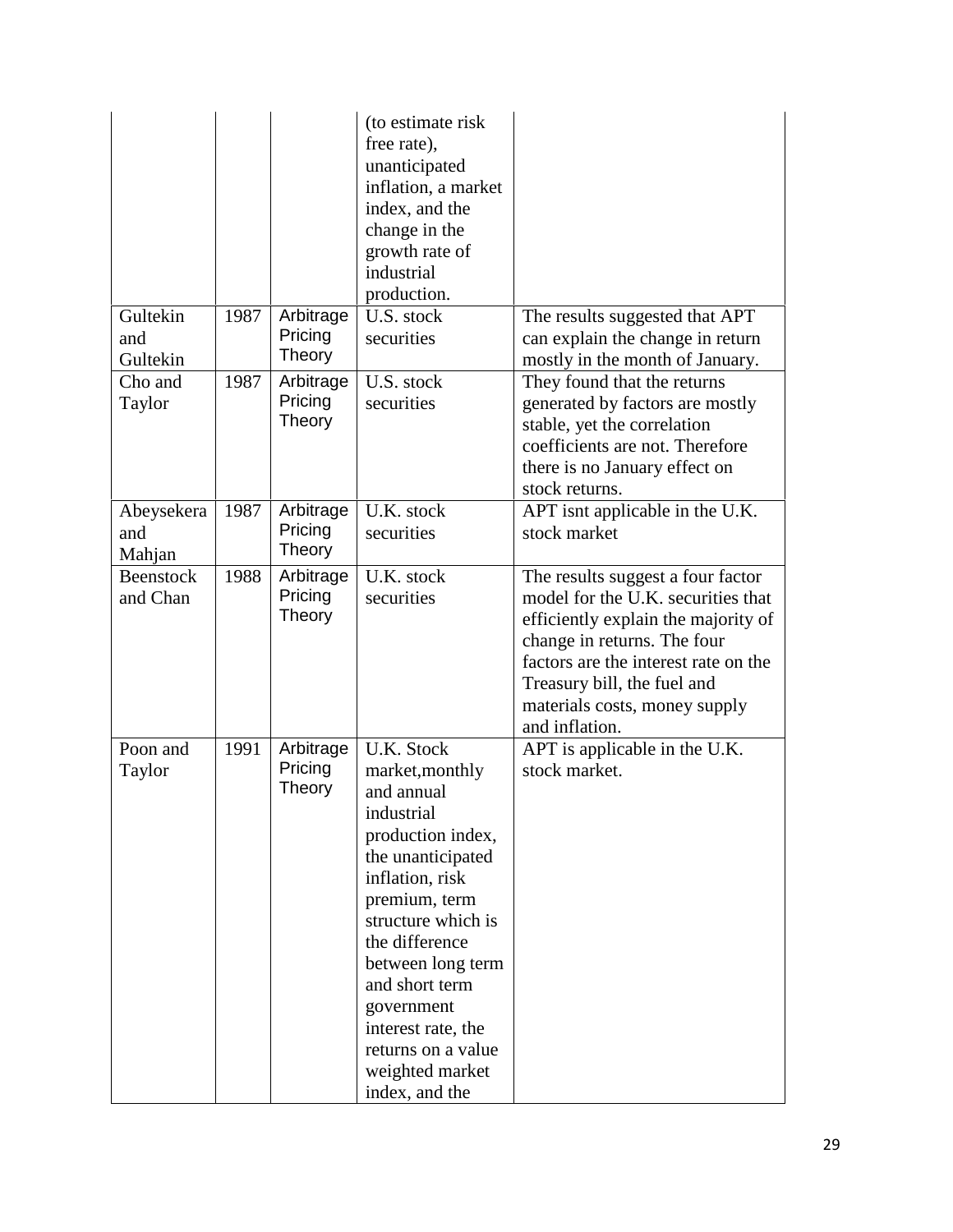| | | | | |
|---|---|---|---|---|
| | | | (to estimate risk free rate), unanticipated inflation, a market index, and the change in the growth rate of industrial production. | |
| Gultekin and Gultekin | 1987 | Arbitrage Pricing Theory | U.S. stock securities | The results suggested that APT can explain the change in return mostly in the month of January. |
| Cho and Taylor | 1987 | Arbitrage Pricing Theory | U.S. stock securities | They found that the returns generated by factors are mostly stable, yet the correlation coefficients are not. Therefore there is no January effect on stock returns. |
| Abeysekera and Mahjan | 1987 | Arbitrage Pricing Theory | U.K. stock securities | APT isnt applicable in the U.K. stock market |
| Beenstock and Chan | 1988 | Arbitrage Pricing Theory | U.K. stock securities | The results suggest a four factor model for the U.K. securities that efficiently explain the majority of change in returns. The four factors are the interest rate on the Treasury bill, the fuel and materials costs, money supply and inflation. |
| Poon and Taylor | 1991 | Arbitrage Pricing Theory | U.K. Stock market,monthly and annual industrial production index, the unanticipated inflation, risk premium, term structure which is the difference between long term and short term government interest rate, the returns on a value weighted market index, and the | APT is applicable in the U.K. stock market. |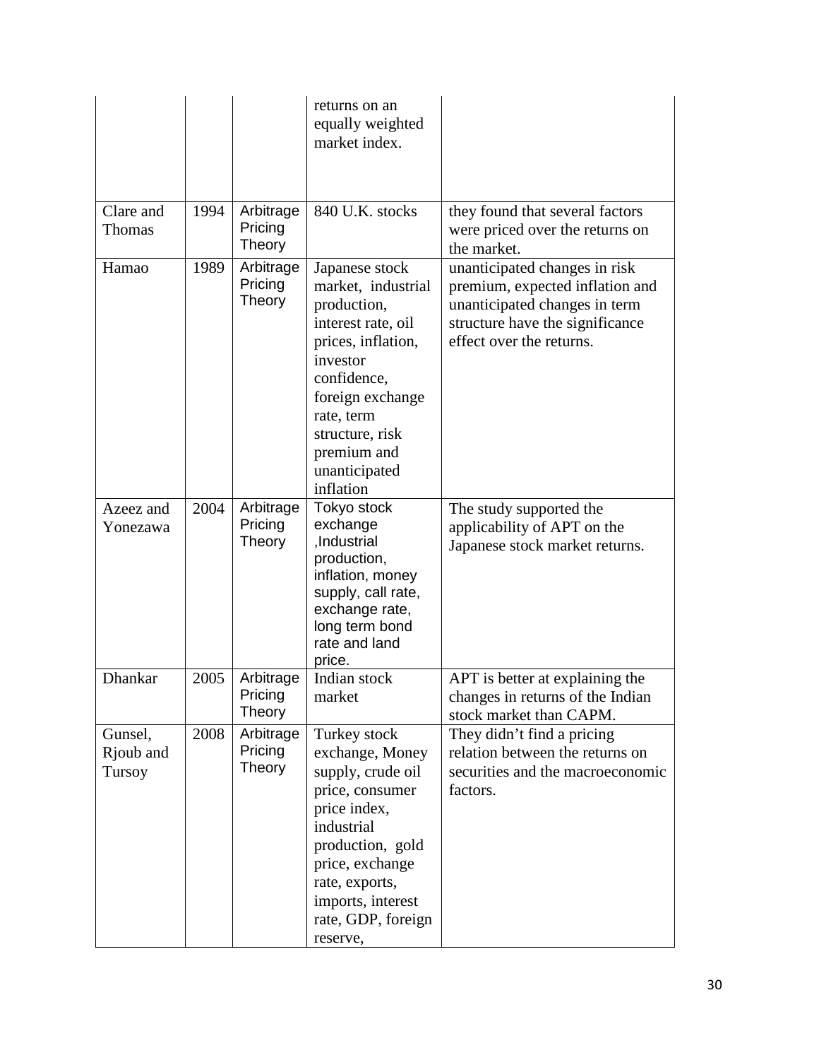| | | | returns on an equally weighted market index. | |
|---|---|---|---|---|
| Clare and Thomas | 1994 | Arbitrage Pricing Theory | 840 U.K. stocks | they found that several factors were priced over the returns on the market. |
| Hamao | 1989 | Arbitrage Pricing Theory | Japanese stock market, industrial production, interest rate, oil prices, inflation, investor confidence, foreign exchange rate, term structure, risk premium and unanticipated inflation | unanticipated changes in risk premium, expected inflation and unanticipated changes in term structure have the significance effect over the returns. |
| Azeez and Yonezawa | 2004 | Arbitrage Pricing Theory | Tokyo stock exchange ,Industrial production, inflation, money supply, call rate, exchange rate, long term bond rate and land price. | The study supported the applicability of APT on the Japanese stock market returns. |
| Dhankar | 2005 | Arbitrage Pricing Theory | Indian stock market | APT is better at explaining the changes in returns of the Indian stock market than CAPM. |
| Gunsel, Rjoub and Tursoy | 2008 | Arbitrage Pricing Theory | Turkey stock exchange, Money supply, crude oil price, consumer price index, industrial production, gold price, exchange rate, exports, imports, interest rate, GDP, foreign reserve, | They didn't find a pricing relation between the returns on securities and the macroeconomic factors. |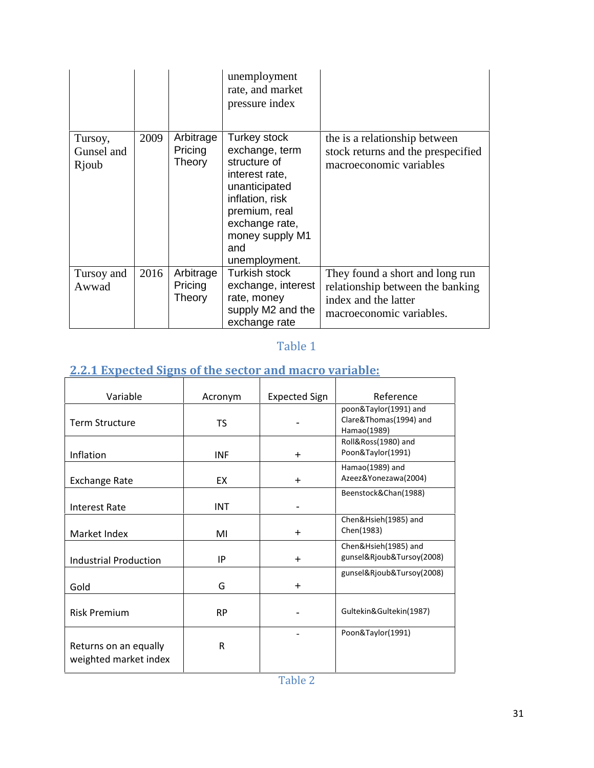| | | | unemployment rate, and market pressure index | |
|---|---|---|---|---|
| Tursoy, Gunsel and Rjoub | 2009 | Arbitrage Pricing Theory | Turkey stock exchange, term structure of interest rate, unanticipated inflation, risk premium, real exchange rate, money supply M1 and unemployment. | the is a relationship between stock returns and the prespecified macroeconomic variables |
| Tursoy and Awwad | 2016 | Arbitrage Pricing Theory | Turkish stock exchange, interest rate, money supply M2 and the exchange rate | They found a short and long run relationship between the banking index and the latter macroeconomic variables. |

Table 1

## 2.2.1 Expected Signs of the sector and macro variable:

| Variable | Acronym | Expected Sign | Reference |
|---|---|---|---|
| Term Structure | TS | - | poon&Taylor(1991) and Clare&Thomas(1994) and Hamao(1989) |
| Inflation | INF | + | Roll&Ross(1980) and Poon&Taylor(1991) |
| Exchange Rate | EX | + | Hamao(1989) and Azeez&Yonezawa(2004) |
| Interest Rate | INT | - | Beenstock&Chan(1988) |
| Market Index | MI | + | Chen&Hsieh(1985) and Chen(1983) |
| Industrial Production | IP | + | Chen&Hsieh(1985) and gunsel&Rjoub&Tursoy(2008) |
| Gold | G | + | gunsel&Rjoub&Tursoy(2008) |
| Risk Premium | RP | - | Gultekin&Gultekin(1987) |
| Returns on an equally weighted market index | R | - | Poon&Taylor(1991) |

Table 2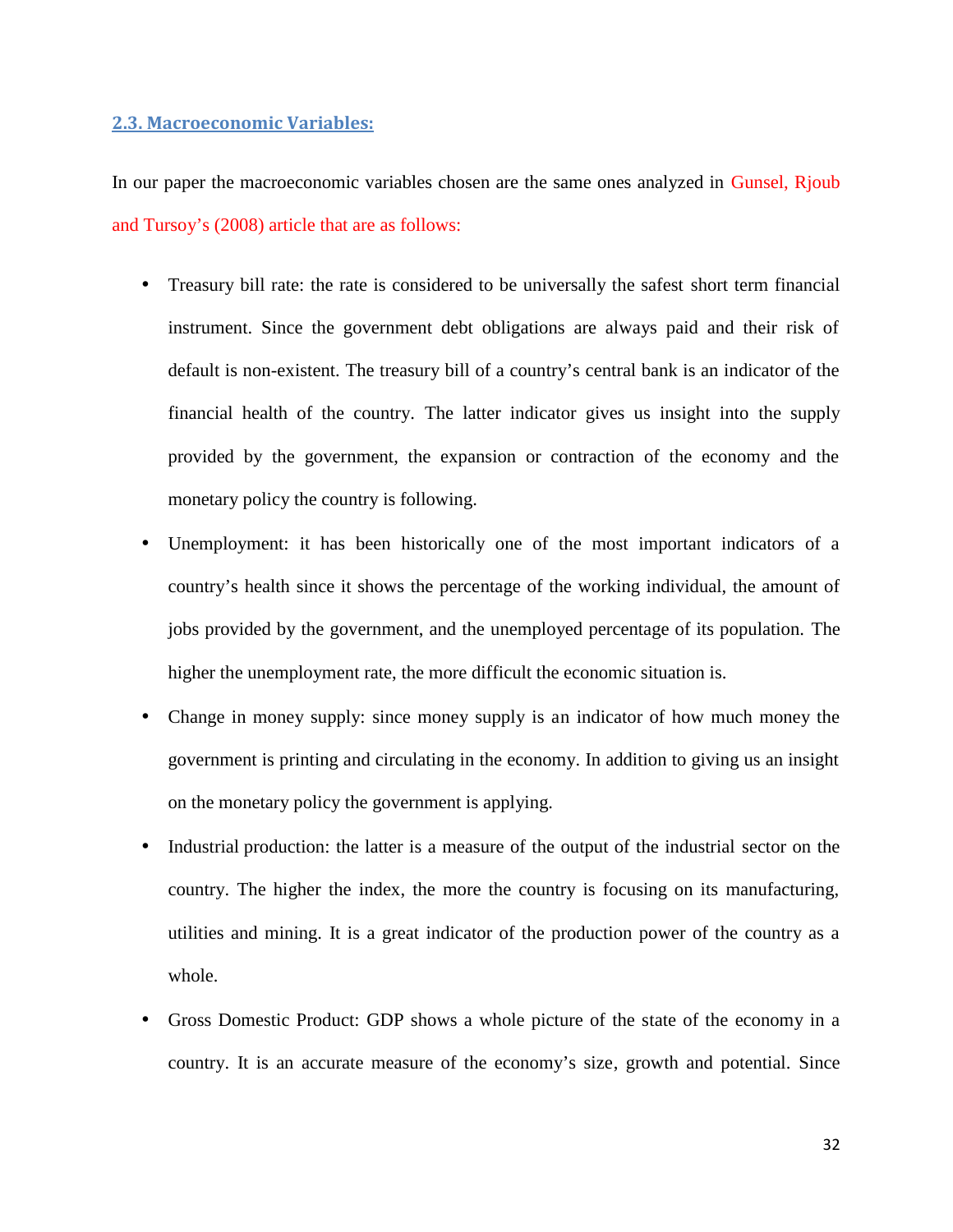## 2.3. Macroeconomic Variables:

In our paper the macroeconomic variables chosen are the same ones analyzed in Gunsel, Rjoub and Tursoy's (2008) article that are as follows:

- Treasury bill rate: the rate is considered to be universally the safest short term financial instrument. Since the government debt obligations are always paid and their risk of default is non-existent. The treasury bill of a country's central bank is an indicator of the financial health of the country. The latter indicator gives us insight into the supply provided by the government, the expansion or contraction of the economy and the monetary policy the country is following.
- Unemployment: it has been historically one of the most important indicators of a country's health since it shows the percentage of the working individual, the amount of jobs provided by the government, and the unemployed percentage of its population. The higher the unemployment rate, the more difficult the economic situation is.
- Change in money supply: since money supply is an indicator of how much money the government is printing and circulating in the economy. In addition to giving us an insight on the monetary policy the government is applying.
- Industrial production: the latter is a measure of the output of the industrial sector on the country. The higher the index, the more the country is focusing on its manufacturing, utilities and mining. It is a great indicator of the production power of the country as a whole.
- Gross Domestic Product: GDP shows a whole picture of the state of the economy in a country. It is an accurate measure of the economy's size, growth and potential. Since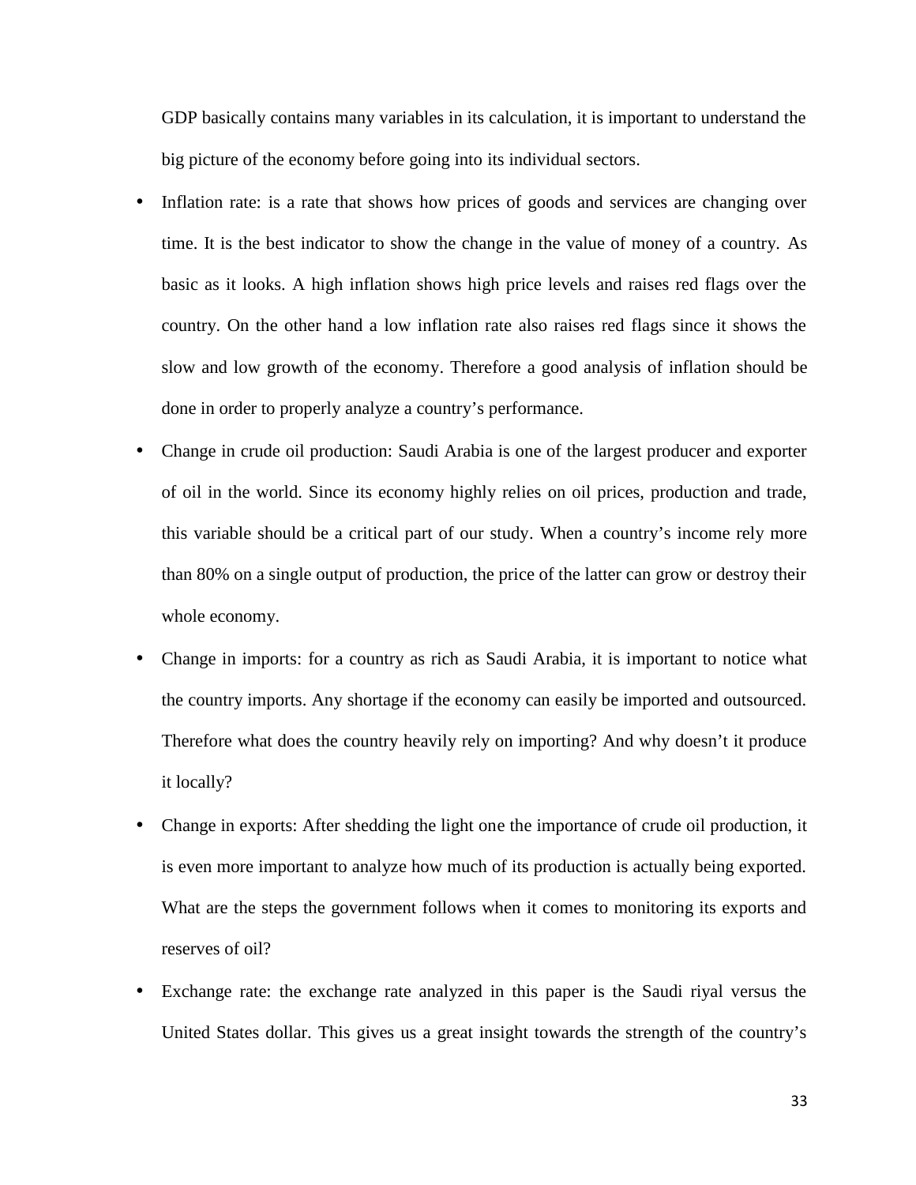GDP basically contains many variables in its calculation, it is important to understand the big picture of the economy before going into its individual sectors.

- Inflation rate: is a rate that shows how prices of goods and services are changing over time. It is the best indicator to show the change in the value of money of a country. As basic as it looks. A high inflation shows high price levels and raises red flags over the country. On the other hand a low inflation rate also raises red flags since it shows the slow and low growth of the economy. Therefore a good analysis of inflation should be done in order to properly analyze a country's performance.
- Change in crude oil production: Saudi Arabia is one of the largest producer and exporter of oil in the world. Since its economy highly relies on oil prices, production and trade, this variable should be a critical part of our study. When a country's income rely more than 80% on a single output of production, the price of the latter can grow or destroy their whole economy.
- Change in imports: for a country as rich as Saudi Arabia, it is important to notice what the country imports. Any shortage if the economy can easily be imported and outsourced. Therefore what does the country heavily rely on importing? And why doesn't it produce it locally?
- Change in exports: After shedding the light one the importance of crude oil production, it is even more important to analyze how much of its production is actually being exported. What are the steps the government follows when it comes to monitoring its exports and reserves of oil?
- Exchange rate: the exchange rate analyzed in this paper is the Saudi riyal versus the United States dollar. This gives us a great insight towards the strength of the country's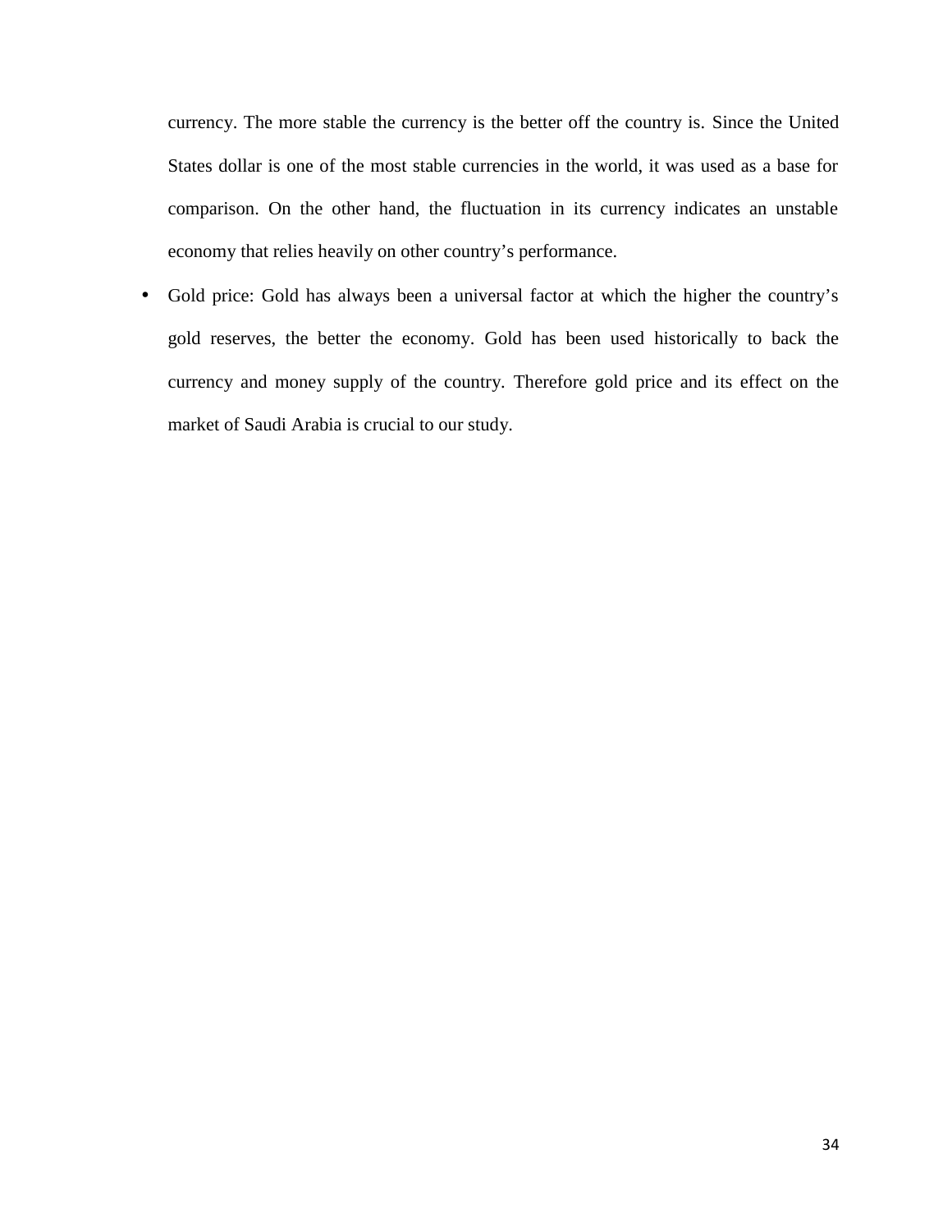currency. The more stable the currency is the better off the country is. Since the United States dollar is one of the most stable currencies in the world, it was used as a base for comparison. On the other hand, the fluctuation in its currency indicates an unstable economy that relies heavily on other country's performance.

- Gold price: Gold has always been a universal factor at which the higher the country's gold reserves, the better the economy. Gold has been used historically to back the currency and money supply of the country. Therefore gold price and its effect on the market of Saudi Arabia is crucial to our study.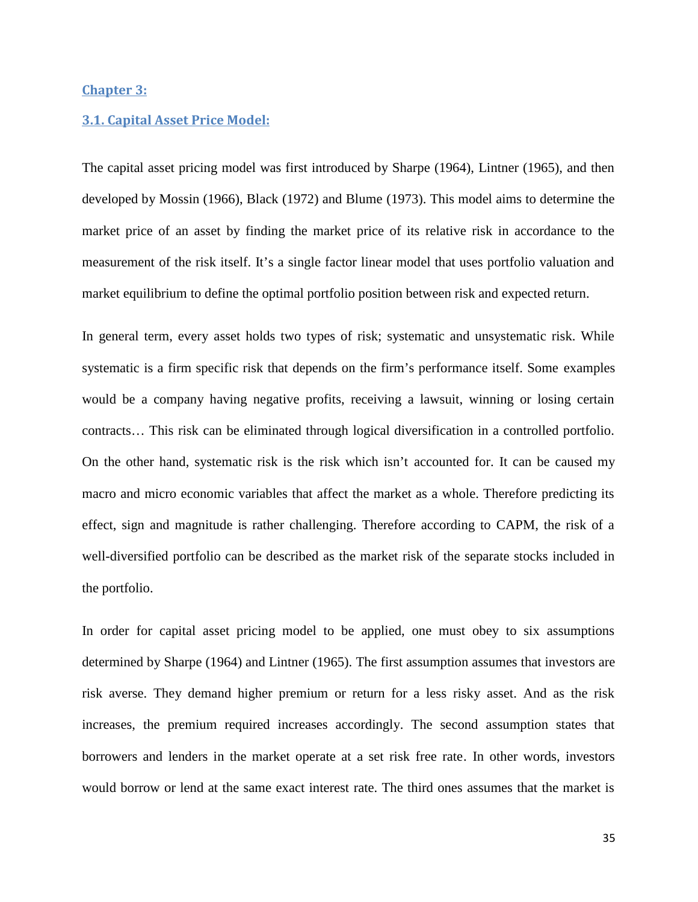## Chapter 3:

### 3.1. Capital Asset Price Model:

The capital asset pricing model was first introduced by Sharpe (1964), Lintner (1965), and then developed by Mossin (1966), Black (1972) and Blume (1973). This model aims to determine the market price of an asset by finding the market price of its relative risk in accordance to the measurement of the risk itself. It's a single factor linear model that uses portfolio valuation and market equilibrium to define the optimal portfolio position between risk and expected return.

In general term, every asset holds two types of risk; systematic and unsystematic risk. While systematic is a firm specific risk that depends on the firm's performance itself. Some examples would be a company having negative profits, receiving a lawsuit, winning or losing certain contracts… This risk can be eliminated through logical diversification in a controlled portfolio. On the other hand, systematic risk is the risk which isn't accounted for. It can be caused my macro and micro economic variables that affect the market as a whole. Therefore predicting its effect, sign and magnitude is rather challenging. Therefore according to CAPM, the risk of a well-diversified portfolio can be described as the market risk of the separate stocks included in the portfolio.

In order for capital asset pricing model to be applied, one must obey to six assumptions determined by Sharpe (1964) and Lintner (1965). The first assumption assumes that investors are risk averse. They demand higher premium or return for a less risky asset. And as the risk increases, the premium required increases accordingly. The second assumption states that borrowers and lenders in the market operate at a set risk free rate. In other words, investors would borrow or lend at the same exact interest rate. The third ones assumes that the market is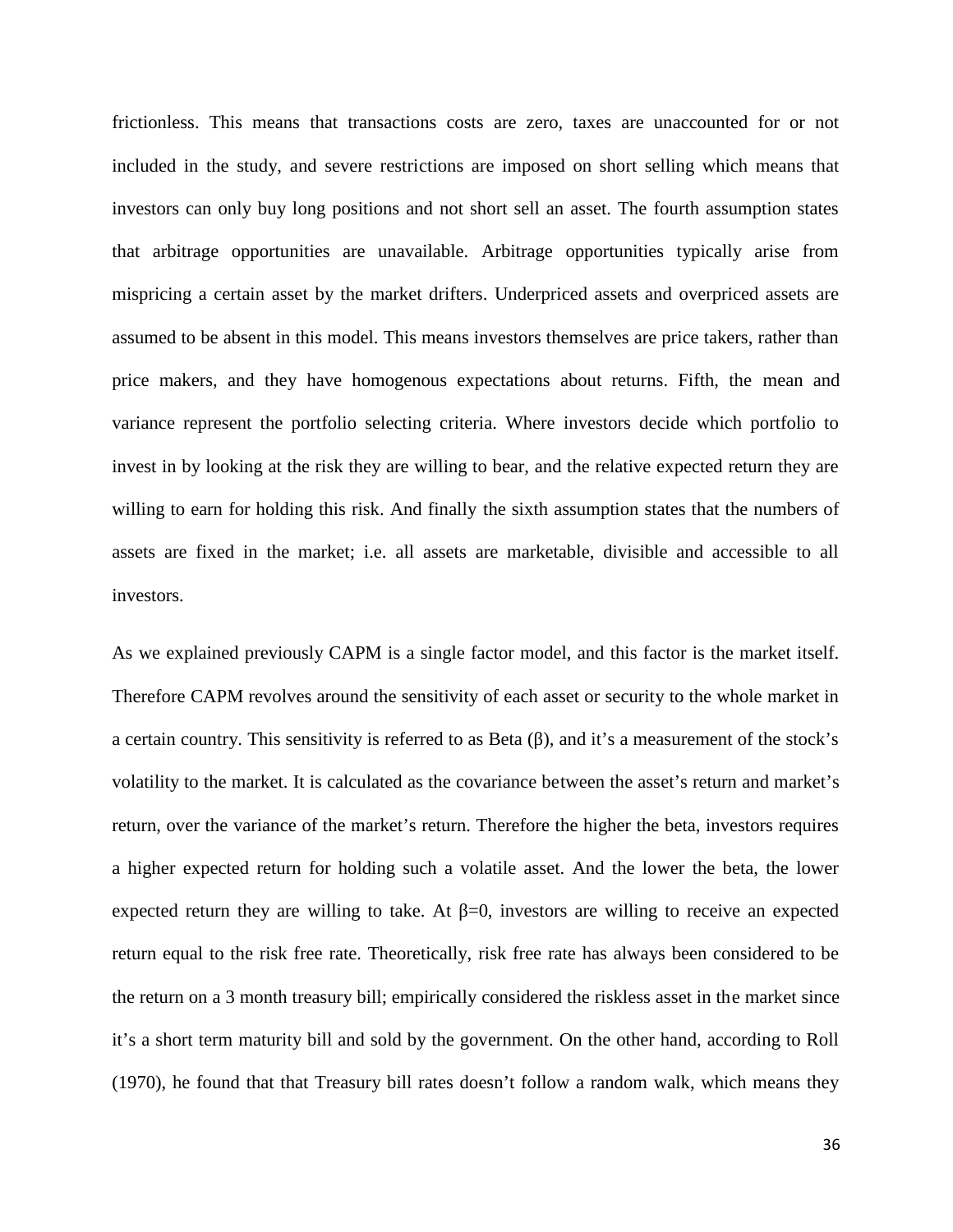frictionless. This means that transactions costs are zero, taxes are unaccounted for or not included in the study, and severe restrictions are imposed on short selling which means that investors can only buy long positions and not short sell an asset. The fourth assumption states that arbitrage opportunities are unavailable. Arbitrage opportunities typically arise from mispricing a certain asset by the market drifters. Underpriced assets and overpriced assets are assumed to be absent in this model. This means investors themselves are price takers, rather than price makers, and they have homogenous expectations about returns. Fifth, the mean and variance represent the portfolio selecting criteria. Where investors decide which portfolio to invest in by looking at the risk they are willing to bear, and the relative expected return they are willing to earn for holding this risk. And finally the sixth assumption states that the numbers of assets are fixed in the market; i.e. all assets are marketable, divisible and accessible to all investors.

As we explained previously CAPM is a single factor model, and this factor is the market itself. Therefore CAPM revolves around the sensitivity of each asset or security to the whole market in a certain country. This sensitivity is referred to as Beta ($\beta$), and it's a measurement of the stock's volatility to the market. It is calculated as the covariance between the asset's return and market's return, over the variance of the market's return. Therefore the higher the beta, investors requires a higher expected return for holding such a volatile asset. And the lower the beta, the lower expected return they are willing to take. At $\beta=0$, investors are willing to receive an expected return equal to the risk free rate. Theoretically, risk free rate has always been considered to be the return on a 3 month treasury bill; empirically considered the riskless asset in the market since it's a short term maturity bill and sold by the government. On the other hand, according to Roll (1970), he found that that Treasury bill rates doesn't follow a random walk, which means they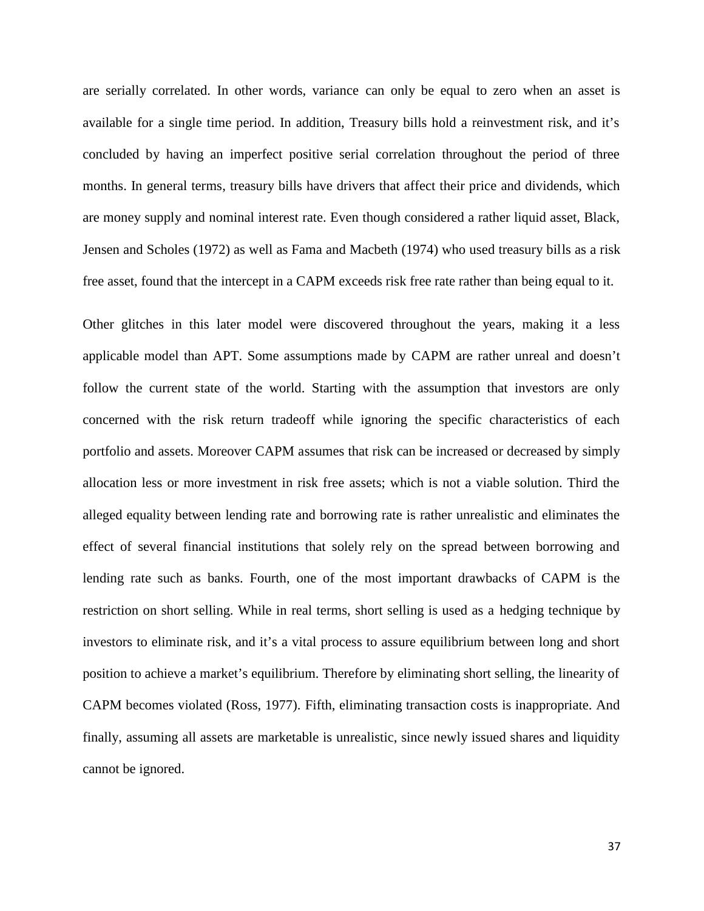are serially correlated. In other words, variance can only be equal to zero when an asset is available for a single time period. In addition, Treasury bills hold a reinvestment risk, and it's concluded by having an imperfect positive serial correlation throughout the period of three months. In general terms, treasury bills have drivers that affect their price and dividends, which are money supply and nominal interest rate. Even though considered a rather liquid asset, Black, Jensen and Scholes (1972) as well as Fama and Macbeth (1974) who used treasury bills as a risk free asset, found that the intercept in a CAPM exceeds risk free rate rather than being equal to it.

Other glitches in this later model were discovered throughout the years, making it a less applicable model than APT. Some assumptions made by CAPM are rather unreal and doesn't follow the current state of the world. Starting with the assumption that investors are only concerned with the risk return tradeoff while ignoring the specific characteristics of each portfolio and assets. Moreover CAPM assumes that risk can be increased or decreased by simply allocation less or more investment in risk free assets; which is not a viable solution. Third the alleged equality between lending rate and borrowing rate is rather unrealistic and eliminates the effect of several financial institutions that solely rely on the spread between borrowing and lending rate such as banks. Fourth, one of the most important drawbacks of CAPM is the restriction on short selling. While in real terms, short selling is used as a hedging technique by investors to eliminate risk, and it's a vital process to assure equilibrium between long and short position to achieve a market's equilibrium. Therefore by eliminating short selling, the linearity of CAPM becomes violated (Ross, 1977). Fifth, eliminating transaction costs is inappropriate. And finally, assuming all assets are marketable is unrealistic, since newly issued shares and liquidity cannot be ignored.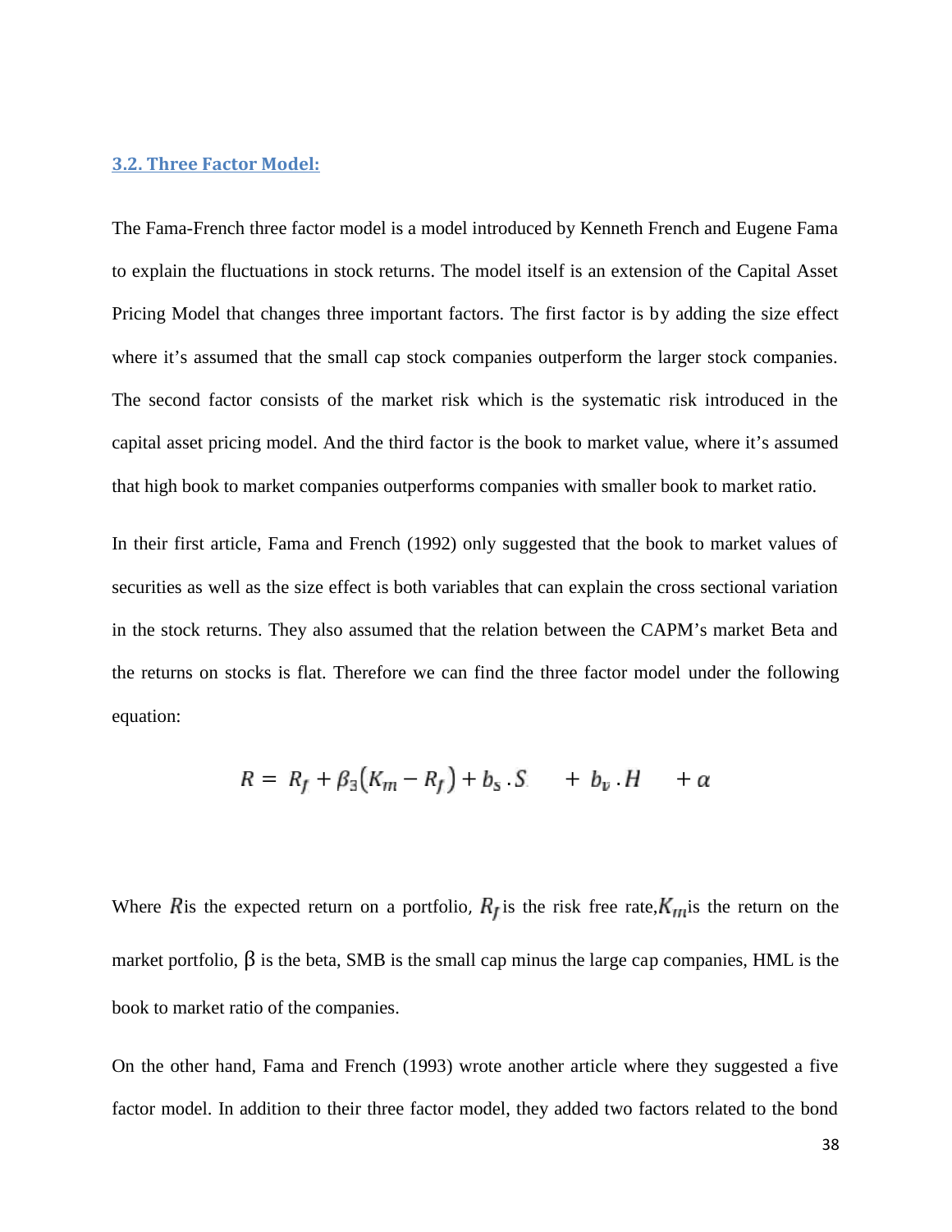### 3.2. Three Factor Model:

The Fama-French three factor model is a model introduced by Kenneth French and Eugene Fama to explain the fluctuations in stock returns. The model itself is an extension of the Capital Asset Pricing Model that changes three important factors. The first factor is by adding the size effect where it's assumed that the small cap stock companies outperform the larger stock companies. The second factor consists of the market risk which is the systematic risk introduced in the capital asset pricing model. And the third factor is the book to market value, where it's assumed that high book to market companies outperforms companies with smaller book to market ratio.

In their first article, Fama and French (1992) only suggested that the book to market values of securities as well as the size effect is both variables that can explain the cross sectional variation in the stock returns. They also assumed that the relation between the CAPM's market Beta and the returns on stocks is flat. Therefore we can find the three factor model under the following equation:

$$R = R_f + \beta_3(K_m - R_f) + b_s . S \quad + b_v . H \quad + \alpha$$

Where $R$ is the expected return on a portfolio, $R_f$ is the risk free rate, $K_m$ is the return on the market portfolio, $\beta$ is the beta, SMB is the small cap minus the large cap companies, HML is the book to market ratio of the companies.

On the other hand, Fama and French (1993) wrote another article where they suggested a five factor model. In addition to their three factor model, they added two factors related to the bond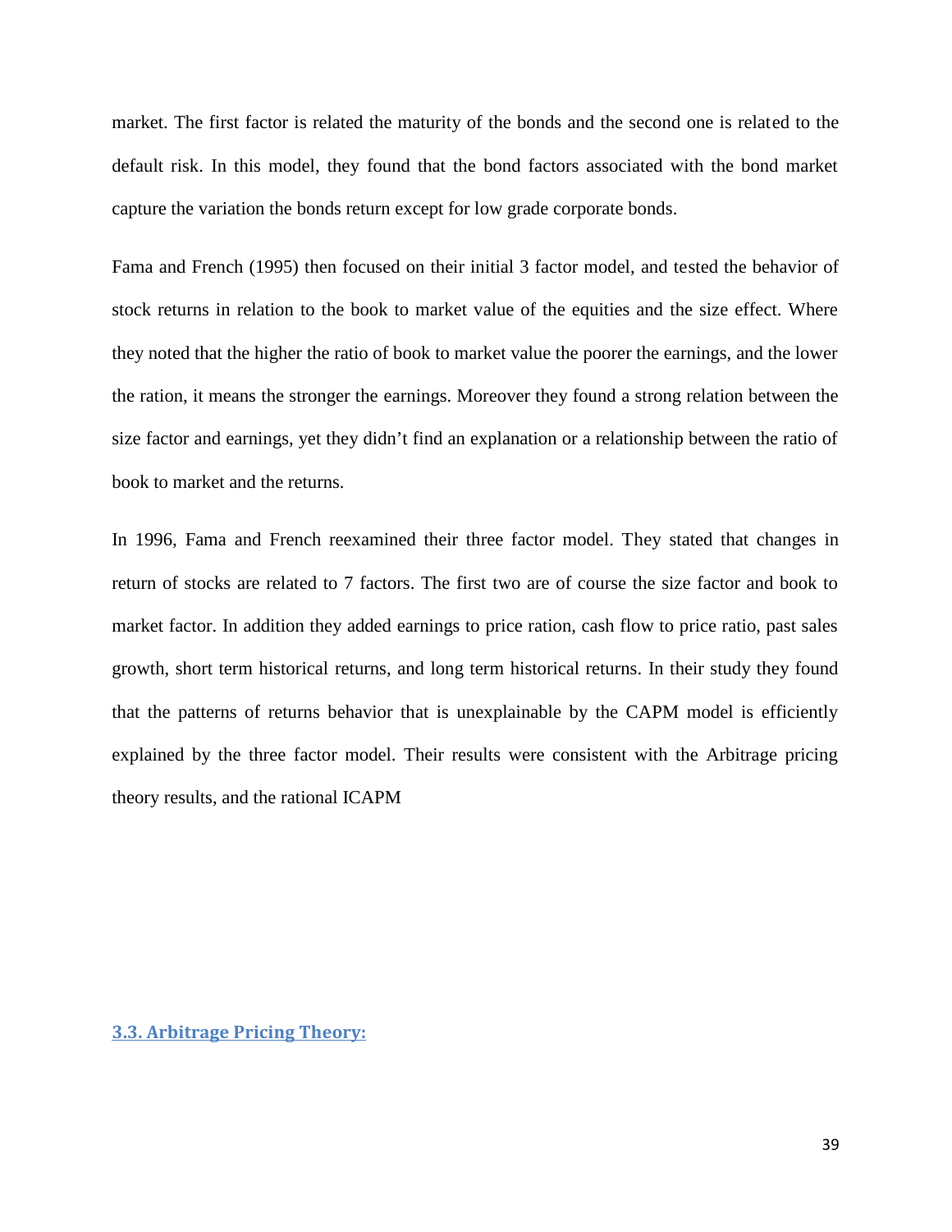market. The first factor is related the maturity of the bonds and the second one is related to the default risk. In this model, they found that the bond factors associated with the bond market capture the variation the bonds return except for low grade corporate bonds.

Fama and French (1995) then focused on their initial 3 factor model, and tested the behavior of stock returns in relation to the book to market value of the equities and the size effect. Where they noted that the higher the ratio of book to market value the poorer the earnings, and the lower the ration, it means the stronger the earnings. Moreover they found a strong relation between the size factor and earnings, yet they didn't find an explanation or a relationship between the ratio of book to market and the returns.

In 1996, Fama and French reexamined their three factor model. They stated that changes in return of stocks are related to 7 factors. The first two are of course the size factor and book to market factor. In addition they added earnings to price ration, cash flow to price ratio, past sales growth, short term historical returns, and long term historical returns. In their study they found that the patterns of returns behavior that is unexplainable by the CAPM model is efficiently explained by the three factor model. Their results were consistent with the Arbitrage pricing theory results, and the rational ICAPM

## 3.3. Arbitrage Pricing Theory: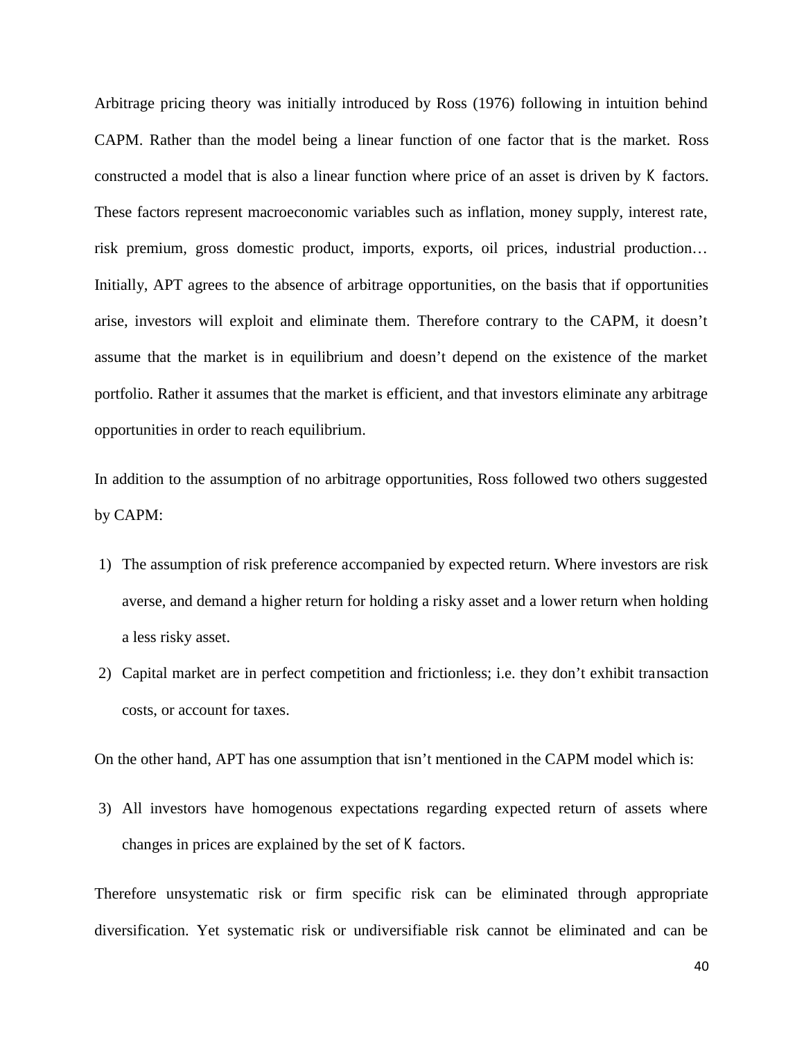Arbitrage pricing theory was initially introduced by Ross (1976) following in intuition behind CAPM. Rather than the model being a linear function of one factor that is the market. Ross constructed a model that is also a linear function where price of an asset is driven by $K$ factors. These factors represent macroeconomic variables such as inflation, money supply, interest rate, risk premium, gross domestic product, imports, exports, oil prices, industrial production… Initially, APT agrees to the absence of arbitrage opportunities, on the basis that if opportunities arise, investors will exploit and eliminate them. Therefore contrary to the CAPM, it doesn't assume that the market is in equilibrium and doesn't depend on the existence of the market portfolio. Rather it assumes that the market is efficient, and that investors eliminate any arbitrage opportunities in order to reach equilibrium.

In addition to the assumption of no arbitrage opportunities, Ross followed two others suggested by CAPM:

1) The assumption of risk preference accompanied by expected return. Where investors are risk averse, and demand a higher return for holding a risky asset and a lower return when holding a less risky asset.
2) Capital market are in perfect competition and frictionless; i.e. they don't exhibit transaction costs, or account for taxes.

On the other hand, APT has one assumption that isn't mentioned in the CAPM model which is:

3) All investors have homogenous expectations regarding expected return of assets where changes in prices are explained by the set of $K$ factors.

Therefore unsystematic risk or firm specific risk can be eliminated through appropriate diversification. Yet systematic risk or undiversifiable risk cannot be eliminated and can be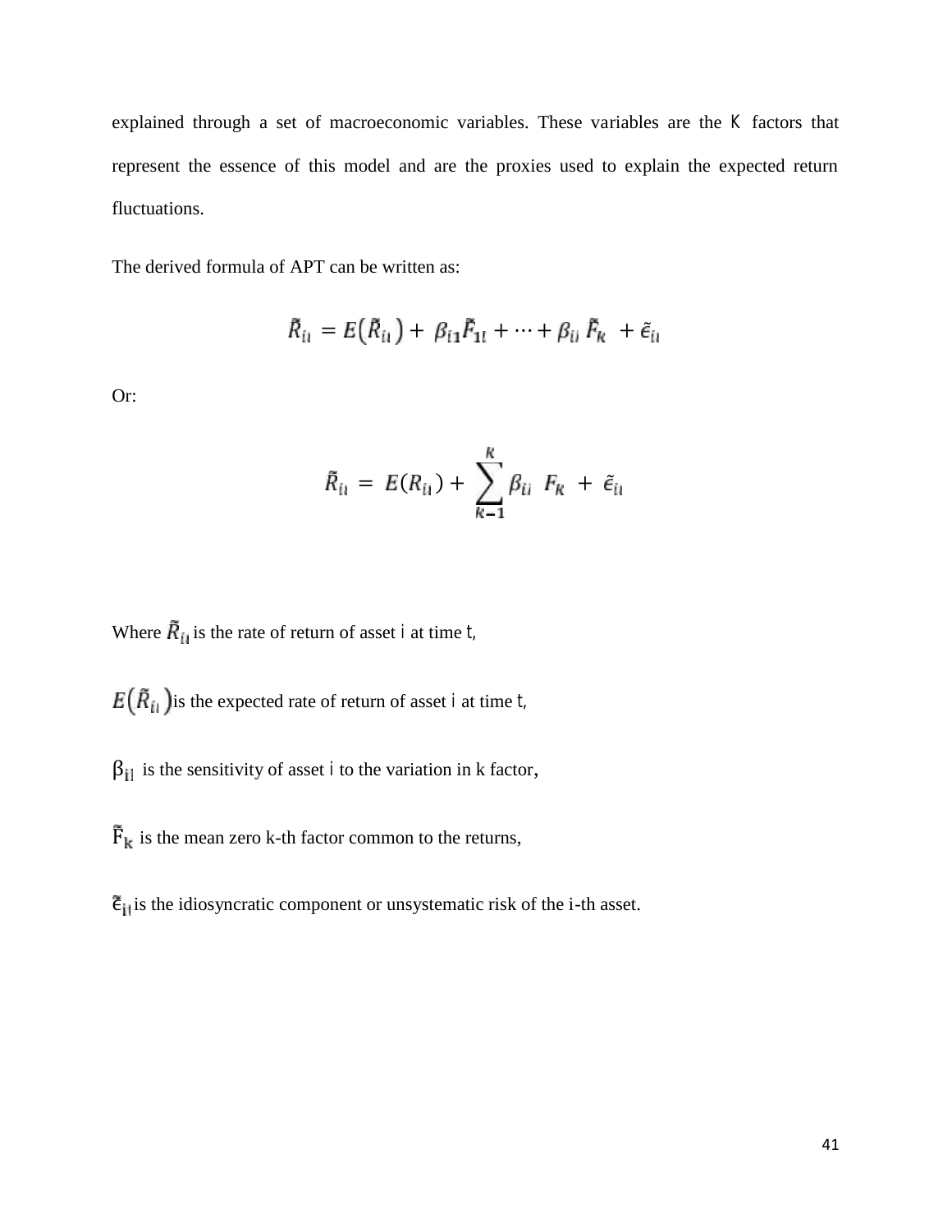explained through a set of macroeconomic variables. These variables are the $K$ factors that represent the essence of this model and are the proxies used to explain the expected return fluctuations.

The derived formula of APT can be written as:

$$\tilde{R}_{it} = E(\tilde{R}_{it}) + \beta_{i1}\tilde{F}_{1t} + \cdots + \beta_{it}\tilde{F}_{K} + \tilde{\epsilon}_{it}$$

Or:

$$\tilde{R}_{it} = E(R_{it}) + \sum_{K-1}^{K} \beta_{it} F_{K} + \tilde{\epsilon}_{it}$$

Where $\tilde{R}_{it}$ is the rate of return of asset $i$ at time $t$,

$E(\tilde{R}_{it})$ is the expected rate of return of asset $i$ at time $t$,

$\beta_{it}$ is the sensitivity of asset $i$ to the variation in k factor,

$\tilde{F}_{k}$ is the mean zero k-th factor common to the returns,

$\tilde{\epsilon}_{it}$ is the idiosyncratic component or unsystematic risk of the i-th asset.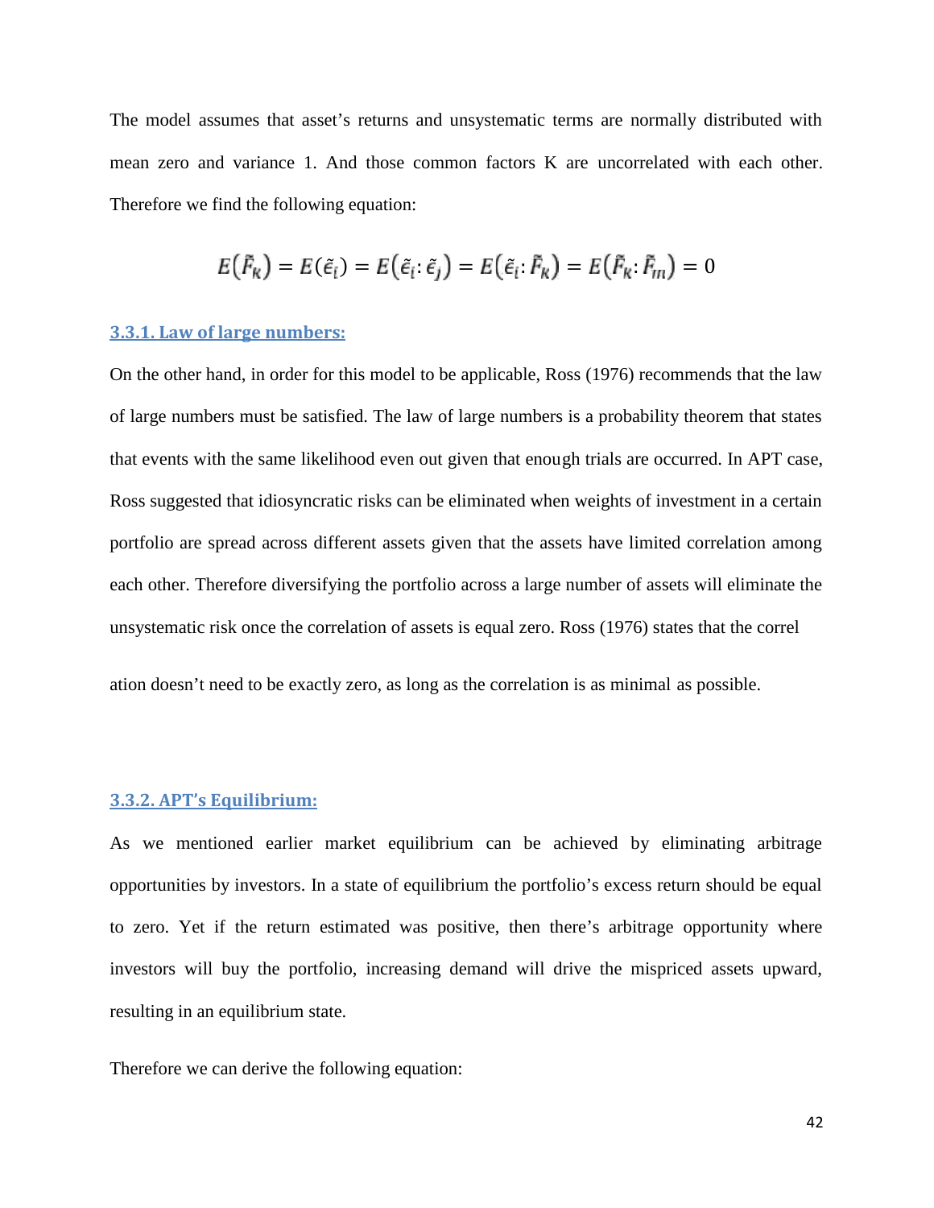The model assumes that asset's returns and unsystematic terms are normally distributed with mean zero and variance 1. And those common factors K are uncorrelated with each other. Therefore we find the following equation:

$$E(\tilde{F}_k) = E(\tilde{\epsilon}_i) = E(\tilde{\epsilon}_i : \tilde{\epsilon}_j) = E(\tilde{\epsilon}_i : \tilde{F}_k) = E(\tilde{F}_k : \tilde{F}_m) = 0$$

### 3.3.1. Law of large numbers:

On the other hand, in order for this model to be applicable, Ross (1976) recommends that the law of large numbers must be satisfied. The law of large numbers is a probability theorem that states that events with the same likelihood even out given that enough trials are occurred. In APT case, Ross suggested that idiosyncratic risks can be eliminated when weights of investment in a certain portfolio are spread across different assets given that the assets have limited correlation among each other. Therefore diversifying the portfolio across a large number of assets will eliminate the unsystematic risk once the correlation of assets is equal zero. Ross (1976) states that the correl

ation doesn't need to be exactly zero, as long as the correlation is as minimal as possible.

### 3.3.2. APT's Equilibrium:

As we mentioned earlier market equilibrium can be achieved by eliminating arbitrage opportunities by investors. In a state of equilibrium the portfolio's excess return should be equal to zero. Yet if the return estimated was positive, then there's arbitrage opportunity where investors will buy the portfolio, increasing demand will drive the mispriced assets upward, resulting in an equilibrium state.

Therefore we can derive the following equation: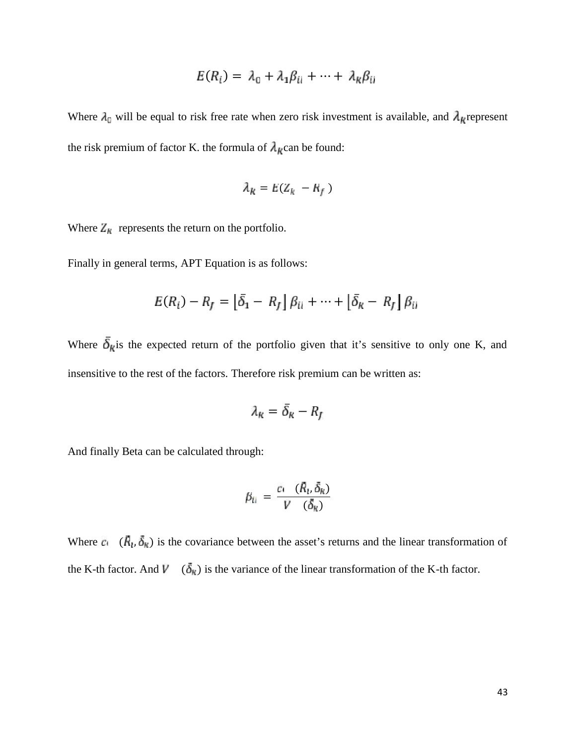$$E(R_i) = \lambda_0 + \lambda_1 \beta_{i1} + \cdots + \lambda_K \beta_{iK}$$

Where $\lambda_0$ will be equal to risk free rate when zero risk investment is available, and $\lambda_K$ represent the risk premium of factor K. the formula of $\lambda_K$ can be found:

$$\lambda_K = E(Z_K - R_f)$$

Where $Z_K$ represents the return on the portfolio.

Finally in general terms, APT Equation is as follows:

$$E(R_i) - R_f = \left[\bar{\delta}_1 - R_f\right] \beta_{i1} + \cdots + \left[\bar{\delta}_K - R_f\right] \beta_{iK}$$

Where $\bar{\delta}_K$ is the expected return of the portfolio given that it's sensitive to only one K, and insensitive to the rest of the factors. Therefore risk premium can be written as:

$$\lambda_K = \bar{\delta}_K - R_f$$

And finally Beta can be calculated through:

$$\beta_{iK} = \frac{Cov(\bar{R}_i, \bar{\delta}_K)}{Var(\bar{\delta}_K)}$$

Where $Cov(\bar{R}_i, \bar{\delta}_K)$ is the covariance between the asset's returns and the linear transformation of the K-th factor. And $Var(\bar{\delta}_K)$ is the variance of the linear transformation of the K-th factor.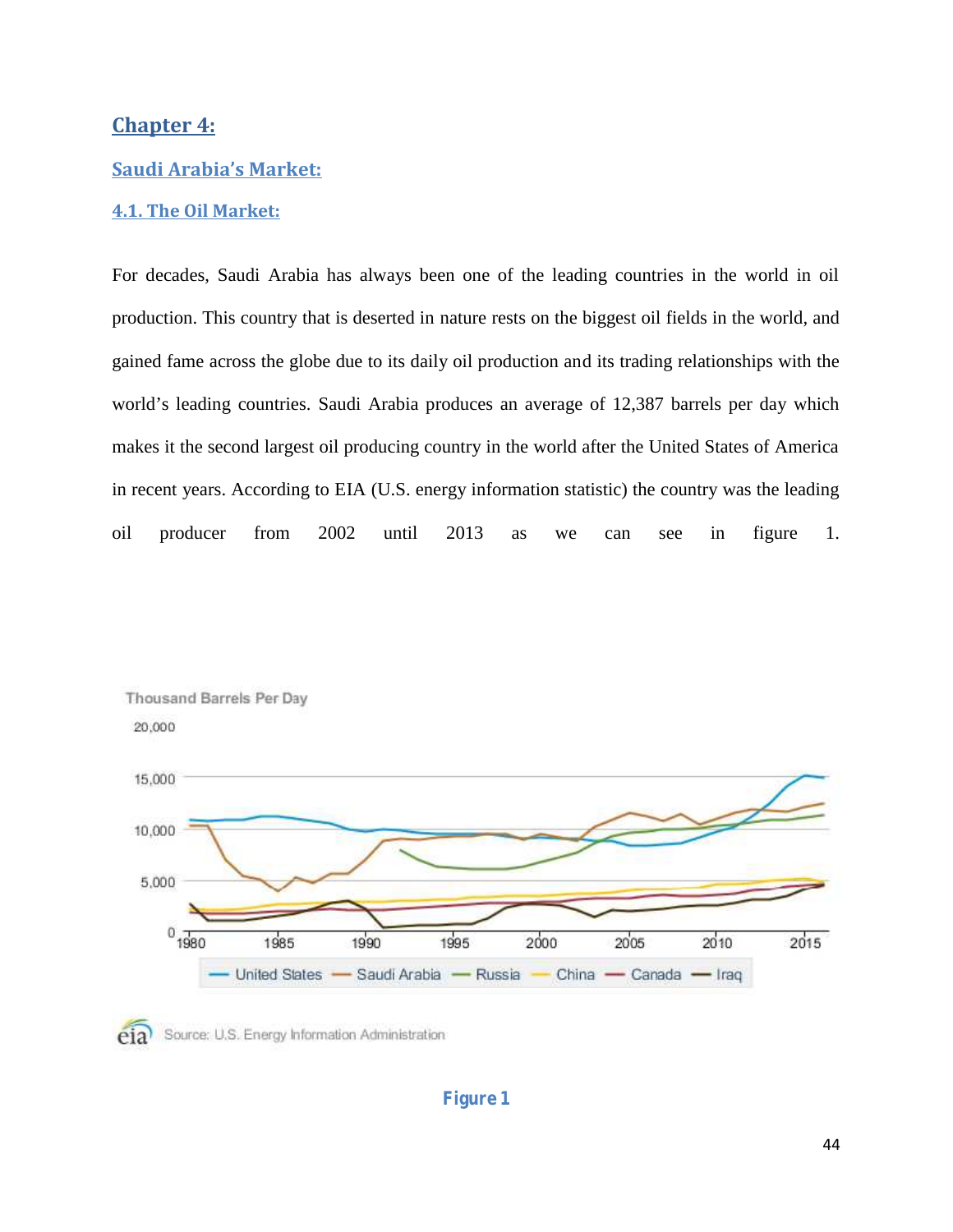# Chapter 4:

## Saudi Arabia's Market:

### 4.1. The Oil Market:

For decades, Saudi Arabia has always been one of the leading countries in the world in oil production. This country that is deserted in nature rests on the biggest oil fields in the world, and gained fame across the globe due to its daily oil production and its trading relationships with the world's leading countries. Saudi Arabia produces an average of 12,387 barrels per day which makes it the second largest oil producing country in the world after the United States of America in recent years. According to EIA (U.S. energy information statistic) the country was the leading oil producer from 2002 until 2013 as we can see in figure 1.

Thousand Barrels Per Day

Source: U.S. Energy Information Administration

Figure 1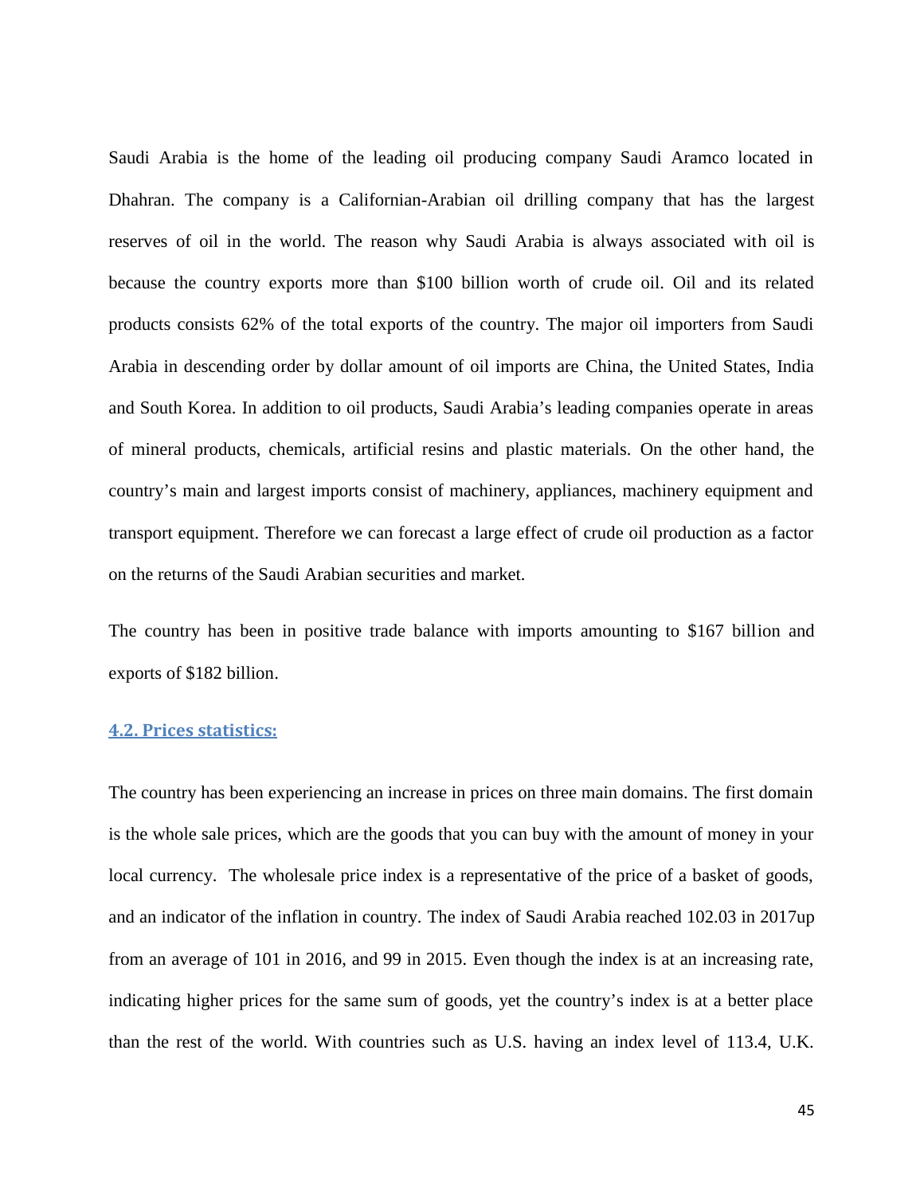Saudi Arabia is the home of the leading oil producing company Saudi Aramco located in Dhahran. The company is a Californian-Arabian oil drilling company that has the largest reserves of oil in the world. The reason why Saudi Arabia is always associated with oil is because the country exports more than $100 billion worth of crude oil. Oil and its related products consists 62% of the total exports of the country. The major oil importers from Saudi Arabia in descending order by dollar amount of oil imports are China, the United States, India and South Korea. In addition to oil products, Saudi Arabia's leading companies operate in areas of mineral products, chemicals, artificial resins and plastic materials. On the other hand, the country's main and largest imports consist of machinery, appliances, machinery equipment and transport equipment. Therefore we can forecast a large effect of crude oil production as a factor on the returns of the Saudi Arabian securities and market.

The country has been in positive trade balance with imports amounting to $167 billion and exports of $182 billion.

### 4.2. Prices statistics:

The country has been experiencing an increase in prices on three main domains. The first domain is the whole sale prices, which are the goods that you can buy with the amount of money in your local currency. The wholesale price index is a representative of the price of a basket of goods, and an indicator of the inflation in country. The index of Saudi Arabia reached 102.03 in 2017up from an average of 101 in 2016, and 99 in 2015. Even though the index is at an increasing rate, indicating higher prices for the same sum of goods, yet the country's index is at a better place than the rest of the world. With countries such as U.S. having an index level of 113.4, U.K.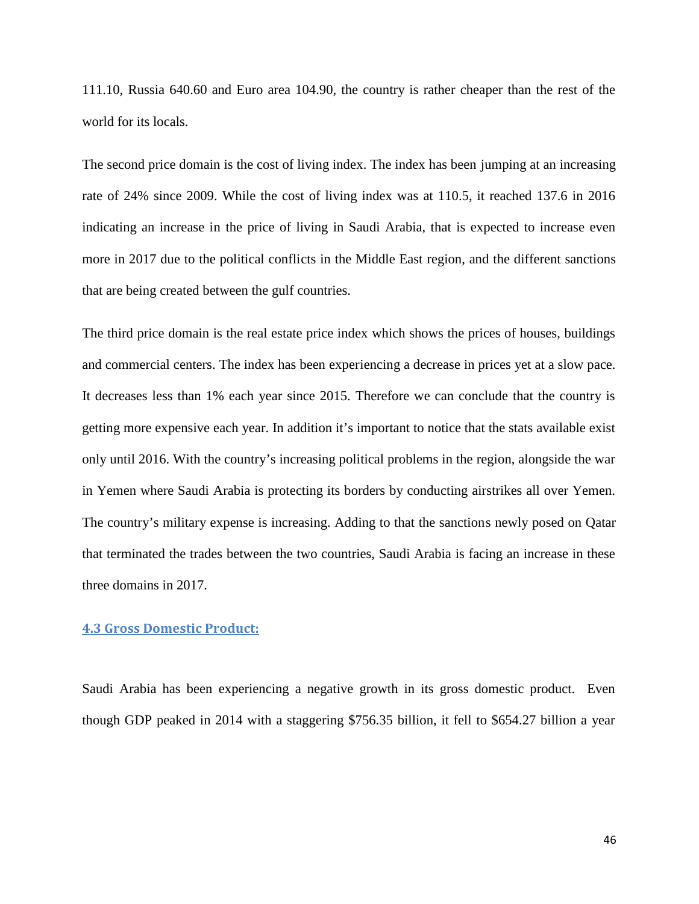111.10, Russia 640.60 and Euro area 104.90, the country is rather cheaper than the rest of the world for its locals.

The second price domain is the cost of living index. The index has been jumping at an increasing rate of 24% since 2009. While the cost of living index was at 110.5, it reached 137.6 in 2016 indicating an increase in the price of living in Saudi Arabia, that is expected to increase even more in 2017 due to the political conflicts in the Middle East region, and the different sanctions that are being created between the gulf countries.

The third price domain is the real estate price index which shows the prices of houses, buildings and commercial centers. The index has been experiencing a decrease in prices yet at a slow pace. It decreases less than 1% each year since 2015. Therefore we can conclude that the country is getting more expensive each year. In addition it's important to notice that the stats available exist only until 2016. With the country's increasing political problems in the region, alongside the war in Yemen where Saudi Arabia is protecting its borders by conducting airstrikes all over Yemen. The country's military expense is increasing. Adding to that the sanctions newly posed on Qatar that terminated the trades between the two countries, Saudi Arabia is facing an increase in these three domains in 2017.

### 4.3 Gross Domestic Product:

Saudi Arabia has been experiencing a negative growth in its gross domestic product. Even though GDP peaked in 2014 with a staggering $756.35 billion, it fell to $654.27 billion a year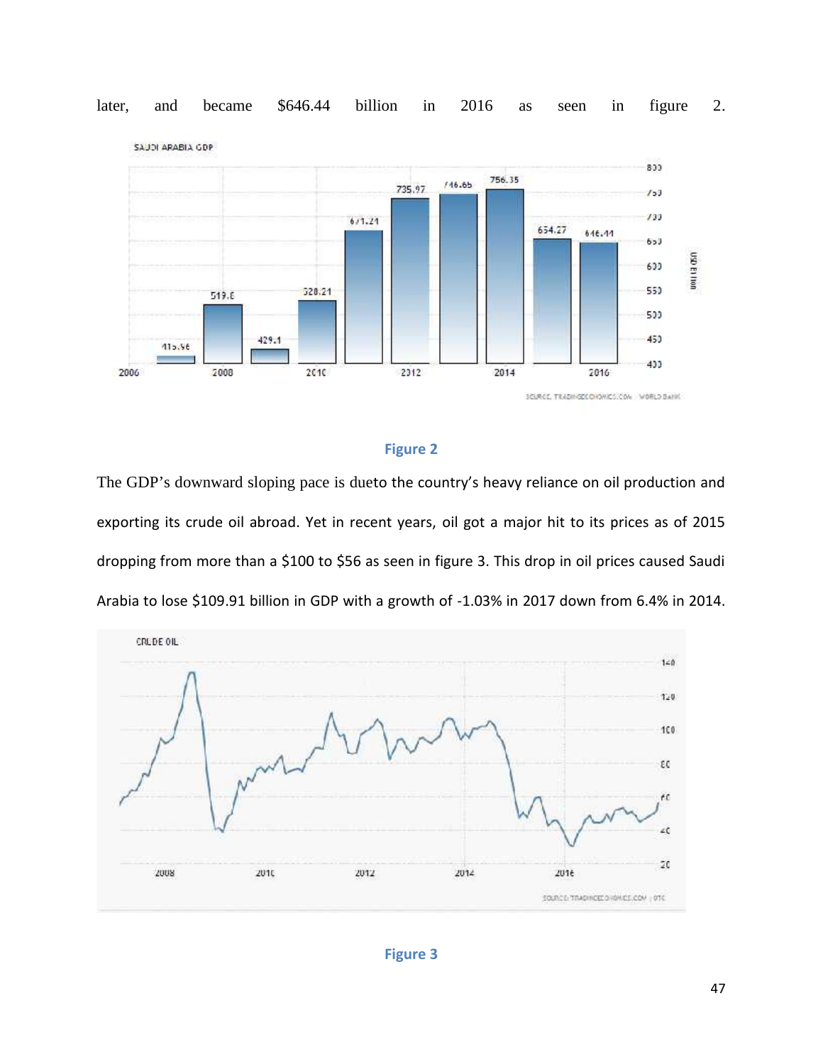later, and became $646.44 billion in 2016 as seen in figure 2.

Figure 2

The GDP's downward sloping pace is dueto the country's heavy reliance on oil production and exporting its crude oil abroad. Yet in recent years, oil got a major hit to its prices as of 2015 dropping from more than a $100 to $56 as seen in figure 3. This drop in oil prices caused Saudi Arabia to lose $109.91 billion in GDP with a growth of -1.03% in 2017 down from 6.4% in 2014.

Figure 3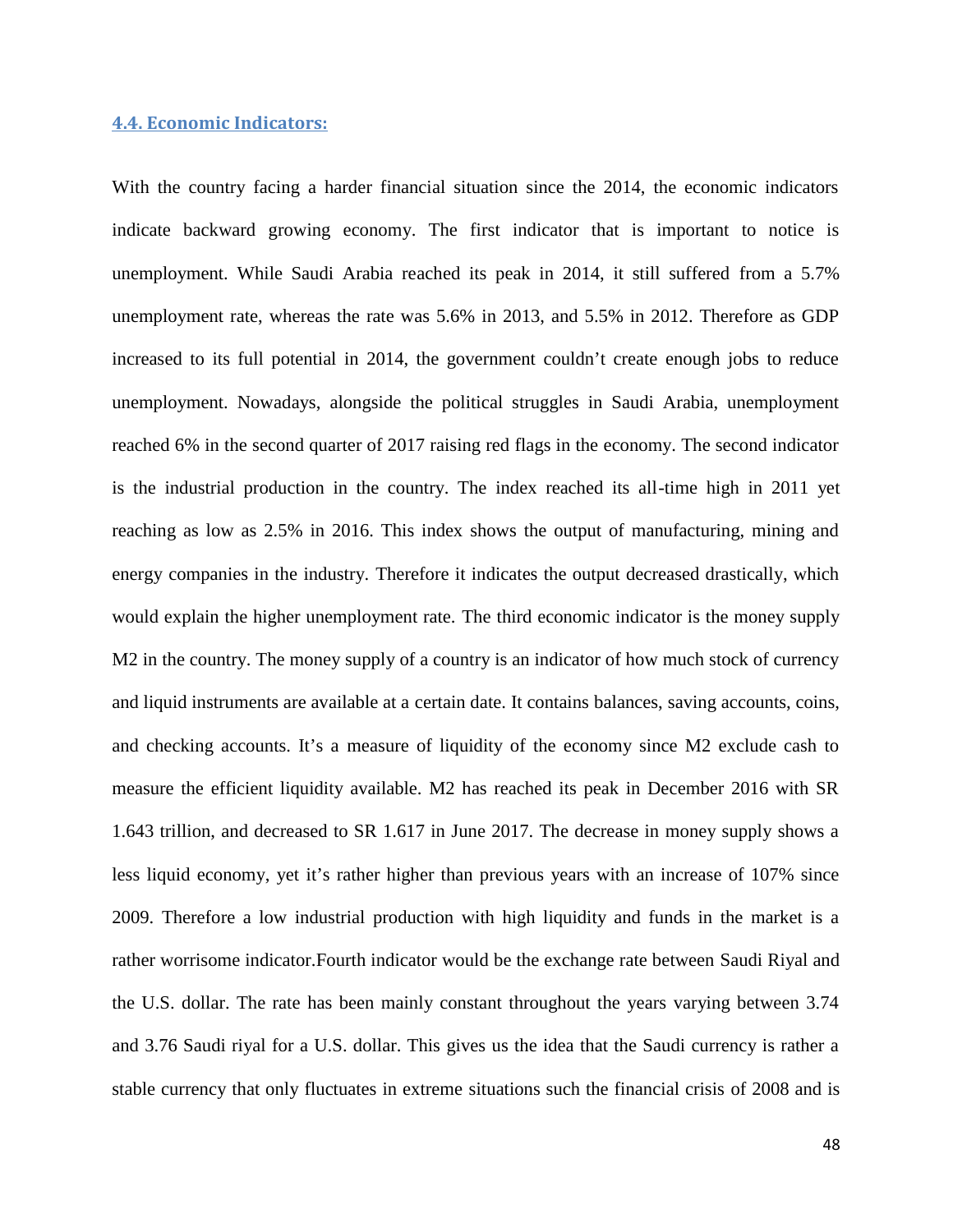### 4.4. Economic Indicators:

With the country facing a harder financial situation since the 2014, the economic indicators indicate backward growing economy. The first indicator that is important to notice is unemployment. While Saudi Arabia reached its peak in 2014, it still suffered from a 5.7% unemployment rate, whereas the rate was 5.6% in 2013, and 5.5% in 2012. Therefore as GDP increased to its full potential in 2014, the government couldn't create enough jobs to reduce unemployment. Nowadays, alongside the political struggles in Saudi Arabia, unemployment reached 6% in the second quarter of 2017 raising red flags in the economy. The second indicator is the industrial production in the country. The index reached its all-time high in 2011 yet reaching as low as 2.5% in 2016. This index shows the output of manufacturing, mining and energy companies in the industry. Therefore it indicates the output decreased drastically, which would explain the higher unemployment rate. The third economic indicator is the money supply M2 in the country. The money supply of a country is an indicator of how much stock of currency and liquid instruments are available at a certain date. It contains balances, saving accounts, coins, and checking accounts. It's a measure of liquidity of the economy since M2 exclude cash to measure the efficient liquidity available. M2 has reached its peak in December 2016 with SR 1.643 trillion, and decreased to SR 1.617 in June 2017. The decrease in money supply shows a less liquid economy, yet it's rather higher than previous years with an increase of 107% since 2009. Therefore a low industrial production with high liquidity and funds in the market is a rather worrisome indicator.Fourth indicator would be the exchange rate between Saudi Riyal and the U.S. dollar. The rate has been mainly constant throughout the years varying between 3.74 and 3.76 Saudi riyal for a U.S. dollar. This gives us the idea that the Saudi currency is rather a stable currency that only fluctuates in extreme situations such the financial crisis of 2008 and is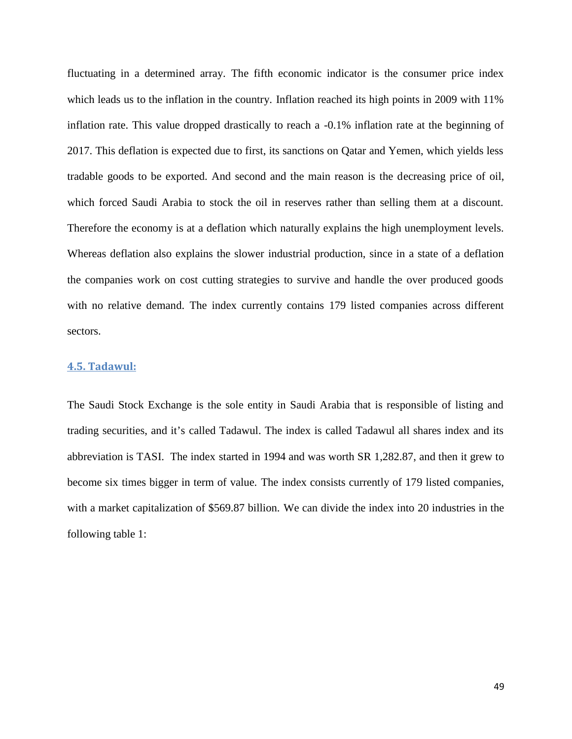fluctuating in a determined array. The fifth economic indicator is the consumer price index which leads us to the inflation in the country. Inflation reached its high points in 2009 with 11% inflation rate. This value dropped drastically to reach a -0.1% inflation rate at the beginning of 2017. This deflation is expected due to first, its sanctions on Qatar and Yemen, which yields less tradable goods to be exported. And second and the main reason is the decreasing price of oil, which forced Saudi Arabia to stock the oil in reserves rather than selling them at a discount. Therefore the economy is at a deflation which naturally explains the high unemployment levels. Whereas deflation also explains the slower industrial production, since in a state of a deflation the companies work on cost cutting strategies to survive and handle the over produced goods with no relative demand. The index currently contains 179 listed companies across different sectors.

## 4.5. Tadawul:

The Saudi Stock Exchange is the sole entity in Saudi Arabia that is responsible of listing and trading securities, and it's called Tadawul. The index is called Tadawul all shares index and its abbreviation is TASI. The index started in 1994 and was worth SR 1,282.87, and then it grew to become six times bigger in term of value. The index consists currently of 179 listed companies, with a market capitalization of $569.87 billion. We can divide the index into 20 industries in the following table 1: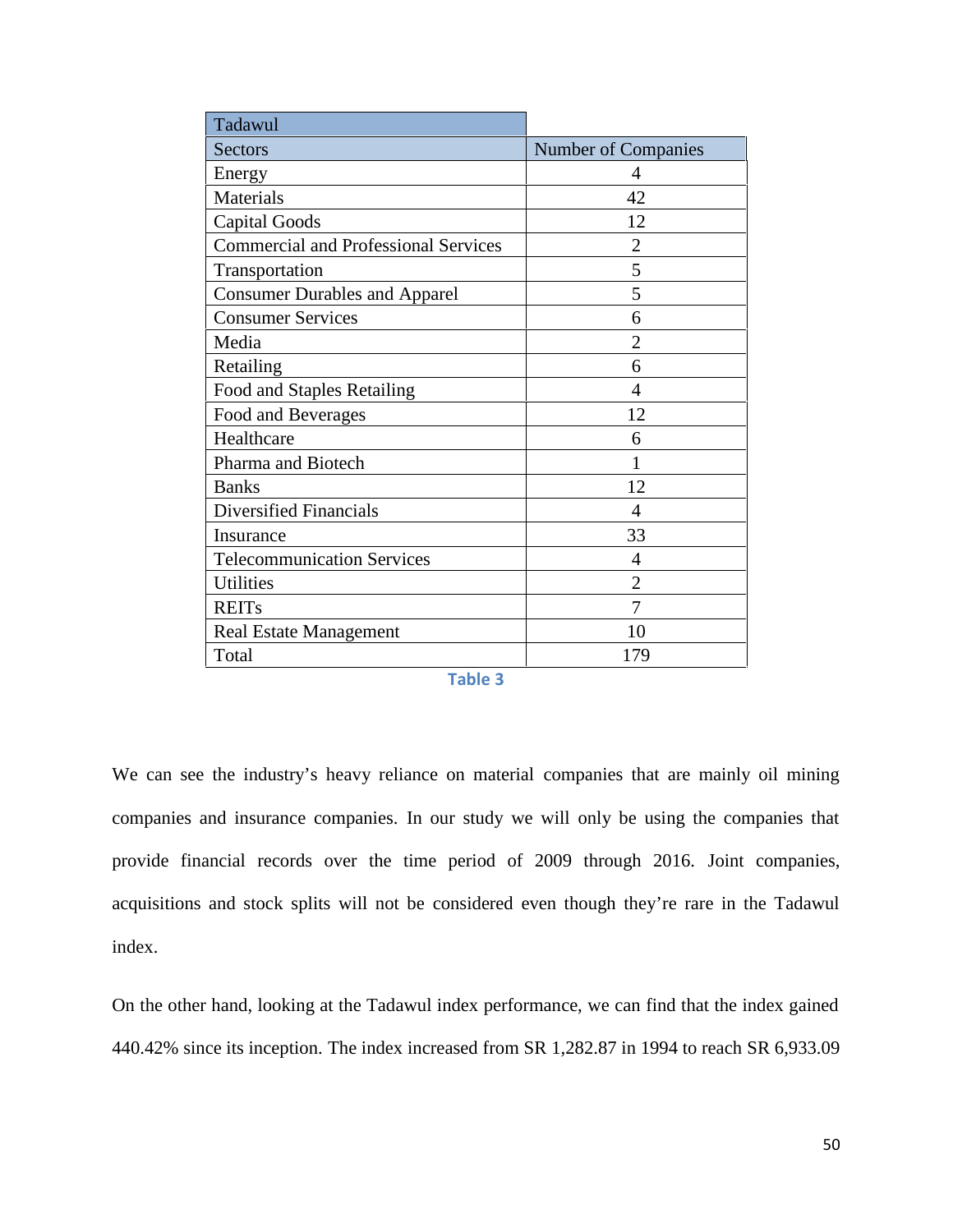| Tadawul | |
|---|---|
| Sectors | Number of Companies |
| Energy | 4 |
| Materials | 42 |
| Capital Goods | 12 |
| Commercial and Professional Services | 2 |
| Transportation | 5 |
| Consumer Durables and Apparel | 5 |
| Consumer Services | 6 |
| Media | 2 |
| Retailing | 6 |
| Food and Staples Retailing | 4 |
| Food and Beverages | 12 |
| Healthcare | 6 |
| Pharma and Biotech | 1 |
| Banks | 12 |
| Diversified Financials | 4 |
| Insurance | 33 |
| Telecommunication Services | 4 |
| Utilities | 2 |
| REITs | 7 |
| Real Estate Management | 10 |
| Total | 179 |

Table 3

We can see the industry's heavy reliance on material companies that are mainly oil mining companies and insurance companies. In our study we will only be using the companies that provide financial records over the time period of 2009 through 2016. Joint companies, acquisitions and stock splits will not be considered even though they're rare in the Tadawul index.

On the other hand, looking at the Tadawul index performance, we can find that the index gained 440.42% since its inception. The index increased from SR 1,282.87 in 1994 to reach SR 6,933.09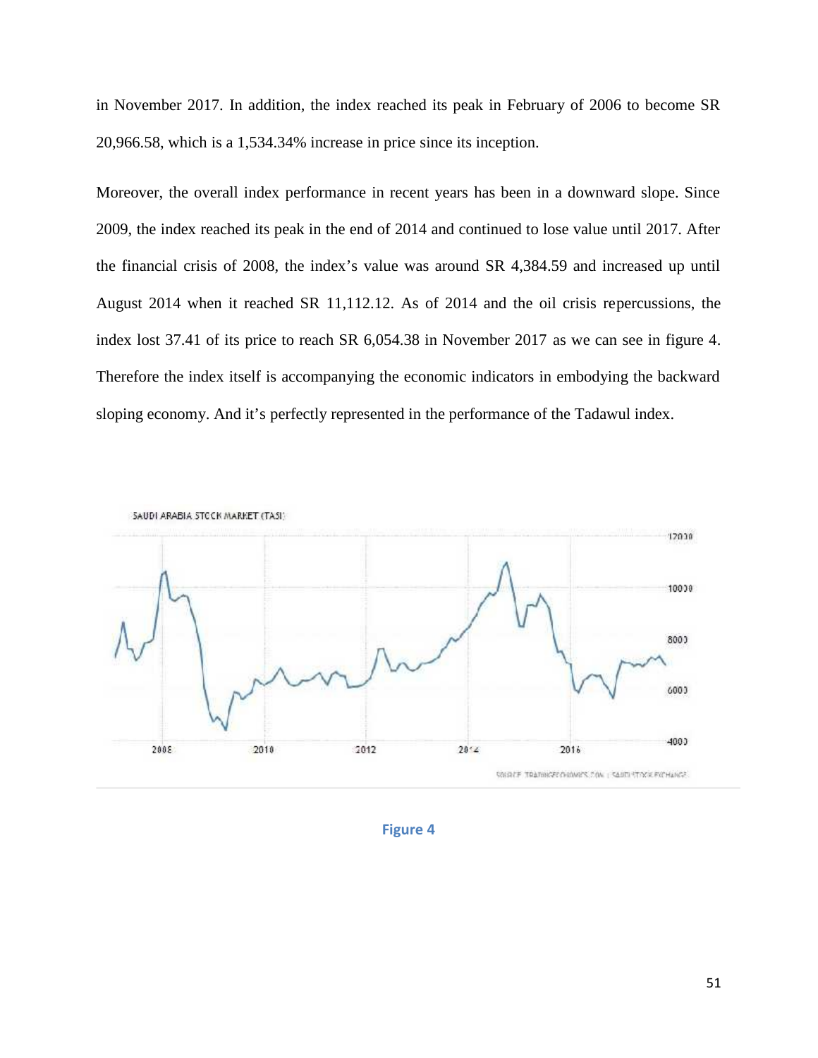in November 2017. In addition, the index reached its peak in February of 2006 to become SR 20,966.58, which is a 1,534.34% increase in price since its inception.

Moreover, the overall index performance in recent years has been in a downward slope. Since 2009, the index reached its peak in the end of 2014 and continued to lose value until 2017. After the financial crisis of 2008, the index's value was around SR 4,384.59 and increased up until August 2014 when it reached SR 11,112.12. As of 2014 and the oil crisis repercussions, the index lost 37.41 of its price to reach SR 6,054.38 in November 2017 as we can see in figure 4. Therefore the index itself is accompanying the economic indicators in embodying the backward sloping economy. And it's perfectly represented in the performance of the Tadawul index.

**Figure 4**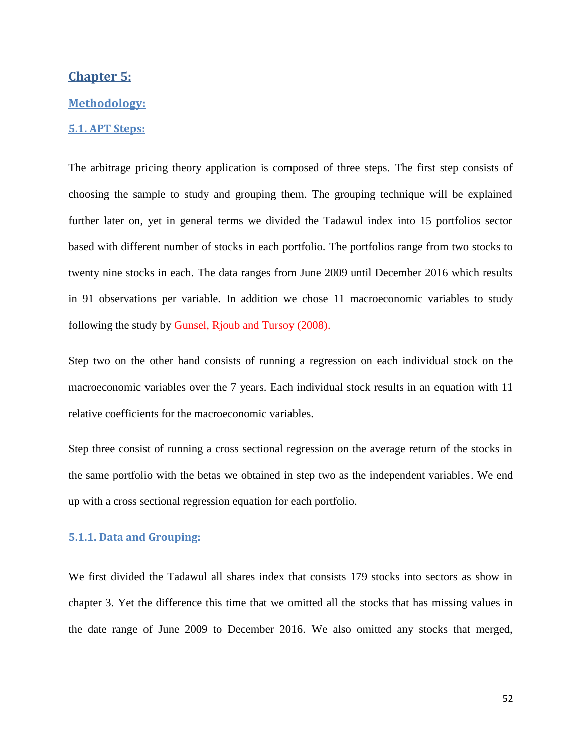# Chapter 5:

## Methodology:

### 5.1. APT Steps:

The arbitrage pricing theory application is composed of three steps. The first step consists of choosing the sample to study and grouping them. The grouping technique will be explained further later on, yet in general terms we divided the Tadawul index into 15 portfolios sector based with different number of stocks in each portfolio. The portfolios range from two stocks to twenty nine stocks in each. The data ranges from June 2009 until December 2016 which results in 91 observations per variable. In addition we chose 11 macroeconomic variables to study following the study by Gunsel, Rjoub and Tursoy (2008).

Step two on the other hand consists of running a regression on each individual stock on the macroeconomic variables over the 7 years. Each individual stock results in an equation with 11 relative coefficients for the macroeconomic variables.

Step three consist of running a cross sectional regression on the average return of the stocks in the same portfolio with the betas we obtained in step two as the independent variables. We end up with a cross sectional regression equation for each portfolio.

#### 5.1.1. Data and Grouping:

We first divided the Tadawul all shares index that consists 179 stocks into sectors as show in chapter 3. Yet the difference this time that we omitted all the stocks that has missing values in the date range of June 2009 to December 2016. We also omitted any stocks that merged,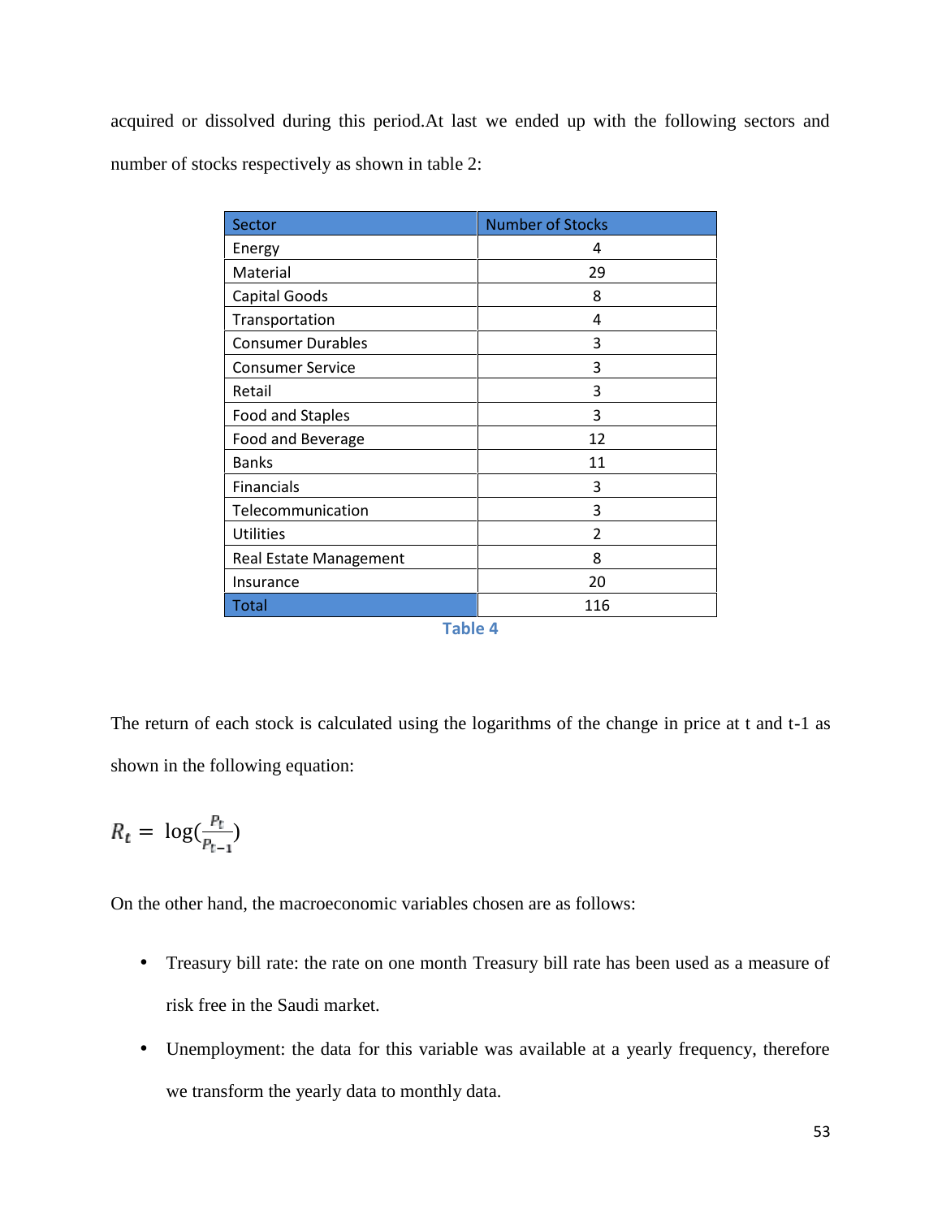acquired or dissolved during this period.At last we ended up with the following sectors and number of stocks respectively as shown in table 2:

| Sector | Number of Stocks |
|---|---|
| Energy | 4 |
| Material | 29 |
| Capital Goods | 8 |
| Transportation | 4 |
| Consumer Durables | 3 |
| Consumer Service | 3 |
| Retail | 3 |
| Food and Staples | 3 |
| Food and Beverage | 12 |
| Banks | 11 |
| Financials | 3 |
| Telecommunication | 3 |
| Utilities | 2 |
| Real Estate Management | 8 |
| Insurance | 20 |
| Total | 116 |

Table 4

The return of each stock is calculated using the logarithms of the change in price at t and t-1 as shown in the following equation:

$$R_t = \log(\frac{P_t}{P_{t-1}})$$

On the other hand, the macroeconomic variables chosen are as follows:

- Treasury bill rate: the rate on one month Treasury bill rate has been used as a measure of risk free in the Saudi market.
- Unemployment: the data for this variable was available at a yearly frequency, therefore we transform the yearly data to monthly data.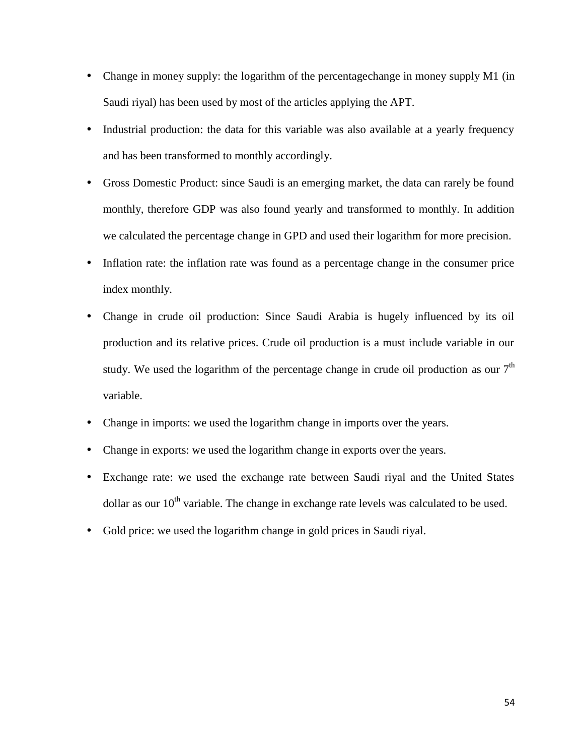- Change in money supply: the logarithm of the percentagechange in money supply M1 (in Saudi riyal) has been used by most of the articles applying the APT.
- Industrial production: the data for this variable was also available at a yearly frequency and has been transformed to monthly accordingly.
- Gross Domestic Product: since Saudi is an emerging market, the data can rarely be found monthly, therefore GDP was also found yearly and transformed to monthly. In addition we calculated the percentage change in GPD and used their logarithm for more precision.
- Inflation rate: the inflation rate was found as a percentage change in the consumer price index monthly.
- Change in crude oil production: Since Saudi Arabia is hugely influenced by its oil production and its relative prices. Crude oil production is a must include variable in our study. We used the logarithm of the percentage change in crude oil production as our $7^{th}$ variable.
- Change in imports: we used the logarithm change in imports over the years.
- Change in exports: we used the logarithm change in exports over the years.
- Exchange rate: we used the exchange rate between Saudi riyal and the United States dollar as our $10^{th}$ variable. The change in exchange rate levels was calculated to be used.
- Gold price: we used the logarithm change in gold prices in Saudi riyal.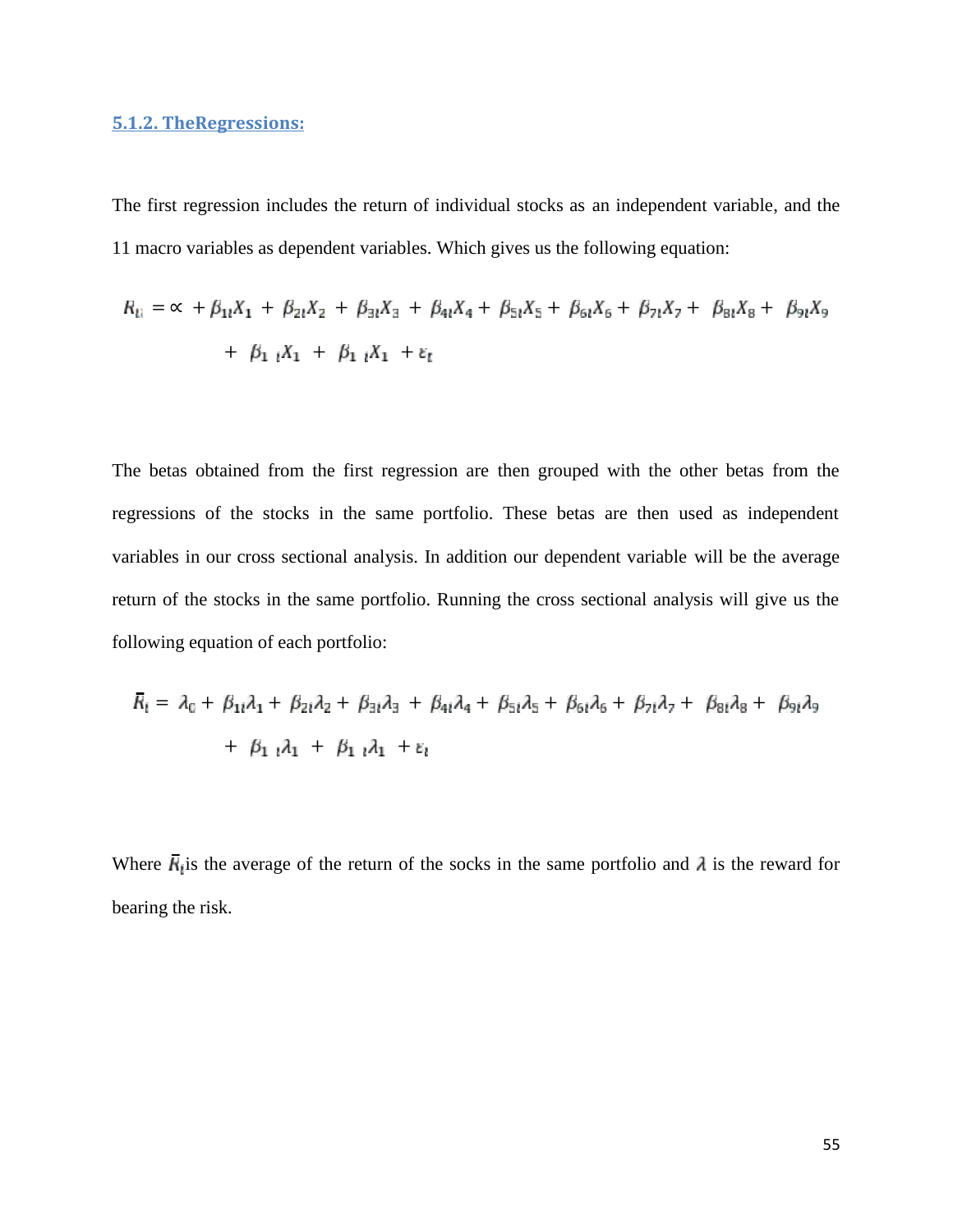### 5.1.2. TheRegressions:

The first regression includes the return of individual stocks as an independent variable, and the 11 macro variables as dependent variables. Which gives us the following equation:

$$R_{it} = \propto + \beta_{1i}X_1 + \beta_{2i}X_2 + \beta_{3i}X_3 + \beta_{4i}X_4 + \beta_{5i}X_5 + \beta_{6i}X_6 + \beta_{7i}X_7 + \beta_{8i}X_8 + \beta_{9i}X_9$$
$$+ \beta_{1\ i}X_1 + \beta_{1\ i}X_1 + \varepsilon_t$$

The betas obtained from the first regression are then grouped with the other betas from the regressions of the stocks in the same portfolio. These betas are then used as independent variables in our cross sectional analysis. In addition our dependent variable will be the average return of the stocks in the same portfolio. Running the cross sectional analysis will give us the following equation of each portfolio:

$$\bar{R}_i = \lambda_0 + \beta_{1i}\lambda_1 + \beta_{2i}\lambda_2 + \beta_{3i}\lambda_3 + \beta_{4i}\lambda_4 + \beta_{5i}\lambda_5 + \beta_{6i}\lambda_6 + \beta_{7i}\lambda_7 + \beta_{8i}\lambda_8 + \beta_{9i}\lambda_9$$
$$+ \beta_{1\ i}\lambda_1 + \beta_{1\ i}\lambda_1 + \varepsilon_i$$

Where $\bar{R}_i$is the average of the return of the socks in the same portfolio and $\lambda$ is the reward for bearing the risk.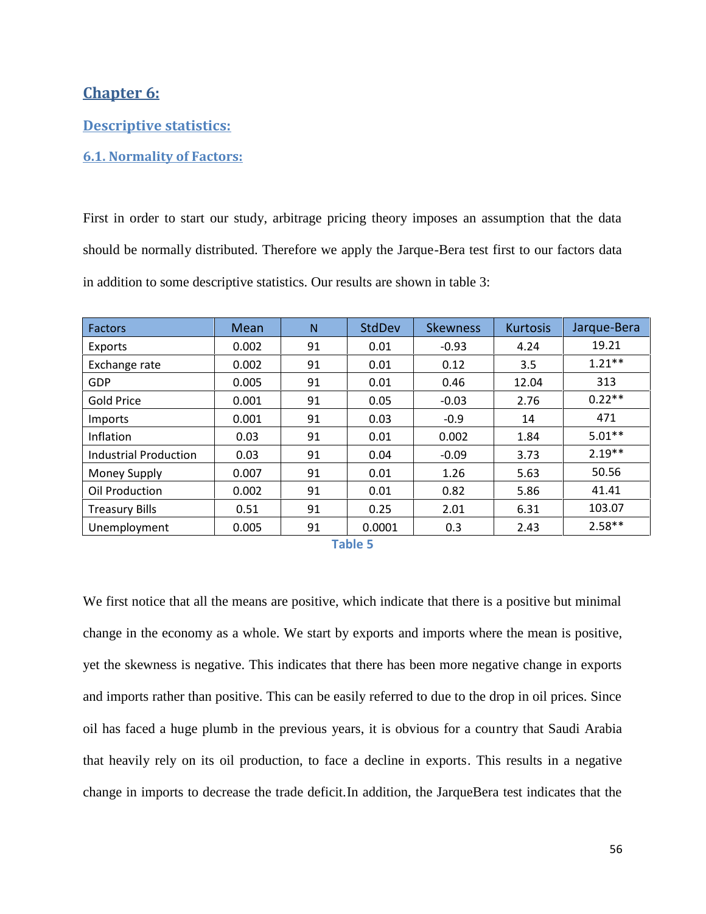## Chapter 6:

### Descriptive statistics:

### 6.1. Normality of Factors:

First in order to start our study, arbitrage pricing theory imposes an assumption that the data should be normally distributed. Therefore we apply the Jarque-Bera test first to our factors data in addition to some descriptive statistics. Our results are shown in table 3:

| Factors | Mean | N | StdDev | Skewness | Kurtosis | Jarque-Bera |
|---|---|---|---|---|---|---|
| Exports | 0.002 | 91 | 0.01 | -0.93 | 4.24 | 19.21 |
| Exchange rate | 0.002 | 91 | 0.01 | 0.12 | 3.5 | 1.21** |
| GDP | 0.005 | 91 | 0.01 | 0.46 | 12.04 | 313 |
| Gold Price | 0.001 | 91 | 0.05 | -0.03 | 2.76 | 0.22** |
| Imports | 0.001 | 91 | 0.03 | -0.9 | 14 | 471 |
| Inflation | 0.03 | 91 | 0.01 | 0.002 | 1.84 | 5.01** |
| Industrial Production | 0.03 | 91 | 0.04 | -0.09 | 3.73 | 2.19** |
| Money Supply | 0.007 | 91 | 0.01 | 1.26 | 5.63 | 50.56 |
| Oil Production | 0.002 | 91 | 0.01 | 0.82 | 5.86 | 41.41 |
| Treasury Bills | 0.51 | 91 | 0.25 | 2.01 | 6.31 | 103.07 |
| Unemployment | 0.005 | 91 | 0.0001 | 0.3 | 2.43 | 2.58** |

Table 5

We first notice that all the means are positive, which indicate that there is a positive but minimal change in the economy as a whole. We start by exports and imports where the mean is positive, yet the skewness is negative. This indicates that there has been more negative change in exports and imports rather than positive. This can be easily referred to due to the drop in oil prices. Since oil has faced a huge plumb in the previous years, it is obvious for a country that Saudi Arabia that heavily rely on its oil production, to face a decline in exports. This results in a negative change in imports to decrease the trade deficit.In addition, the JarqueBera test indicates that the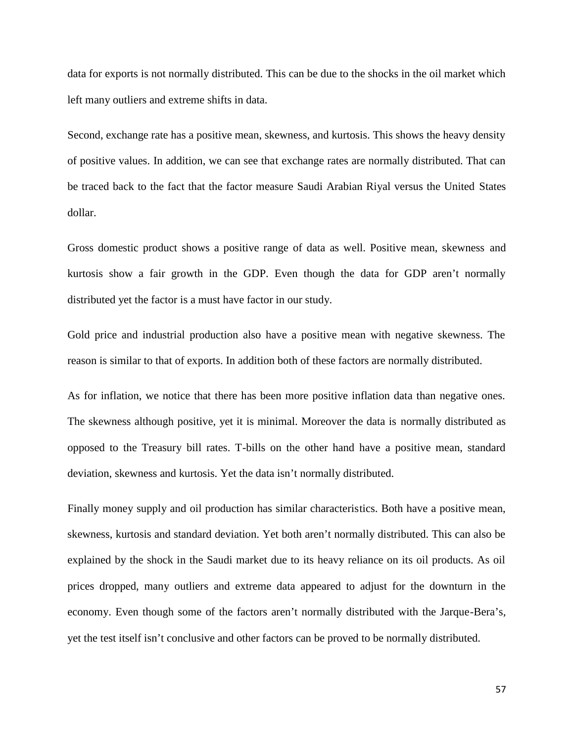data for exports is not normally distributed. This can be due to the shocks in the oil market which left many outliers and extreme shifts in data.

Second, exchange rate has a positive mean, skewness, and kurtosis. This shows the heavy density of positive values. In addition, we can see that exchange rates are normally distributed. That can be traced back to the fact that the factor measure Saudi Arabian Riyal versus the United States dollar.

Gross domestic product shows a positive range of data as well. Positive mean, skewness and kurtosis show a fair growth in the GDP. Even though the data for GDP aren't normally distributed yet the factor is a must have factor in our study.

Gold price and industrial production also have a positive mean with negative skewness. The reason is similar to that of exports. In addition both of these factors are normally distributed.

As for inflation, we notice that there has been more positive inflation data than negative ones. The skewness although positive, yet it is minimal. Moreover the data is normally distributed as opposed to the Treasury bill rates. T-bills on the other hand have a positive mean, standard deviation, skewness and kurtosis. Yet the data isn't normally distributed.

Finally money supply and oil production has similar characteristics. Both have a positive mean, skewness, kurtosis and standard deviation. Yet both aren't normally distributed. This can also be explained by the shock in the Saudi market due to its heavy reliance on its oil products. As oil prices dropped, many outliers and extreme data appeared to adjust for the downturn in the economy. Even though some of the factors aren't normally distributed with the Jarque-Bera's, yet the test itself isn't conclusive and other factors can be proved to be normally distributed.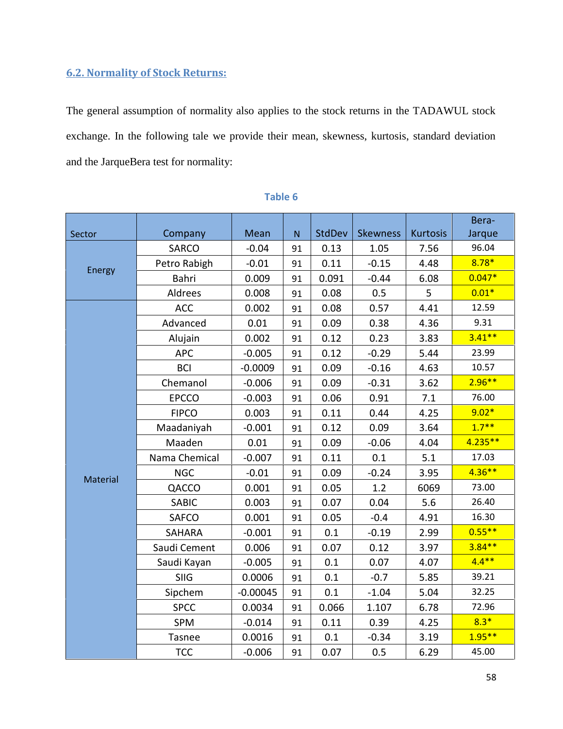## 6.2. Normality of Stock Returns:

The general assumption of normality also applies to the stock returns in the TADAWUL stock exchange. In the following tale we provide their mean, skewness, kurtosis, standard deviation and the JarqueBera test for normality:

**Table 6**

| Sector | Company | Mean | N | StdDev | Skewness | Kurtosis | Bera-Jarque |
|---|---|---|---|---|---|---|---|
| Energy | SARCO | -0.04 | 91 | 0.13 | 1.05 | 7.56 | 96.04 |
| | Petro Rabigh | -0.01 | 91 | 0.11 | -0.15 | 4.48 | 8.78* |
| | Bahri | 0.009 | 91 | 0.091 | -0.44 | 6.08 | 0.047* |
| | Aldrees | 0.008 | 91 | 0.08 | 0.5 | 5 | 0.01* |
| Material | ACC | 0.002 | 91 | 0.08 | 0.57 | 4.41 | 12.59 |
| | Advanced | 0.01 | 91 | 0.09 | 0.38 | 4.36 | 9.31 |
| | Alujain | 0.002 | 91 | 0.12 | 0.23 | 3.83 | 3.41** |
| | APC | -0.005 | 91 | 0.12 | -0.29 | 5.44 | 23.99 |
| | BCI | -0.0009 | 91 | 0.09 | -0.16 | 4.63 | 10.57 |
| | Chemanol | -0.006 | 91 | 0.09 | -0.31 | 3.62 | 2.96** |
| | EPCCO | -0.003 | 91 | 0.06 | 0.91 | 7.1 | 76.00 |
| | FIPCO | 0.003 | 91 | 0.11 | 0.44 | 4.25 | 9.02* |
| | Maadaniyah | -0.001 | 91 | 0.12 | 0.09 | 3.64 | 1.7** |
| | Maaden | 0.01 | 91 | 0.09 | -0.06 | 4.04 | 4.235** |
| | Nama Chemical | -0.007 | 91 | 0.11 | 0.1 | 5.1 | 17.03 |
| | NGC | -0.01 | 91 | 0.09 | -0.24 | 3.95 | 4.36** |
| | QACCO | 0.001 | 91 | 0.05 | 1.2 | 6069 | 73.00 |
| | SABIC | 0.003 | 91 | 0.07 | 0.04 | 5.6 | 26.40 |
| | SAFCO | 0.001 | 91 | 0.05 | -0.4 | 4.91 | 16.30 |
| | SAHARA | -0.001 | 91 | 0.1 | -0.19 | 2.99 | 0.55** |
| | Saudi Cement | 0.006 | 91 | 0.07 | 0.12 | 3.97 | 3.84** |
| | Saudi Kayan | -0.005 | 91 | 0.1 | 0.07 | 4.07 | 4.4** |
| | SIIG | 0.0006 | 91 | 0.1 | -0.7 | 5.85 | 39.21 |
| | Sipchem | -0.00045 | 91 | 0.1 | -1.04 | 5.04 | 32.25 |
| | SPCC | 0.0034 | 91 | 0.066 | 1.107 | 6.78 | 72.96 |
| | SPM | -0.014 | 91 | 0.11 | 0.39 | 4.25 | 8.3* |
| | Tasnee | 0.0016 | 91 | 0.1 | -0.34 | 3.19 | 1.95** |
| | TCC | -0.006 | 91 | 0.07 | 0.5 | 6.29 | 45.00 |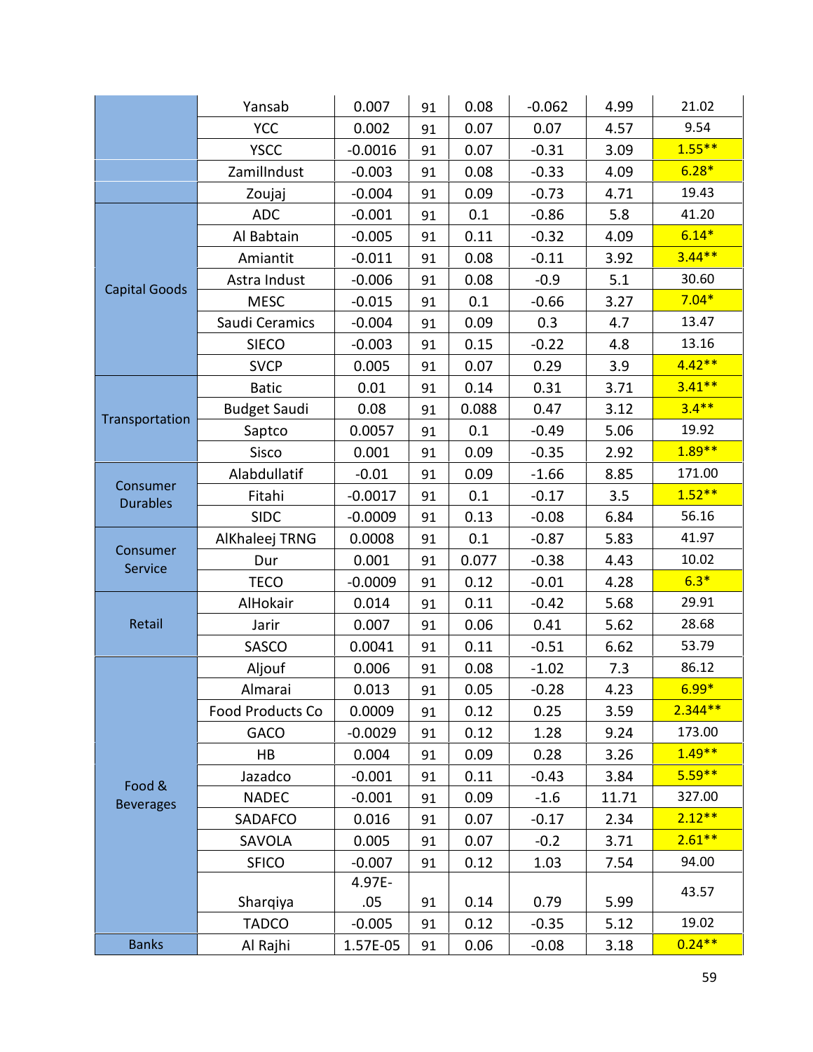| | | | | | | | |
|---|---|---|---|---|---|---|---|
| | Yansab | 0.007 | 91 | 0.08 | -0.062 | 4.99 | 21.02 |
| | YCC | 0.002 | 91 | 0.07 | 0.07 | 4.57 | 9.54 |
| | YSCC | -0.0016 | 91 | 0.07 | -0.31 | 3.09 | 1.55** |
| | ZamilIndust | -0.003 | 91 | 0.08 | -0.33 | 4.09 | 6.28* |
| | Zoujaj | -0.004 | 91 | 0.09 | -0.73 | 4.71 | 19.43 |
| Capital Goods | ADC | -0.001 | 91 | 0.1 | -0.86 | 5.8 | 41.20 |
| | Al Babtain | -0.005 | 91 | 0.11 | -0.32 | 4.09 | 6.14* |
| | Amiantit | -0.011 | 91 | 0.08 | -0.11 | 3.92 | 3.44** |
| | Astra Indust | -0.006 | 91 | 0.08 | -0.9 | 5.1 | 30.60 |
| | MESC | -0.015 | 91 | 0.1 | -0.66 | 3.27 | 7.04* |
| | Saudi Ceramics | -0.004 | 91 | 0.09 | 0.3 | 4.7 | 13.47 |
| | SIECO | -0.003 | 91 | 0.15 | -0.22 | 4.8 | 13.16 |
| | SVCP | 0.005 | 91 | 0.07 | 0.29 | 3.9 | 4.42** |
| Transportation | Batic | 0.01 | 91 | 0.14 | 0.31 | 3.71 | 3.41** |
| | Budget Saudi | 0.08 | 91 | 0.088 | 0.47 | 3.12 | 3.4** |
| | Saptco | 0.0057 | 91 | 0.1 | -0.49 | 5.06 | 19.92 |
| | Sisco | 0.001 | 91 | 0.09 | -0.35 | 2.92 | 1.89** |
| Consumer Durables | Alabdullatif | -0.01 | 91 | 0.09 | -1.66 | 8.85 | 171.00 |
| | Fitahi | -0.0017 | 91 | 0.1 | -0.17 | 3.5 | 1.52** |
| | SIDC | -0.0009 | 91 | 0.13 | -0.08 | 6.84 | 56.16 |
| Consumer Service | AlKhaleej TRNG | 0.0008 | 91 | 0.1 | -0.87 | 5.83 | 41.97 |
| | Dur | 0.001 | 91 | 0.077 | -0.38 | 4.43 | 10.02 |
| | TECO | -0.0009 | 91 | 0.12 | -0.01 | 4.28 | 6.3* |
| Retail | AlHokair | 0.014 | 91 | 0.11 | -0.42 | 5.68 | 29.91 |
| | Jarir | 0.007 | 91 | 0.06 | 0.41 | 5.62 | 28.68 |
| | SASCO | 0.0041 | 91 | 0.11 | -0.51 | 6.62 | 53.79 |
| Food & Beverages | Aljouf | 0.006 | 91 | 0.08 | -1.02 | 7.3 | 86.12 |
| | Almarai | 0.013 | 91 | 0.05 | -0.28 | 4.23 | 6.99* |
| | Food Products Co | 0.0009 | 91 | 0.12 | 0.25 | 3.59 | 2.344** |
| | GACO | -0.0029 | 91 | 0.12 | 1.28 | 9.24 | 173.00 |
| | HB | 0.004 | 91 | 0.09 | 0.28 | 3.26 | 1.49** |
| | Jazadco | -0.001 | 91 | 0.11 | -0.43 | 3.84 | 5.59** |
| | NADEC | -0.001 | 91 | 0.09 | -1.6 | 11.71 | 327.00 |
| | SADAFCO | 0.016 | 91 | 0.07 | -0.17 | 2.34 | 2.12** |
| | SAVOLA | 0.005 | 91 | 0.07 | -0.2 | 3.71 | 2.61** |
| | SFICO | -0.007 | 91 | 0.12 | 1.03 | 7.54 | 94.00 |
| | Sharqiya | 4.97E-.05 | 91 | 0.14 | 0.79 | 5.99 | 43.57 |
| | TADCO | -0.005 | 91 | 0.12 | -0.35 | 5.12 | 19.02 |
| Banks | Al Rajhi | 1.57E-05 | 91 | 0.06 | -0.08 | 3.18 | 0.24** |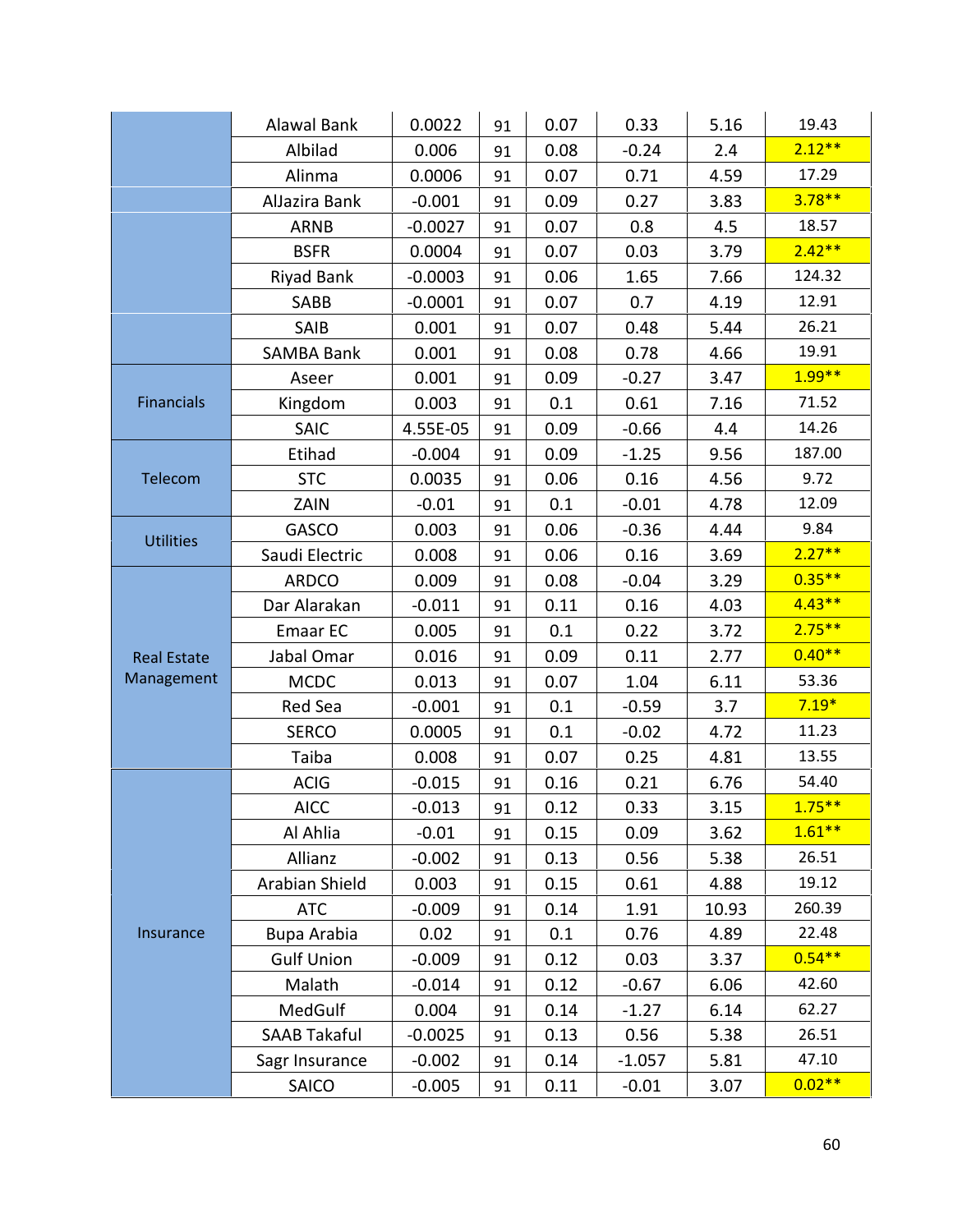| | | | | | | | |
|---|---|---|---|---|---|---|---|
| | Alawal Bank | 0.0022 | 91 | 0.07 | 0.33 | 5.16 | 19.43 |
| | Albilad | 0.006 | 91 | 0.08 | -0.24 | 2.4 | 2.12** |
| | Alinma | 0.0006 | 91 | 0.07 | 0.71 | 4.59 | 17.29 |
| | AlJazira Bank | -0.001 | 91 | 0.09 | 0.27 | 3.83 | 3.78** |
| | ARNB | -0.0027 | 91 | 0.07 | 0.8 | 4.5 | 18.57 |
| | BSFR | 0.0004 | 91 | 0.07 | 0.03 | 3.79 | 2.42** |
| | Riyad Bank | -0.0003 | 91 | 0.06 | 1.65 | 7.66 | 124.32 |
| | SABB | -0.0001 | 91 | 0.07 | 0.7 | 4.19 | 12.91 |
| | SAIB | 0.001 | 91 | 0.07 | 0.48 | 5.44 | 26.21 |
| | SAMBA Bank | 0.001 | 91 | 0.08 | 0.78 | 4.66 | 19.91 |
| Financials | Aseer | 0.001 | 91 | 0.09 | -0.27 | 3.47 | 1.99** |
| | Kingdom | 0.003 | 91 | 0.1 | 0.61 | 7.16 | 71.52 |
| | SAIC | 4.55E-05 | 91 | 0.09 | -0.66 | 4.4 | 14.26 |
| Telecom | Etihad | -0.004 | 91 | 0.09 | -1.25 | 9.56 | 187.00 |
| | STC | 0.0035 | 91 | 0.06 | 0.16 | 4.56 | 9.72 |
| | ZAIN | -0.01 | 91 | 0.1 | -0.01 | 4.78 | 12.09 |
| Utilities | GASCO | 0.003 | 91 | 0.06 | -0.36 | 4.44 | 9.84 |
| | Saudi Electric | 0.008 | 91 | 0.06 | 0.16 | 3.69 | 2.27** |
| Real Estate Management | ARDCO | 0.009 | 91 | 0.08 | -0.04 | 3.29 | 0.35** |
| | Dar Alarakan | -0.011 | 91 | 0.11 | 0.16 | 4.03 | 4.43** |
| | Emaar EC | 0.005 | 91 | 0.1 | 0.22 | 3.72 | 2.75** |
| | Jabal Omar | 0.016 | 91 | 0.09 | 0.11 | 2.77 | 0.40** |
| | MCDC | 0.013 | 91 | 0.07 | 1.04 | 6.11 | 53.36 |
| | Red Sea | -0.001 | 91 | 0.1 | -0.59 | 3.7 | 7.19* |
| | SERCO | 0.0005 | 91 | 0.1 | -0.02 | 4.72 | 11.23 |
| | Taiba | 0.008 | 91 | 0.07 | 0.25 | 4.81 | 13.55 |
| Insurance | ACIG | -0.015 | 91 | 0.16 | 0.21 | 6.76 | 54.40 |
| | AICC | -0.013 | 91 | 0.12 | 0.33 | 3.15 | 1.75** |
| | Al Ahlia | -0.01 | 91 | 0.15 | 0.09 | 3.62 | 1.61** |
| | Allianz | -0.002 | 91 | 0.13 | 0.56 | 5.38 | 26.51 |
| | Arabian Shield | 0.003 | 91 | 0.15 | 0.61 | 4.88 | 19.12 |
| | ATC | -0.009 | 91 | 0.14 | 1.91 | 10.93 | 260.39 |
| | Bupa Arabia | 0.02 | 91 | 0.1 | 0.76 | 4.89 | 22.48 |
| | Gulf Union | -0.009 | 91 | 0.12 | 0.03 | 3.37 | 0.54** |
| | Malath | -0.014 | 91 | 0.12 | -0.67 | 6.06 | 42.60 |
| | MedGulf | 0.004 | 91 | 0.14 | -1.27 | 6.14 | 62.27 |
| | SAAB Takaful | -0.0025 | 91 | 0.13 | 0.56 | 5.38 | 26.51 |
| | Sagr Insurance | -0.002 | 91 | 0.14 | -1.057 | 5.81 | 47.10 |
| | SAICO | -0.005 | 91 | 0.11 | -0.01 | 3.07 | 0.02** |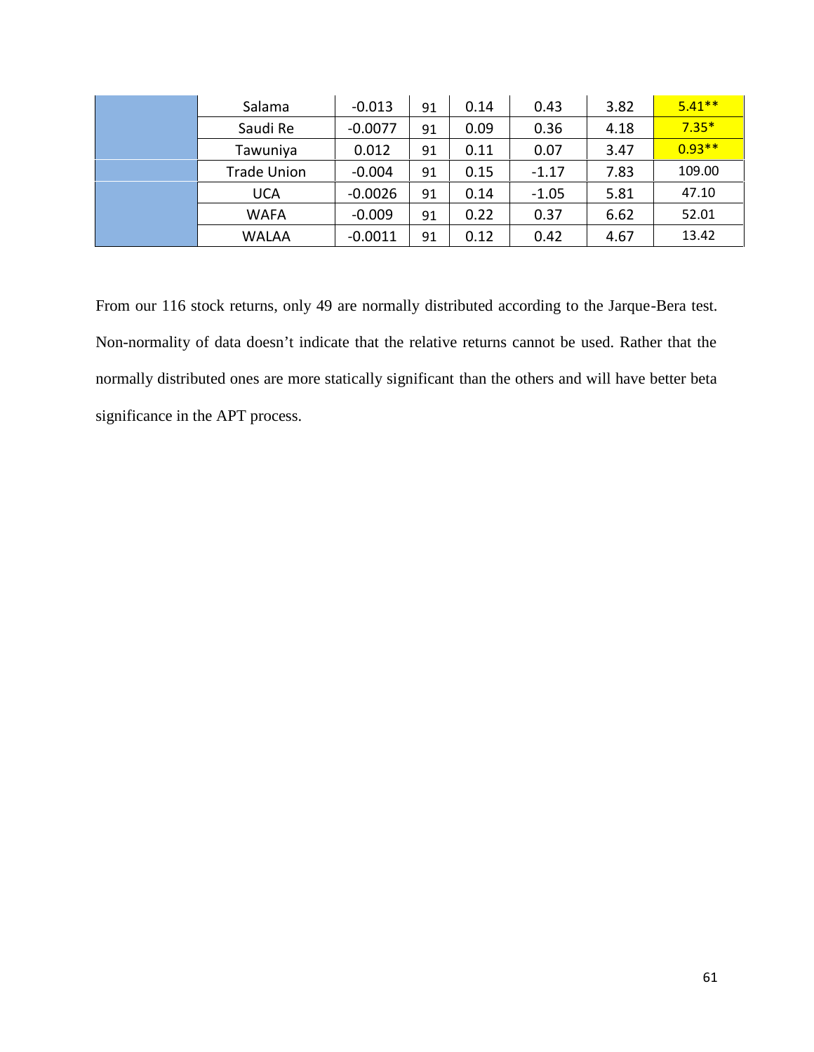| | | | | | | | |
|---|---|---|---|---|---|---|---|
| | Salama | -0.013 | 91 | 0.14 | 0.43 | 3.82 | 5.41** |
| | Saudi Re | -0.0077 | 91 | 0.09 | 0.36 | 4.18 | 7.35* |
| | Tawuniya | 0.012 | 91 | 0.11 | 0.07 | 3.47 | 0.93** |
| | Trade Union | -0.004 | 91 | 0.15 | -1.17 | 7.83 | 109.00 |
| | UCA | -0.0026 | 91 | 0.14 | -1.05 | 5.81 | 47.10 |
| | WAFA | -0.009 | 91 | 0.22 | 0.37 | 6.62 | 52.01 |
| | WALAA | -0.0011 | 91 | 0.12 | 0.42 | 4.67 | 13.42 |

From our 116 stock returns, only 49 are normally distributed according to the Jarque-Bera test. Non-normality of data doesn't indicate that the relative returns cannot be used. Rather that the normally distributed ones are more statically significant than the others and will have better beta significance in the APT process.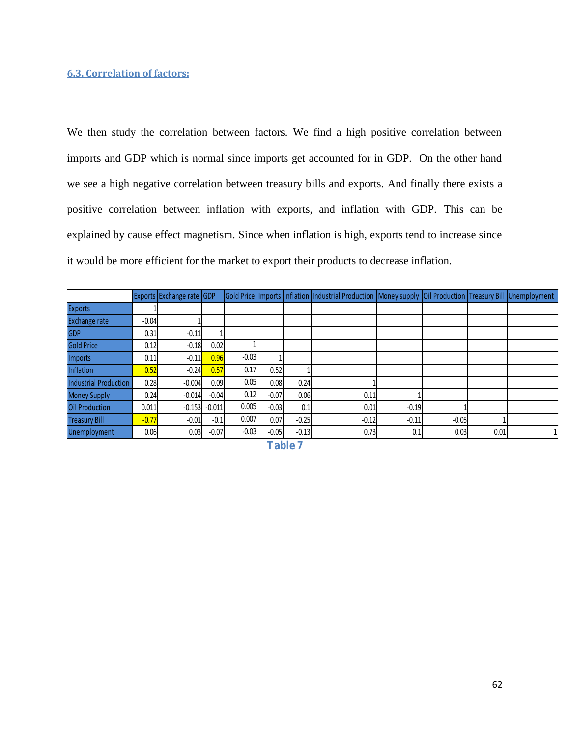### 6.3. Correlation of factors:

We then study the correlation between factors. We find a high positive correlation between imports and GDP which is normal since imports get accounted for in GDP. On the other hand we see a high negative correlation between treasury bills and exports. And finally there exists a positive correlation between inflation with exports, and inflation with GDP. This can be explained by cause effect magnetism. Since when inflation is high, exports tend to increase since it would be more efficient for the market to export their products to decrease inflation.

| | Exports | Exchange rate | GDP | Gold Price | Imports | Inflation | Industrial Production | Money supply | Oil Production | Treasury Bill | Unemployment |
|---|---|---|---|---|---|---|---|---|---|---|---|
| Exports | 1 | | | | | | | | | | |
| Exchange rate | -0.04 | 1 | | | | | | | | | |
| GDP | 0.31 | -0.11 | 1 | | | | | | | | |
| Gold Price | 0.12 | -0.18 | 0.02 | 1 | | | | | | | |
| Imports | 0.11 | -0.11 | 0.96 | -0.03 | 1 | | | | | | |
| Inflation | 0.52 | -0.24 | 0.57 | 0.17 | 0.52 | 1 | | | | | |
| Industrial Production | 0.28 | -0.004 | 0.09 | 0.05 | 0.08 | 0.24 | 1 | | | | |
| Money Supply | 0.24 | -0.014 | -0.04 | 0.12 | -0.07 | 0.06 | 0.11 | 1 | | | |
| Oil Production | 0.011 | -0.153 | -0.011 | 0.005 | -0.03 | 0.1 | 0.01 | -0.19 | 1 | | |
| Treasury Bill | -0.77 | -0.01 | -0.1 | 0.007 | 0.07 | -0.25 | -0.12 | -0.11 | -0.05 | 1 | |
| Unemployment | 0.06 | 0.03 | -0.07 | -0.03 | -0.05 | -0.13 | 0.73 | 0.1 | 0.03 | 0.01 | 1 |

Table 7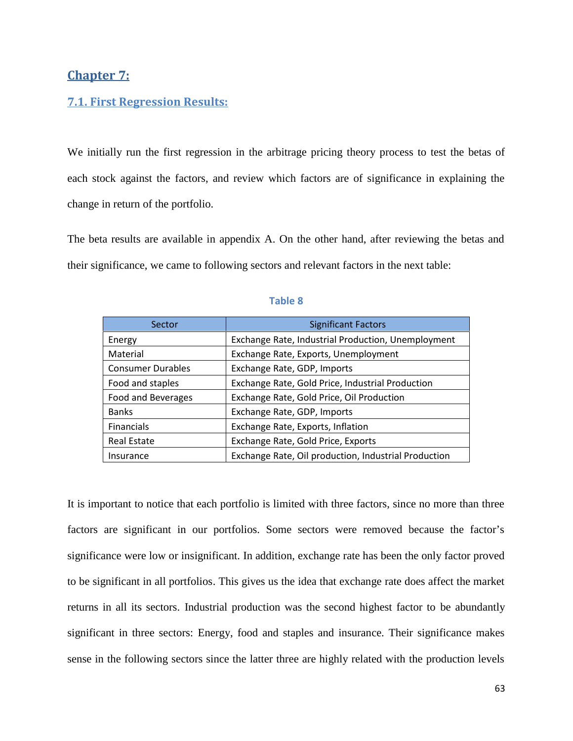# Chapter 7:

## 7.1. First Regression Results:

We initially run the first regression in the arbitrage pricing theory process to test the betas of each stock against the factors, and review which factors are of significance in explaining the change in return of the portfolio.

The beta results are available in appendix A. On the other hand, after reviewing the betas and their significance, we came to following sectors and relevant factors in the next table:

**Table 8**

| Sector | Significant Factors |
| --- | --- |
| Energy | Exchange Rate, Industrial Production, Unemployment |
| Material | Exchange Rate, Exports, Unemployment |
| Consumer Durables | Exchange Rate, GDP, Imports |
| Food and staples | Exchange Rate, Gold Price, Industrial Production |
| Food and Beverages | Exchange Rate, Gold Price, Oil Production |
| Banks | Exchange Rate, GDP, Imports |
| Financials | Exchange Rate, Exports, Inflation |
| Real Estate | Exchange Rate, Gold Price, Exports |
| Insurance | Exchange Rate, Oil production, Industrial Production |

It is important to notice that each portfolio is limited with three factors, since no more than three factors are significant in our portfolios. Some sectors were removed because the factor's significance were low or insignificant. In addition, exchange rate has been the only factor proved to be significant in all portfolios. This gives us the idea that exchange rate does affect the market returns in all its sectors. Industrial production was the second highest factor to be abundantly significant in three sectors: Energy, food and staples and insurance. Their significance makes sense in the following sectors since the latter three are highly related with the production levels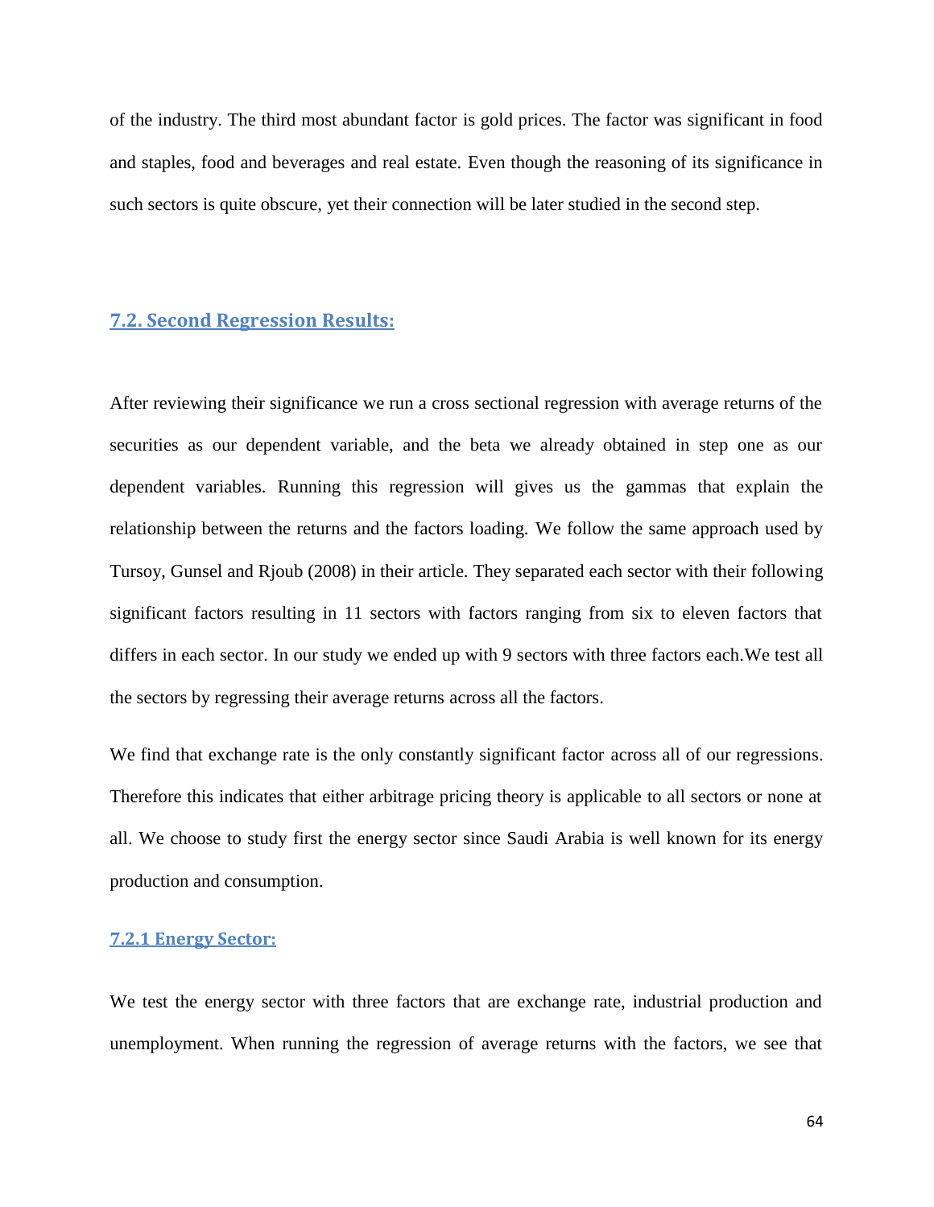of the industry. The third most abundant factor is gold prices. The factor was significant in food and staples, food and beverages and real estate. Even though the reasoning of its significance in such sectors is quite obscure, yet their connection will be later studied in the second step.

## 7.2. Second Regression Results:

After reviewing their significance we run a cross sectional regression with average returns of the securities as our dependent variable, and the beta we already obtained in step one as our dependent variables. Running this regression will gives us the gammas that explain the relationship between the returns and the factors loading. We follow the same approach used by Tursoy, Gunsel and Rjoub (2008) in their article. They separated each sector with their following significant factors resulting in 11 sectors with factors ranging from six to eleven factors that differs in each sector. In our study we ended up with 9 sectors with three factors each.We test all the sectors by regressing their average returns across all the factors.

We find that exchange rate is the only constantly significant factor across all of our regressions. Therefore this indicates that either arbitrage pricing theory is applicable to all sectors or none at all. We choose to study first the energy sector since Saudi Arabia is well known for its energy production and consumption.

### 7.2.1 Energy Sector:

We test the energy sector with three factors that are exchange rate, industrial production and unemployment. When running the regression of average returns with the factors, we see that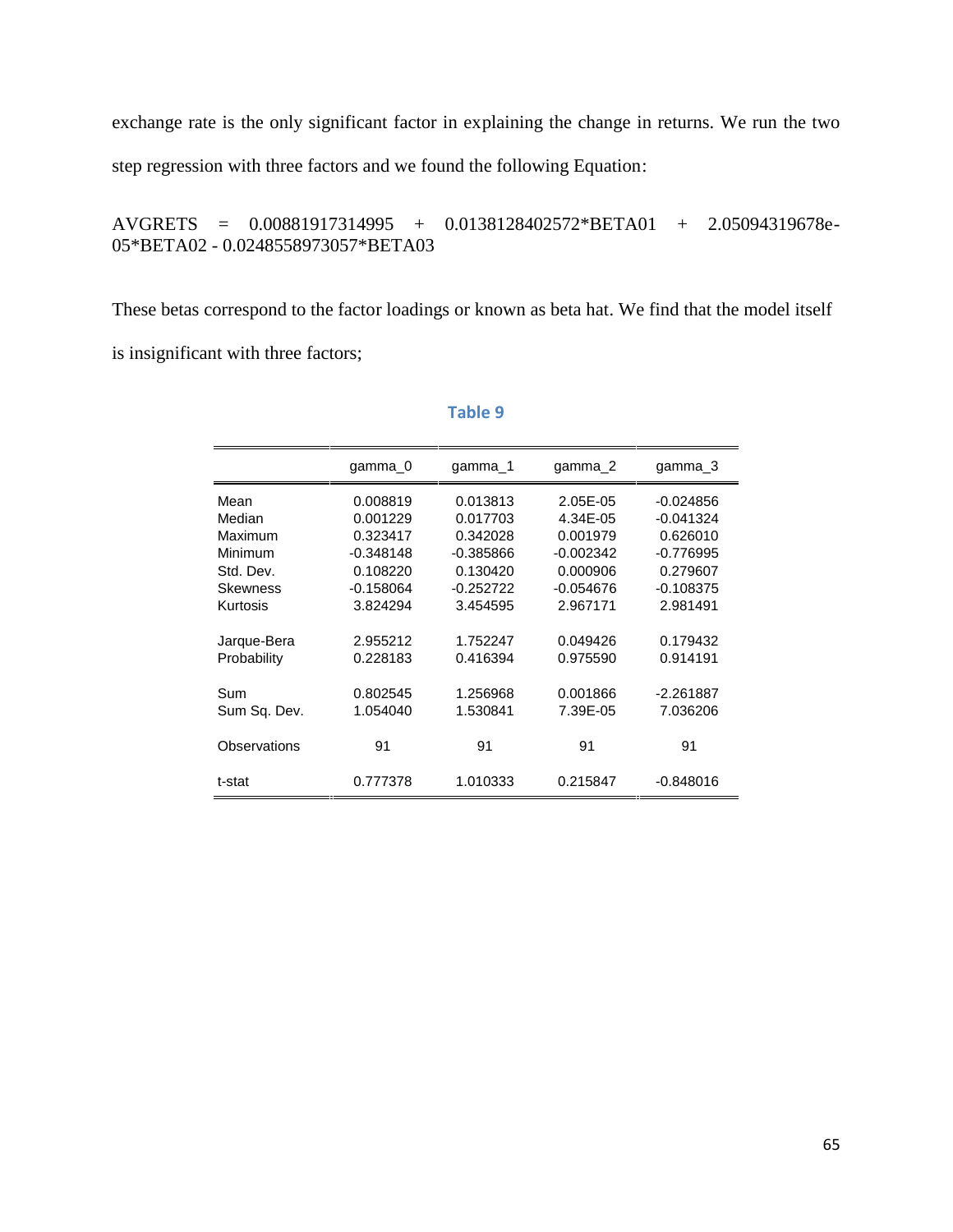exchange rate is the only significant factor in explaining the change in returns. We run the two step regression with three factors and we found the following Equation:

AVGRETS = 0.00881917314995 + 0.0138128402572*BETA01 + 2.05094319678e-05*BETA02 - 0.0248558973057*BETA03

These betas correspond to the factor loadings or known as beta hat. We find that the model itself is insignificant with three factors;

**Table 9**

| | gamma_0 | gamma_1 | gamma_2 | gamma_3 |
|---|---|---|---|---|
| Mean | 0.008819 | 0.013813 | 2.05E-05 | -0.024856 |
| Median | 0.001229 | 0.017703 | 4.34E-05 | -0.041324 |
| Maximum | 0.323417 | 0.342028 | 0.001979 | 0.626010 |
| Minimum | -0.348148 | -0.385866 | -0.002342 | -0.776995 |
| Std. Dev. | 0.108220 | 0.130420 | 0.000906 | 0.279607 |
| Skewness | -0.158064 | -0.252722 | -0.054676 | -0.108375 |
| Kurtosis | 3.824294 | 3.454595 | 2.967171 | 2.981491 |
| Jarque-Bera | 2.955212 | 1.752247 | 0.049426 | 0.179432 |
| Probability | 0.228183 | 0.416394 | 0.975590 | 0.914191 |
| Sum | 0.802545 | 1.256968 | 0.001866 | -2.261887 |
| Sum Sq. Dev. | 1.054040 | 1.530841 | 7.39E-05 | 7.036206 |
| Observations | 91 | 91 | 91 | 91 |
| t-stat | 0.777378 | 1.010333 | 0.215847 | -0.848016 |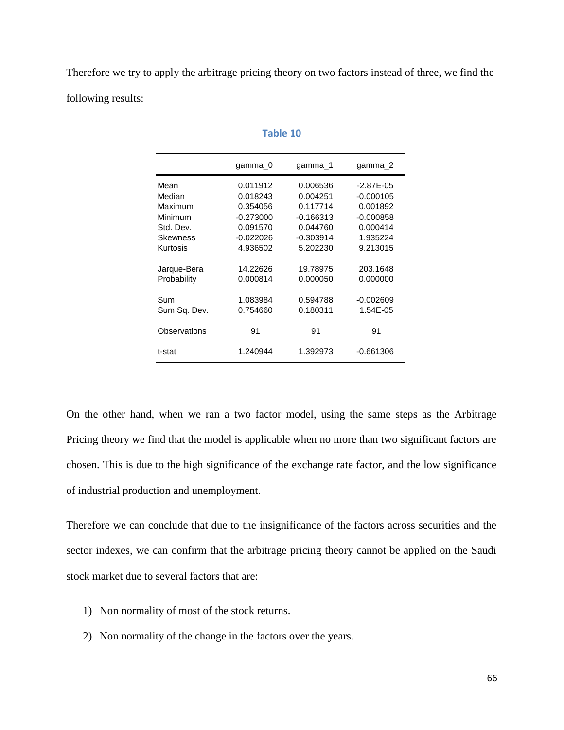Therefore we try to apply the arbitrage pricing theory on two factors instead of three, we find the following results:

**Table 10**

| | gamma_0 | gamma_1 | gamma_2 |
|---|---|---|---|
| Mean | 0.011912 | 0.006536 | -2.87E-05 |
| Median | 0.018243 | 0.004251 | -0.000105 |
| Maximum | 0.354056 | 0.117714 | 0.001892 |
| Minimum | -0.273000 | -0.166313 | -0.000858 |
| Std. Dev. | 0.091570 | 0.044760 | 0.000414 |
| Skewness | -0.022026 | -0.303914 | 1.935224 |
| Kurtosis | 4.936502 | 5.202230 | 9.213015 |
| Jarque-Bera | 14.22626 | 19.78975 | 203.1648 |
| Probability | 0.000814 | 0.000050 | 0.000000 |
| Sum | 1.083984 | 0.594788 | -0.002609 |
| Sum Sq. Dev. | 0.754660 | 0.180311 | 1.54E-05 |
| Observations | 91 | 91 | 91 |
| t-stat | 1.240944 | 1.392973 | -0.661306 |

On the other hand, when we ran a two factor model, using the same steps as the Arbitrage Pricing theory we find that the model is applicable when no more than two significant factors are chosen. This is due to the high significance of the exchange rate factor, and the low significance of industrial production and unemployment.

Therefore we can conclude that due to the insignificance of the factors across securities and the sector indexes, we can confirm that the arbitrage pricing theory cannot be applied on the Saudi stock market due to several factors that are:

1) Non normality of most of the stock returns.
2) Non normality of the change in the factors over the years.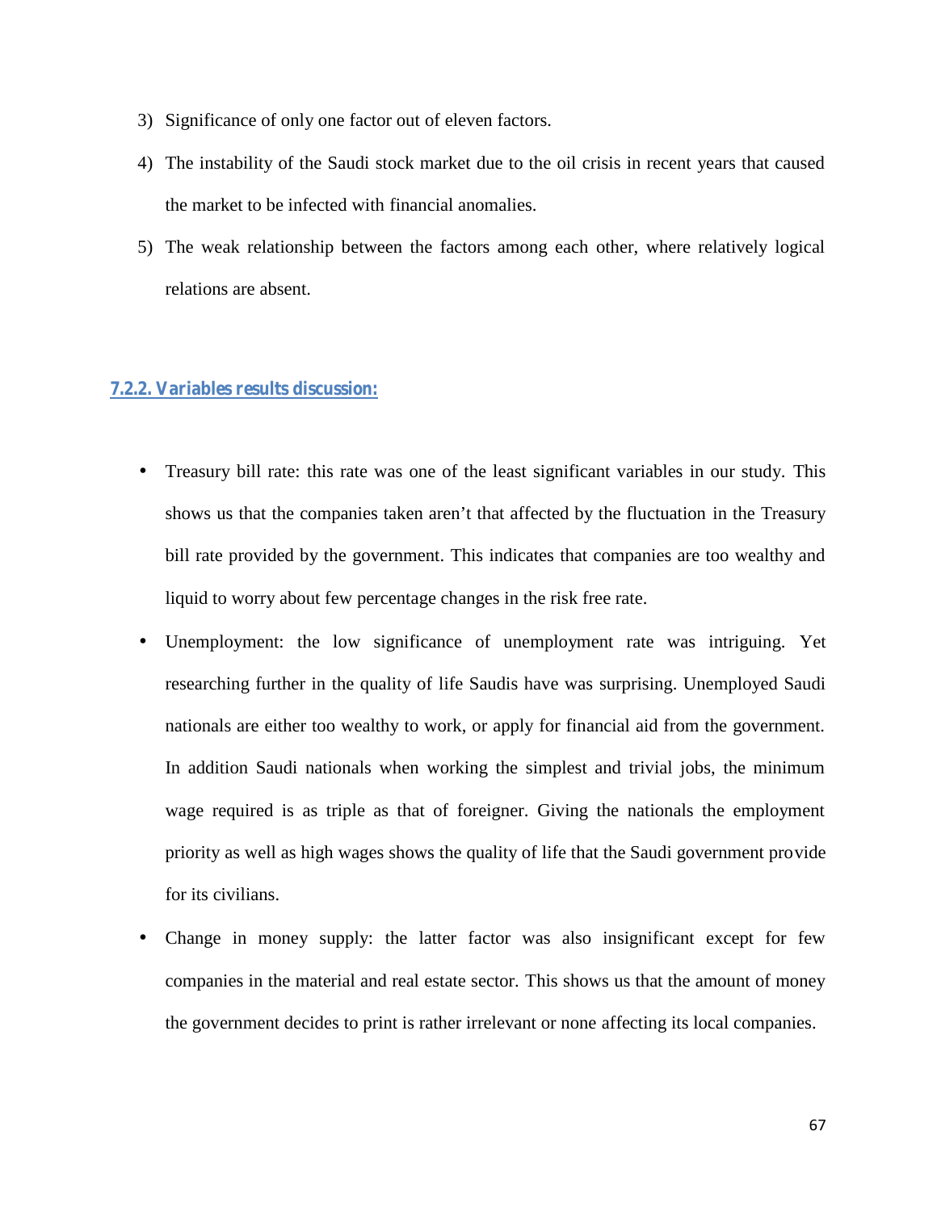3) Significance of only one factor out of eleven factors.
4) The instability of the Saudi stock market due to the oil crisis in recent years that caused the market to be infected with financial anomalies.
5) The weak relationship between the factors among each other, where relatively logical relations are absent.

### 7.2.2. Variables results discussion:

- Treasury bill rate: this rate was one of the least significant variables in our study. This shows us that the companies taken aren't that affected by the fluctuation in the Treasury bill rate provided by the government. This indicates that companies are too wealthy and liquid to worry about few percentage changes in the risk free rate.
- Unemployment: the low significance of unemployment rate was intriguing. Yet researching further in the quality of life Saudis have was surprising. Unemployed Saudi nationals are either too wealthy to work, or apply for financial aid from the government. In addition Saudi nationals when working the simplest and trivial jobs, the minimum wage required is as triple as that of foreigner. Giving the nationals the employment priority as well as high wages shows the quality of life that the Saudi government provide for its civilians.
- Change in money supply: the latter factor was also insignificant except for few companies in the material and real estate sector. This shows us that the amount of money the government decides to print is rather irrelevant or none affecting its local companies.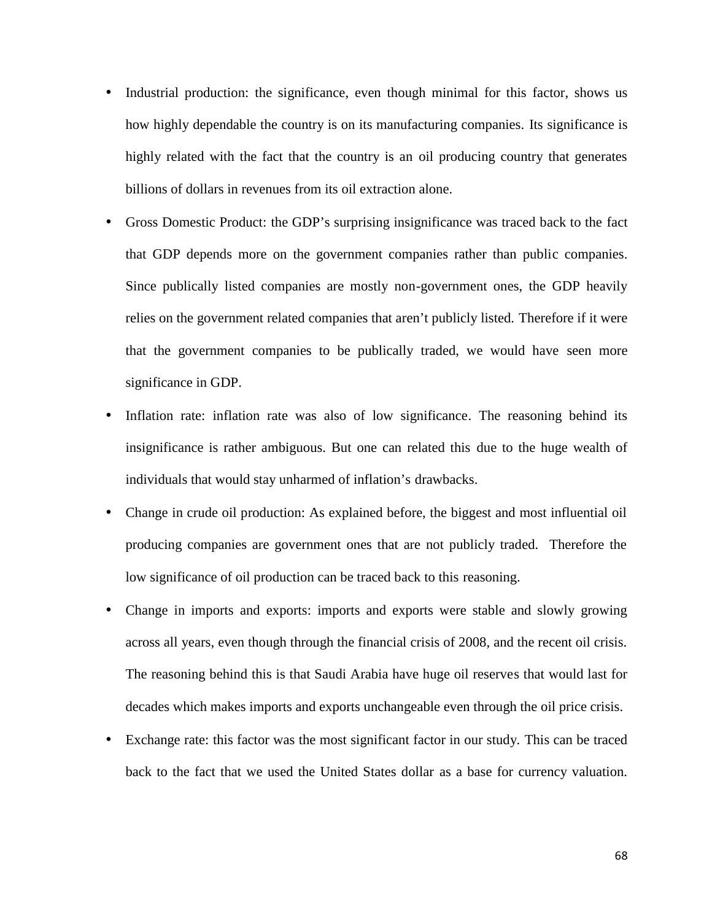- Industrial production: the significance, even though minimal for this factor, shows us how highly dependable the country is on its manufacturing companies. Its significance is highly related with the fact that the country is an oil producing country that generates billions of dollars in revenues from its oil extraction alone.
- Gross Domestic Product: the GDP's surprising insignificance was traced back to the fact that GDP depends more on the government companies rather than public companies. Since publically listed companies are mostly non-government ones, the GDP heavily relies on the government related companies that aren't publicly listed. Therefore if it were that the government companies to be publically traded, we would have seen more significance in GDP.
- Inflation rate: inflation rate was also of low significance. The reasoning behind its insignificance is rather ambiguous. But one can related this due to the huge wealth of individuals that would stay unharmed of inflation's drawbacks.
- Change in crude oil production: As explained before, the biggest and most influential oil producing companies are government ones that are not publicly traded. Therefore the low significance of oil production can be traced back to this reasoning.
- Change in imports and exports: imports and exports were stable and slowly growing across all years, even though through the financial crisis of 2008, and the recent oil crisis. The reasoning behind this is that Saudi Arabia have huge oil reserves that would last for decades which makes imports and exports unchangeable even through the oil price crisis.
- Exchange rate: this factor was the most significant factor in our study. This can be traced back to the fact that we used the United States dollar as a base for currency valuation.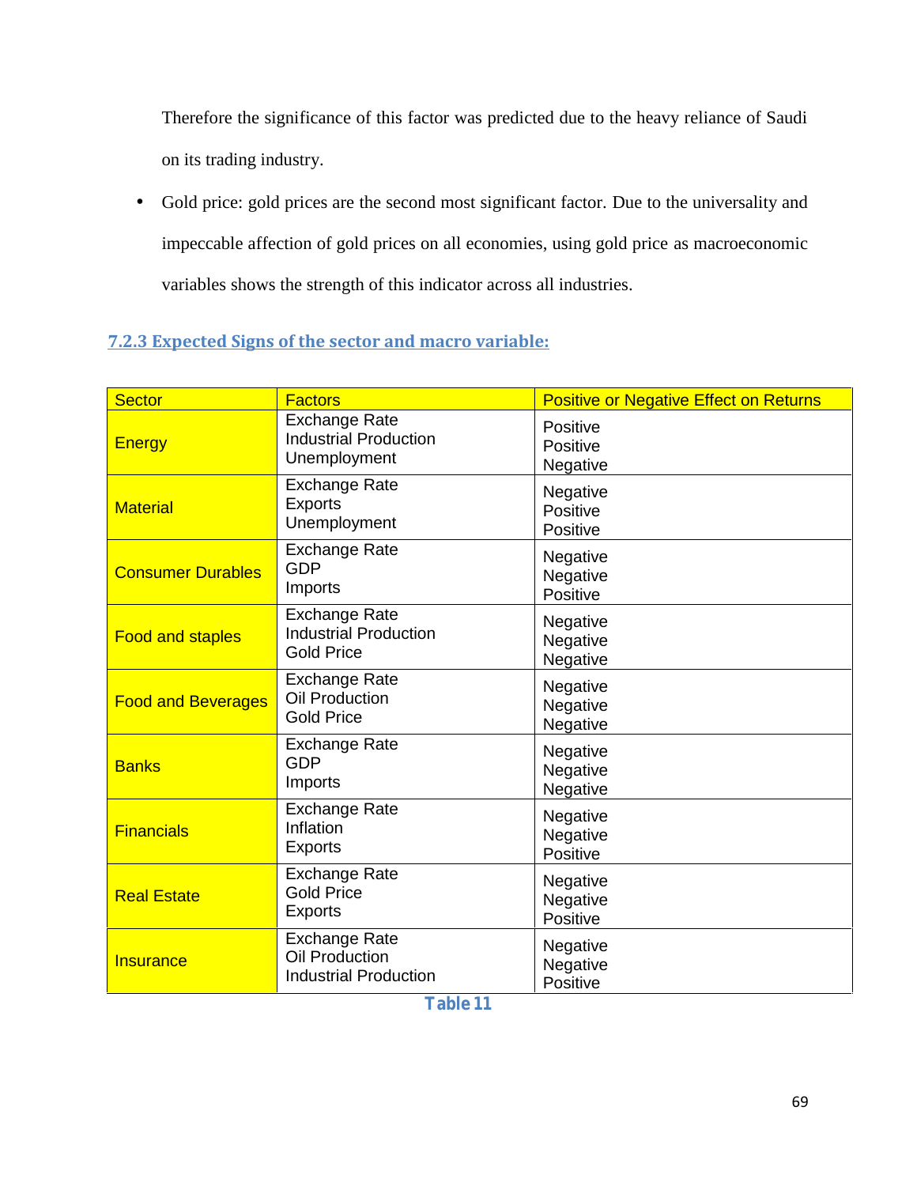Therefore the significance of this factor was predicted due to the heavy reliance of Saudi on its trading industry.

- Gold price: gold prices are the second most significant factor. Due to the universality and impeccable affection of gold prices on all economies, using gold price as macroeconomic variables shows the strength of this indicator across all industries.

### 7.2.3 Expected Signs of the sector and macro variable:

| Sector | Factors | Positive or Negative Effect on Returns |
|---|---|---|
| Energy | Exchange Rate<br>Industrial Production<br>Unemployment | Positive<br>Positive<br>Negative |
| Material | Exchange Rate<br>Exports<br>Unemployment | Negative<br>Positive<br>Positive |
| Consumer Durables | Exchange Rate<br>GDP<br>Imports | Negative<br>Negative<br>Positive |
| Food and staples | Exchange Rate<br>Industrial Production<br>Gold Price | Negative<br>Negative<br>Negative |
| Food and Beverages | Exchange Rate<br>Oil Production<br>Gold Price | Negative<br>Negative<br>Negative |
| Banks | Exchange Rate<br>GDP<br>Imports | Negative<br>Negative<br>Negative |
| Financials | Exchange Rate<br>Inflation<br>Exports | Negative<br>Negative<br>Positive |
| Real Estate | Exchange Rate<br>Gold Price<br>Exports | Negative<br>Negative<br>Positive |
| Insurance | Exchange Rate<br>Oil Production<br>Industrial Production | Negative<br>Negative<br>Positive |

Table 11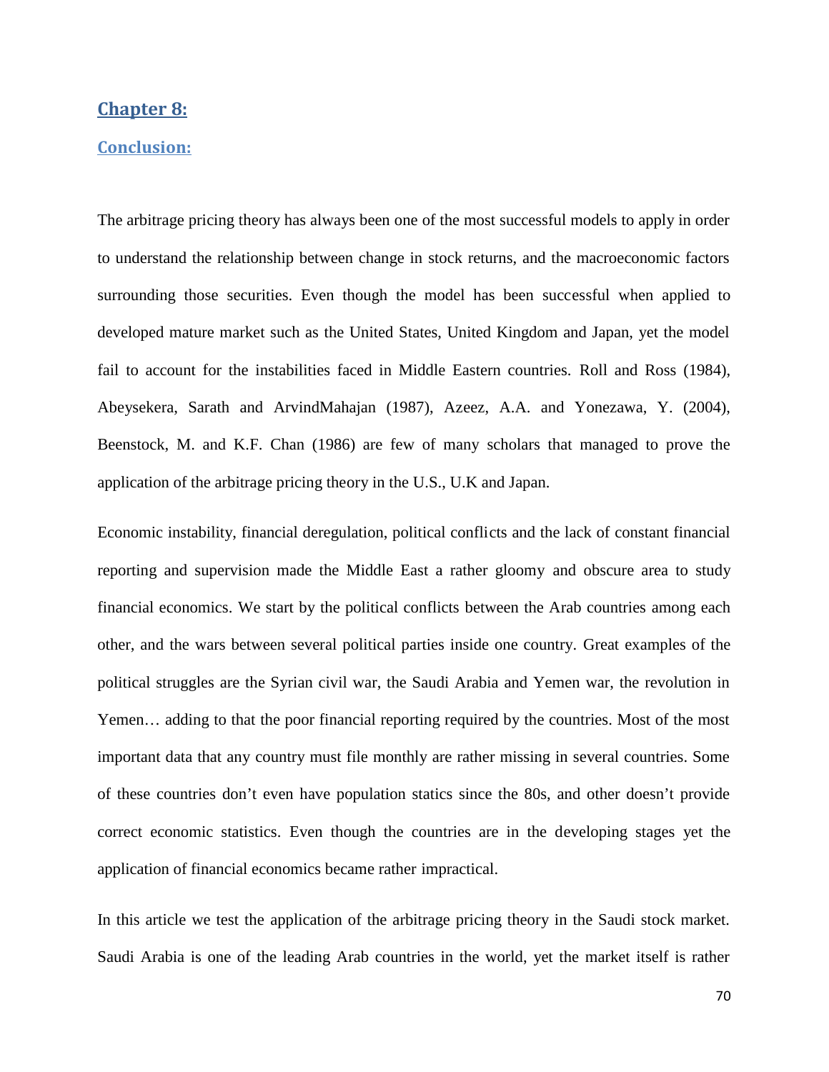## Chapter 8:

### Conclusion:

The arbitrage pricing theory has always been one of the most successful models to apply in order to understand the relationship between change in stock returns, and the macroeconomic factors surrounding those securities. Even though the model has been successful when applied to developed mature market such as the United States, United Kingdom and Japan, yet the model fail to account for the instabilities faced in Middle Eastern countries. Roll and Ross (1984), Abeysekera, Sarath and ArvindMahajan (1987), Azeez, A.A. and Yonezawa, Y. (2004), Beenstock, M. and K.F. Chan (1986) are few of many scholars that managed to prove the application of the arbitrage pricing theory in the U.S., U.K and Japan.

Economic instability, financial deregulation, political conflicts and the lack of constant financial reporting and supervision made the Middle East a rather gloomy and obscure area to study financial economics. We start by the political conflicts between the Arab countries among each other, and the wars between several political parties inside one country. Great examples of the political struggles are the Syrian civil war, the Saudi Arabia and Yemen war, the revolution in Yemen… adding to that the poor financial reporting required by the countries. Most of the most important data that any country must file monthly are rather missing in several countries. Some of these countries don't even have population statics since the 80s, and other doesn't provide correct economic statistics. Even though the countries are in the developing stages yet the application of financial economics became rather impractical.

In this article we test the application of the arbitrage pricing theory in the Saudi stock market. Saudi Arabia is one of the leading Arab countries in the world, yet the market itself is rather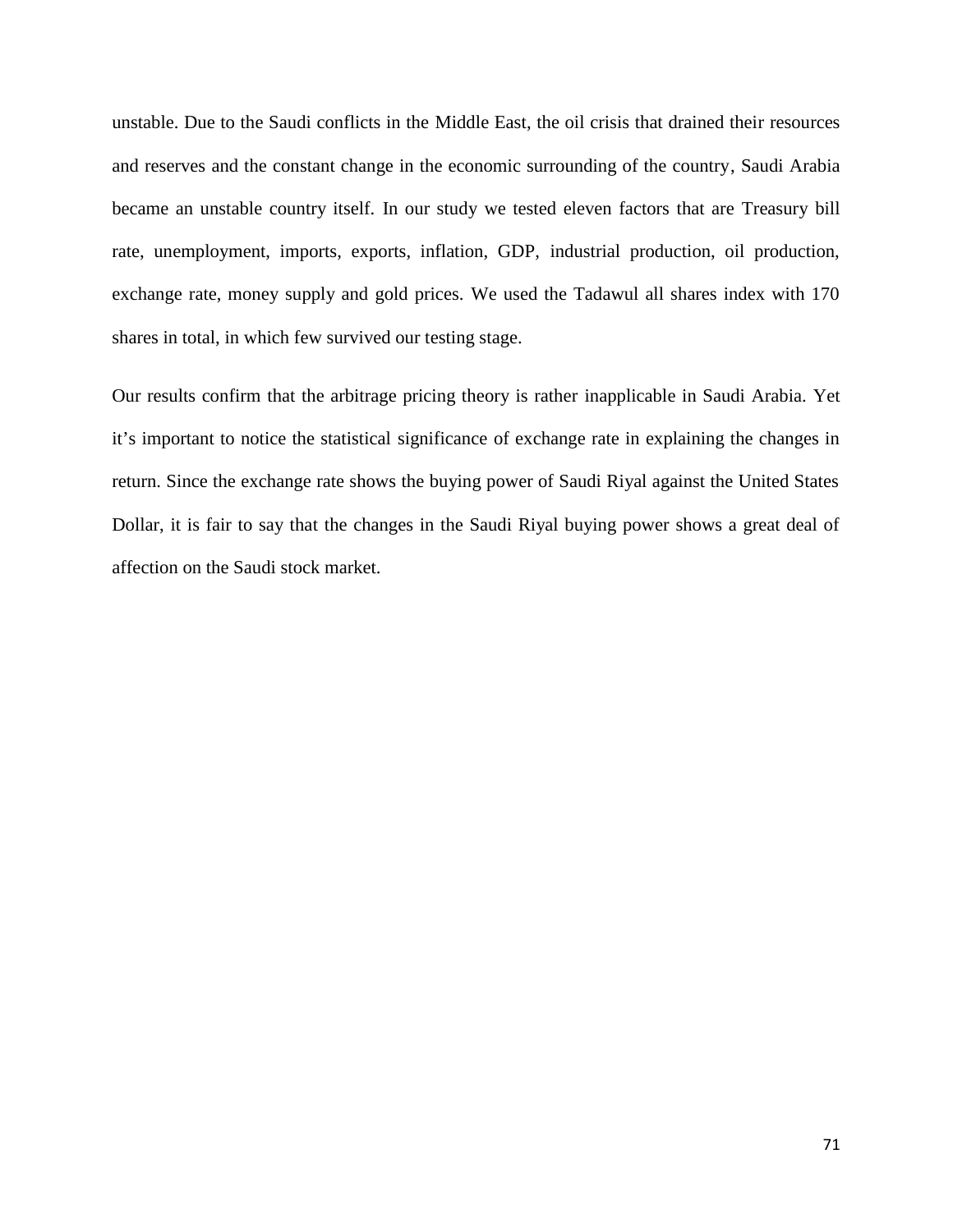unstable. Due to the Saudi conflicts in the Middle East, the oil crisis that drained their resources and reserves and the constant change in the economic surrounding of the country, Saudi Arabia became an unstable country itself. In our study we tested eleven factors that are Treasury bill rate, unemployment, imports, exports, inflation, GDP, industrial production, oil production, exchange rate, money supply and gold prices. We used the Tadawul all shares index with 170 shares in total, in which few survived our testing stage.

Our results confirm that the arbitrage pricing theory is rather inapplicable in Saudi Arabia. Yet it's important to notice the statistical significance of exchange rate in explaining the changes in return. Since the exchange rate shows the buying power of Saudi Riyal against the United States Dollar, it is fair to say that the changes in the Saudi Riyal buying power shows a great deal of affection on the Saudi stock market.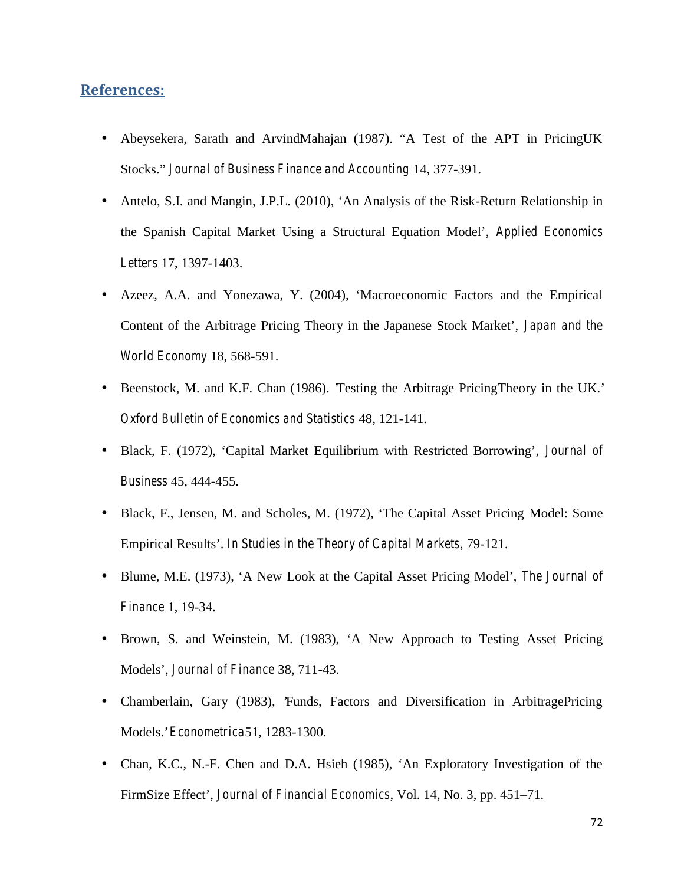## References:

- Abeysekera, Sarath and ArvindMahajan (1987). "A Test of the APT in PricingUK Stocks." *Journal of Business Finance and Accounting* 14, 377-391.
- Antelo, S.I. and Mangin, J.P.L. (2010), 'An Analysis of the Risk-Return Relationship in the Spanish Capital Market Using a Structural Equation Model', *Applied Economics Letters* 17, 1397-1403.
- Azeez, A.A. and Yonezawa, Y. (2004), 'Macroeconomic Factors and the Empirical Content of the Arbitrage Pricing Theory in the Japanese Stock Market', *Japan and the World Economy* 18, 568-591.
- Beenstock, M. and K.F. Chan (1986). 'Testing the Arbitrage PricingTheory in the UK.' *Oxford Bulletin of Economics and Statistics* 48, 121-141.
- Black, F. (1972), 'Capital Market Equilibrium with Restricted Borrowing', *Journal of Business* 45, 444-455.
- Black, F., Jensen, M. and Scholes, M. (1972), 'The Capital Asset Pricing Model: Some Empirical Results'. *In Studies in the Theory of Capital Markets*, 79-121.
- Blume, M.E. (1973), 'A New Look at the Capital Asset Pricing Model', *The Journal of Finance* 1, 19-34.
- Brown, S. and Weinstein, M. (1983), 'A New Approach to Testing Asset Pricing Models', *Journal of Finance* 38, 711-43.
- Chamberlain, Gary (1983), 'Funds, Factors and Diversification in ArbitragePricing Models.' *Econometrica*51, 1283-1300.
- Chan, K.C., N.-F. Chen and D.A. Hsieh (1985), 'An Exploratory Investigation of the FirmSize Effect', *Journal of Financial Economics*, Vol. 14, No. 3, pp. 451–71.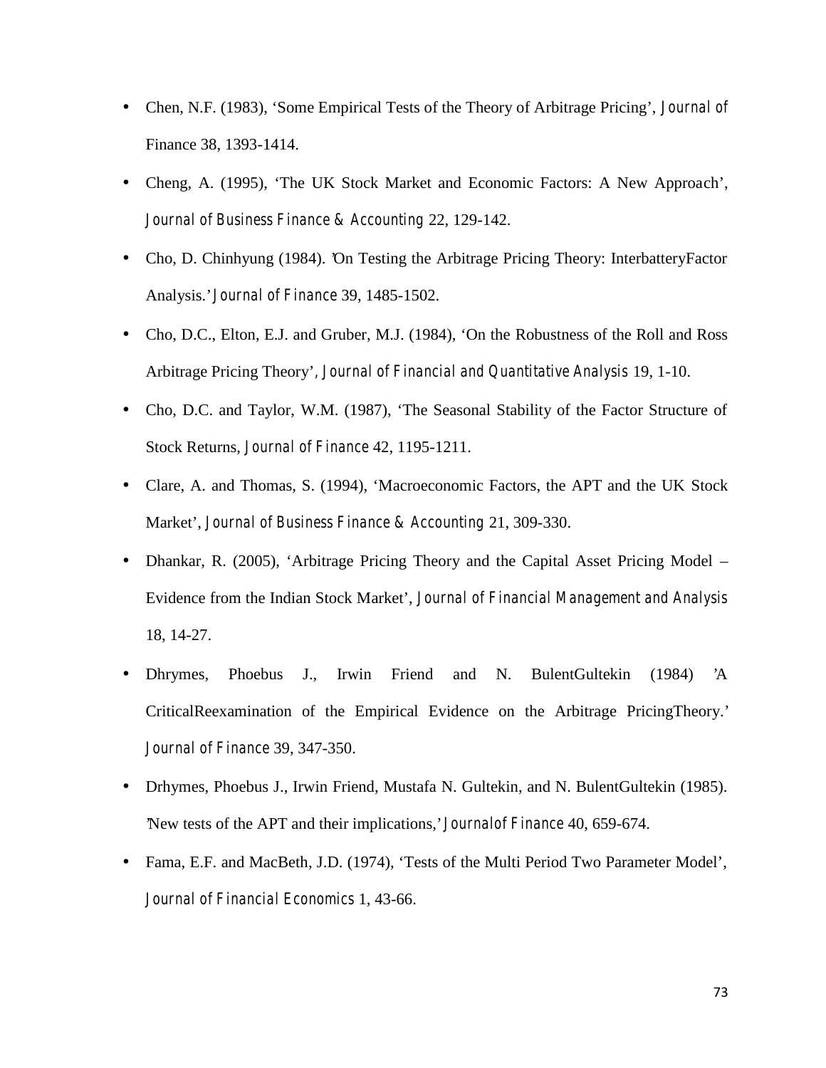- Chen, N.F. (1983), 'Some Empirical Tests of the Theory of Arbitrage Pricing', *Journal of* Finance 38, 1393-1414.
- Cheng, A. (1995), 'The UK Stock Market and Economic Factors: A New Approach', *Journal of Business Finance & Accounting* 22, 129-142.
- Cho, D. Chinhyung (1984). 'On Testing the Arbitrage Pricing Theory: InterbatteryFactor Analysis.' *Journal of Finance* 39, 1485-1502.
- Cho, D.C., Elton, E.J. and Gruber, M.J. (1984), 'On the Robustness of the Roll and Ross Arbitrage Pricing Theory', *Journal of Financial and Quantitative Analysis* 19, 1-10.
- Cho, D.C. and Taylor, W.M. (1987), 'The Seasonal Stability of the Factor Structure of Stock Returns, *Journal of Finance* 42, 1195-1211.
- Clare, A. and Thomas, S. (1994), 'Macroeconomic Factors, the APT and the UK Stock Market', *Journal of Business Finance & Accounting* 21, 309-330.
- Dhankar, R. (2005), 'Arbitrage Pricing Theory and the Capital Asset Pricing Model – Evidence from the Indian Stock Market', *Journal of Financial Management and Analysis* 18, 14-27.
- Dhrymes, Phoebus J., Irwin Friend and N. BulentGultekin (1984) 'A CriticalReexamination of the Empirical Evidence on the Arbitrage PricingTheory.' *Journal of Finance* 39, 347-350.
- Drhymes, Phoebus J., Irwin Friend, Mustafa N. Gultekin, and N. BulentGultekin (1985). 'New tests of the APT and their implications,' *Journalof Finance* 40, 659-674.
- Fama, E.F. and MacBeth, J.D. (1974), 'Tests of the Multi Period Two Parameter Model', *Journal of Financial Economics* 1, 43-66.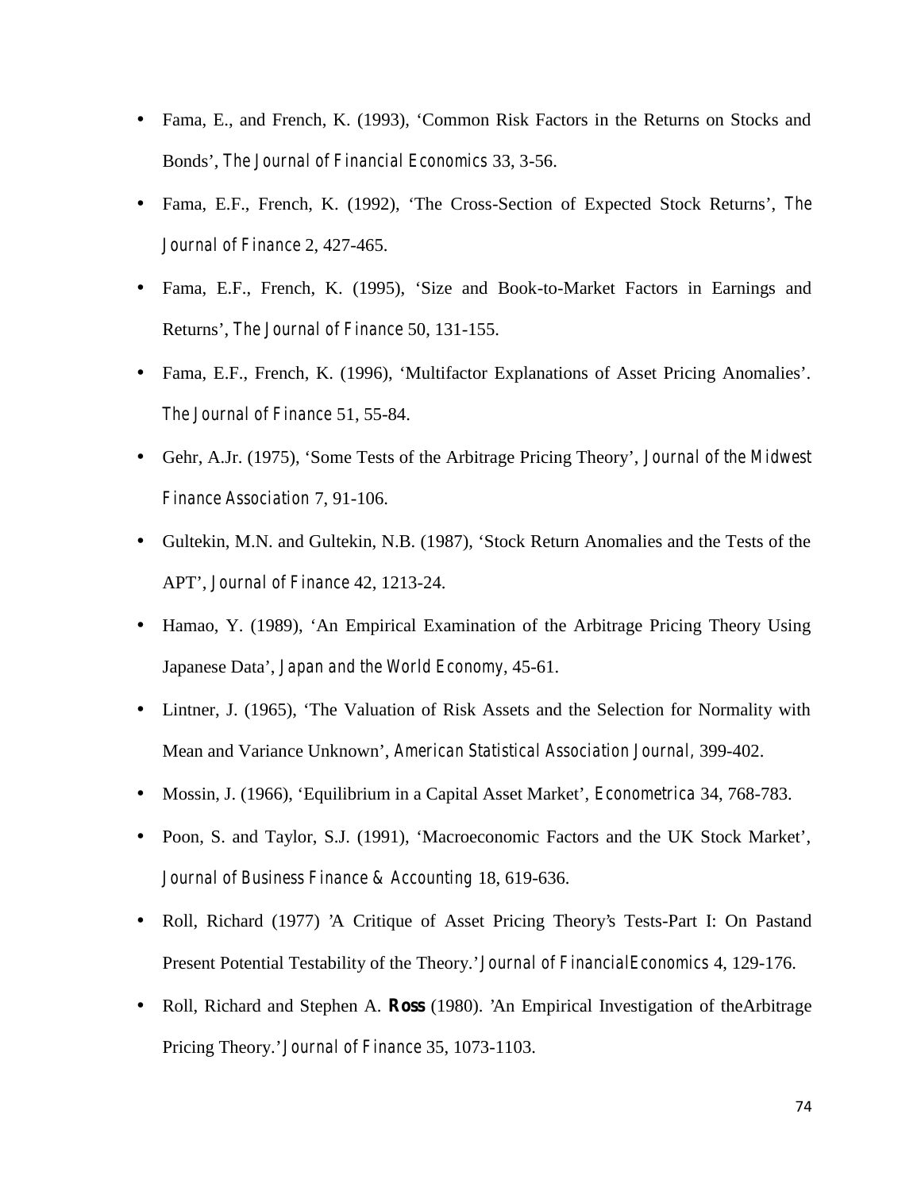- Fama, E., and French, K. (1993), 'Common Risk Factors in the Returns on Stocks and Bonds', *The Journal of Financial Economics* 33, 3-56.
- Fama, E.F., French, K. (1992), 'The Cross-Section of Expected Stock Returns', *The Journal of Finance* 2, 427-465.
- Fama, E.F., French, K. (1995), 'Size and Book-to-Market Factors in Earnings and Returns', *The Journal of Finance* 50, 131-155.
- Fama, E.F., French, K. (1996), 'Multifactor Explanations of Asset Pricing Anomalies'. *The Journal of Finance* 51, 55-84.
- Gehr, A.Jr. (1975), 'Some Tests of the Arbitrage Pricing Theory', *Journal of the Midwest Finance Association* 7, 91-106.
- Gultekin, M.N. and Gultekin, N.B. (1987), 'Stock Return Anomalies and the Tests of the APT', *Journal of Finance* 42, 1213-24.
- Hamao, Y. (1989), 'An Empirical Examination of the Arbitrage Pricing Theory Using Japanese Data', *Japan and the World Economy*, 45-61.
- Lintner, J. (1965), 'The Valuation of Risk Assets and the Selection for Normality with Mean and Variance Unknown', *American Statistical Association Journal*, 399-402.
- Mossin, J. (1966), 'Equilibrium in a Capital Asset Market', *Econometrica* 34, 768-783.
- Poon, S. and Taylor, S.J. (1991), 'Macroeconomic Factors and the UK Stock Market', *Journal of Business Finance & Accounting* 18, 619-636.
- Roll, Richard (1977) 'A Critique of Asset Pricing Theory's Tests-Part I: On Pastand Present Potential Testability of the Theory.' *Journal of FinancialEconomics* 4, 129-176.
- Roll, Richard and Stephen A. **Ross** (1980). 'An Empirical Investigation of theArbitrage Pricing Theory.' *Journal of Finance* 35, 1073-1103.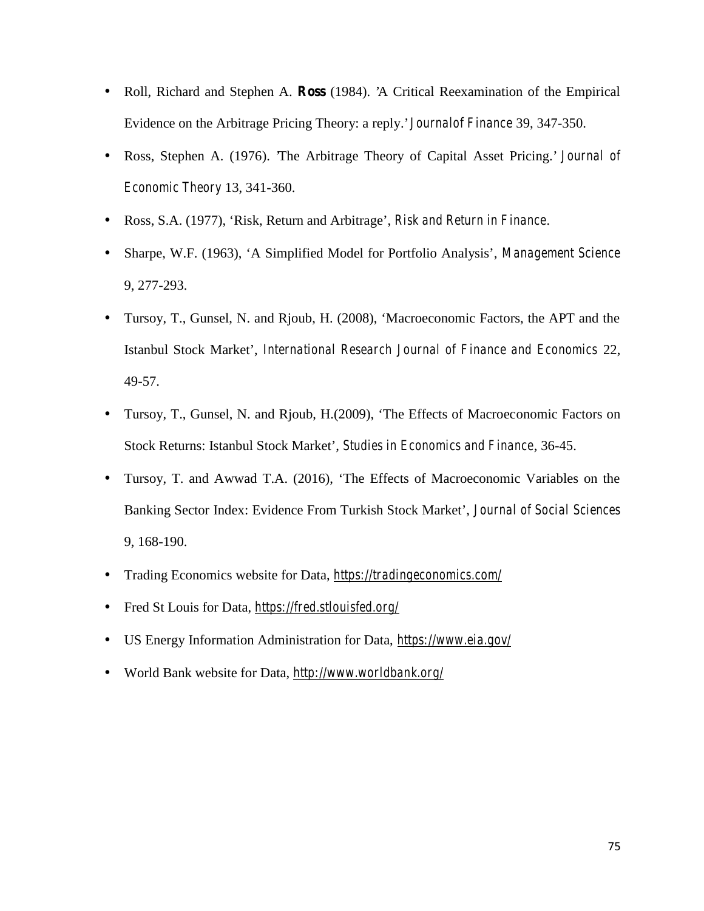- Roll, Richard and Stephen A. **Ross** (1984). 'A Critical Reexamination of the Empirical Evidence on the Arbitrage Pricing Theory: a reply.' *Journalof Finance* 39, 347-350.
- Ross, Stephen A. (1976). 'The Arbitrage Theory of Capital Asset Pricing.' *Journal of Economic Theory* 13, 341-360.
- Ross, S.A. (1977), 'Risk, Return and Arbitrage', *Risk and Return in Finance*.
- Sharpe, W.F. (1963), 'A Simplified Model for Portfolio Analysis', *Management Science* 9, 277-293.
- Tursoy, T., Gunsel, N. and Rjoub, H. (2008), 'Macroeconomic Factors, the APT and the Istanbul Stock Market', *International Research Journal of Finance and Economics* 22, 49-57.
- Tursoy, T., Gunsel, N. and Rjoub, H.(2009), 'The Effects of Macroeconomic Factors on Stock Returns: Istanbul Stock Market', *Studies in Economics and Finance*, 36-45.
- Tursoy, T. and Awwad T.A. (2016), 'The Effects of Macroeconomic Variables on the Banking Sector Index: Evidence From Turkish Stock Market', *Journal of Social Sciences* 9, 168-190.
- Trading Economics website for Data, https://tradingeconomics.com/
- Fred St Louis for Data, https://fred.stlouisfed.org/
- US Energy Information Administration for Data, https://www.eia.gov/
- World Bank website for Data, http://www.worldbank.org/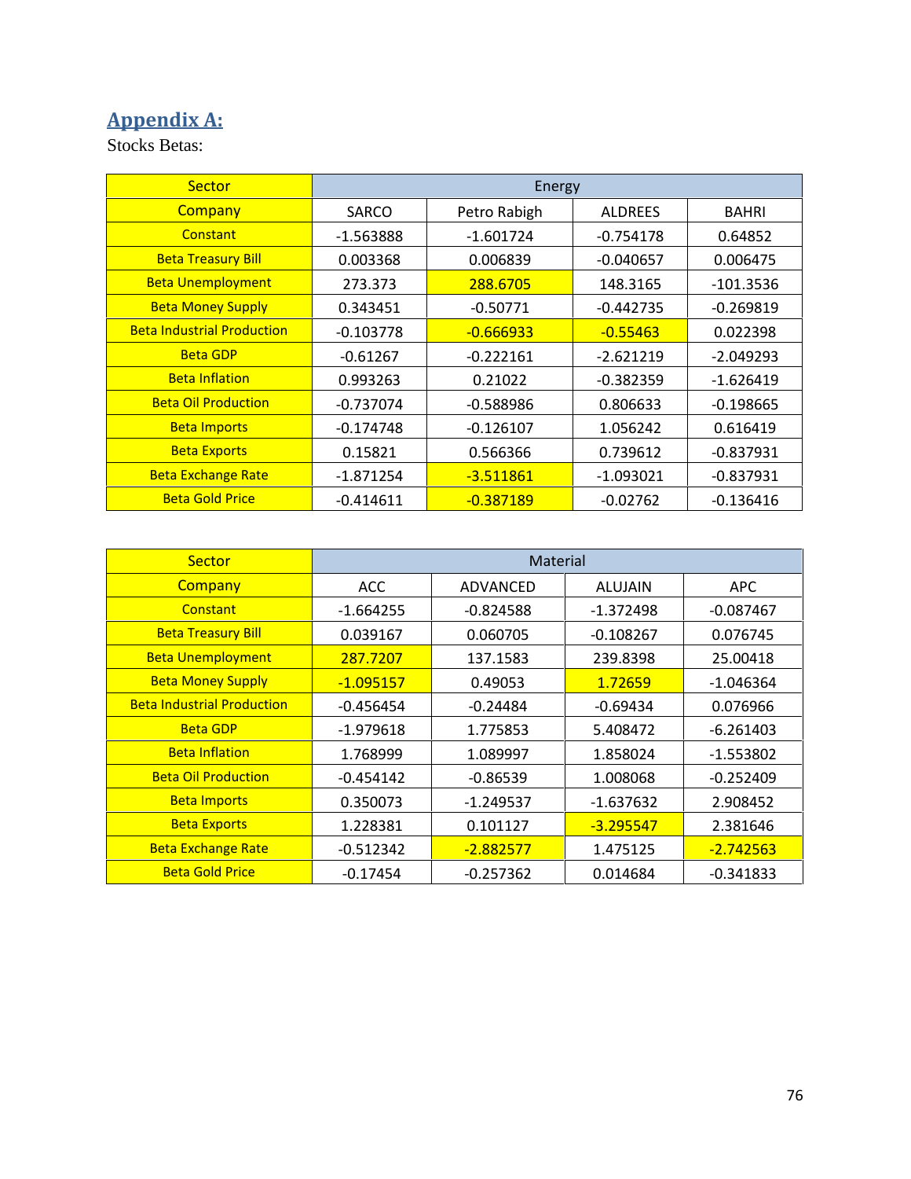## Appendix A:

Stocks Betas:

| Sector | Energy | | | |
|---|---|---|---|---|
| Company | SARCO | Petro Rabigh | ALDREES | BAHRI |
| Constant | -1.563888 | -1.601724 | -0.754178 | 0.64852 |
| Beta Treasury Bill | 0.003368 | 0.006839 | -0.040657 | 0.006475 |
| Beta Unemployment | 273.373 | 288.6705 | 148.3165 | -101.3536 |
| Beta Money Supply | 0.343451 | -0.50771 | -0.442735 | -0.269819 |
| Beta Industrial Production | -0.103778 | -0.666933 | -0.55463 | 0.022398 |
| Beta GDP | -0.61267 | -0.222161 | -2.621219 | -2.049293 |
| Beta Inflation | 0.993263 | 0.21022 | -0.382359 | -1.626419 |
| Beta Oil Production | -0.737074 | -0.588986 | 0.806633 | -0.198665 |
| Beta Imports | -0.174748 | -0.126107 | 1.056242 | 0.616419 |
| Beta Exports | 0.15821 | 0.566366 | 0.739612 | -0.837931 |
| Beta Exchange Rate | -1.871254 | -3.511861 | -1.093021 | -0.837931 |
| Beta Gold Price | -0.414611 | -0.387189 | -0.02762 | -0.136416 |

| Sector | Material | | | |
|---|---|---|---|---|
| Company | ACC | ADVANCED | ALUJAIN | APC |
| Constant | -1.664255 | -0.824588 | -1.372498 | -0.087467 |
| Beta Treasury Bill | 0.039167 | 0.060705 | -0.108267 | 0.076745 |
| Beta Unemployment | 287.7207 | 137.1583 | 239.8398 | 25.00418 |
| Beta Money Supply | -1.095157 | 0.49053 | 1.72659 | -1.046364 |
| Beta Industrial Production | -0.456454 | -0.24484 | -0.69434 | 0.076966 |
| Beta GDP | -1.979618 | 1.775853 | 5.408472 | -6.261403 |
| Beta Inflation | 1.768999 | 1.089997 | 1.858024 | -1.553802 |
| Beta Oil Production | -0.454142 | -0.86539 | 1.008068 | -0.252409 |
| Beta Imports | 0.350073 | -1.249537 | -1.637632 | 2.908452 |
| Beta Exports | 1.228381 | 0.101127 | -3.295547 | 2.381646 |
| Beta Exchange Rate | -0.512342 | -2.882577 | 1.475125 | -2.742563 |
| Beta Gold Price | -0.17454 | -0.257362 | 0.014684 | -0.341833 |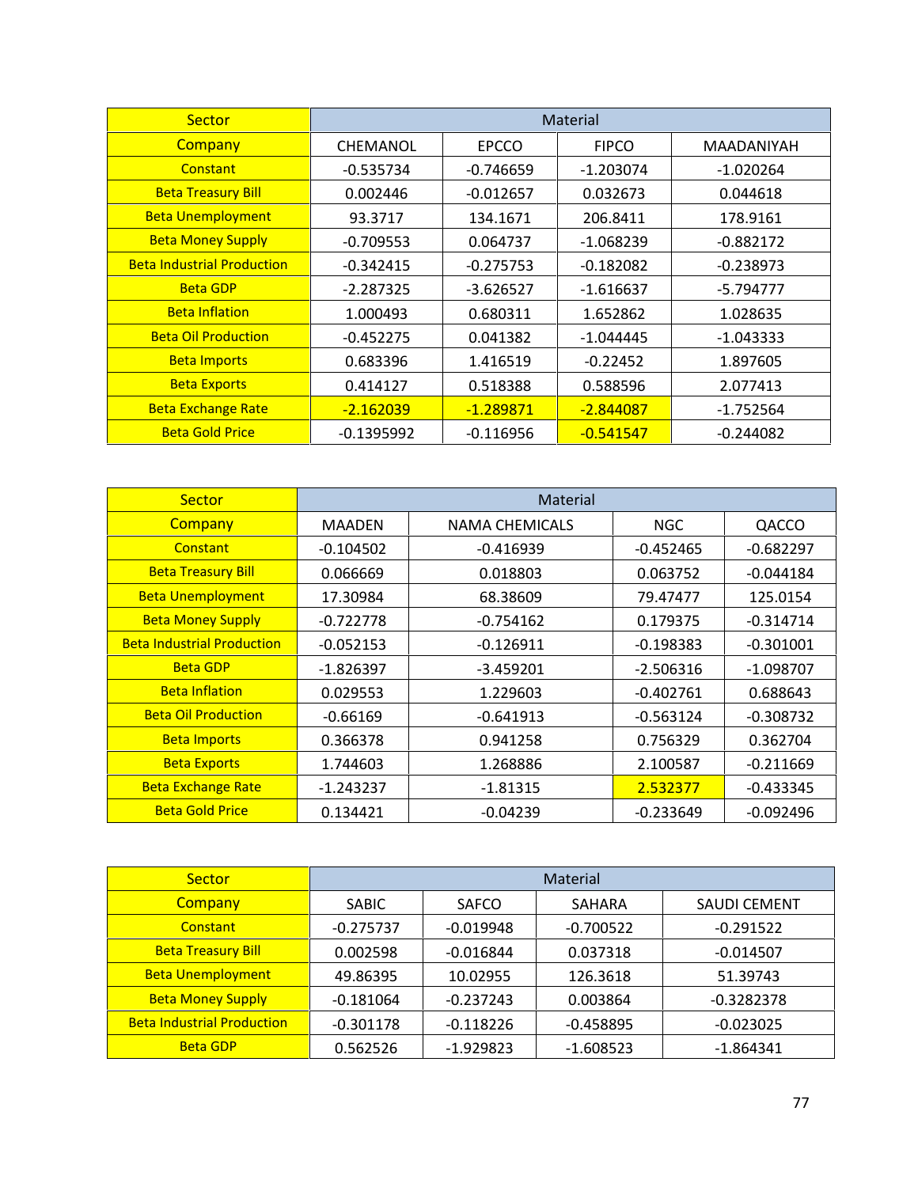| Sector | Material | | | |
|---|---|---|---|---|
| Company | CHEMANOL | EPCCO | FIPCO | MAADANIYAH |
| Constant | -0.535734 | -0.746659 | -1.203074 | -1.020264 |
| Beta Treasury Bill | 0.002446 | -0.012657 | 0.032673 | 0.044618 |
| Beta Unemployment | 93.3717 | 134.1671 | 206.8411 | 178.9161 |
| Beta Money Supply | -0.709553 | 0.064737 | -1.068239 | -0.882172 |
| Beta Industrial Production | -0.342415 | -0.275753 | -0.182082 | -0.238973 |
| Beta GDP | -2.287325 | -3.626527 | -1.616637 | -5.794777 |
| Beta Inflation | 1.000493 | 0.680311 | 1.652862 | 1.028635 |
| Beta Oil Production | -0.452275 | 0.041382 | -1.044445 | -1.043333 |
| Beta Imports | 0.683396 | 1.416519 | -0.22452 | 1.897605 |
| Beta Exports | 0.414127 | 0.518388 | 0.588596 | 2.077413 |
| Beta Exchange Rate | -2.162039 | -1.289871 | -2.844087 | -1.752564 |
| Beta Gold Price | -0.1395992 | -0.116956 | -0.541547 | -0.244082 |

| Sector | Material | | | |
|---|---|---|---|---|
| Company | MAADEN | NAMA CHEMICALS | NGC | QACCO |
| Constant | -0.104502 | -0.416939 | -0.452465 | -0.682297 |
| Beta Treasury Bill | 0.066669 | 0.018803 | 0.063752 | -0.044184 |
| Beta Unemployment | 17.30984 | 68.38609 | 79.47477 | 125.0154 |
| Beta Money Supply | -0.722778 | -0.754162 | 0.179375 | -0.314714 |
| Beta Industrial Production | -0.052153 | -0.126911 | -0.198383 | -0.301001 |
| Beta GDP | -1.826397 | -3.459201 | -2.506316 | -1.098707 |
| Beta Inflation | 0.029553 | 1.229603 | -0.402761 | 0.688643 |
| Beta Oil Production | -0.66169 | -0.641913 | -0.563124 | -0.308732 |
| Beta Imports | 0.366378 | 0.941258 | 0.756329 | 0.362704 |
| Beta Exports | 1.744603 | 1.268886 | 2.100587 | -0.211669 |
| Beta Exchange Rate | -1.243237 | -1.81315 | 2.532377 | -0.433345 |
| Beta Gold Price | 0.134421 | -0.04239 | -0.233649 | -0.092496 |

| Sector | Material | | | |
|---|---|---|---|---|
| Company | SABIC | SAFCO | SAHARA | SAUDI CEMENT |
| Constant | -0.275737 | -0.019948 | -0.700522 | -0.291522 |
| Beta Treasury Bill | 0.002598 | -0.016844 | 0.037318 | -0.014507 |
| Beta Unemployment | 49.86395 | 10.02955 | 126.3618 | 51.39743 |
| Beta Money Supply | -0.181064 | -0.237243 | 0.003864 | -0.3282378 |
| Beta Industrial Production | -0.301178 | -0.118226 | -0.458895 | -0.023025 |
| Beta GDP | 0.562526 | -1.929823 | -1.608523 | -1.864341 |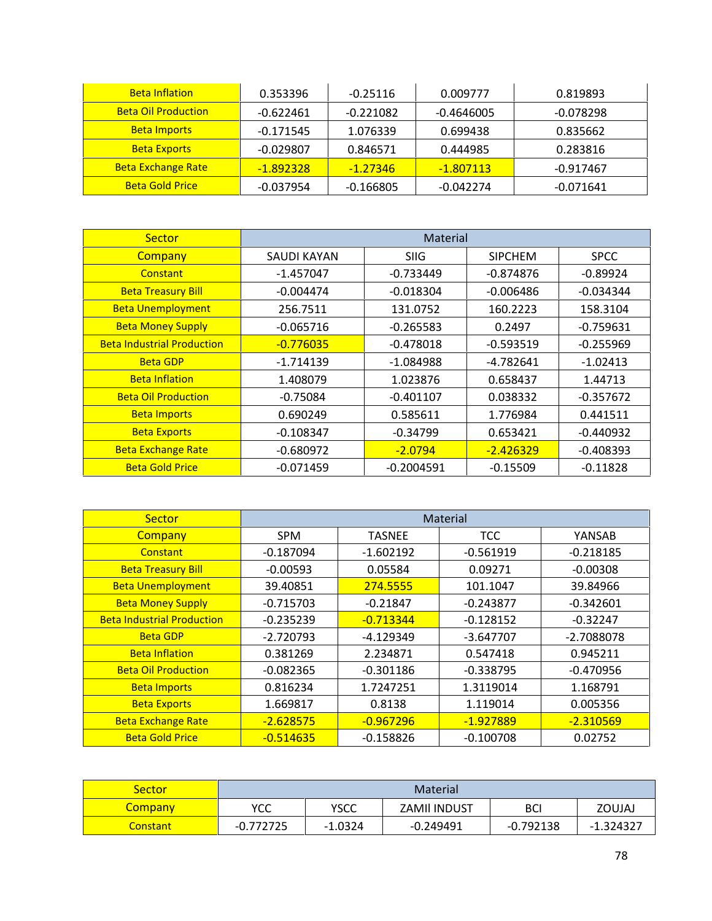| Beta Inflation | 0.353396 | -0.25116 | 0.009777 | 0.819893 |
|---|---|---|---|---|
| Beta Oil Production | -0.622461 | -0.221082 | -0.4646005 | -0.078298 |
| Beta Imports | -0.171545 | 1.076339 | 0.699438 | 0.835662 |
| Beta Exports | -0.029807 | 0.846571 | 0.444985 | 0.283816 |
| Beta Exchange Rate | -1.892328 | -1.27346 | -1.807113 | -0.917467 |
| Beta Gold Price | -0.037954 | -0.166805 | -0.042274 | -0.071641 |

| Sector | Material | | | |
|---|---|---|---|---|
| Company | SAUDI KAYAN | SIIG | SIPCHEM | SPCC |
| Constant | -1.457047 | -0.733449 | -0.874876 | -0.89924 |
| Beta Treasury Bill | -0.004474 | -0.018304 | -0.006486 | -0.034344 |
| Beta Unemployment | 256.7511 | 131.0752 | 160.2223 | 158.3104 |
| Beta Money Supply | -0.065716 | -0.265583 | 0.2497 | -0.759631 |
| Beta Industrial Production | -0.776035 | -0.478018 | -0.593519 | -0.255969 |
| Beta GDP | -1.714139 | -1.084988 | -4.782641 | -1.02413 |
| Beta Inflation | 1.408079 | 1.023876 | 0.658437 | 1.44713 |
| Beta Oil Production | -0.75084 | -0.401107 | 0.038332 | -0.357672 |
| Beta Imports | 0.690249 | 0.585611 | 1.776984 | 0.441511 |
| Beta Exports | -0.108347 | -0.34799 | 0.653421 | -0.440932 |
| Beta Exchange Rate | -0.680972 | -2.0794 | -2.426329 | -0.408393 |
| Beta Gold Price | -0.071459 | -0.2004591 | -0.15509 | -0.11828 |

| Sector | Material | | | |
|---|---|---|---|---|
| Company | SPM | TASNEE | TCC | YANSAB |
| Constant | -0.187094 | -1.602192 | -0.561919 | -0.218185 |
| Beta Treasury Bill | -0.00593 | 0.05584 | 0.09271 | -0.00308 |
| Beta Unemployment | 39.40851 | 274.5555 | 101.1047 | 39.84966 |
| Beta Money Supply | -0.715703 | -0.21847 | -0.243877 | -0.342601 |
| Beta Industrial Production | -0.235239 | -0.713344 | -0.128152 | -0.32247 |
| Beta GDP | -2.720793 | -4.129349 | -3.647707 | -2.7088078 |
| Beta Inflation | 0.381269 | 2.234871 | 0.547418 | 0.945211 |
| Beta Oil Production | -0.082365 | -0.301186 | -0.338795 | -0.470956 |
| Beta Imports | 0.816234 | 1.7247251 | 1.3119014 | 1.168791 |
| Beta Exports | 1.669817 | 0.8138 | 1.119014 | 0.005356 |
| Beta Exchange Rate | -2.628575 | -0.967296 | -1.927889 | -2.310569 |
| Beta Gold Price | -0.514635 | -0.158826 | -0.100708 | 0.02752 |

| Sector | Material | | | | |
|---|---|---|---|---|---|
| Company | YCC | YSCC | ZAMII INDUST | BCI | ZOUJAJ |
| Constant | -0.772725 | -1.0324 | -0.249491 | -0.792138 | -1.324327 |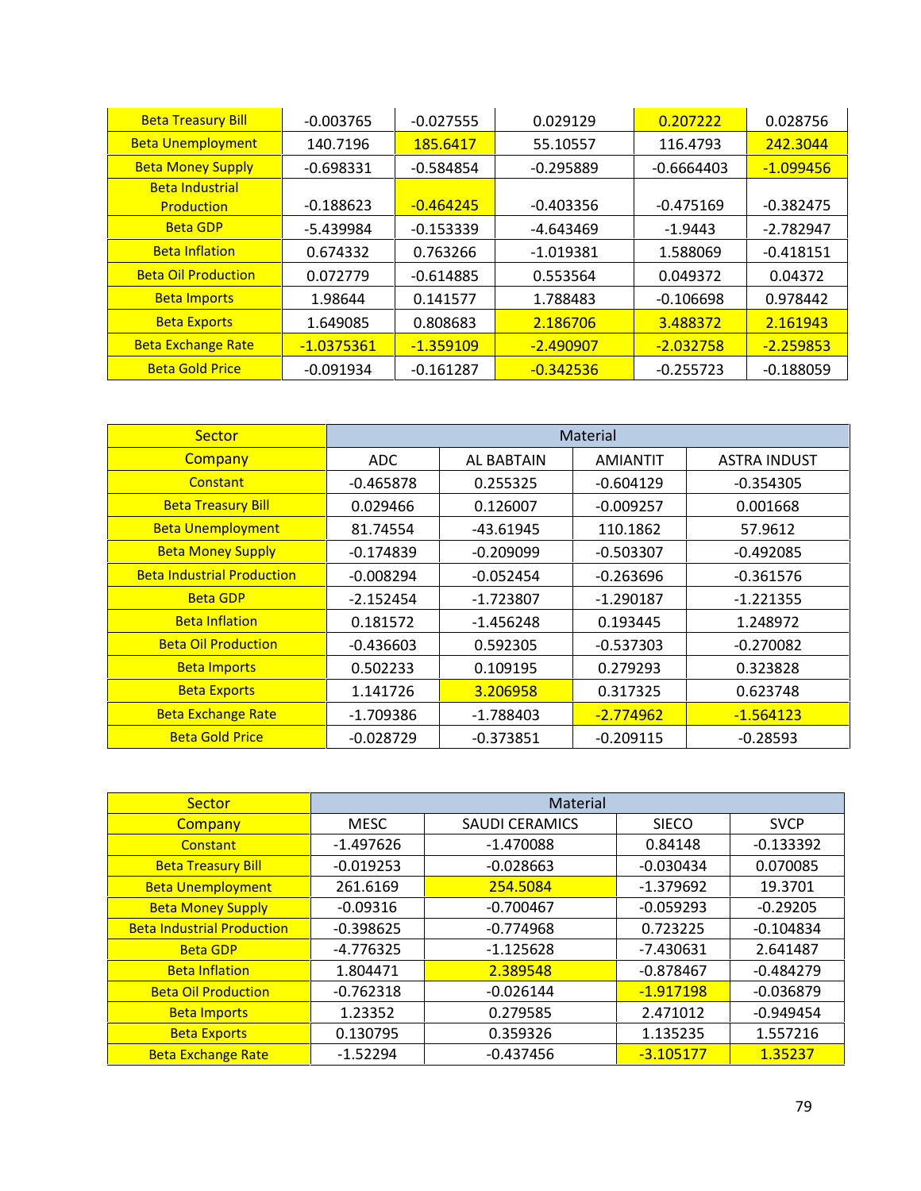| Beta Treasury Bill | -0.003765 | -0.027555 | 0.029129 | 0.207222 | 0.028756 |
|---|---|---|---|---|---|
| Beta Unemployment | 140.7196 | 185.6417 | 55.10557 | 116.4793 | 242.3044 |
| Beta Money Supply | -0.698331 | -0.584854 | -0.295889 | -0.6664403 | -1.099456 |
| Beta Industrial Production | -0.188623 | -0.464245 | -0.403356 | -0.475169 | -0.382475 |
| Beta GDP | -5.439984 | -0.153339 | -4.643469 | -1.9443 | -2.782947 |
| Beta Inflation | 0.674332 | 0.763266 | -1.019381 | 1.588069 | -0.418151 |
| Beta Oil Production | 0.072779 | -0.614885 | 0.553564 | 0.049372 | 0.04372 |
| Beta Imports | 1.98644 | 0.141577 | 1.788483 | -0.106698 | 0.978442 |
| Beta Exports | 1.649085 | 0.808683 | 2.186706 | 3.488372 | 2.161943 |
| Beta Exchange Rate | -1.0375361 | -1.359109 | -2.490907 | -2.032758 | -2.259853 |
| Beta Gold Price | -0.091934 | -0.161287 | -0.342536 | -0.255723 | -0.188059 |

| Sector | Material | | | |
|---|---|---|---|---|
| Company | ADC | AL BABTAIN | AMIANTIT | ASTRA INDUST |
| Constant | -0.465878 | 0.255325 | -0.604129 | -0.354305 |
| Beta Treasury Bill | 0.029466 | 0.126007 | -0.009257 | 0.001668 |
| Beta Unemployment | 81.74554 | -43.61945 | 110.1862 | 57.9612 |
| Beta Money Supply | -0.174839 | -0.209099 | -0.503307 | -0.492085 |
| Beta Industrial Production | -0.008294 | -0.052454 | -0.263696 | -0.361576 |
| Beta GDP | -2.152454 | -1.723807 | -1.290187 | -1.221355 |
| Beta Inflation | 0.181572 | -1.456248 | 0.193445 | 1.248972 |
| Beta Oil Production | -0.436603 | 0.592305 | -0.537303 | -0.270082 |
| Beta Imports | 0.502233 | 0.109195 | 0.279293 | 0.323828 |
| Beta Exports | 1.141726 | 3.206958 | 0.317325 | 0.623748 |
| Beta Exchange Rate | -1.709386 | -1.788403 | -2.774962 | -1.564123 |
| Beta Gold Price | -0.028729 | -0.373851 | -0.209115 | -0.28593 |

| Sector | Material | | | |
|---|---|---|---|---|
| Company | MESC | SAUDI CERAMICS | SIECO | SVCP |
| Constant | -1.497626 | -1.470088 | 0.84148 | -0.133392 |
| Beta Treasury Bill | -0.019253 | -0.028663 | -0.030434 | 0.070085 |
| Beta Unemployment | 261.6169 | 254.5084 | -1.379692 | 19.3701 |
| Beta Money Supply | -0.09316 | -0.700467 | -0.059293 | -0.29205 |
| Beta Industrial Production | -0.398625 | -0.774968 | 0.723225 | -0.104834 |
| Beta GDP | -4.776325 | -1.125628 | -7.430631 | 2.641487 |
| Beta Inflation | 1.804471 | 2.389548 | -0.878467 | -0.484279 |
| Beta Oil Production | -0.762318 | -0.026144 | -1.917198 | -0.036879 |
| Beta Imports | 1.23352 | 0.279585 | 2.471012 | -0.949454 |
| Beta Exports | 0.130795 | 0.359326 | 1.135235 | 1.557216 |
| Beta Exchange Rate | -1.52294 | -0.437456 | -3.105177 | 1.35237 |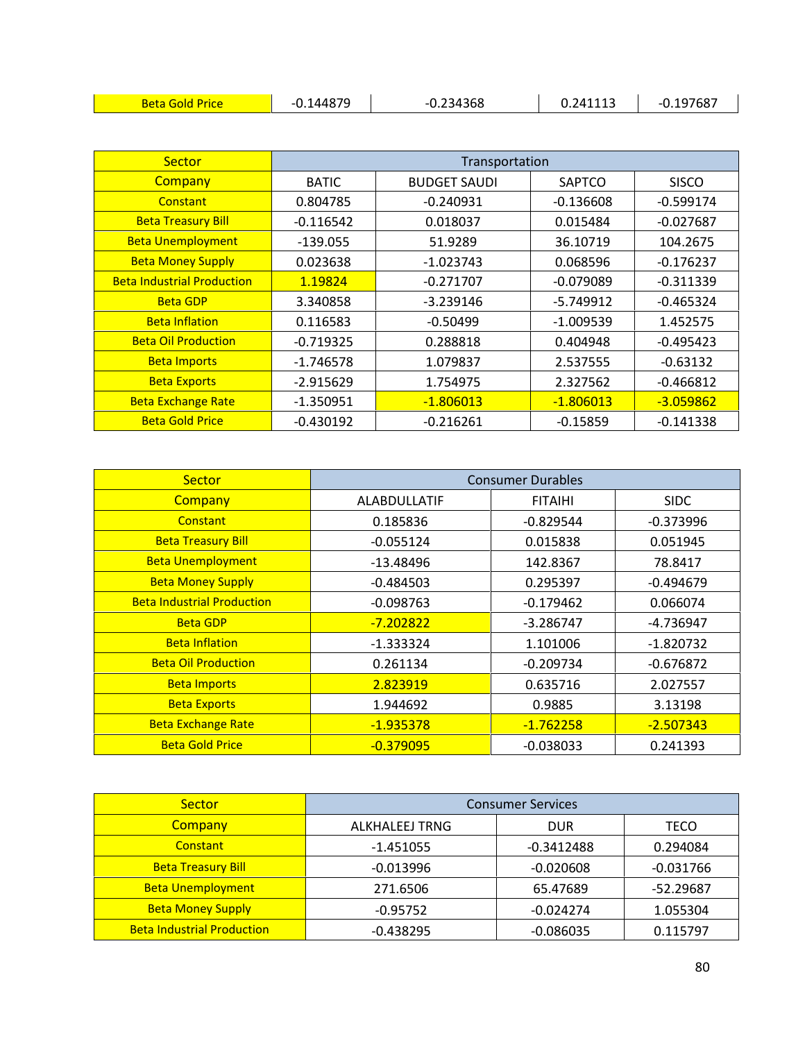| Beta Gold Price | -0.144879 | -0.234368 | 0.241113 | -0.197687 |
|---|---|---|---|---|

| Sector | Transportation | | | |
|---|---|---|---|---|
| Company | BATIC | BUDGET SAUDI | SAPTCO | SISCO |
| Constant | 0.804785 | -0.240931 | -0.136608 | -0.599174 |
| Beta Treasury Bill | -0.116542 | 0.018037 | 0.015484 | -0.027687 |
| Beta Unemployment | -139.055 | 51.9289 | 36.10719 | 104.2675 |
| Beta Money Supply | 0.023638 | -1.023743 | 0.068596 | -0.176237 |
| Beta Industrial Production | 1.19824 | -0.271707 | -0.079089 | -0.311339 |
| Beta GDP | 3.340858 | -3.239146 | -5.749912 | -0.465324 |
| Beta Inflation | 0.116583 | -0.50499 | -1.009539 | 1.452575 |
| Beta Oil Production | -0.719325 | 0.288818 | 0.404948 | -0.495423 |
| Beta Imports | -1.746578 | 1.079837 | 2.537555 | -0.63132 |
| Beta Exports | -2.915629 | 1.754975 | 2.327562 | -0.466812 |
| Beta Exchange Rate | -1.350951 | -1.806013 | -1.806013 | -3.059862 |
| Beta Gold Price | -0.430192 | -0.216261 | -0.15859 | -0.141338 |

| Sector | Consumer Durables | | |
|---|---|---|---|
| Company | ALABDULLATIF | FITAIHI | SIDC |
| Constant | 0.185836 | -0.829544 | -0.373996 |
| Beta Treasury Bill | -0.055124 | 0.015838 | 0.051945 |
| Beta Unemployment | -13.48496 | 142.8367 | 78.8417 |
| Beta Money Supply | -0.484503 | 0.295397 | -0.494679 |
| Beta Industrial Production | -0.098763 | -0.179462 | 0.066074 |
| Beta GDP | -7.202822 | -3.286747 | -4.736947 |
| Beta Inflation | -1.333324 | 1.101006 | -1.820732 |
| Beta Oil Production | 0.261134 | -0.209734 | -0.676872 |
| Beta Imports | 2.823919 | 0.635716 | 2.027557 |
| Beta Exports | 1.944692 | 0.9885 | 3.13198 |
| Beta Exchange Rate | -1.935378 | -1.762258 | -2.507343 |
| Beta Gold Price | -0.379095 | -0.038033 | 0.241393 |

| Sector | Consumer Services | | |
|---|---|---|---|
| Company | ALKHALEEJ TRNG | DUR | TECO |
| Constant | -1.451055 | -0.3412488 | 0.294084 |
| Beta Treasury Bill | -0.013996 | -0.020608 | -0.031766 |
| Beta Unemployment | 271.6506 | 65.47689 | -52.29687 |
| Beta Money Supply | -0.95752 | -0.024274 | 1.055304 |
| Beta Industrial Production | -0.438295 | -0.086035 | 0.115797 |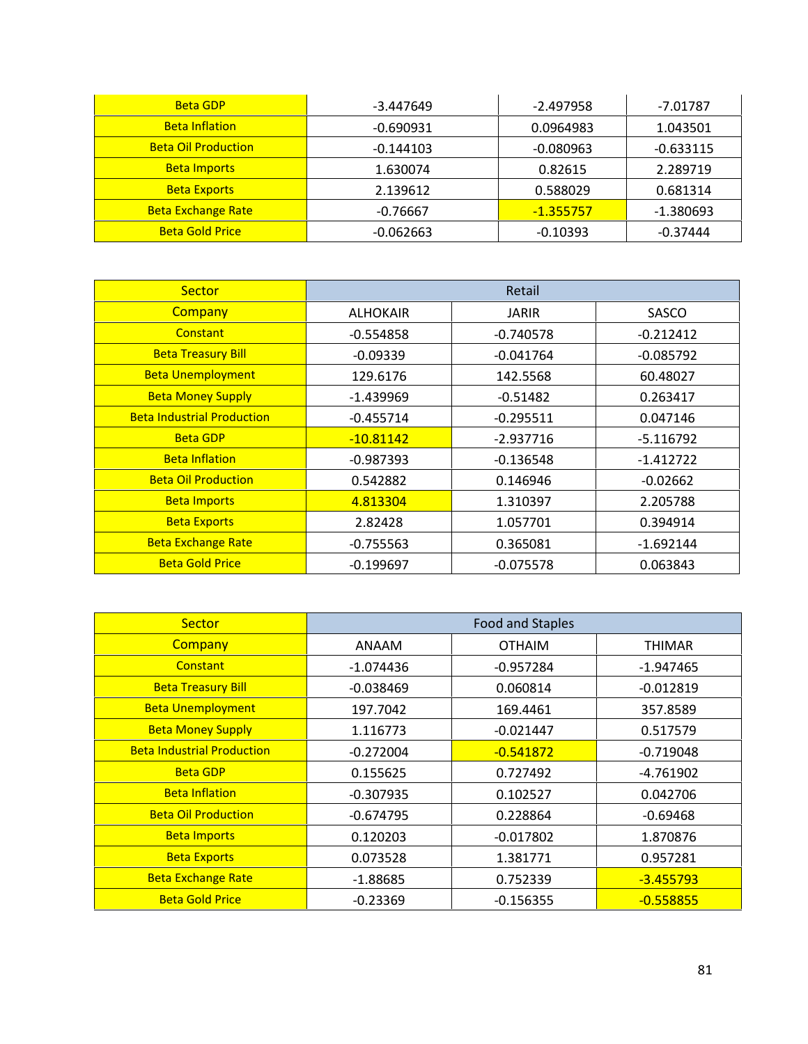| Beta GDP | -3.447649 | -2.497958 | -7.01787 |
|---|---|---|---|
| Beta Inflation | -0.690931 | 0.0964983 | 1.043501 |
| Beta Oil Production | -0.144103 | -0.080963 | -0.633115 |
| Beta Imports | 1.630074 | 0.82615 | 2.289719 |
| Beta Exports | 2.139612 | 0.588029 | 0.681314 |
| Beta Exchange Rate | -0.76667 | -1.355757 | -1.380693 |
| Beta Gold Price | -0.062663 | -0.10393 | -0.37444 |

| Sector | Retail | | |
|---|---|---|---|
| Company | ALHOKAIR | JARIR | SASCO |
| Constant | -0.554858 | -0.740578 | -0.212412 |
| Beta Treasury Bill | -0.09339 | -0.041764 | -0.085792 |
| Beta Unemployment | 129.6176 | 142.5568 | 60.48027 |
| Beta Money Supply | -1.439969 | -0.51482 | 0.263417 |
| Beta Industrial Production | -0.455714 | -0.295511 | 0.047146 |
| Beta GDP | -10.81142 | -2.937716 | -5.116792 |
| Beta Inflation | -0.987393 | -0.136548 | -1.412722 |
| Beta Oil Production | 0.542882 | 0.146946 | -0.02662 |
| Beta Imports | 4.813304 | 1.310397 | 2.205788 |
| Beta Exports | 2.82428 | 1.057701 | 0.394914 |
| Beta Exchange Rate | -0.755563 | 0.365081 | -1.692144 |
| Beta Gold Price | -0.199697 | -0.075578 | 0.063843 |

| Sector | Food and Staples | | |
|---|---|---|---|
| Company | ANAAM | OTHAIM | THIMAR |
| Constant | -1.074436 | -0.957284 | -1.947465 |
| Beta Treasury Bill | -0.038469 | 0.060814 | -0.012819 |
| Beta Unemployment | 197.7042 | 169.4461 | 357.8589 |
| Beta Money Supply | 1.116773 | -0.021447 | 0.517579 |
| Beta Industrial Production | -0.272004 | -0.541872 | -0.719048 |
| Beta GDP | 0.155625 | 0.727492 | -4.761902 |
| Beta Inflation | -0.307935 | 0.102527 | 0.042706 |
| Beta Oil Production | -0.674795 | 0.228864 | -0.69468 |
| Beta Imports | 0.120203 | -0.017802 | 1.870876 |
| Beta Exports | 0.073528 | 1.381771 | 0.957281 |
| Beta Exchange Rate | -1.88685 | 0.752339 | -3.455793 |
| Beta Gold Price | -0.23369 | -0.156355 | -0.558855 |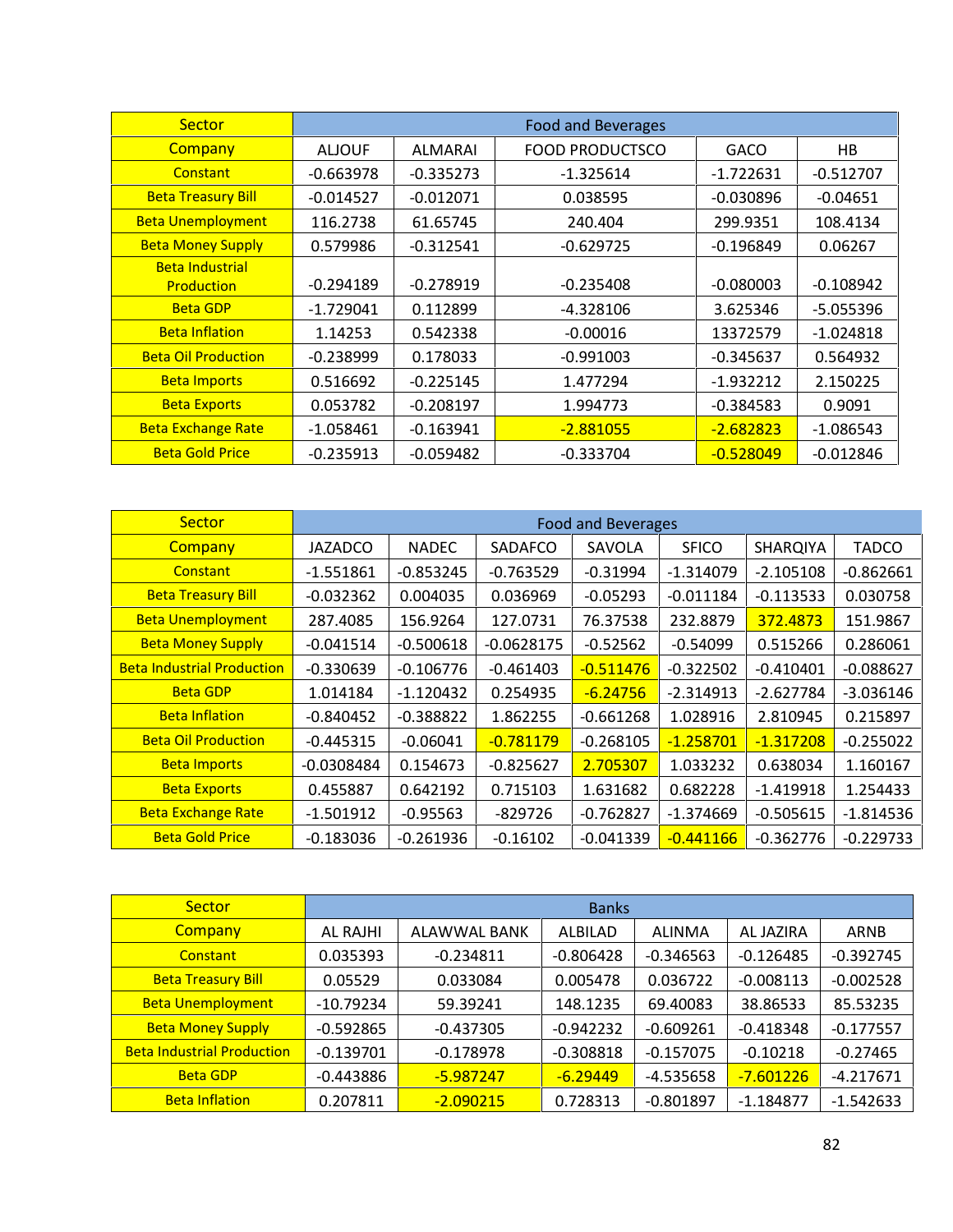| Sector | Food and Beverages | | | | |
|---|---|---|---|---|---|
| Company | ALJOUF | ALMARAI | FOOD PRODUCTSCO | GACO | HB |
| Constant | -0.663978 | -0.335273 | -1.325614 | -1.722631 | -0.512707 |
| Beta Treasury Bill | -0.014527 | -0.012071 | 0.038595 | -0.030896 | -0.04651 |
| Beta Unemployment | 116.2738 | 61.65745 | 240.404 | 299.9351 | 108.4134 |
| Beta Money Supply | 0.579986 | -0.312541 | -0.629725 | -0.196849 | 0.06267 |
| Beta Industrial Production | -0.294189 | -0.278919 | -0.235408 | -0.080003 | -0.108942 |
| Beta GDP | -1.729041 | 0.112899 | -4.328106 | 3.625346 | -5.055396 |
| Beta Inflation | 1.14253 | 0.542338 | -0.00016 | 13372579 | -1.024818 |
| Beta Oil Production | -0.238999 | 0.178033 | -0.991003 | -0.345637 | 0.564932 |
| Beta Imports | 0.516692 | -0.225145 | 1.477294 | -1.932212 | 2.150225 |
| Beta Exports | 0.053782 | -0.208197 | 1.994773 | -0.384583 | 0.9091 |
| Beta Exchange Rate | -1.058461 | -0.163941 | -2.881055 | -2.682823 | -1.086543 |
| Beta Gold Price | -0.235913 | -0.059482 | -0.333704 | -0.528049 | -0.012846 |

| Sector | Food and Beverages | | | | | | |
|---|---|---|---|---|---|---|---|
| Company | JAZADCO | NADEC | SADAFCO | SAVOLA | SFICO | SHARQIYA | TADCO |
| Constant | -1.551861 | -0.853245 | -0.763529 | -0.31994 | -1.314079 | -2.105108 | -0.862661 |
| Beta Treasury Bill | -0.032362 | 0.004035 | 0.036969 | -0.05293 | -0.011184 | -0.113533 | 0.030758 |
| Beta Unemployment | 287.4085 | 156.9264 | 127.0731 | 76.37538 | 232.8879 | 372.4873 | 151.9867 |
| Beta Money Supply | -0.041514 | -0.500618 | -0.0628175 | -0.52562 | -0.54099 | 0.515266 | 0.286061 |
| Beta Industrial Production | -0.330639 | -0.106776 | -0.461403 | -0.511476 | -0.322502 | -0.410401 | -0.088627 |
| Beta GDP | 1.014184 | -1.120432 | 0.254935 | -6.24756 | -2.314913 | -2.627784 | -3.036146 |
| Beta Inflation | -0.840452 | -0.388822 | 1.862255 | -0.661268 | 1.028916 | 2.810945 | 0.215897 |
| Beta Oil Production | -0.445315 | -0.06041 | -0.781179 | -0.268105 | -1.258701 | -1.317208 | -0.255022 |
| Beta Imports | -0.0308484 | 0.154673 | -0.825627 | 2.705307 | 1.033232 | 0.638034 | 1.160167 |
| Beta Exports | 0.455887 | 0.642192 | 0.715103 | 1.631682 | 0.682228 | -1.419918 | 1.254433 |
| Beta Exchange Rate | -1.501912 | -0.95563 | -829726 | -0.762827 | -1.374669 | -0.505615 | -1.814536 |
| Beta Gold Price | -0.183036 | -0.261936 | -0.16102 | -0.041339 | -0.441166 | -0.362776 | -0.229733 |

| Sector | Banks | | | | | |
|---|---|---|---|---|---|---|
| Company | AL RAJHI | ALAWWAL BANK | ALBILAD | ALINMA | AL JAZIRA | ARNB |
| Constant | 0.035393 | -0.234811 | -0.806428 | -0.346563 | -0.126485 | -0.392745 |
| Beta Treasury Bill | 0.05529 | 0.033084 | 0.005478 | 0.036722 | -0.008113 | -0.002528 |
| Beta Unemployment | -10.79234 | 59.39241 | 148.1235 | 69.40083 | 38.86533 | 85.53235 |
| Beta Money Supply | -0.592865 | -0.437305 | -0.942232 | -0.609261 | -0.418348 | -0.177557 |
| Beta Industrial Production | -0.139701 | -0.178978 | -0.308818 | -0.157075 | -0.10218 | -0.27465 |
| Beta GDP | -0.443886 | -5.987247 | -6.29449 | -4.535658 | -7.601226 | -4.217671 |
| Beta Inflation | 0.207811 | -2.090215 | 0.728313 | -0.801897 | -1.184877 | -1.542633 |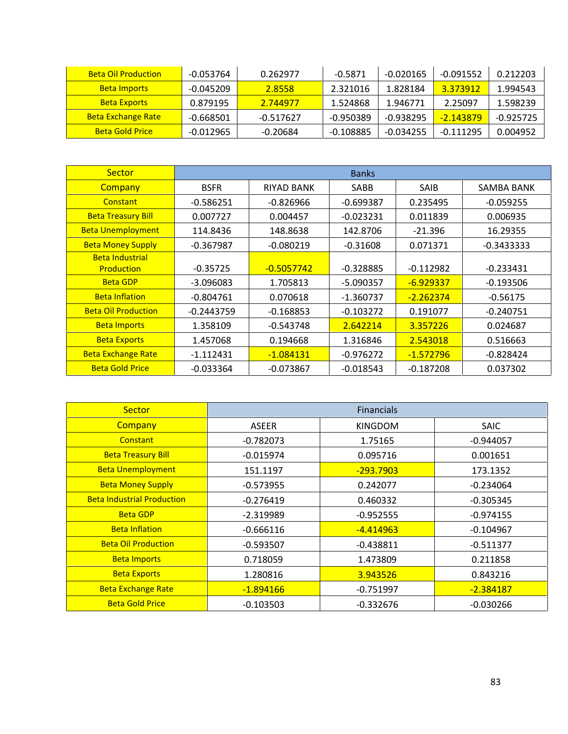| Beta Oil Production | -0.053764 | 0.262977 | -0.5871 | -0.020165 | -0.091552 | 0.212203 |
|---|---|---|---|---|---|---|
| Beta Imports | -0.045209 | 2.8558 | 2.321016 | 1.828184 | 3.373912 | 1.994543 |
| Beta Exports | 0.879195 | 2.744977 | 1.524868 | 1.946771 | 2.25097 | 1.598239 |
| Beta Exchange Rate | -0.668501 | -0.517627 | -0.950389 | -0.938295 | -2.143879 | -0.925725 |
| Beta Gold Price | -0.012965 | -0.20684 | -0.108885 | -0.034255 | -0.111295 | 0.004952 |

| Sector | Banks | | | | |
|---|---|---|---|---|---|
| Company | BSFR | RIYAD BANK | SABB | SAIB | SAMBA BANK |
| Constant | -0.586251 | -0.826966 | -0.699387 | 0.235495 | -0.059255 |
| Beta Treasury Bill | 0.007727 | 0.004457 | -0.023231 | 0.011839 | 0.006935 |
| Beta Unemployment | 114.8436 | 148.8638 | 142.8706 | -21.396 | 16.29355 |
| Beta Money Supply | -0.367987 | -0.080219 | -0.31608 | 0.071371 | -0.3433333 |
| Beta Industrial Production | -0.35725 | -0.5057742 | -0.328885 | -0.112982 | -0.233431 |
| Beta GDP | -3.096083 | 1.705813 | -5.090357 | -6.929337 | -0.193506 |
| Beta Inflation | -0.804761 | 0.070618 | -1.360737 | -2.262374 | -0.56175 |
| Beta Oil Production | -0.2443759 | -0.168853 | -0.103272 | 0.191077 | -0.240751 |
| Beta Imports | 1.358109 | -0.543748 | 2.642214 | 3.357226 | 0.024687 |
| Beta Exports | 1.457068 | 0.194668 | 1.316846 | 2.543018 | 0.516663 |
| Beta Exchange Rate | -1.112431 | -1.084131 | -0.976272 | -1.572796 | -0.828424 |
| Beta Gold Price | -0.033364 | -0.073867 | -0.018543 | -0.187208 | 0.037302 |

| Sector | Financials | | |
|---|---|---|---|
| Company | ASEER | KINGDOM | SAIC |
| Constant | -0.782073 | 1.75165 | -0.944057 |
| Beta Treasury Bill | -0.015974 | 0.095716 | 0.001651 |
| Beta Unemployment | 151.1197 | -293.7903 | 173.1352 |
| Beta Money Supply | -0.573955 | 0.242077 | -0.234064 |
| Beta Industrial Production | -0.276419 | 0.460332 | -0.305345 |
| Beta GDP | -2.319989 | -0.952555 | -0.974155 |
| Beta Inflation | -0.666116 | -4.414963 | -0.104967 |
| Beta Oil Production | -0.593507 | -0.438811 | -0.511377 |
| Beta Imports | 0.718059 | 1.473809 | 0.211858 |
| Beta Exports | 1.280816 | 3.943526 | 0.843216 |
| Beta Exchange Rate | -1.894166 | -0.751997 | -2.384187 |
| Beta Gold Price | -0.103503 | -0.332676 | -0.030266 |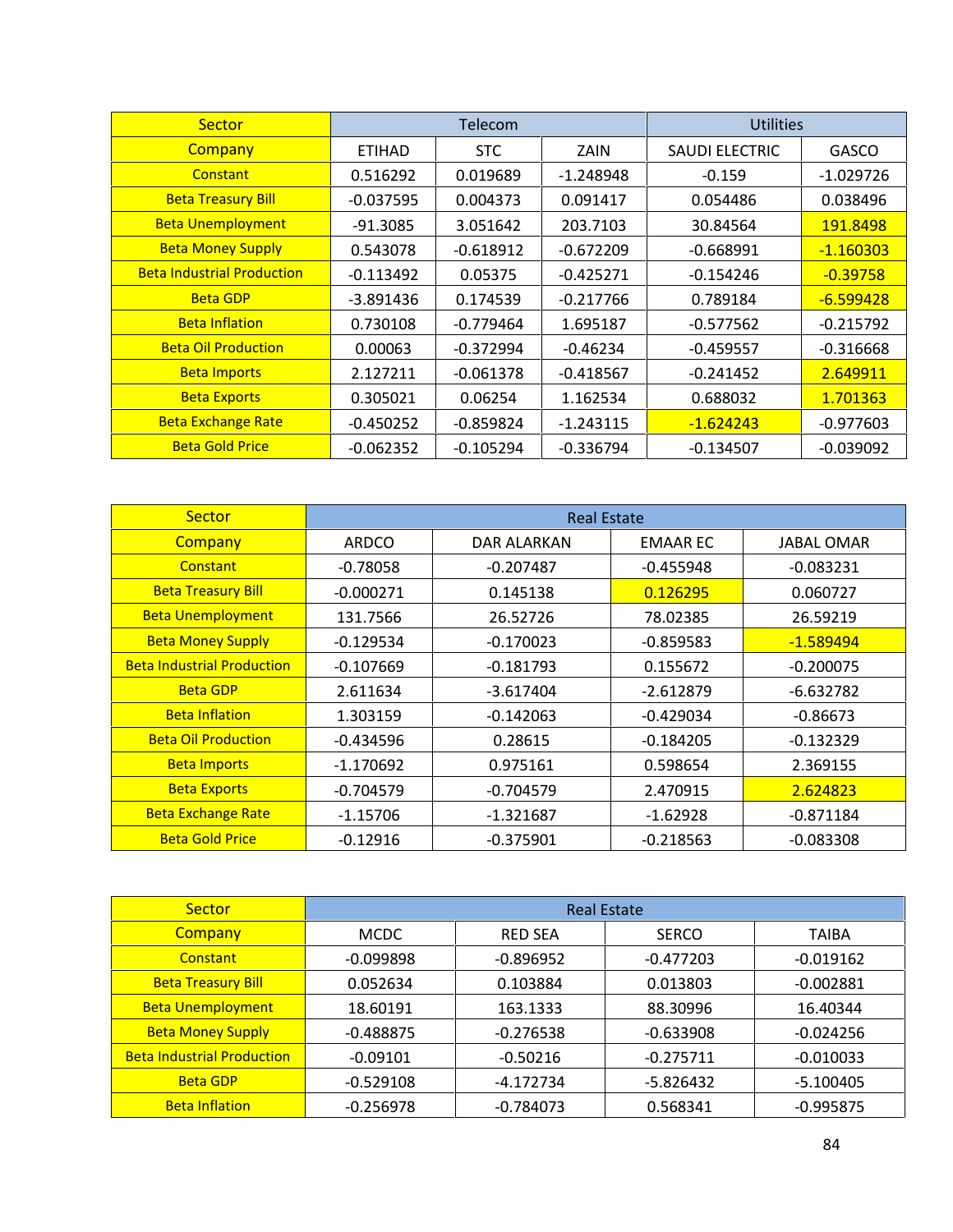| Sector | Telecom | | | Utilities | |
|---|---|---|---|---|---|
| Company | ETIHAD | STC | ZAIN | SAUDI ELECTRIC | GASCO |
| Constant | 0.516292 | 0.019689 | -1.248948 | -0.159 | -1.029726 |
| Beta Treasury Bill | -0.037595 | 0.004373 | 0.091417 | 0.054486 | 0.038496 |
| Beta Unemployment | -91.3085 | 3.051642 | 203.7103 | 30.84564 | 191.8498 |
| Beta Money Supply | 0.543078 | -0.618912 | -0.672209 | -0.668991 | -1.160303 |
| Beta Industrial Production | -0.113492 | 0.05375 | -0.425271 | -0.154246 | -0.39758 |
| Beta GDP | -3.891436 | 0.174539 | -0.217766 | 0.789184 | -6.599428 |
| Beta Inflation | 0.730108 | -0.779464 | 1.695187 | -0.577562 | -0.215792 |
| Beta Oil Production | 0.00063 | -0.372994 | -0.46234 | -0.459557 | -0.316668 |
| Beta Imports | 2.127211 | -0.061378 | -0.418567 | -0.241452 | 2.649911 |
| Beta Exports | 0.305021 | 0.06254 | 1.162534 | 0.688032 | 1.701363 |
| Beta Exchange Rate | -0.450252 | -0.859824 | -1.243115 | -1.624243 | -0.977603 |
| Beta Gold Price | -0.062352 | -0.105294 | -0.336794 | -0.134507 | -0.039092 |

| Sector | Real Estate | | | |
|---|---|---|---|---|
| Company | ARDCO | DAR ALARKAN | EMAAR EC | JABAL OMAR |
| Constant | -0.78058 | -0.207487 | -0.455948 | -0.083231 |
| Beta Treasury Bill | -0.000271 | 0.145138 | 0.126295 | 0.060727 |
| Beta Unemployment | 131.7566 | 26.52726 | 78.02385 | 26.59219 |
| Beta Money Supply | -0.129534 | -0.170023 | -0.859583 | -1.589494 |
| Beta Industrial Production | -0.107669 | -0.181793 | 0.155672 | -0.200075 |
| Beta GDP | 2.611634 | -3.617404 | -2.612879 | -6.632782 |
| Beta Inflation | 1.303159 | -0.142063 | -0.429034 | -0.86673 |
| Beta Oil Production | -0.434596 | 0.28615 | -0.184205 | -0.132329 |
| Beta Imports | -1.170692 | 0.975161 | 0.598654 | 2.369155 |
| Beta Exports | -0.704579 | -0.704579 | 2.470915 | 2.624823 |
| Beta Exchange Rate | -1.15706 | -1.321687 | -1.62928 | -0.871184 |
| Beta Gold Price | -0.12916 | -0.375901 | -0.218563 | -0.083308 |

| Sector | Real Estate | | | |
|---|---|---|---|---|
| Company | MCDC | RED SEA | SERCO | TAIBA |
| Constant | -0.099898 | -0.896952 | -0.477203 | -0.019162 |
| Beta Treasury Bill | 0.052634 | 0.103884 | 0.013803 | -0.002881 |
| Beta Unemployment | 18.60191 | 163.1333 | 88.30996 | 16.40344 |
| Beta Money Supply | -0.488875 | -0.276538 | -0.633908 | -0.024256 |
| Beta Industrial Production | -0.09101 | -0.50216 | -0.275711 | -0.010033 |
| Beta GDP | -0.529108 | -4.172734 | -5.826432 | -5.100405 |
| Beta Inflation | -0.256978 | -0.784073 | 0.568341 | -0.995875 |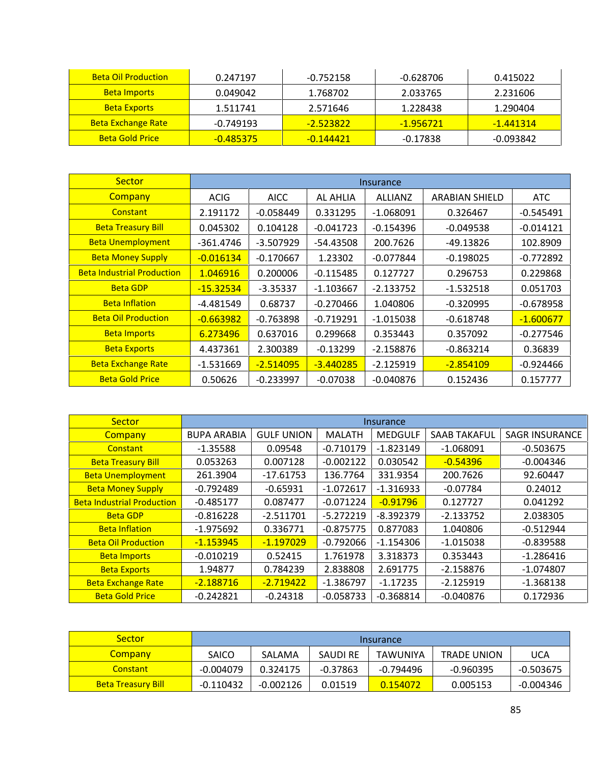| Beta Oil Production | 0.247197 | -0.752158 | -0.628706 | 0.415022 |
|---|---|---|---|---|
| Beta Imports | 0.049042 | 1.768702 | 2.033765 | 2.231606 |
| Beta Exports | 1.511741 | 2.571646 | 1.228438 | 1.290404 |
| Beta Exchange Rate | -0.749193 | -2.523822 | -1.956721 | -1.441314 |
| Beta Gold Price | -0.485375 | -0.144421 | -0.17838 | -0.093842 |

| Sector | Insurance | | | | | |
|---|---|---|---|---|---|---|
| Company | ACIG | AICC | AL AHLIA | ALLIANZ | ARABIAN SHIELD | ATC |
| Constant | 2.191172 | -0.058449 | 0.331295 | -1.068091 | 0.326467 | -0.545491 |
| Beta Treasury Bill | 0.045302 | 0.104128 | -0.041723 | -0.154396 | -0.049538 | -0.014121 |
| Beta Unemployment | -361.4746 | -3.507929 | -54.43508 | 200.7626 | -49.13826 | 102.8909 |
| Beta Money Supply | -0.016134 | -0.170667 | 1.23302 | -0.077844 | -0.198025 | -0.772892 |
| Beta Industrial Production | 1.046916 | 0.200006 | -0.115485 | 0.127727 | 0.296753 | 0.229868 |
| Beta GDP | -15.32534 | -3.35337 | -1.103667 | -2.133752 | -1.532518 | 0.051703 |
| Beta Inflation | -4.481549 | 0.68737 | -0.270466 | 1.040806 | -0.320995 | -0.678958 |
| Beta Oil Production | -0.663982 | -0.763898 | -0.719291 | -1.015038 | -0.618748 | -1.600677 |
| Beta Imports | 6.273496 | 0.637016 | 0.299668 | 0.353443 | 0.357092 | -0.277546 |
| Beta Exports | 4.437361 | 2.300389 | -0.13299 | -2.158876 | -0.863214 | 0.36839 |
| Beta Exchange Rate | -1.531669 | -2.514095 | -3.440285 | -2.125919 | -2.854109 | -0.924466 |
| Beta Gold Price | 0.50626 | -0.233997 | -0.07038 | -0.040876 | 0.152436 | 0.157777 |

| Sector | Insurance | | | | | |
|---|---|---|---|---|---|---|
| Company | BUPA ARABIA | GULF UNION | MALATH | MEDGULF | SAAB TAKAFUL | SAGR INSURANCE |
| Constant | -1.35588 | 0.09548 | -0.710179 | -1.823149 | -1.068091 | -0.503675 |
| Beta Treasury Bill | 0.053263 | 0.007128 | -0.002122 | 0.030542 | -0.54396 | -0.004346 |
| Beta Unemployment | 261.3904 | -17.61753 | 136.7764 | 331.9354 | 200.7626 | 92.60447 |
| Beta Money Supply | -0.792489 | -0.65931 | -1.072617 | -1.316933 | -0.07784 | 0.24012 |
| Beta Industrial Production | -0.485177 | 0.087477 | -0.071224 | -0.91796 | 0.127727 | 0.041292 |
| Beta GDP | -0.816228 | -2.511701 | -5.272219 | -8.392379 | -2.133752 | 2.038305 |
| Beta Inflation | -1.975692 | 0.336771 | -0.875775 | 0.877083 | 1.040806 | -0.512944 |
| Beta Oil Production | -1.153945 | -1.197029 | -0.792066 | -1.154306 | -1.015038 | -0.839588 |
| Beta Imports | -0.010219 | 0.52415 | 1.761978 | 3.318373 | 0.353443 | -1.286416 |
| Beta Exports | 1.94877 | 0.784239 | 2.838808 | 2.691775 | -2.158876 | -1.074807 |
| Beta Exchange Rate | -2.188716 | -2.719422 | -1.386797 | -1.17235 | -2.125919 | -1.368138 |
| Beta Gold Price | -0.242821 | -0.24318 | -0.058733 | -0.368814 | -0.040876 | 0.172936 |

| Sector | Insurance | | | | | |
|---|---|---|---|---|---|---|
| Company | SAICO | SALAMA | SAUDI RE | TAWUNIYA | TRADE UNION | UCA |
| Constant | -0.004079 | 0.324175 | -0.37863 | -0.794496 | -0.960395 | -0.503675 |
| Beta Treasury Bill | -0.110432 | -0.002126 | 0.01519 | 0.154072 | 0.005153 | -0.004346 |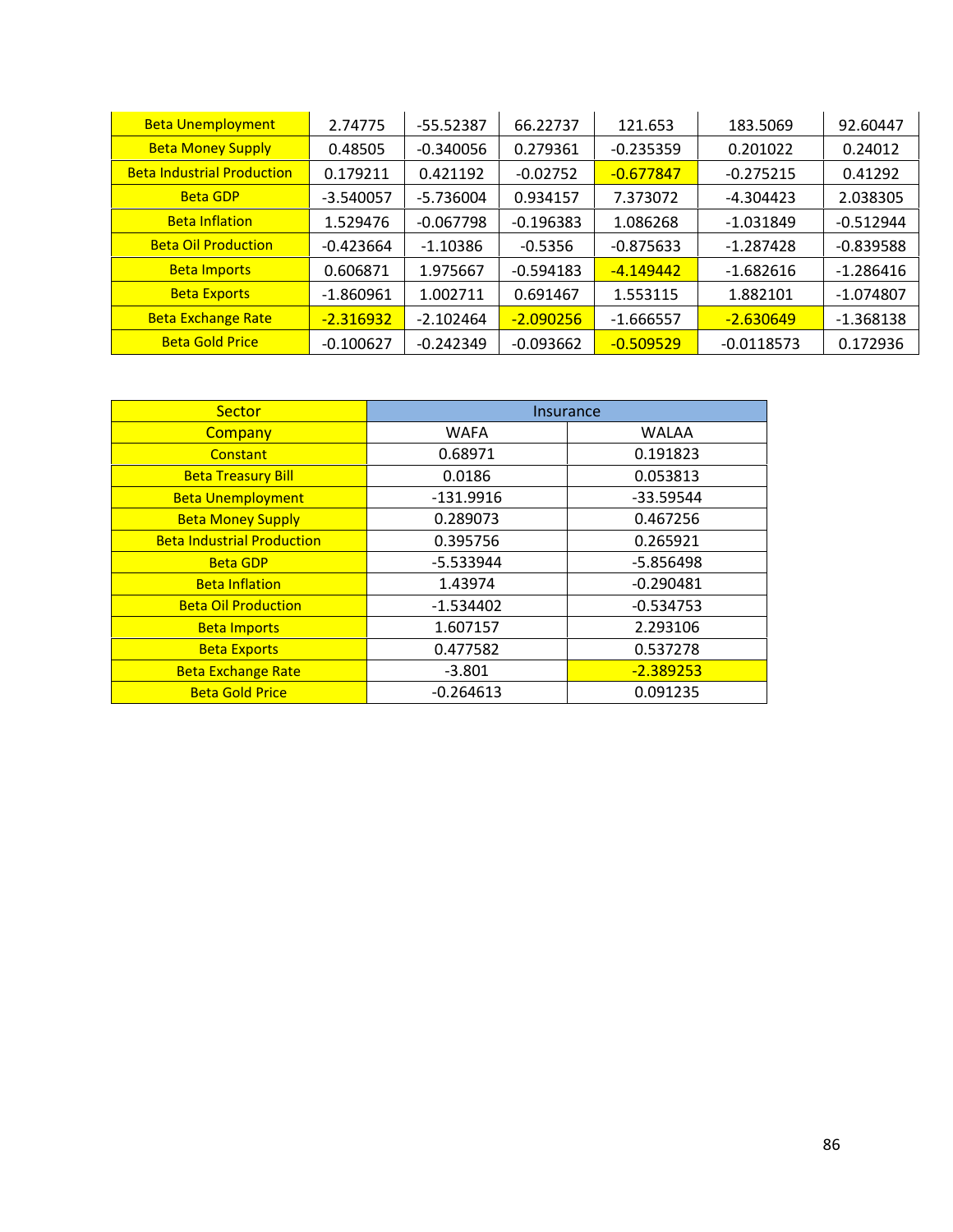| | | | | | | |
|---|---|---|---|---|---|---|
| Beta Unemployment | 2.74775 | -55.52387 | 66.22737 | 121.653 | 183.5069 | 92.60447 |
| Beta Money Supply | 0.48505 | -0.340056 | 0.279361 | -0.235359 | 0.201022 | 0.24012 |
| Beta Industrial Production | 0.179211 | 0.421192 | -0.02752 | -0.677847 | -0.275215 | 0.41292 |
| Beta GDP | -3.540057 | -5.736004 | 0.934157 | 7.373072 | -4.304423 | 2.038305 |
| Beta Inflation | 1.529476 | -0.067798 | -0.196383 | 1.086268 | -1.031849 | -0.512944 |
| Beta Oil Production | -0.423664 | -1.10386 | -0.5356 | -0.875633 | -1.287428 | -0.839588 |
| Beta Imports | 0.606871 | 1.975667 | -0.594183 | -4.149442 | -1.682616 | -1.286416 |
| Beta Exports | -1.860961 | 1.002711 | 0.691467 | 1.553115 | 1.882101 | -1.074807 |
| Beta Exchange Rate | -2.316932 | -2.102464 | -2.090256 | -1.666557 | -2.630649 | -1.368138 |
| Beta Gold Price | -0.100627 | -0.242349 | -0.093662 | -0.509529 | -0.0118573 | 0.172936 |

| Sector | Insurance | |
|---|---|---|
| Company | WAFA | WALAA |
| Constant | 0.68971 | 0.191823 |
| Beta Treasury Bill | 0.0186 | 0.053813 |
| Beta Unemployment | -131.9916 | -33.59544 |
| Beta Money Supply | 0.289073 | 0.467256 |
| Beta Industrial Production | 0.395756 | 0.265921 |
| Beta GDP | -5.533944 | -5.856498 |
| Beta Inflation | 1.43974 | -0.290481 |
| Beta Oil Production | -1.534402 | -0.534753 |
| Beta Imports | 1.607157 | 2.293106 |
| Beta Exports | 0.477582 | 0.537278 |
| Beta Exchange Rate | -3.801 | -2.389253 |
| Beta Gold Price | -0.264613 | 0.091235 |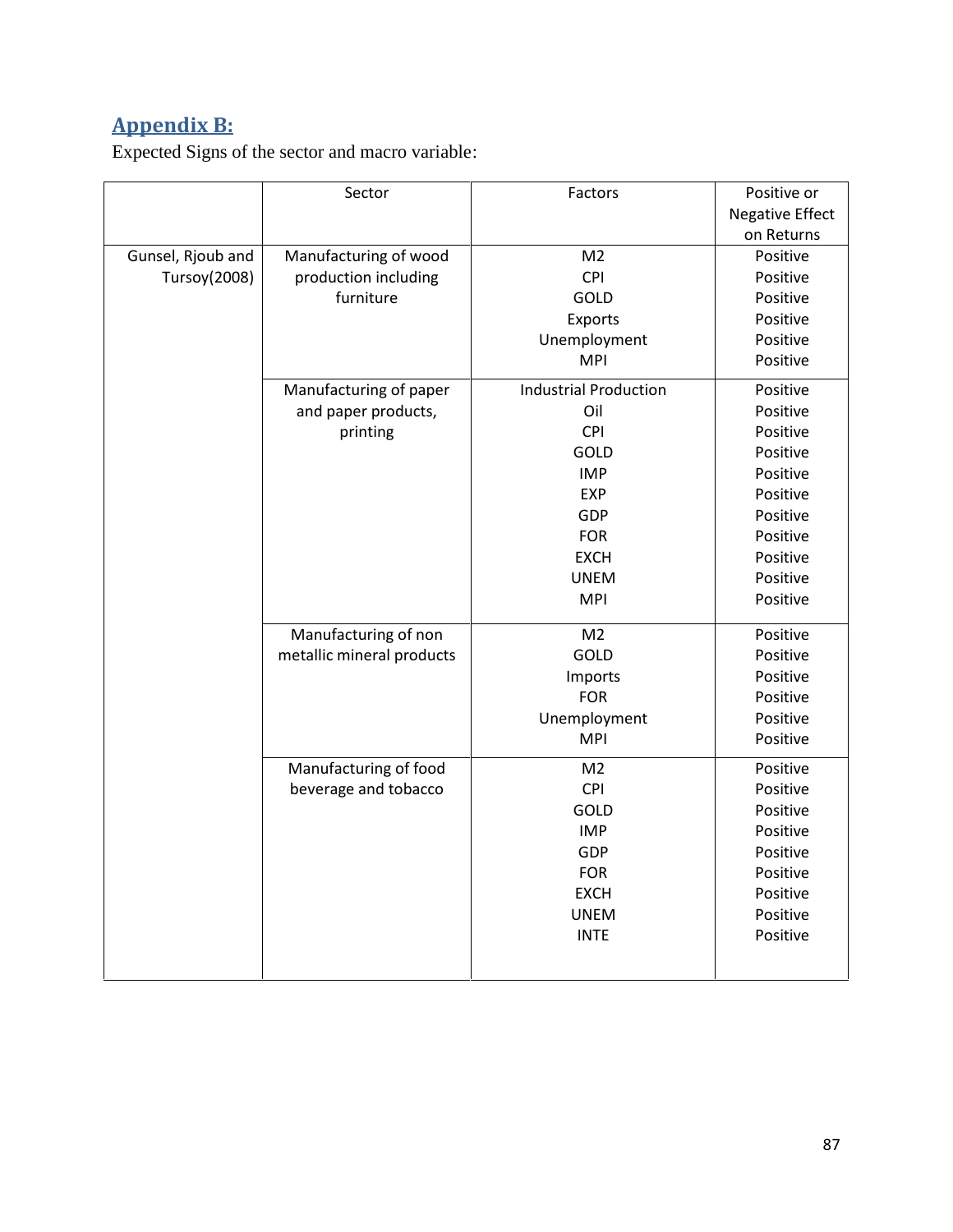## Appendix B:

Expected Signs of the sector and macro variable:

| | Sector | Factors | Positive or Negative Effect on Returns |
|---|---|---|---|
| Gunsel, Rjoub and Tursoy(2008) | Manufacturing of wood production including furniture | M2 | Positive |
| | | CPI | Positive |
| | | GOLD | Positive |
| | | Exports | Positive |
| | | Unemployment | Positive |
| | | MPI | Positive |
| | Manufacturing of paper and paper products, printing | Industrial Production | Positive |
| | | Oil | Positive |
| | | CPI | Positive |
| | | GOLD | Positive |
| | | IMP | Positive |
| | | EXP | Positive |
| | | GDP | Positive |
| | | FOR | Positive |
| | | EXCH | Positive |
| | | UNEM | Positive |
| | | MPI | Positive |
| | Manufacturing of non metallic mineral products | M2 | Positive |
| | | GOLD | Positive |
| | | Imports | Positive |
| | | FOR | Positive |
| | | Unemployment | Positive |
| | | MPI | Positive |
| | Manufacturing of food beverage and tobacco | M2 | Positive |
| | | CPI | Positive |
| | | GOLD | Positive |
| | | IMP | Positive |
| | | GDP | Positive |
| | | FOR | Positive |
| | | EXCH | Positive |
| | | UNEM | Positive |
| | | INTE | Positive |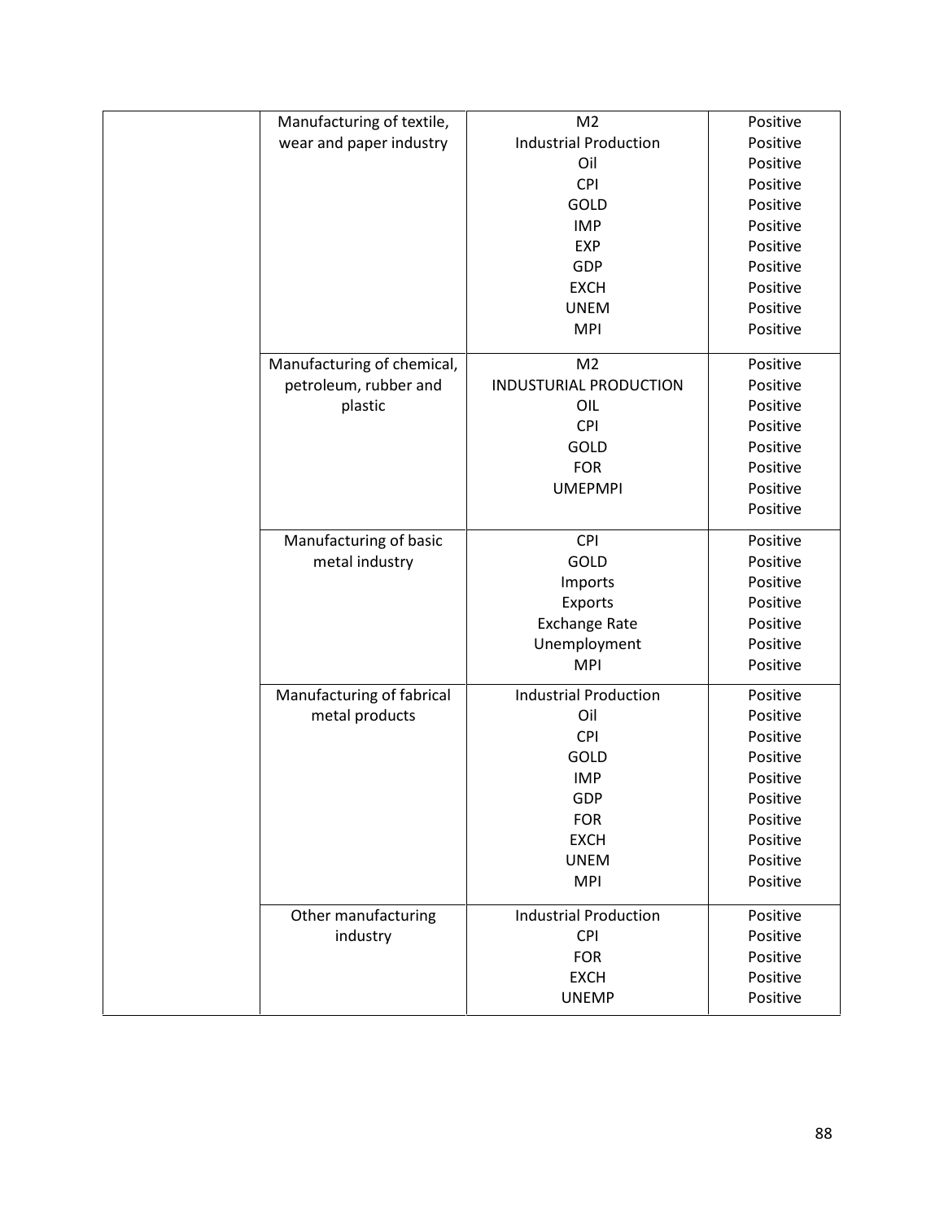| | | | |
|---|---|---|---|
| | Manufacturing of textile, wear and paper industry | M2<br>Industrial Production<br>Oil<br>CPI<br>GOLD<br>IMP<br>EXP<br>GDP<br>EXCH<br>UNEM<br>MPI | Positive<br>Positive<br>Positive<br>Positive<br>Positive<br>Positive<br>Positive<br>Positive<br>Positive<br>Positive<br>Positive |
| | Manufacturing of chemical, petroleum, rubber and plastic | M2<br>INDUSTURIAL PRODUCTION<br>OIL<br>CPI<br>GOLD<br>FOR<br>UMEPMPI | Positive<br>Positive<br>Positive<br>Positive<br>Positive<br>Positive<br>Positive<br>Positive |
| | Manufacturing of basic metal industry | CPI<br>GOLD<br>Imports<br>Exports<br>Exchange Rate<br>Unemployment<br>MPI | Positive<br>Positive<br>Positive<br>Positive<br>Positive<br>Positive<br>Positive |
| | Manufacturing of fabrical metal products | Industrial Production<br>Oil<br>CPI<br>GOLD<br>IMP<br>GDP<br>FOR<br>EXCH<br>UNEM<br>MPI | Positive<br>Positive<br>Positive<br>Positive<br>Positive<br>Positive<br>Positive<br>Positive<br>Positive<br>Positive |
| | Other manufacturing industry | Industrial Production<br>CPI<br>FOR<br>EXCH<br>UNEMP | Positive<br>Positive<br>Positive<br>Positive<br>Positive |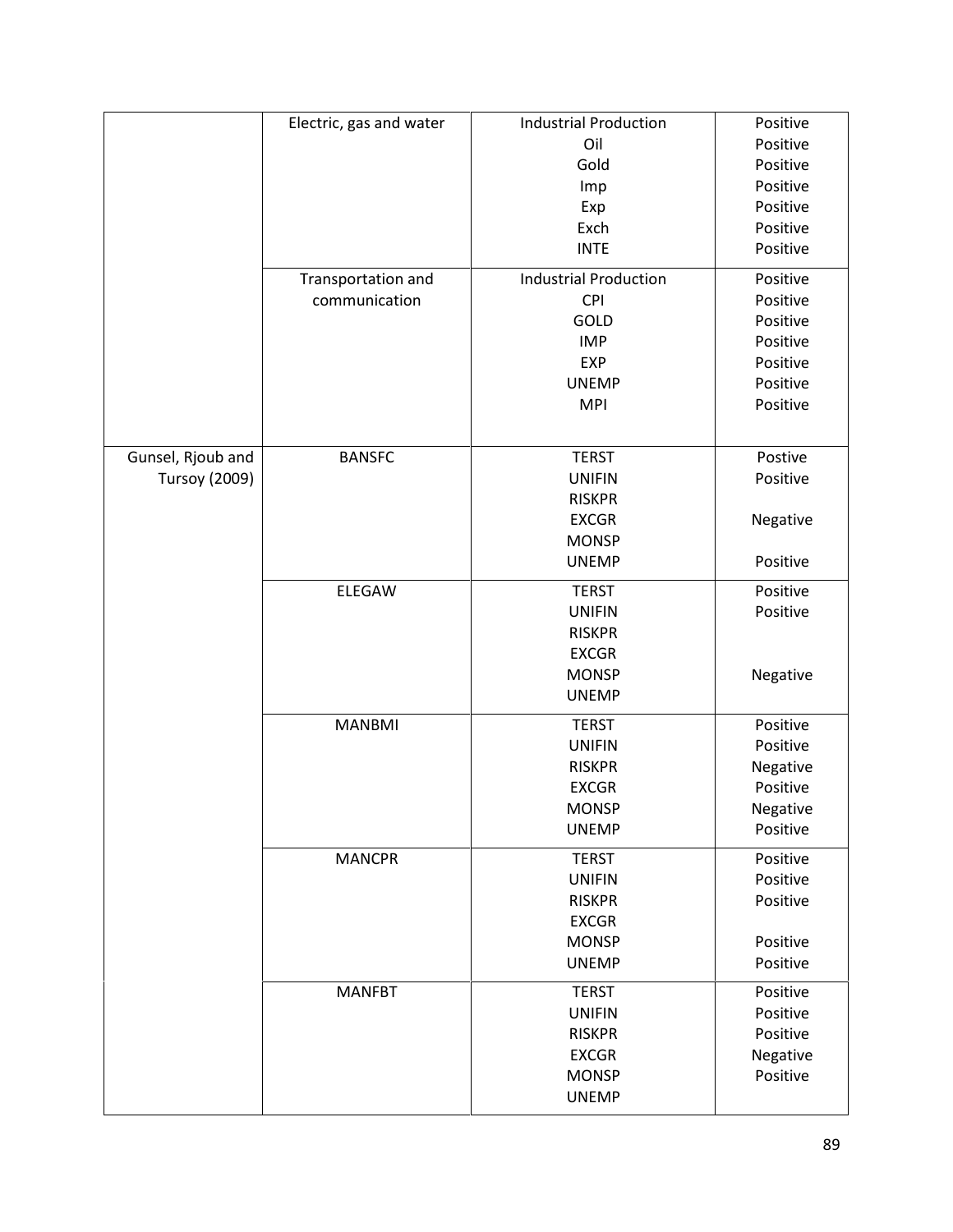| | | | |
|---|---|---|---|
| | Electric, gas and water | Industrial Production | Positive |
| | | Oil | Positive |
| | | Gold | Positive |
| | | Imp | Positive |
| | | Exp | Positive |
| | | Exch | Positive |
| | | INTE | Positive |
| | Transportation and communication | Industrial Production | Positive |
| | | CPI | Positive |
| | | GOLD | Positive |
| | | IMP | Positive |
| | | EXP | Positive |
| | | UNEMP | Positive |
| | | MPI | Positive |
| Gunsel, Rjoub and Tursoy (2009) | BANSFC | TERST | Postive |
| | | UNIFIN | Positive |
| | | RISKPR | |
| | | EXCGR | Negative |
| | | MONSP | |
| | | UNEMP | Positive |
| | ELEGAW | TERST | Positive |
| | | UNIFIN | Positive |
| | | RISKPR | |
| | | EXCGR | |
| | | MONSP | Negative |
| | | UNEMP | |
| | MANBMI | TERST | Positive |
| | | UNIFIN | Positive |
| | | RISKPR | Negative |
| | | EXCGR | Positive |
| | | MONSP | Negative |
| | | UNEMP | Positive |
| | MANCPR | TERST | Positive |
| | | UNIFIN | Positive |
| | | RISKPR | Positive |
| | | EXCGR | |
| | | MONSP | Positive |
| | | UNEMP | Positive |
| | MANFBT | TERST | Positive |
| | | UNIFIN | Positive |
| | | RISKPR | Positive |
| | | EXCGR | Negative |
| | | MONSP | Positive |
| | | UNEMP | |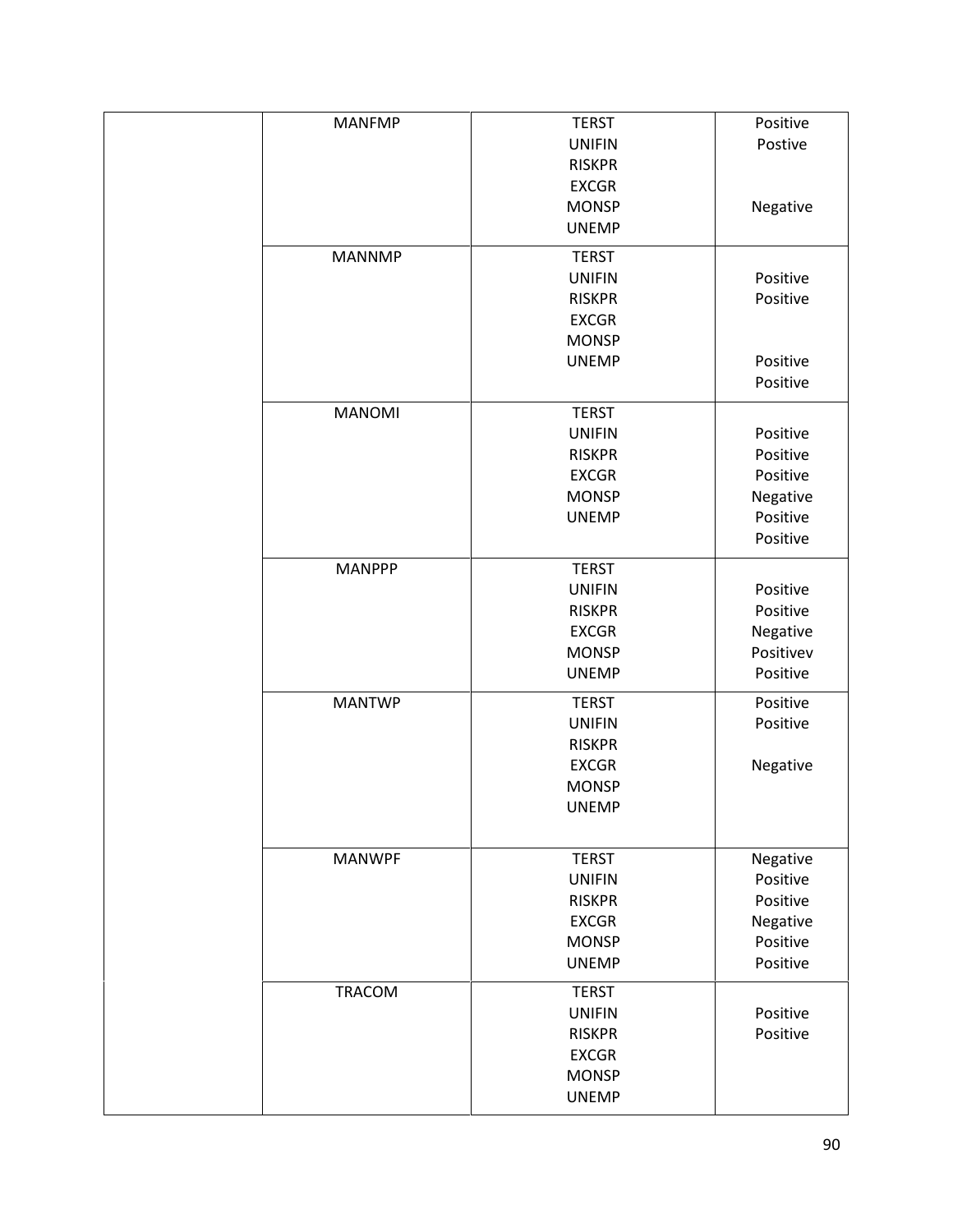| | | | |
|---|---|---|---|
| | MANFMP | TERST | Positive |
| | | UNIFIN | Postive |
| | | RISKPR | |
| | | EXCGR | |
| | | MONSP | Negative |
| | | UNEMP | |
| | MANNMP | TERST | |
| | | UNIFIN | Positive |
| | | RISKPR | Positive |
| | | EXCGR | |
| | | MONSP | |
| | | UNEMP | Positive |
| | | | Positive |
| | MANOMI | TERST | |
| | | UNIFIN | Positive |
| | | RISKPR | Positive |
| | | EXCGR | Positive |
| | | MONSP | Negative |
| | | UNEMP | Positive |
| | | | Positive |
| | MANPPP | TERST | |
| | | UNIFIN | Positive |
| | | RISKPR | Positive |
| | | EXCGR | Negative |
| | | MONSP | Positivev |
| | | UNEMP | Positive |
| | MANTWP | TERST | Positive |
| | | UNIFIN | Positive |
| | | RISKPR | |
| | | EXCGR | Negative |
| | | MONSP | |
| | | UNEMP | |
| | MANWPF | TERST | Negative |
| | | UNIFIN | Positive |
| | | RISKPR | Positive |
| | | EXCGR | Negative |
| | | MONSP | Positive |
| | | UNEMP | Positive |
| | TRACOM | TERST | |
| | | UNIFIN | Positive |
| | | RISKPR | Positive |
| | | EXCGR | |
| | | MONSP | |
| | | UNEMP | |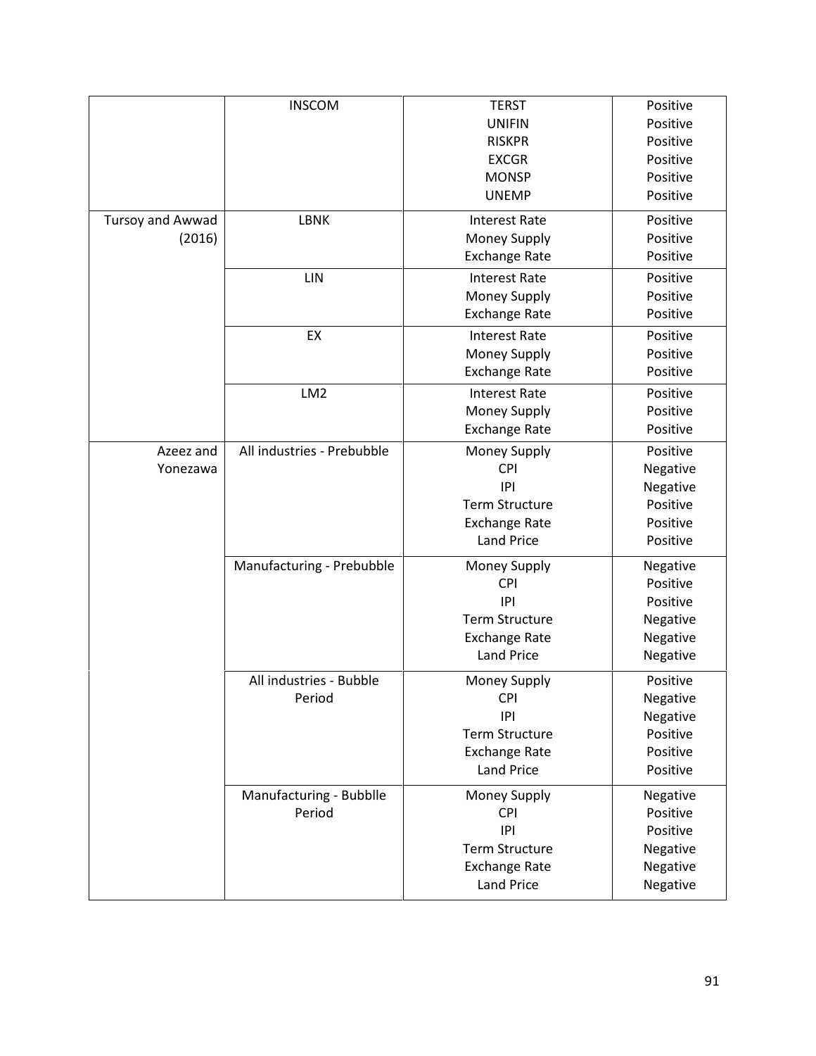| | | | |
|---|---|---|---|
| | INSCOM | TERST<br>UNIFIN<br>RISKPR<br>EXCGR<br>MONSP<br>UNEMP | Positive<br>Positive<br>Positive<br>Positive<br>Positive<br>Positive |
| Tursoy and Awwad (2016) | LBNK | Interest Rate<br>Money Supply<br>Exchange Rate | Positive<br>Positive<br>Positive |
| | LIN | Interest Rate<br>Money Supply<br>Exchange Rate | Positive<br>Positive<br>Positive |
| | EX | Interest Rate<br>Money Supply<br>Exchange Rate | Positive<br>Positive<br>Positive |
| | LM2 | Interest Rate<br>Money Supply<br>Exchange Rate | Positive<br>Positive<br>Positive |
| Azeez and Yonezawa | All industries - Prebubble | Money Supply<br>CPI<br>IPI<br>Term Structure<br>Exchange Rate<br>Land Price | Positive<br>Negative<br>Negative<br>Positive<br>Positive<br>Positive |
| | Manufacturing - Prebubble | Money Supply<br>CPI<br>IPI<br>Term Structure<br>Exchange Rate<br>Land Price | Negative<br>Positive<br>Positive<br>Negative<br>Negative<br>Negative |
| | All industries - Bubble Period | Money Supply<br>CPI<br>IPI<br>Term Structure<br>Exchange Rate<br>Land Price | Positive<br>Negative<br>Negative<br>Positive<br>Positive<br>Positive |
| | Manufacturing - Bubblle Period | Money Supply<br>CPI<br>IPI<br>Term Structure<br>Exchange Rate<br>Land Price | Negative<br>Positive<br>Positive<br>Negative<br>Negative<br>Negative |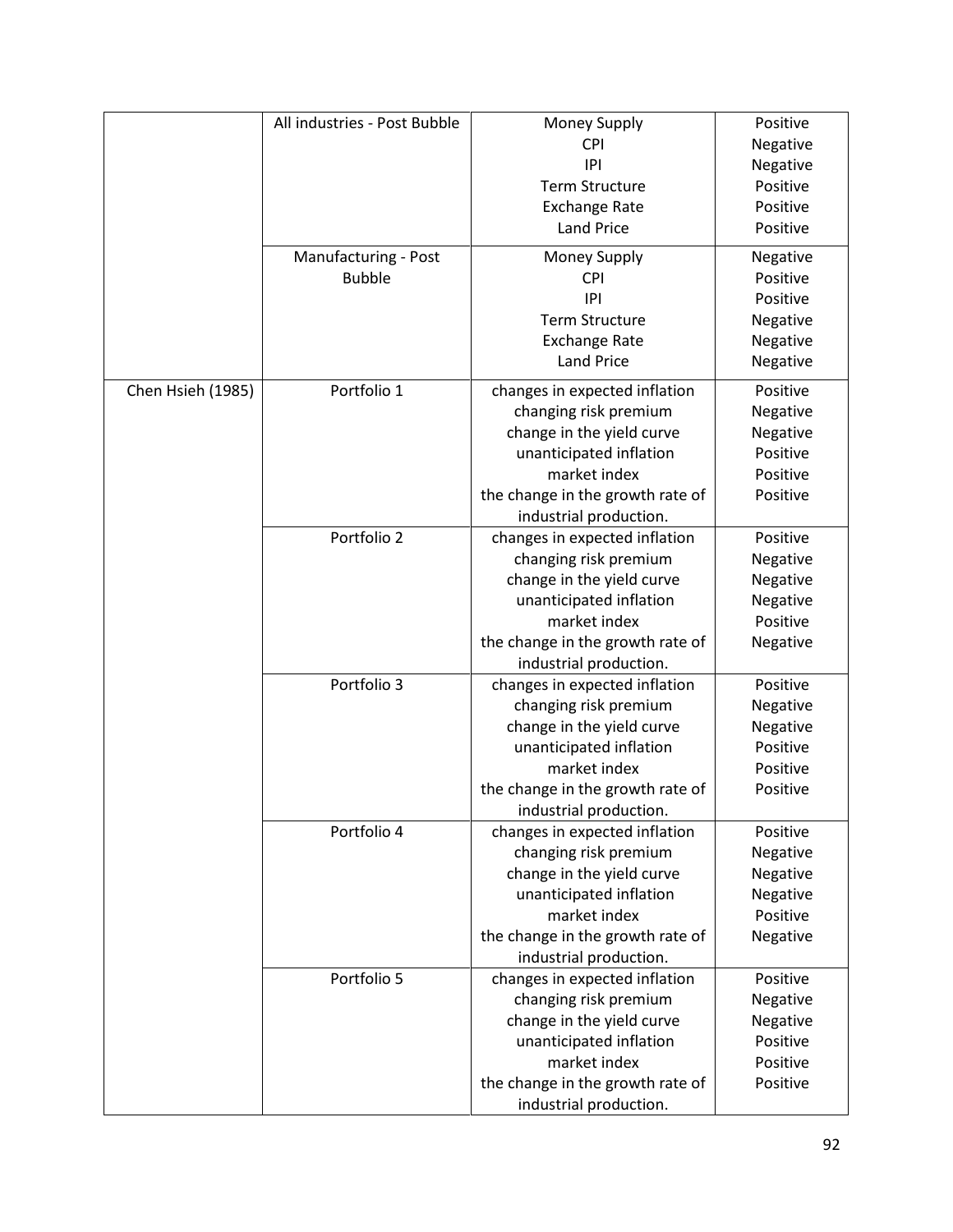| | | | |
|---|---|---|---|
| | All industries - Post Bubble | Money Supply<br>CPI<br>IPI<br>Term Structure<br>Exchange Rate<br>Land Price | Positive<br>Negative<br>Negative<br>Positive<br>Positive<br>Positive |
| | Manufacturing - Post Bubble | Money Supply<br>CPI<br>IPI<br>Term Structure<br>Exchange Rate<br>Land Price | Negative<br>Positive<br>Positive<br>Negative<br>Negative<br>Negative |
| Chen Hsieh (1985) | Portfolio 1 | changes in expected inflation<br>changing risk premium<br>change in the yield curve<br>unanticipated inflation<br>market index<br>the change in the growth rate of industrial production. | Positive<br>Negative<br>Negative<br>Positive<br>Positive<br>Positive |
| | Portfolio 2 | changes in expected inflation<br>changing risk premium<br>change in the yield curve<br>unanticipated inflation<br>market index<br>the change in the growth rate of industrial production. | Positive<br>Negative<br>Negative<br>Negative<br>Positive<br>Negative |
| | Portfolio 3 | changes in expected inflation<br>changing risk premium<br>change in the yield curve<br>unanticipated inflation<br>market index<br>the change in the growth rate of industrial production. | Positive<br>Negative<br>Negative<br>Positive<br>Positive<br>Positive |
| | Portfolio 4 | changes in expected inflation<br>changing risk premium<br>change in the yield curve<br>unanticipated inflation<br>market index<br>the change in the growth rate of industrial production. | Positive<br>Negative<br>Negative<br>Negative<br>Positive<br>Negative |
| | Portfolio 5 | changes in expected inflation<br>changing risk premium<br>change in the yield curve<br>unanticipated inflation<br>market index<br>the change in the growth rate of industrial production. | Positive<br>Negative<br>Negative<br>Positive<br>Positive<br>Positive |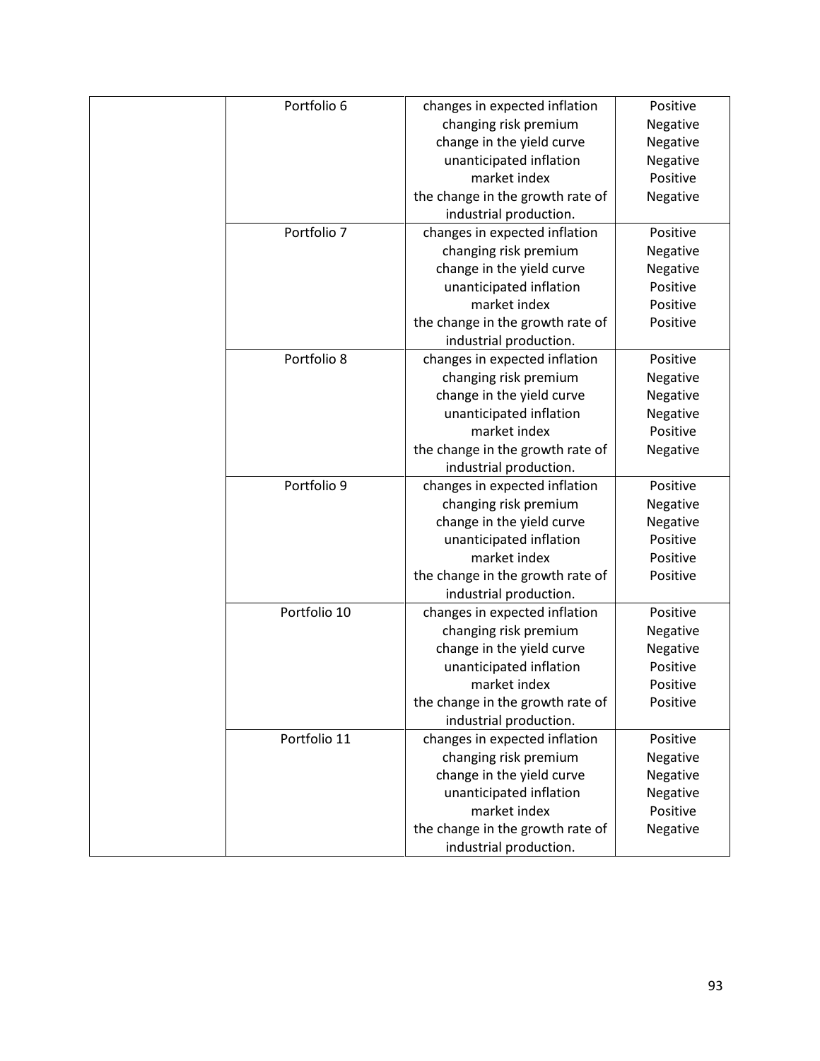| | | | |
|---|---|---|---|
| | Portfolio 6 | changes in expected inflation | Positive |
| | | changing risk premium | Negative |
| | | change in the yield curve | Negative |
| | | unanticipated inflation | Negative |
| | | market index | Positive |
| | | the change in the growth rate of industrial production. | Negative |
| | Portfolio 7 | changes in expected inflation | Positive |
| | | changing risk premium | Negative |
| | | change in the yield curve | Negative |
| | | unanticipated inflation | Positive |
| | | market index | Positive |
| | | the change in the growth rate of industrial production. | Positive |
| | Portfolio 8 | changes in expected inflation | Positive |
| | | changing risk premium | Negative |
| | | change in the yield curve | Negative |
| | | unanticipated inflation | Negative |
| | | market index | Positive |
| | | the change in the growth rate of industrial production. | Negative |
| | Portfolio 9 | changes in expected inflation | Positive |
| | | changing risk premium | Negative |
| | | change in the yield curve | Negative |
| | | unanticipated inflation | Positive |
| | | market index | Positive |
| | | the change in the growth rate of industrial production. | Positive |
| | Portfolio 10 | changes in expected inflation | Positive |
| | | changing risk premium | Negative |
| | | change in the yield curve | Negative |
| | | unanticipated inflation | Positive |
| | | market index | Positive |
| | | the change in the growth rate of industrial production. | Positive |
| | Portfolio 11 | changes in expected inflation | Positive |
| | | changing risk premium | Negative |
| | | change in the yield curve | Negative |
| | | unanticipated inflation | Negative |
| | | market index | Positive |
| | | the change in the growth rate of industrial production. | Negative |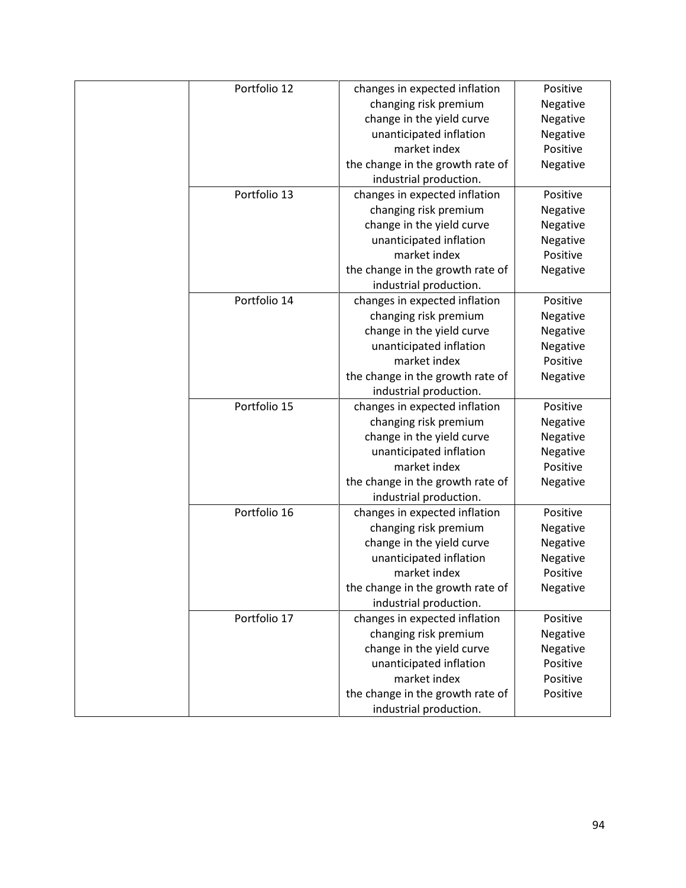| | | | |
|---|---|---|---|
| | Portfolio 12 | changes in expected inflation<br>changing risk premium<br>change in the yield curve<br>unanticipated inflation<br>market index<br>the change in the growth rate of industrial production. | Positive<br>Negative<br>Negative<br>Negative<br>Positive<br>Negative |
| | Portfolio 13 | changes in expected inflation<br>changing risk premium<br>change in the yield curve<br>unanticipated inflation<br>market index<br>the change in the growth rate of industrial production. | Positive<br>Negative<br>Negative<br>Negative<br>Positive<br>Negative |
| | Portfolio 14 | changes in expected inflation<br>changing risk premium<br>change in the yield curve<br>unanticipated inflation<br>market index<br>the change in the growth rate of industrial production. | Positive<br>Negative<br>Negative<br>Negative<br>Positive<br>Negative |
| | Portfolio 15 | changes in expected inflation<br>changing risk premium<br>change in the yield curve<br>unanticipated inflation<br>market index<br>the change in the growth rate of industrial production. | Positive<br>Negative<br>Negative<br>Negative<br>Positive<br>Negative |
| | Portfolio 16 | changes in expected inflation<br>changing risk premium<br>change in the yield curve<br>unanticipated inflation<br>market index<br>the change in the growth rate of industrial production. | Positive<br>Negative<br>Negative<br>Negative<br>Positive<br>Negative |
| | Portfolio 17 | changes in expected inflation<br>changing risk premium<br>change in the yield curve<br>unanticipated inflation<br>market index<br>the change in the growth rate of industrial production. | Positive<br>Negative<br>Negative<br>Positive<br>Positive<br>Positive |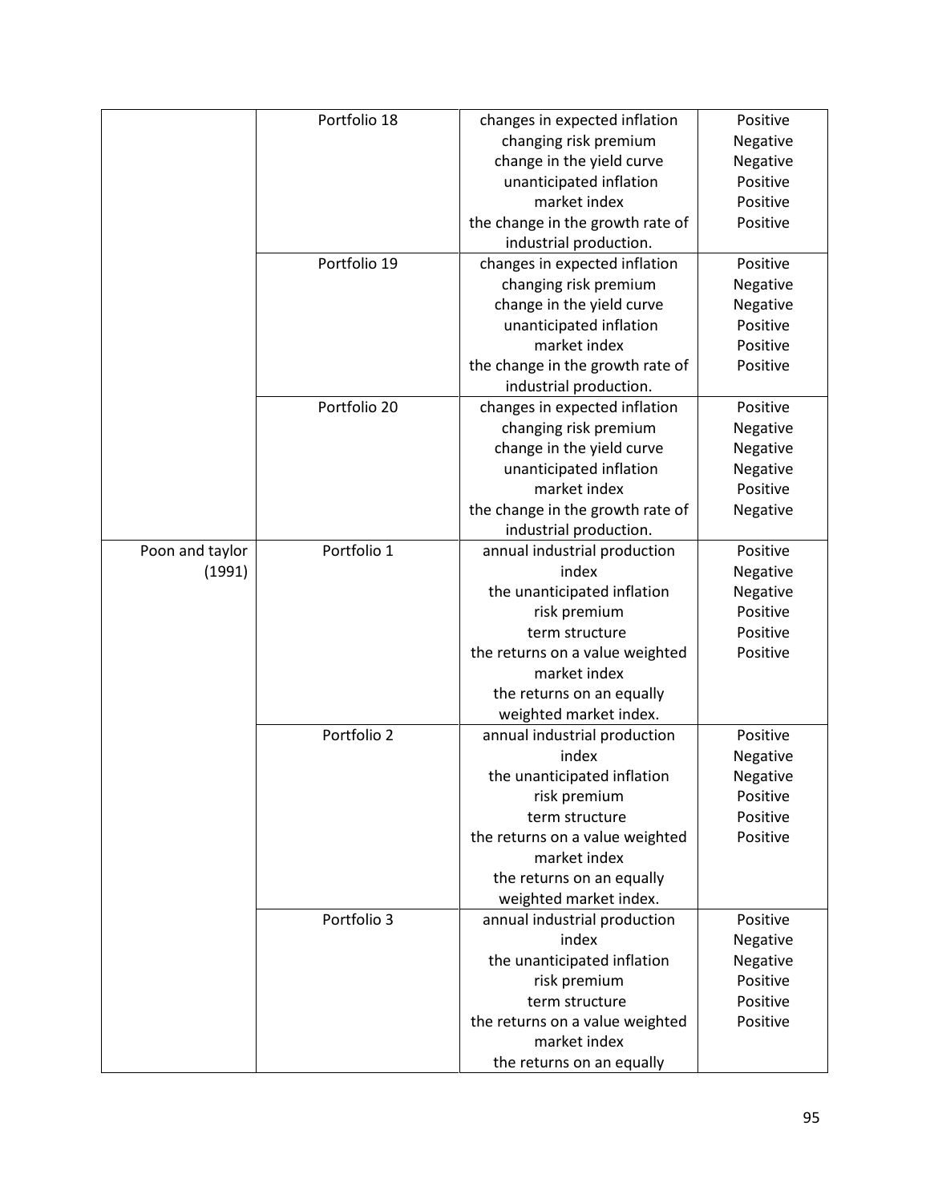| | | | |
|---|---|---|---|
| | Portfolio 18 | changes in expected inflation<br>changing risk premium<br>change in the yield curve<br>unanticipated inflation<br>market index<br>the change in the growth rate of industrial production. | Positive<br>Negative<br>Negative<br>Positive<br>Positive<br>Positive |
| | Portfolio 19 | changes in expected inflation<br>changing risk premium<br>change in the yield curve<br>unanticipated inflation<br>market index<br>the change in the growth rate of industrial production. | Positive<br>Negative<br>Negative<br>Positive<br>Positive<br>Positive |
| | Portfolio 20 | changes in expected inflation<br>changing risk premium<br>change in the yield curve<br>unanticipated inflation<br>market index<br>the change in the growth rate of industrial production. | Positive<br>Negative<br>Negative<br>Negative<br>Positive<br>Negative |
| Poon and taylor (1991) | Portfolio 1 | annual industrial production index<br>the unanticipated inflation<br>risk premium<br>term structure<br>the returns on a value weighted market index<br>the returns on an equally weighted market index. | Positive<br>Negative<br>Negative<br>Positive<br>Positive<br>Positive |
| | Portfolio 2 | annual industrial production index<br>the unanticipated inflation<br>risk premium<br>term structure<br>the returns on a value weighted market index<br>the returns on an equally weighted market index. | Positive<br>Negative<br>Negative<br>Positive<br>Positive<br>Positive |
| | Portfolio 3 | annual industrial production index<br>the unanticipated inflation<br>risk premium<br>term structure<br>the returns on a value weighted market index<br>the returns on an equally | Positive<br>Negative<br>Negative<br>Positive<br>Positive<br>Positive |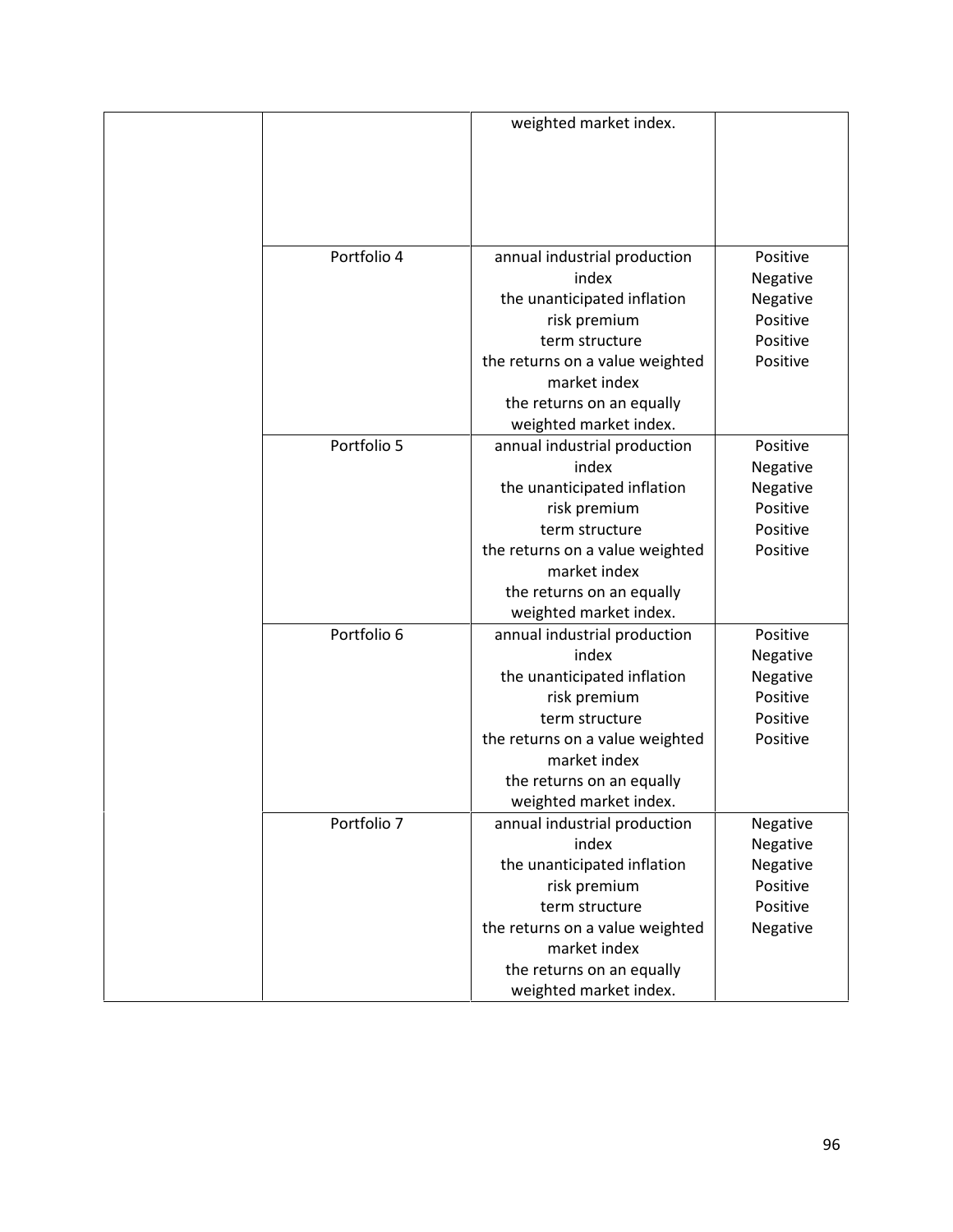| | | | |
|---|---|---|---|
| | | weighted market index. | |
| | Portfolio 4 | annual industrial production index<br>the unanticipated inflation<br>risk premium<br>term structure<br>the returns on a value weighted market index<br>the returns on an equally weighted market index. | Positive<br>Negative<br>Negative<br>Positive<br>Positive<br>Positive |
| | Portfolio 5 | annual industrial production index<br>the unanticipated inflation<br>risk premium<br>term structure<br>the returns on a value weighted market index<br>the returns on an equally weighted market index. | Positive<br>Negative<br>Negative<br>Positive<br>Positive<br>Positive |
| | Portfolio 6 | annual industrial production index<br>the unanticipated inflation<br>risk premium<br>term structure<br>the returns on a value weighted market index<br>the returns on an equally weighted market index. | Positive<br>Negative<br>Negative<br>Positive<br>Positive<br>Positive |
| | Portfolio 7 | annual industrial production index<br>the unanticipated inflation<br>risk premium<br>term structure<br>the returns on a value weighted market index<br>the returns on an equally weighted market index. | Negative<br>Negative<br>Negative<br>Positive<br>Positive<br>Negative |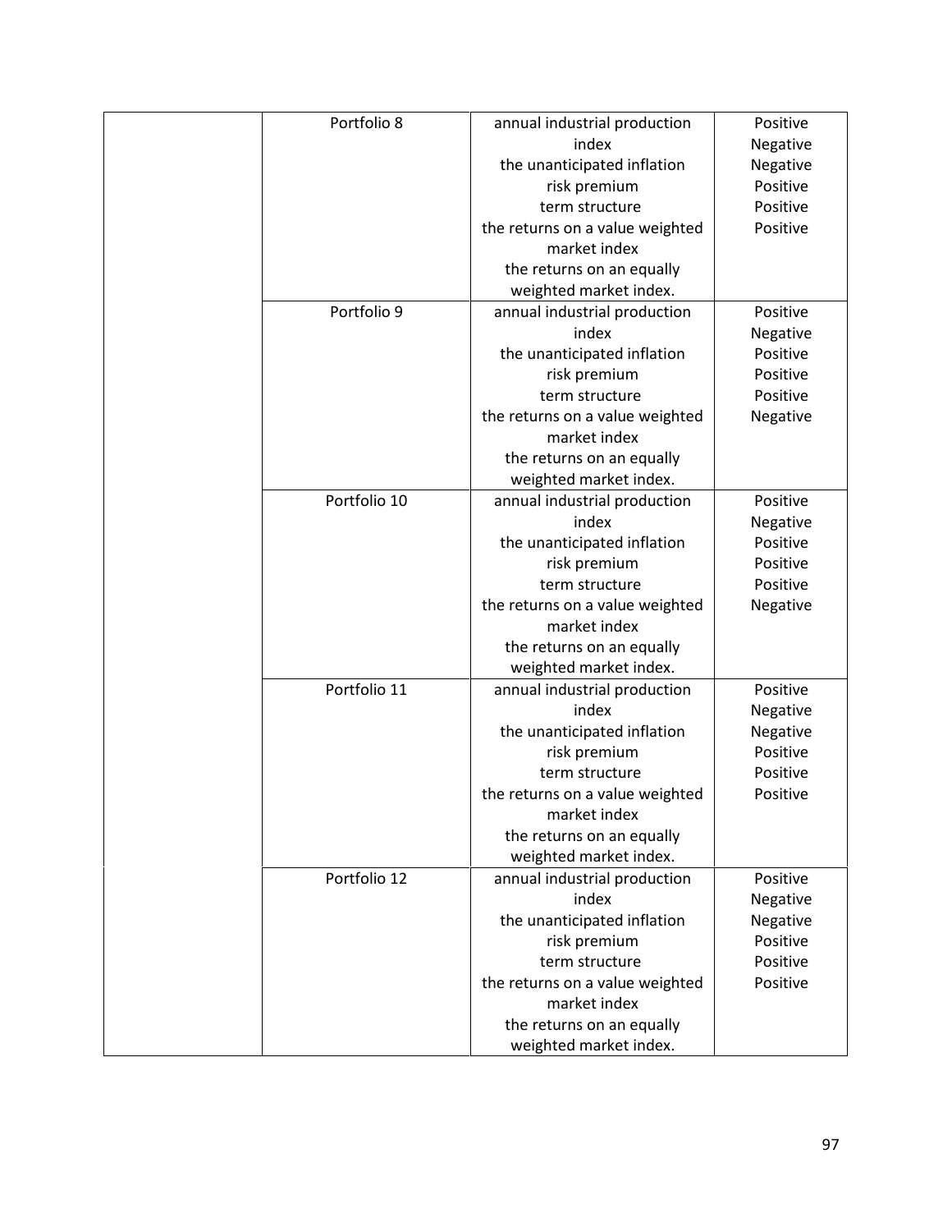| | | | |
|---|---|---|---|
| | Portfolio 8 | annual industrial production index<br>the unanticipated inflation<br>risk premium<br>term structure<br>the returns on a value weighted market index<br>the returns on an equally weighted market index. | Positive<br>Negative<br>Negative<br>Positive<br>Positive<br>Positive |
| | Portfolio 9 | annual industrial production index<br>the unanticipated inflation<br>risk premium<br>term structure<br>the returns on a value weighted market index<br>the returns on an equally weighted market index. | Positive<br>Negative<br>Positive<br>Positive<br>Positive<br>Negative |
| | Portfolio 10 | annual industrial production index<br>the unanticipated inflation<br>risk premium<br>term structure<br>the returns on a value weighted market index<br>the returns on an equally weighted market index. | Positive<br>Negative<br>Positive<br>Positive<br>Positive<br>Negative |
| | Portfolio 11 | annual industrial production index<br>the unanticipated inflation<br>risk premium<br>term structure<br>the returns on a value weighted market index<br>the returns on an equally weighted market index. | Positive<br>Negative<br>Negative<br>Positive<br>Positive<br>Positive |
| | Portfolio 12 | annual industrial production index<br>the unanticipated inflation<br>risk premium<br>term structure<br>the returns on a value weighted market index<br>the returns on an equally weighted market index. | Positive<br>Negative<br>Negative<br>Positive<br>Positive<br>Positive |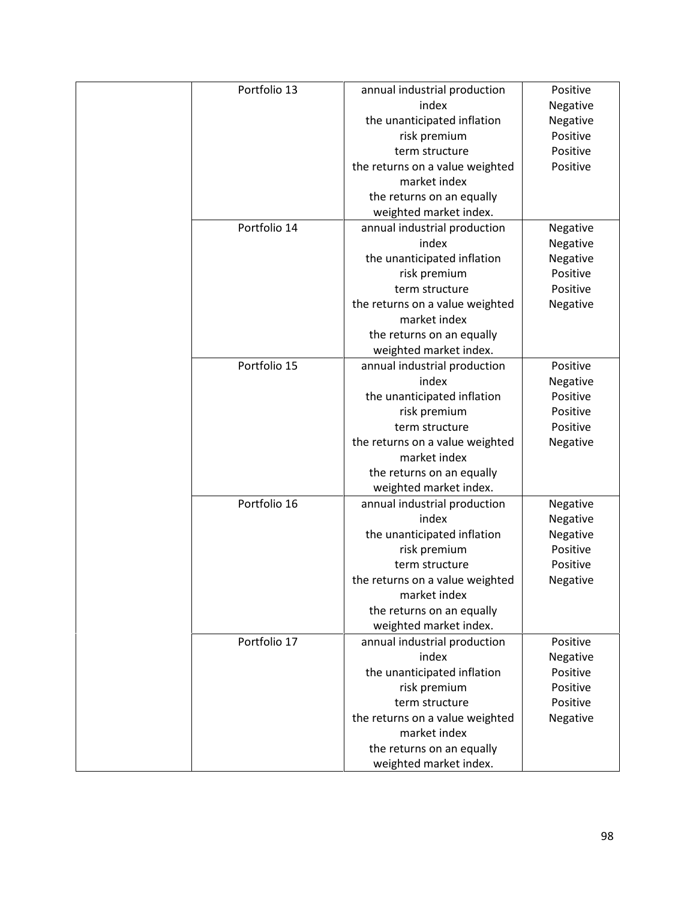| | | | |
|---|---|---|---|
| | Portfolio 13 | annual industrial production index<br>the unanticipated inflation<br>risk premium<br>term structure<br>the returns on a value weighted market index<br>the returns on an equally weighted market index. | Positive<br>Negative<br>Negative<br>Positive<br>Positive<br>Positive |
| | Portfolio 14 | annual industrial production index<br>the unanticipated inflation<br>risk premium<br>term structure<br>the returns on a value weighted market index<br>the returns on an equally weighted market index. | Negative<br>Negative<br>Negative<br>Positive<br>Positive<br>Negative |
| | Portfolio 15 | annual industrial production index<br>the unanticipated inflation<br>risk premium<br>term structure<br>the returns on a value weighted market index<br>the returns on an equally weighted market index. | Positive<br>Negative<br>Positive<br>Positive<br>Positive<br>Negative |
| | Portfolio 16 | annual industrial production index<br>the unanticipated inflation<br>risk premium<br>term structure<br>the returns on a value weighted market index<br>the returns on an equally weighted market index. | Negative<br>Negative<br>Negative<br>Positive<br>Positive<br>Negative |
| | Portfolio 17 | annual industrial production index<br>the unanticipated inflation<br>risk premium<br>term structure<br>the returns on a value weighted market index<br>the returns on an equally weighted market index. | Positive<br>Negative<br>Positive<br>Positive<br>Positive<br>Negative |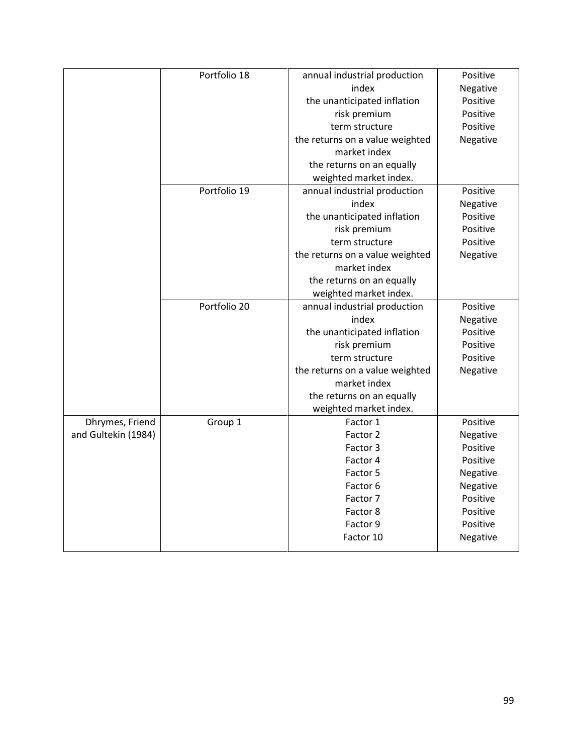| | | | |
|---|---|---|---|
| | Portfolio 18 | annual industrial production index<br>the unanticipated inflation<br>risk premium<br>term structure<br>the returns on a value weighted market index<br>the returns on an equally weighted market index. | Positive<br>Negative<br>Positive<br>Positive<br>Positive<br>Negative |
| | Portfolio 19 | annual industrial production index<br>the unanticipated inflation<br>risk premium<br>term structure<br>the returns on a value weighted market index<br>the returns on an equally weighted market index. | Positive<br>Negative<br>Positive<br>Positive<br>Positive<br>Negative |
| | Portfolio 20 | annual industrial production index<br>the unanticipated inflation<br>risk premium<br>term structure<br>the returns on a value weighted market index<br>the returns on an equally weighted market index. | Positive<br>Negative<br>Positive<br>Positive<br>Positive<br>Negative |
| Dhrymes, Friend and Gultekin (1984) | Group 1 | Factor 1<br>Factor 2<br>Factor 3<br>Factor 4<br>Factor 5<br>Factor 6<br>Factor 7<br>Factor 8<br>Factor 9<br>Factor 10 | Positive<br>Negative<br>Positive<br>Positive<br>Negative<br>Negative<br>Positive<br>Positive<br>Positive<br>Negative |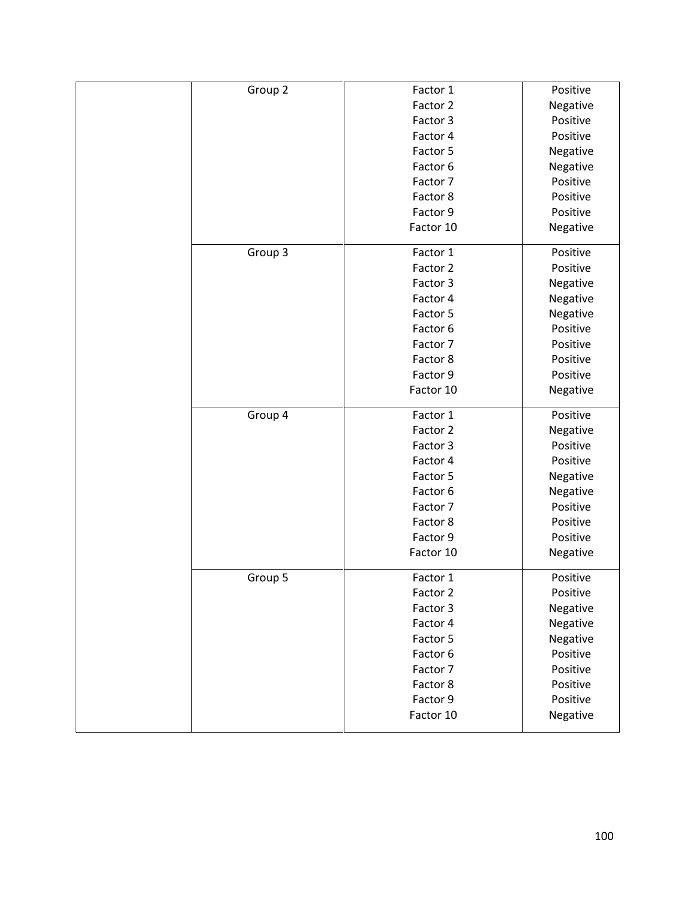| | | | |
|---|---|---|---|
| | Group 2 | Factor 1 | Positive |
| | | Factor 2 | Negative |
| | | Factor 3 | Positive |
| | | Factor 4 | Positive |
| | | Factor 5 | Negative |
| | | Factor 6 | Negative |
| | | Factor 7 | Positive |
| | | Factor 8 | Positive |
| | | Factor 9 | Positive |
| | | Factor 10 | Negative |
| | Group 3 | Factor 1 | Positive |
| | | Factor 2 | Positive |
| | | Factor 3 | Negative |
| | | Factor 4 | Negative |
| | | Factor 5 | Negative |
| | | Factor 6 | Positive |
| | | Factor 7 | Positive |
| | | Factor 8 | Positive |
| | | Factor 9 | Positive |
| | | Factor 10 | Negative |
| | Group 4 | Factor 1 | Positive |
| | | Factor 2 | Negative |
| | | Factor 3 | Positive |
| | | Factor 4 | Positive |
| | | Factor 5 | Negative |
| | | Factor 6 | Negative |
| | | Factor 7 | Positive |
| | | Factor 8 | Positive |
| | | Factor 9 | Positive |
| | | Factor 10 | Negative |
| | Group 5 | Factor 1 | Positive |
| | | Factor 2 | Positive |
| | | Factor 3 | Negative |
| | | Factor 4 | Negative |
| | | Factor 5 | Negative |
| | | Factor 6 | Positive |
| | | Factor 7 | Positive |
| | | Factor 8 | Positive |
| | | Factor 9 | Positive |
| | | Factor 10 | Negative |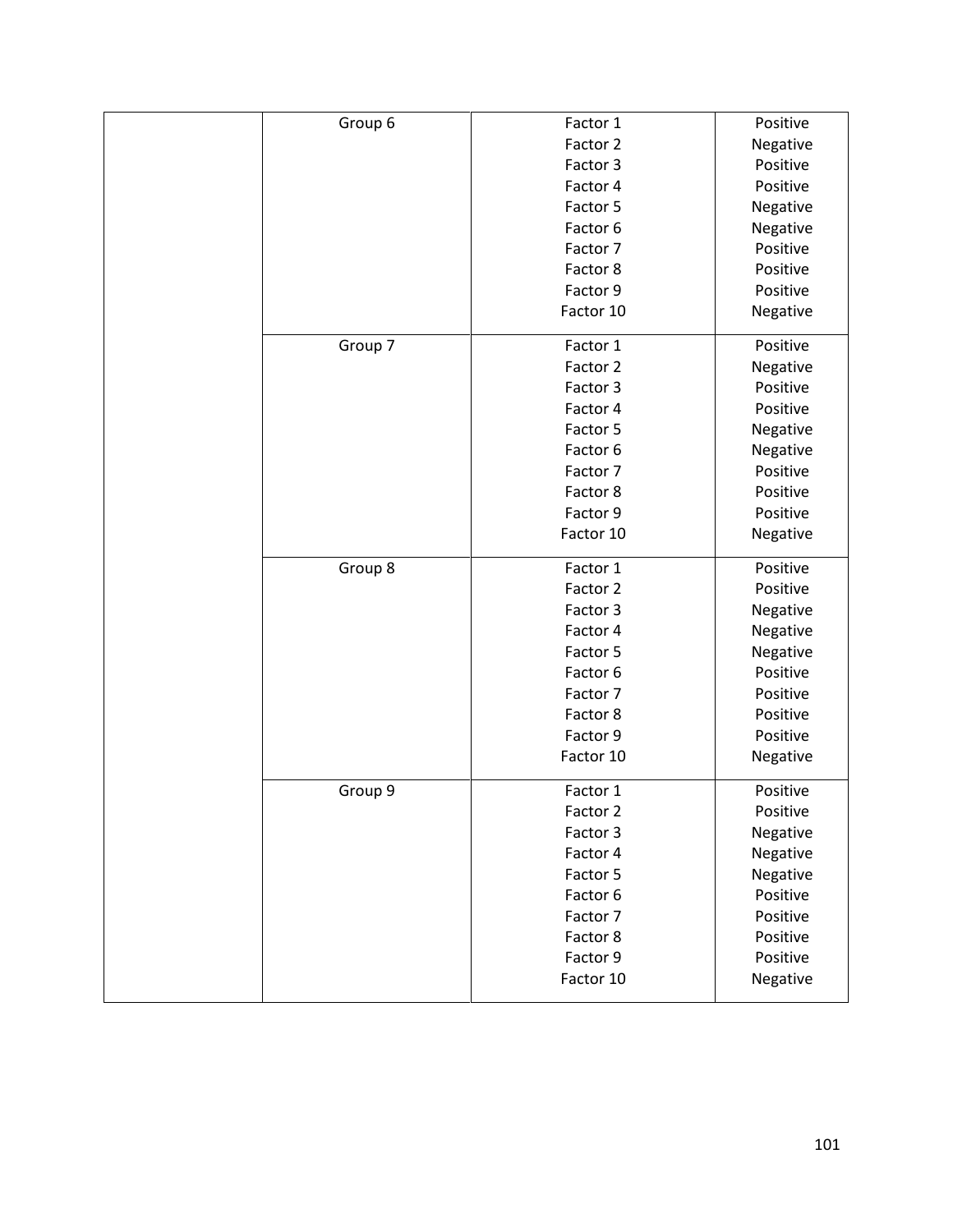| | | | |
|---|---|---|---|
| | Group 6 | Factor 1 | Positive |
| | | Factor 2 | Negative |
| | | Factor 3 | Positive |
| | | Factor 4 | Positive |
| | | Factor 5 | Negative |
| | | Factor 6 | Negative |
| | | Factor 7 | Positive |
| | | Factor 8 | Positive |
| | | Factor 9 | Positive |
| | | Factor 10 | Negative |
| | Group 7 | Factor 1 | Positive |
| | | Factor 2 | Negative |
| | | Factor 3 | Positive |
| | | Factor 4 | Positive |
| | | Factor 5 | Negative |
| | | Factor 6 | Negative |
| | | Factor 7 | Positive |
| | | Factor 8 | Positive |
| | | Factor 9 | Positive |
| | | Factor 10 | Negative |
| | Group 8 | Factor 1 | Positive |
| | | Factor 2 | Positive |
| | | Factor 3 | Negative |
| | | Factor 4 | Negative |
| | | Factor 5 | Negative |
| | | Factor 6 | Positive |
| | | Factor 7 | Positive |
| | | Factor 8 | Positive |
| | | Factor 9 | Positive |
| | | Factor 10 | Negative |
| | Group 9 | Factor 1 | Positive |
| | | Factor 2 | Positive |
| | | Factor 3 | Negative |
| | | Factor 4 | Negative |
| | | Factor 5 | Negative |
| | | Factor 6 | Positive |
| | | Factor 7 | Positive |
| | | Factor 8 | Positive |
| | | Factor 9 | Positive |
| | | Factor 10 | Negative |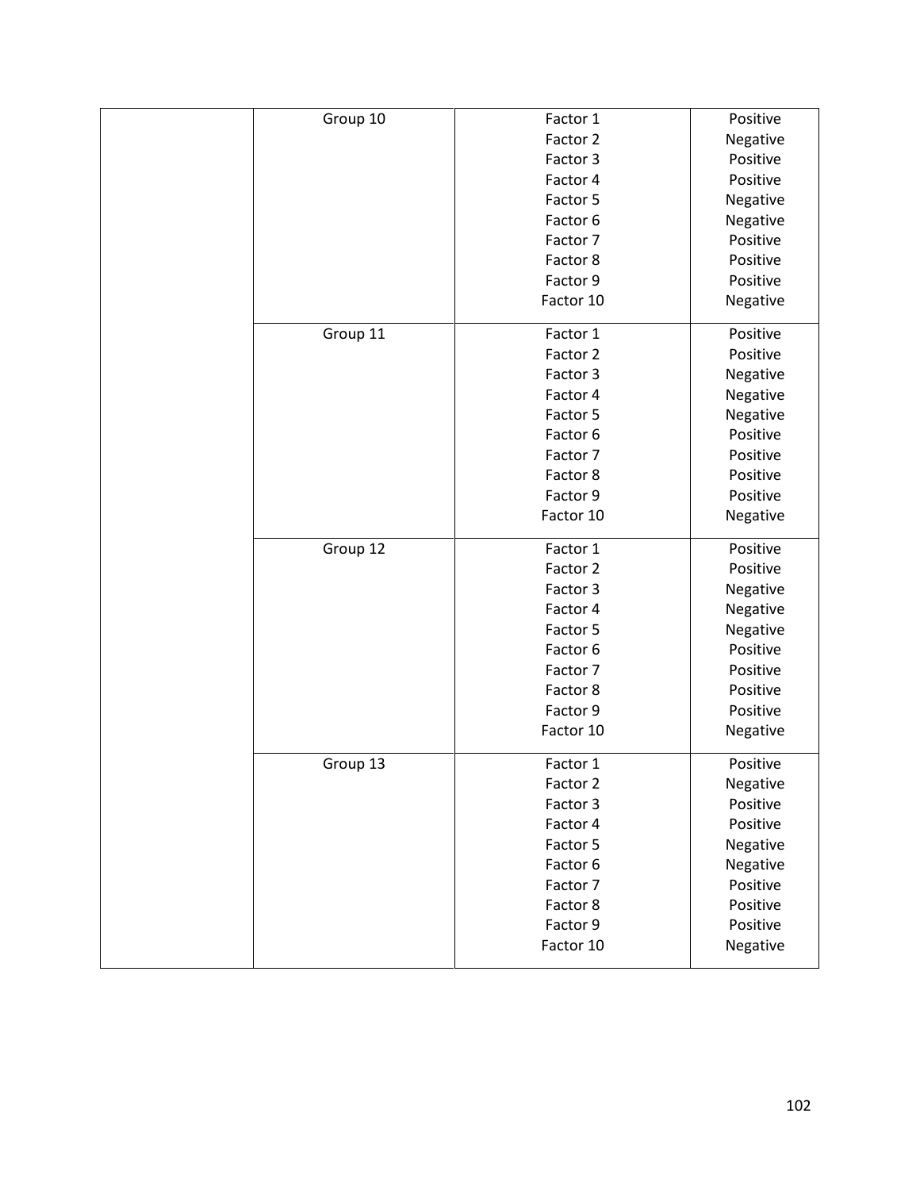| | | | |
|---|---|---|---|
| | Group 10 | Factor 1 | Positive |
| | | Factor 2 | Negative |
| | | Factor 3 | Positive |
| | | Factor 4 | Positive |
| | | Factor 5 | Negative |
| | | Factor 6 | Negative |
| | | Factor 7 | Positive |
| | | Factor 8 | Positive |
| | | Factor 9 | Positive |
| | | Factor 10 | Negative |
| | Group 11 | Factor 1 | Positive |
| | | Factor 2 | Positive |
| | | Factor 3 | Negative |
| | | Factor 4 | Negative |
| | | Factor 5 | Negative |
| | | Factor 6 | Positive |
| | | Factor 7 | Positive |
| | | Factor 8 | Positive |
| | | Factor 9 | Positive |
| | | Factor 10 | Negative |
| | Group 12 | Factor 1 | Positive |
| | | Factor 2 | Positive |
| | | Factor 3 | Negative |
| | | Factor 4 | Negative |
| | | Factor 5 | Negative |
| | | Factor 6 | Positive |
| | | Factor 7 | Positive |
| | | Factor 8 | Positive |
| | | Factor 9 | Positive |
| | | Factor 10 | Negative |
| | Group 13 | Factor 1 | Positive |
| | | Factor 2 | Negative |
| | | Factor 3 | Positive |
| | | Factor 4 | Positive |
| | | Factor 5 | Negative |
| | | Factor 6 | Negative |
| | | Factor 7 | Positive |
| | | Factor 8 | Positive |
| | | Factor 9 | Positive |
| | | Factor 10 | Negative |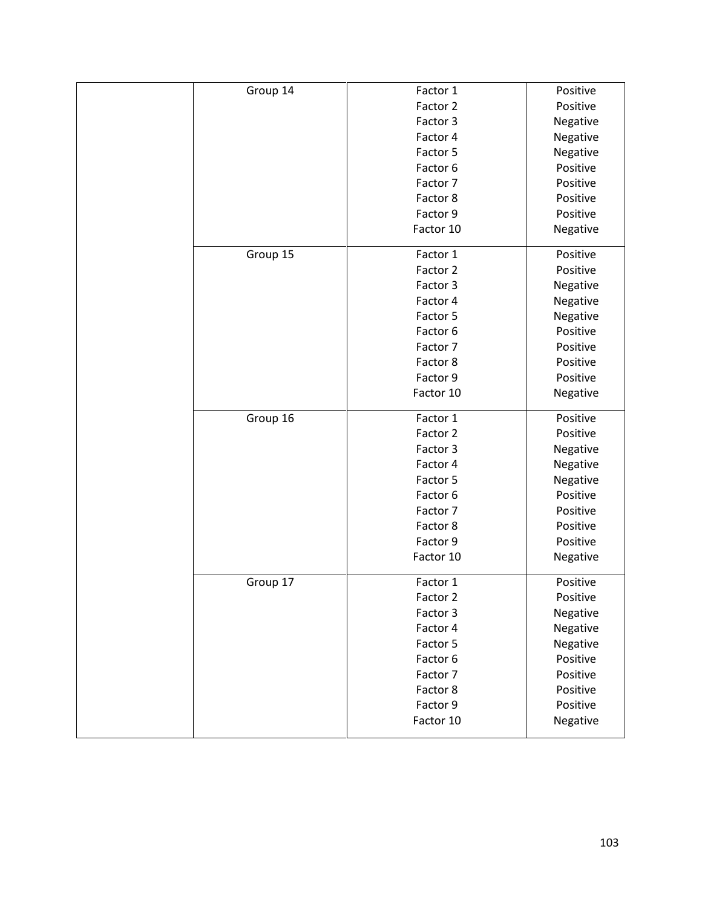| | | | |
|---|---|---|---|
| | Group 14 | Factor 1<br>Factor 2<br>Factor 3<br>Factor 4<br>Factor 5<br>Factor 6<br>Factor 7<br>Factor 8<br>Factor 9<br>Factor 10 | Positive<br>Positive<br>Negative<br>Negative<br>Negative<br>Positive<br>Positive<br>Positive<br>Positive<br>Negative |
| | Group 15 | Factor 1<br>Factor 2<br>Factor 3<br>Factor 4<br>Factor 5<br>Factor 6<br>Factor 7<br>Factor 8<br>Factor 9<br>Factor 10 | Positive<br>Positive<br>Negative<br>Negative<br>Negative<br>Positive<br>Positive<br>Positive<br>Positive<br>Negative |
| | Group 16 | Factor 1<br>Factor 2<br>Factor 3<br>Factor 4<br>Factor 5<br>Factor 6<br>Factor 7<br>Factor 8<br>Factor 9<br>Factor 10 | Positive<br>Positive<br>Negative<br>Negative<br>Negative<br>Positive<br>Positive<br>Positive<br>Positive<br>Negative |
| | Group 17 | Factor 1<br>Factor 2<br>Factor 3<br>Factor 4<br>Factor 5<br>Factor 6<br>Factor 7<br>Factor 8<br>Factor 9<br>Factor 10 | Positive<br>Positive<br>Negative<br>Negative<br>Negative<br>Positive<br>Positive<br>Positive<br>Positive<br>Negative |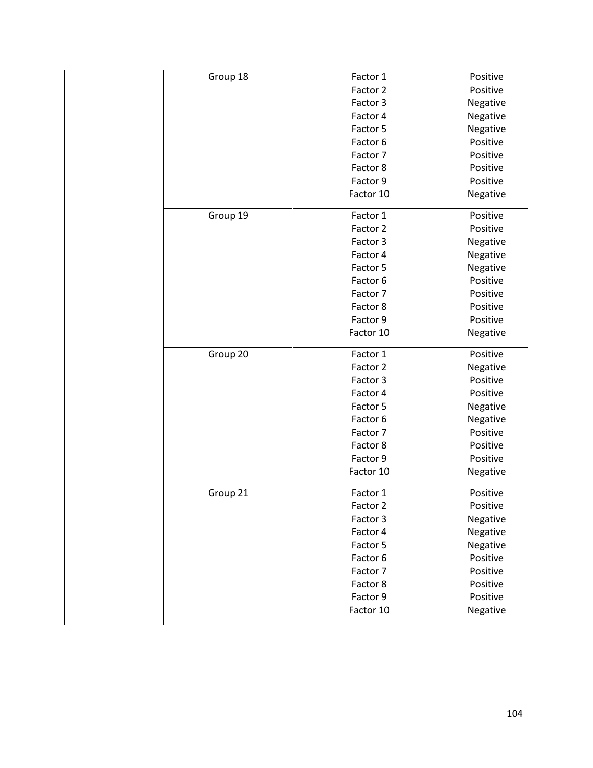| | | | |
|---|---|---|---|
| | Group 18 | Factor 1 | Positive |
| | | Factor 2 | Positive |
| | | Factor 3 | Negative |
| | | Factor 4 | Negative |
| | | Factor 5 | Negative |
| | | Factor 6 | Positive |
| | | Factor 7 | Positive |
| | | Factor 8 | Positive |
| | | Factor 9 | Positive |
| | | Factor 10 | Negative |
| | Group 19 | Factor 1 | Positive |
| | | Factor 2 | Positive |
| | | Factor 3 | Negative |
| | | Factor 4 | Negative |
| | | Factor 5 | Negative |
| | | Factor 6 | Positive |
| | | Factor 7 | Positive |
| | | Factor 8 | Positive |
| | | Factor 9 | Positive |
| | | Factor 10 | Negative |
| | Group 20 | Factor 1 | Positive |
| | | Factor 2 | Negative |
| | | Factor 3 | Positive |
| | | Factor 4 | Positive |
| | | Factor 5 | Negative |
| | | Factor 6 | Negative |
| | | Factor 7 | Positive |
| | | Factor 8 | Positive |
| | | Factor 9 | Positive |
| | | Factor 10 | Negative |
| | Group 21 | Factor 1 | Positive |
| | | Factor 2 | Positive |
| | | Factor 3 | Negative |
| | | Factor 4 | Negative |
| | | Factor 5 | Negative |
| | | Factor 6 | Positive |
| | | Factor 7 | Positive |
| | | Factor 8 | Positive |
| | | Factor 9 | Positive |
| | | Factor 10 | Negative |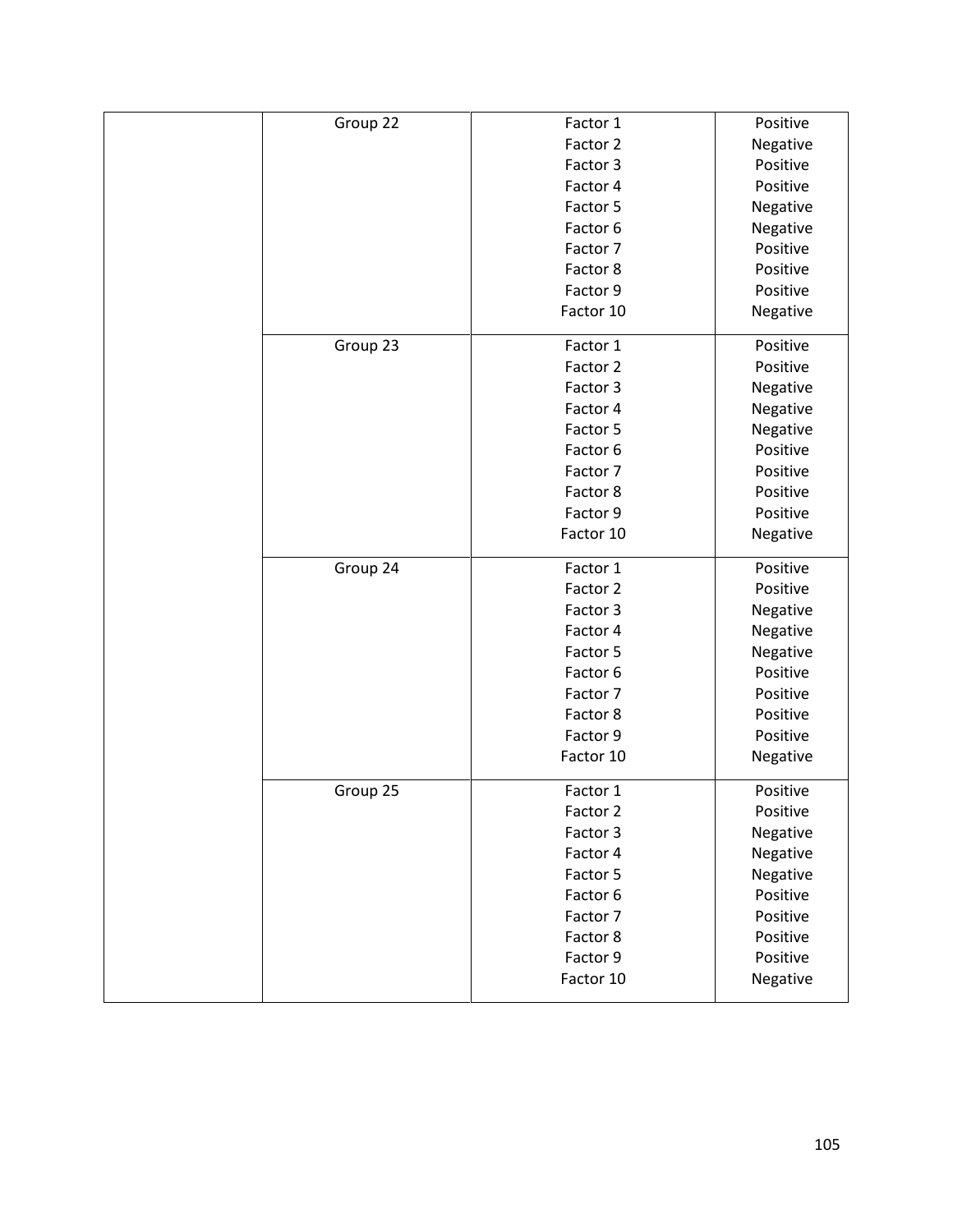| | | | |
|---|---|---|---|
| | Group 22 | Factor 1 | Positive |
| | | Factor 2 | Negative |
| | | Factor 3 | Positive |
| | | Factor 4 | Positive |
| | | Factor 5 | Negative |
| | | Factor 6 | Negative |
| | | Factor 7 | Positive |
| | | Factor 8 | Positive |
| | | Factor 9 | Positive |
| | | Factor 10 | Negative |
| | Group 23 | Factor 1 | Positive |
| | | Factor 2 | Positive |
| | | Factor 3 | Negative |
| | | Factor 4 | Negative |
| | | Factor 5 | Negative |
| | | Factor 6 | Positive |
| | | Factor 7 | Positive |
| | | Factor 8 | Positive |
| | | Factor 9 | Positive |
| | | Factor 10 | Negative |
| | Group 24 | Factor 1 | Positive |
| | | Factor 2 | Positive |
| | | Factor 3 | Negative |
| | | Factor 4 | Negative |
| | | Factor 5 | Negative |
| | | Factor 6 | Positive |
| | | Factor 7 | Positive |
| | | Factor 8 | Positive |
| | | Factor 9 | Positive |
| | | Factor 10 | Negative |
| | Group 25 | Factor 1 | Positive |
| | | Factor 2 | Positive |
| | | Factor 3 | Negative |
| | | Factor 4 | Negative |
| | | Factor 5 | Negative |
| | | Factor 6 | Positive |
| | | Factor 7 | Positive |
| | | Factor 8 | Positive |
| | | Factor 9 | Positive |
| | | Factor 10 | Negative |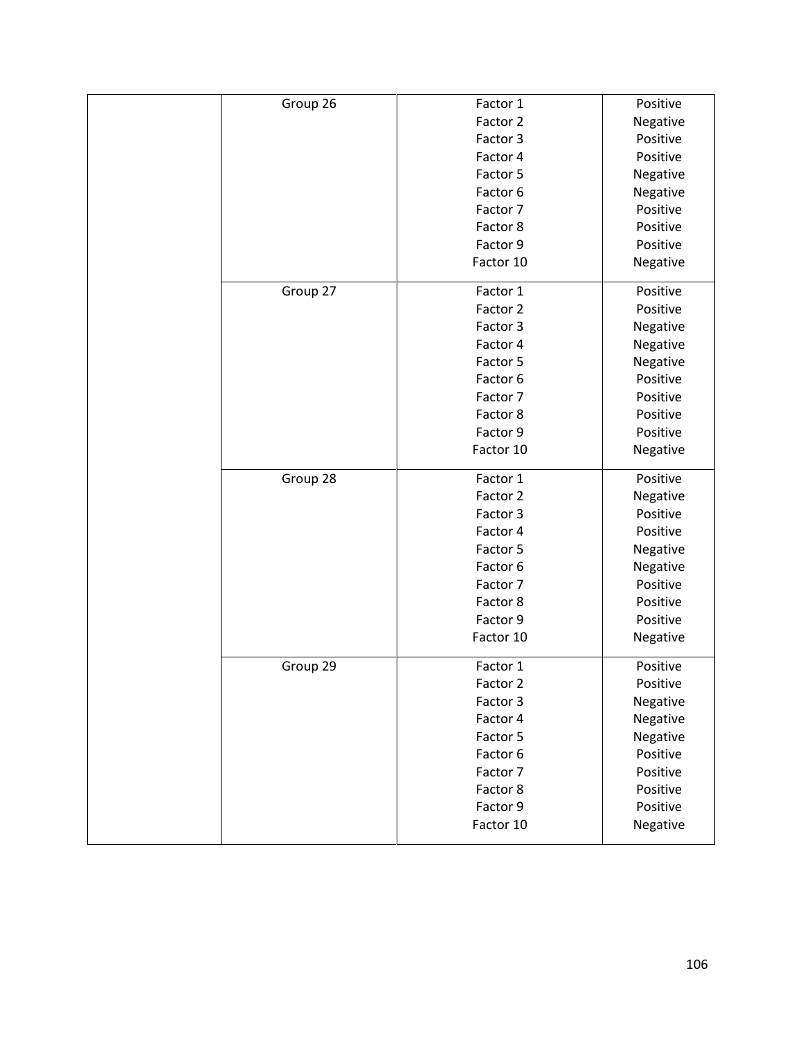| | | | |
|---|---|---|---|
| | Group 26 | Factor 1 | Positive |
| | | Factor 2 | Negative |
| | | Factor 3 | Positive |
| | | Factor 4 | Positive |
| | | Factor 5 | Negative |
| | | Factor 6 | Negative |
| | | Factor 7 | Positive |
| | | Factor 8 | Positive |
| | | Factor 9 | Positive |
| | | Factor 10 | Negative |
| | Group 27 | Factor 1 | Positive |
| | | Factor 2 | Positive |
| | | Factor 3 | Negative |
| | | Factor 4 | Negative |
| | | Factor 5 | Negative |
| | | Factor 6 | Positive |
| | | Factor 7 | Positive |
| | | Factor 8 | Positive |
| | | Factor 9 | Positive |
| | | Factor 10 | Negative |
| | Group 28 | Factor 1 | Positive |
| | | Factor 2 | Negative |
| | | Factor 3 | Positive |
| | | Factor 4 | Positive |
| | | Factor 5 | Negative |
| | | Factor 6 | Negative |
| | | Factor 7 | Positive |
| | | Factor 8 | Positive |
| | | Factor 9 | Positive |
| | | Factor 10 | Negative |
| | Group 29 | Factor 1 | Positive |
| | | Factor 2 | Positive |
| | | Factor 3 | Negative |
| | | Factor 4 | Negative |
| | | Factor 5 | Negative |
| | | Factor 6 | Positive |
| | | Factor 7 | Positive |
| | | Factor 8 | Positive |
| | | Factor 9 | Positive |
| | | Factor 10 | Negative |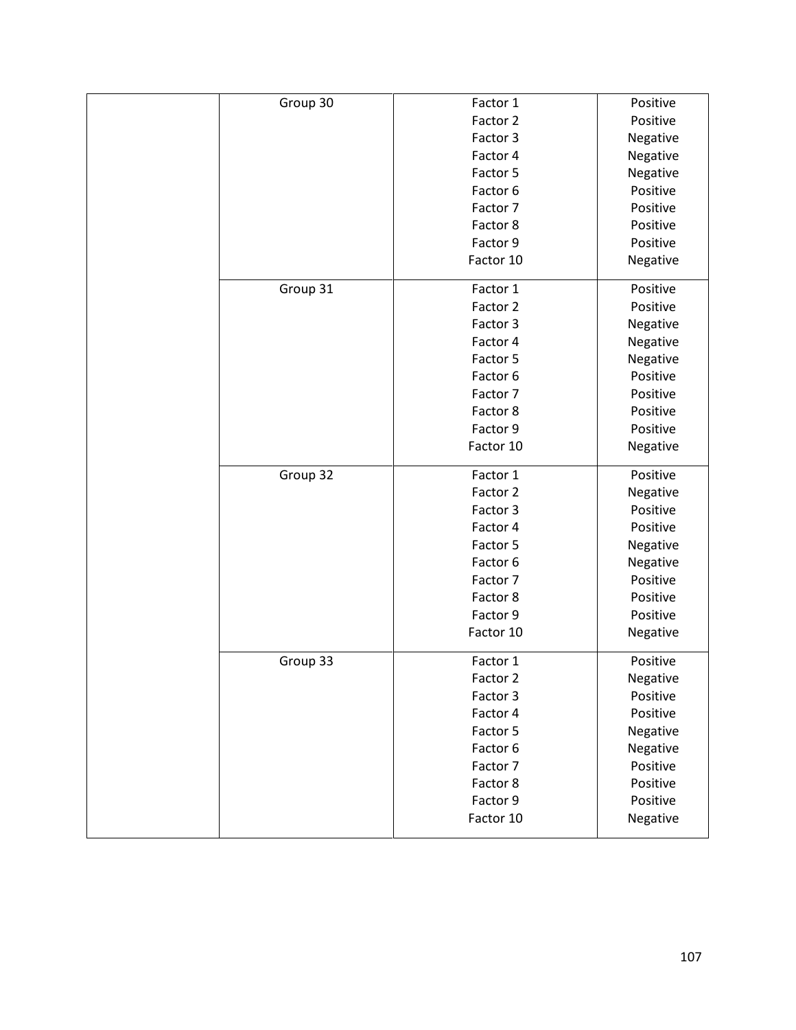| | | | |
|---|---|---|---|
| | Group 30 | Factor 1 | Positive |
| | | Factor 2 | Positive |
| | | Factor 3 | Negative |
| | | Factor 4 | Negative |
| | | Factor 5 | Negative |
| | | Factor 6 | Positive |
| | | Factor 7 | Positive |
| | | Factor 8 | Positive |
| | | Factor 9 | Positive |
| | | Factor 10 | Negative |
| | Group 31 | Factor 1 | Positive |
| | | Factor 2 | Positive |
| | | Factor 3 | Negative |
| | | Factor 4 | Negative |
| | | Factor 5 | Negative |
| | | Factor 6 | Positive |
| | | Factor 7 | Positive |
| | | Factor 8 | Positive |
| | | Factor 9 | Positive |
| | | Factor 10 | Negative |
| | Group 32 | Factor 1 | Positive |
| | | Factor 2 | Negative |
| | | Factor 3 | Positive |
| | | Factor 4 | Positive |
| | | Factor 5 | Negative |
| | | Factor 6 | Negative |
| | | Factor 7 | Positive |
| | | Factor 8 | Positive |
| | | Factor 9 | Positive |
| | | Factor 10 | Negative |
| | Group 33 | Factor 1 | Positive |
| | | Factor 2 | Negative |
| | | Factor 3 | Positive |
| | | Factor 4 | Positive |
| | | Factor 5 | Negative |
| | | Factor 6 | Negative |
| | | Factor 7 | Positive |
| | | Factor 8 | Positive |
| | | Factor 9 | Positive |
| | | Factor 10 | Negative |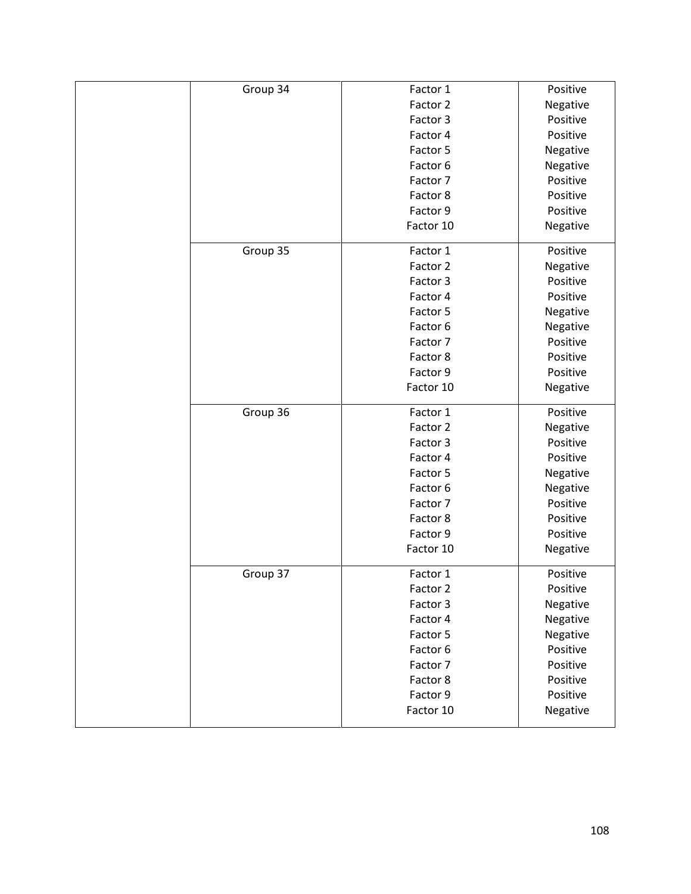| | | | |
|---|---|---|---|
| | Group 34 | Factor 1 | Positive |
| | | Factor 2 | Negative |
| | | Factor 3 | Positive |
| | | Factor 4 | Positive |
| | | Factor 5 | Negative |
| | | Factor 6 | Negative |
| | | Factor 7 | Positive |
| | | Factor 8 | Positive |
| | | Factor 9 | Positive |
| | | Factor 10 | Negative |
| | Group 35 | Factor 1 | Positive |
| | | Factor 2 | Negative |
| | | Factor 3 | Positive |
| | | Factor 4 | Positive |
| | | Factor 5 | Negative |
| | | Factor 6 | Negative |
| | | Factor 7 | Positive |
| | | Factor 8 | Positive |
| | | Factor 9 | Positive |
| | | Factor 10 | Negative |
| | Group 36 | Factor 1 | Positive |
| | | Factor 2 | Negative |
| | | Factor 3 | Positive |
| | | Factor 4 | Positive |
| | | Factor 5 | Negative |
| | | Factor 6 | Negative |
| | | Factor 7 | Positive |
| | | Factor 8 | Positive |
| | | Factor 9 | Positive |
| | | Factor 10 | Negative |
| | Group 37 | Factor 1 | Positive |
| | | Factor 2 | Positive |
| | | Factor 3 | Negative |
| | | Factor 4 | Negative |
| | | Factor 5 | Negative |
| | | Factor 6 | Positive |
| | | Factor 7 | Positive |
| | | Factor 8 | Positive |
| | | Factor 9 | Positive |
| | | Factor 10 | Negative |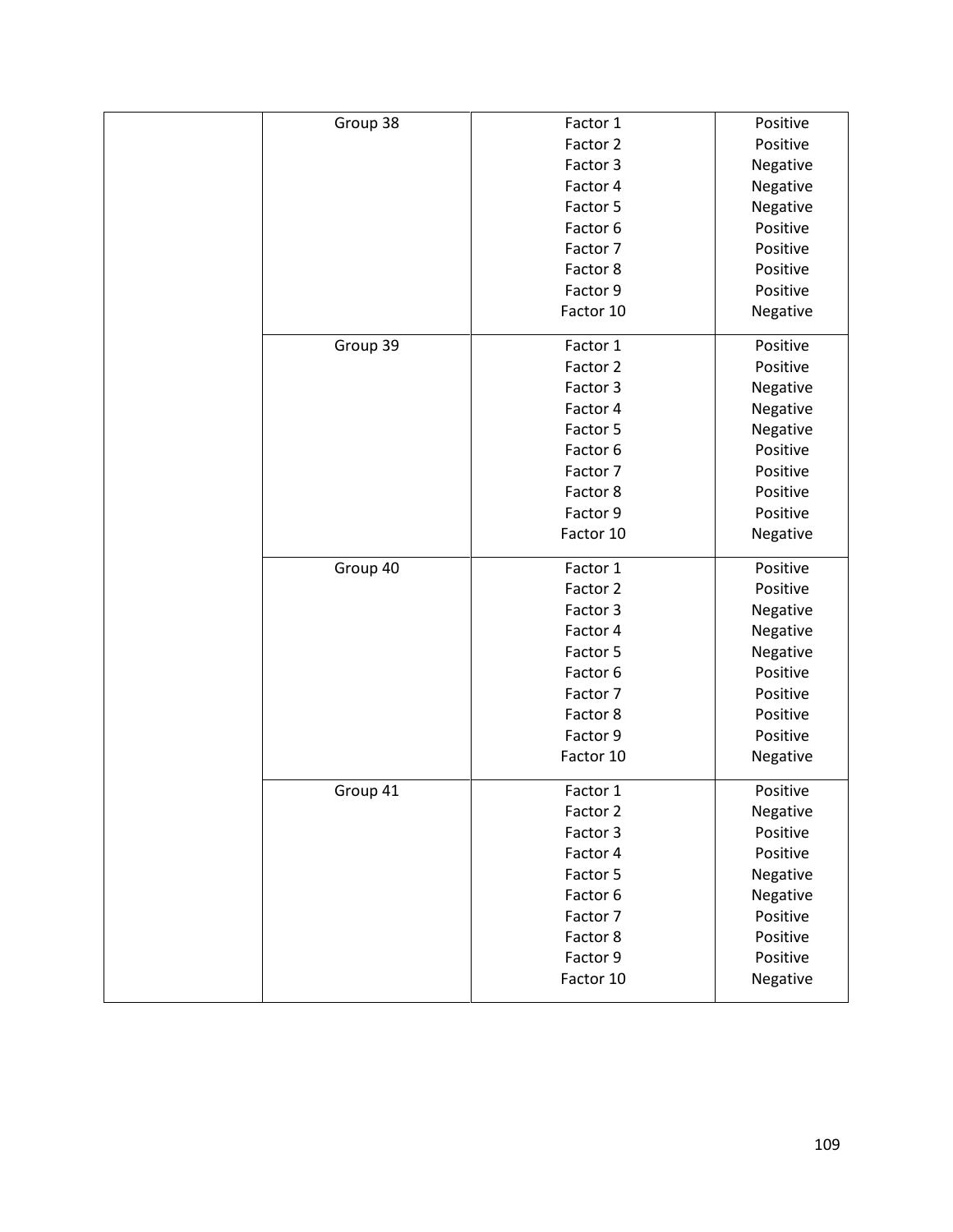| | | | |
|---|---|---|---|
| | Group 38 | Factor 1<br>Factor 2<br>Factor 3<br>Factor 4<br>Factor 5<br>Factor 6<br>Factor 7<br>Factor 8<br>Factor 9<br>Factor 10 | Positive<br>Positive<br>Negative<br>Negative<br>Negative<br>Positive<br>Positive<br>Positive<br>Positive<br>Negative |
| | Group 39 | Factor 1<br>Factor 2<br>Factor 3<br>Factor 4<br>Factor 5<br>Factor 6<br>Factor 7<br>Factor 8<br>Factor 9<br>Factor 10 | Positive<br>Positive<br>Negative<br>Negative<br>Negative<br>Positive<br>Positive<br>Positive<br>Positive<br>Negative |
| | Group 40 | Factor 1<br>Factor 2<br>Factor 3<br>Factor 4<br>Factor 5<br>Factor 6<br>Factor 7<br>Factor 8<br>Factor 9<br>Factor 10 | Positive<br>Positive<br>Negative<br>Negative<br>Negative<br>Positive<br>Positive<br>Positive<br>Positive<br>Negative |
| | Group 41 | Factor 1<br>Factor 2<br>Factor 3<br>Factor 4<br>Factor 5<br>Factor 6<br>Factor 7<br>Factor 8<br>Factor 9<br>Factor 10 | Positive<br>Negative<br>Positive<br>Positive<br>Negative<br>Negative<br>Positive<br>Positive<br>Positive<br>Negative |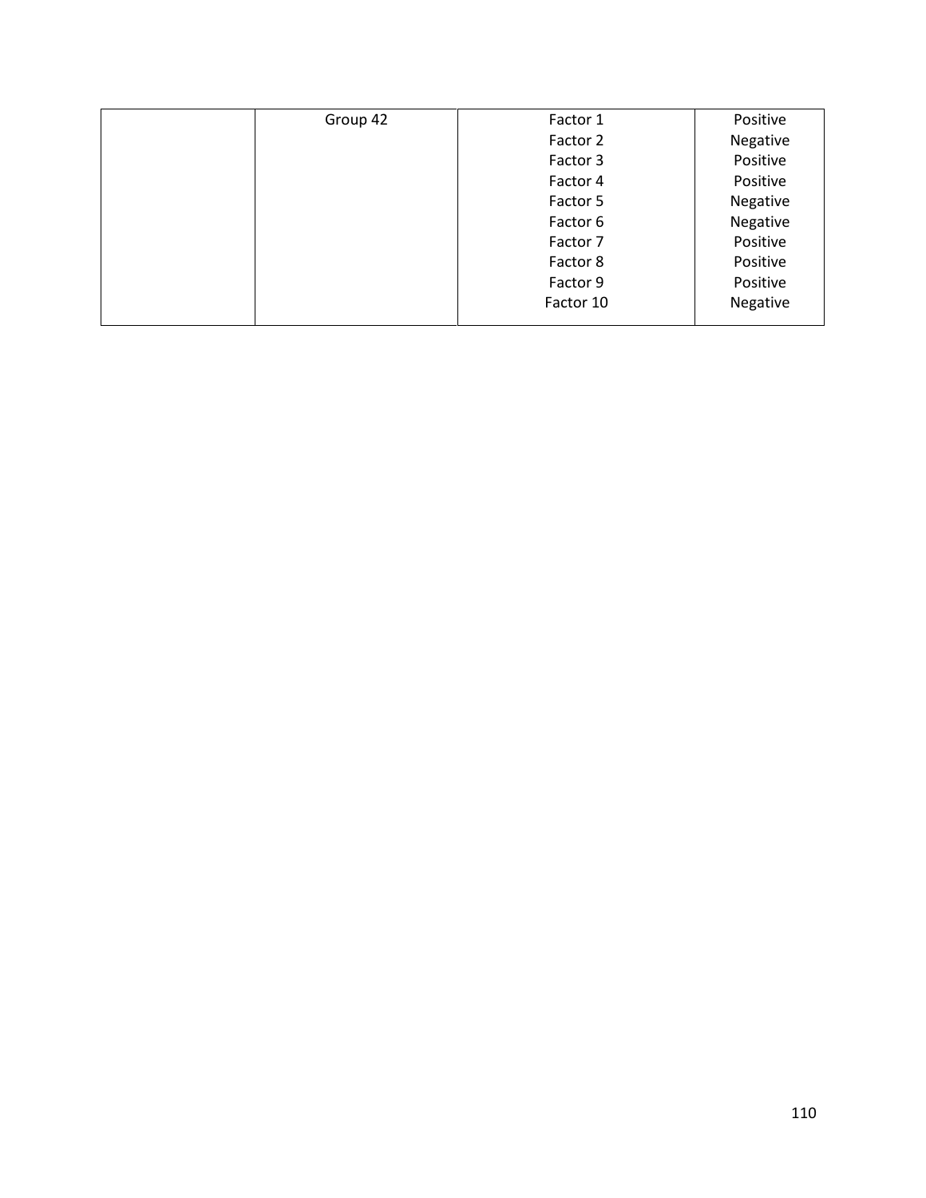| | | | |
|---|---|---|---|
| | Group 42 | Factor 1 | Positive |
| | | Factor 2 | Negative |
| | | Factor 3 | Positive |
| | | Factor 4 | Positive |
| | | Factor 5 | Negative |
| | | Factor 6 | Negative |
| | | Factor 7 | Positive |
| | | Factor 8 | Positive |
| | | Factor 9 | Positive |
| | | Factor 10 | Negative |